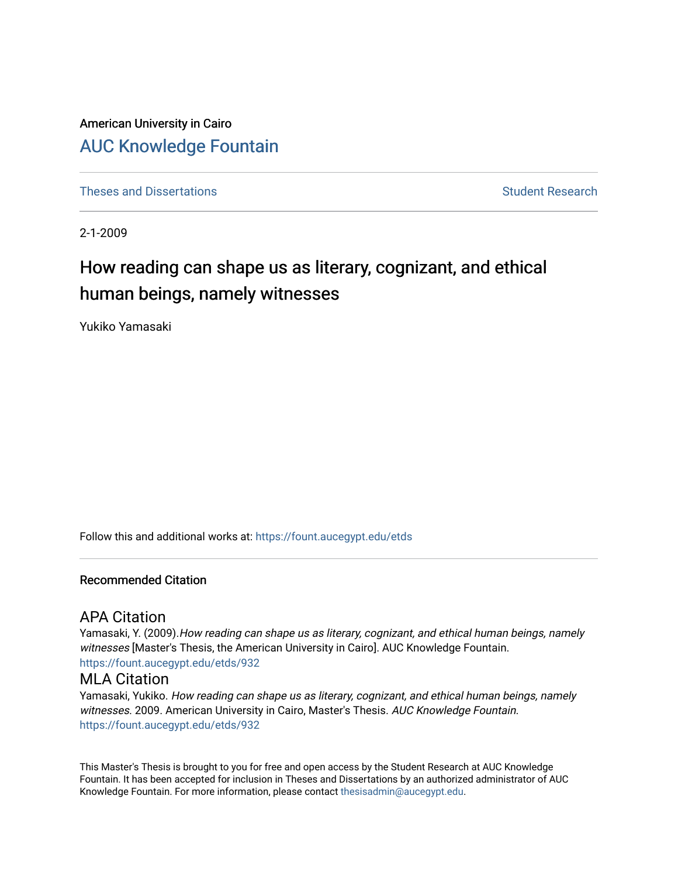American University in Cairo

# AUC Knowledge Fountain

Theses and Dissertations

Student Research

2-1-2009

## How reading can shape us as literary, cognizant, and ethical human beings, namely witnesses

Yukiko Yamasaki

Follow this and additional works at: https://fount.aucegypt.edu/etds

### Recommended Citation

#### APA Citation

Yamasaki, Y. (2009).*How reading can shape us as literary, cognizant, and ethical human beings, namely witnesses* [Master's Thesis, the American University in Cairo]. AUC Knowledge Fountain.
https://fount.aucegypt.edu/etds/932

#### MLA Citation

Yamasaki, Yukiko. *How reading can shape us as literary, cognizant, and ethical human beings, namely witnesses*. 2009. American University in Cairo, Master's Thesis. *AUC Knowledge Fountain*.
https://fount.aucegypt.edu/etds/932

This Master's Thesis is brought to you for free and open access by the Student Research at AUC Knowledge Fountain. It has been accepted for inclusion in Theses and Dissertations by an authorized administrator of AUC Knowledge Fountain. For more information, please contact thesisadmin@aucegypt.edu.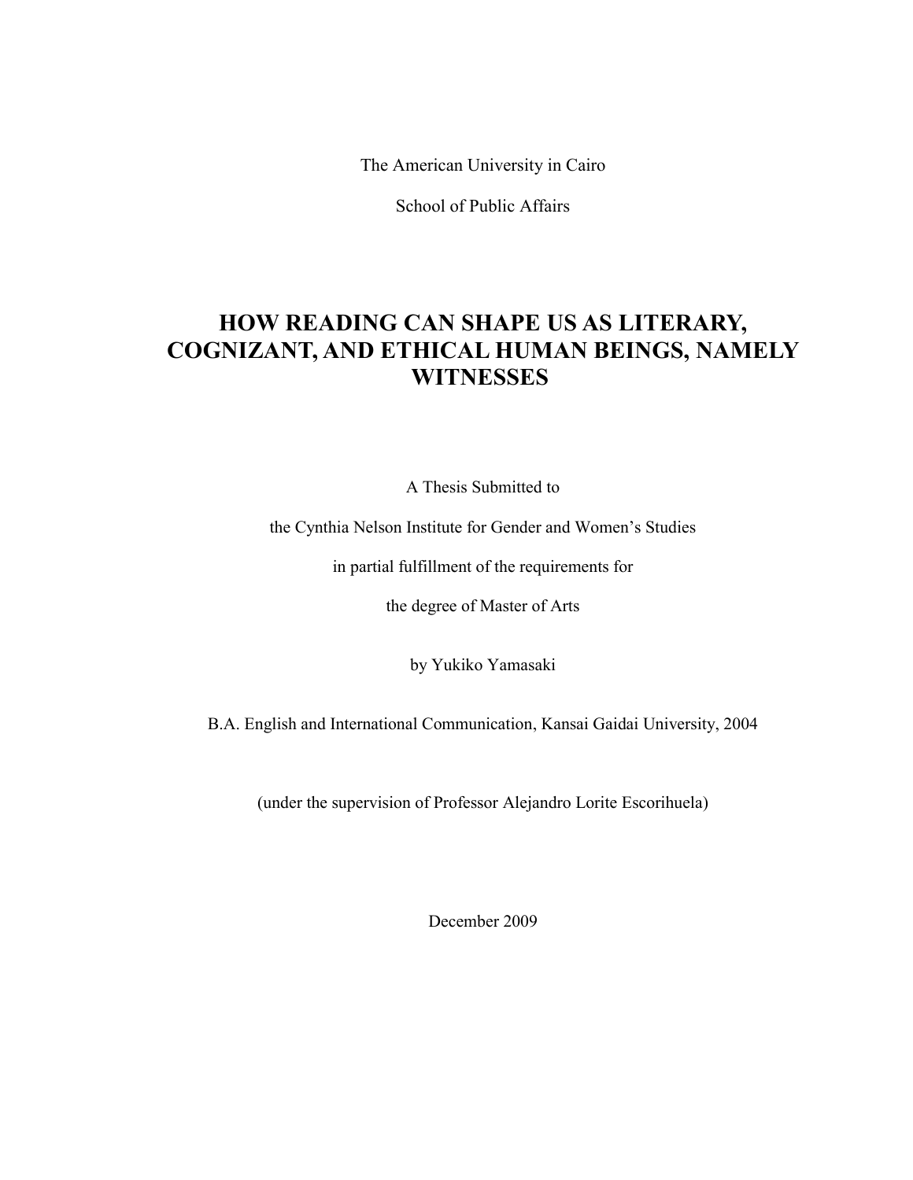The American University in Cairo

School of Public Affairs

# HOW READING CAN SHAPE US AS LITERARY, COGNIZANT, AND ETHICAL HUMAN BEINGS, NAMELY WITNESSES

A Thesis Submitted to

the Cynthia Nelson Institute for Gender and Women's Studies

in partial fulfillment of the requirements for

the degree of Master of Arts

by Yukiko Yamasaki

B.A. English and International Communication, Kansai Gaidai University, 2004

(under the supervision of Professor Alejandro Lorite Escorihuela)

December 2009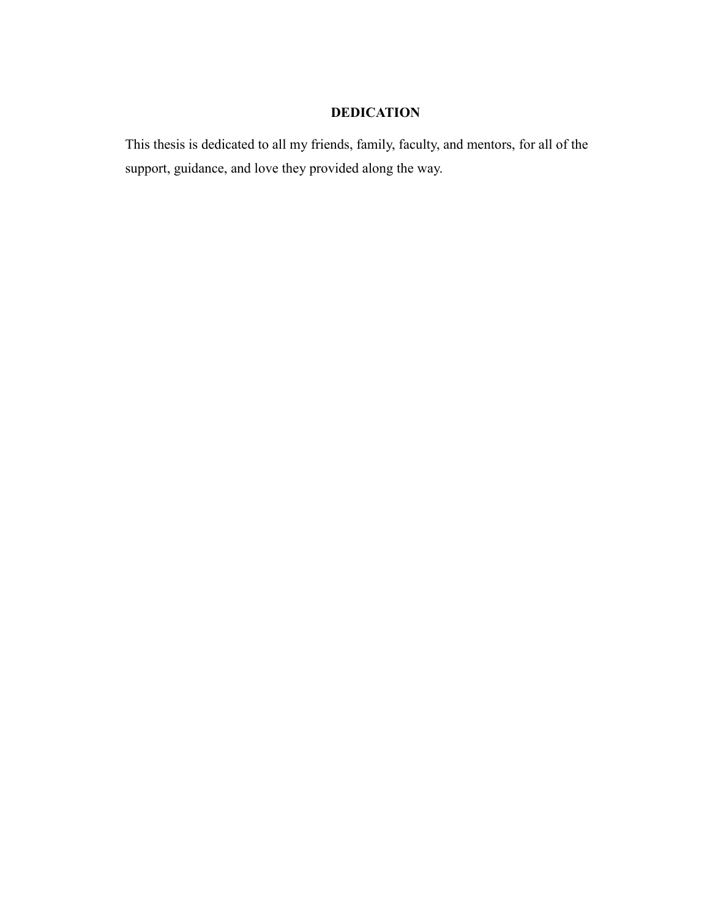# DEDICATION

This thesis is dedicated to all my friends, family, faculty, and mentors, for all of the support, guidance, and love they provided along the way.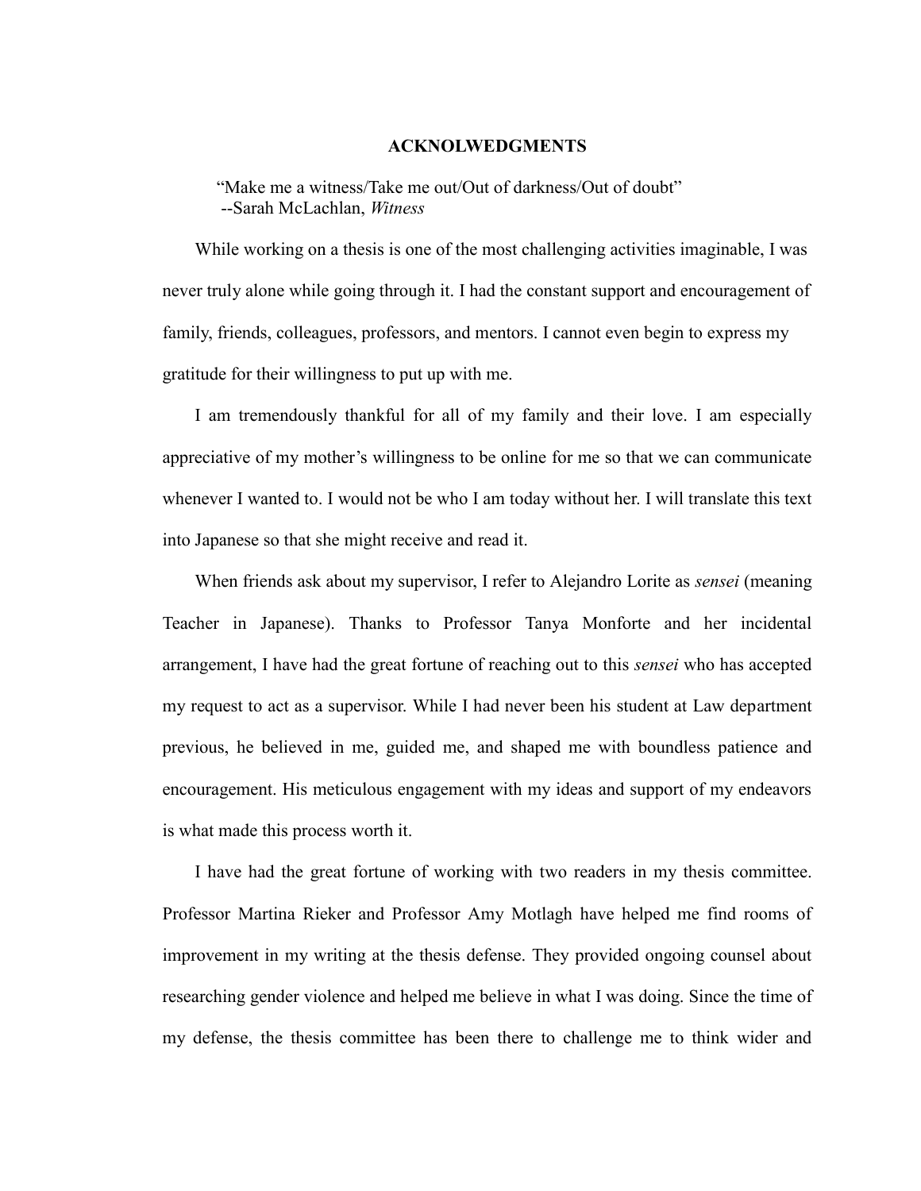## ACKNOLWEDGMENTS

> "Make me a witness/Take me out/Out of darkness/Out of doubt"
> --Sarah McLachlan, *Witness*

While working on a thesis is one of the most challenging activities imaginable, I was never truly alone while going through it. I had the constant support and encouragement of family, friends, colleagues, professors, and mentors. I cannot even begin to express my gratitude for their willingness to put up with me.

I am tremendously thankful for all of my family and their love. I am especially appreciative of my mother's willingness to be online for me so that we can communicate whenever I wanted to. I would not be who I am today without her. I will translate this text into Japanese so that she might receive and read it.

When friends ask about my supervisor, I refer to Alejandro Lorite as *sensei* (meaning Teacher in Japanese). Thanks to Professor Tanya Monforte and her incidental arrangement, I have had the great fortune of reaching out to this *sensei* who has accepted my request to act as a supervisor. While I had never been his student at Law department previous, he believed in me, guided me, and shaped me with boundless patience and encouragement. His meticulous engagement with my ideas and support of my endeavors is what made this process worth it.

I have had the great fortune of working with two readers in my thesis committee. Professor Martina Rieker and Professor Amy Motlagh have helped me find rooms of improvement in my writing at the thesis defense. They provided ongoing counsel about researching gender violence and helped me believe in what I was doing. Since the time of my defense, the thesis committee has been there to challenge me to think wider and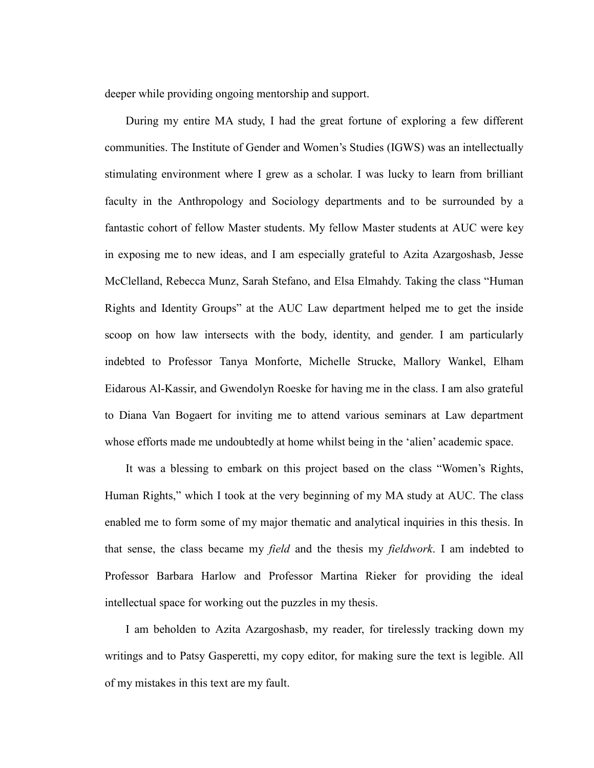deeper while providing ongoing mentorship and support.

During my entire MA study, I had the great fortune of exploring a few different communities. The Institute of Gender and Women's Studies (IGWS) was an intellectually stimulating environment where I grew as a scholar. I was lucky to learn from brilliant faculty in the Anthropology and Sociology departments and to be surrounded by a fantastic cohort of fellow Master students. My fellow Master students at AUC were key in exposing me to new ideas, and I am especially grateful to Azita Azargoshasb, Jesse McClelland, Rebecca Munz, Sarah Stefano, and Elsa Elmahdy. Taking the class "Human Rights and Identity Groups" at the AUC Law department helped me to get the inside scoop on how law intersects with the body, identity, and gender. I am particularly indebted to Professor Tanya Monforte, Michelle Strucke, Mallory Wankel, Elham Eidarous Al-Kassir, and Gwendolyn Roeske for having me in the class. I am also grateful to Diana Van Bogaert for inviting me to attend various seminars at Law department whose efforts made me undoubtedly at home whilst being in the 'alien' academic space.

It was a blessing to embark on this project based on the class "Women's Rights, Human Rights," which I took at the very beginning of my MA study at AUC. The class enabled me to form some of my major thematic and analytical inquiries in this thesis. In that sense, the class became my *field* and the thesis my *fieldwork*. I am indebted to Professor Barbara Harlow and Professor Martina Rieker for providing the ideal intellectual space for working out the puzzles in my thesis.

I am beholden to Azita Azargoshasb, my reader, for tirelessly tracking down my writings and to Patsy Gasperetti, my copy editor, for making sure the text is legible. All of my mistakes in this text are my fault.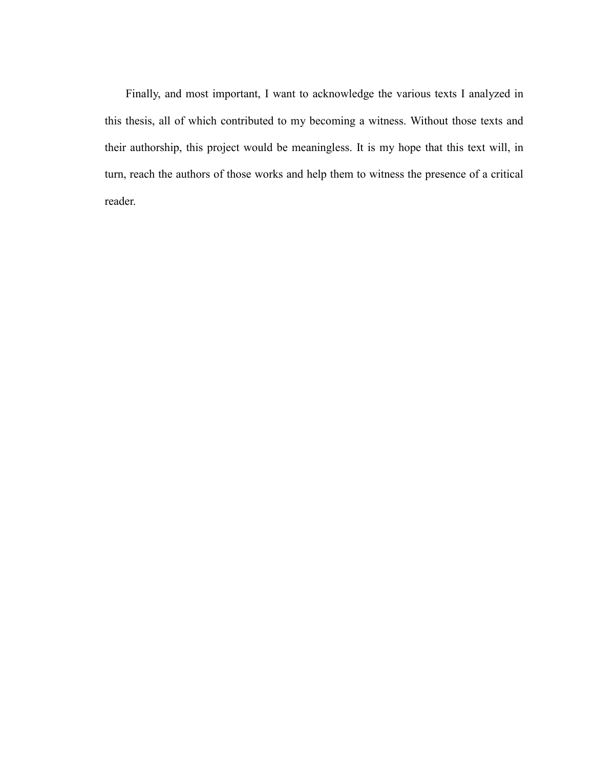Finally, and most important, I want to acknowledge the various texts I analyzed in this thesis, all of which contributed to my becoming a witness. Without those texts and their authorship, this project would be meaningless. It is my hope that this text will, in turn, reach the authors of those works and help them to witness the presence of a critical reader.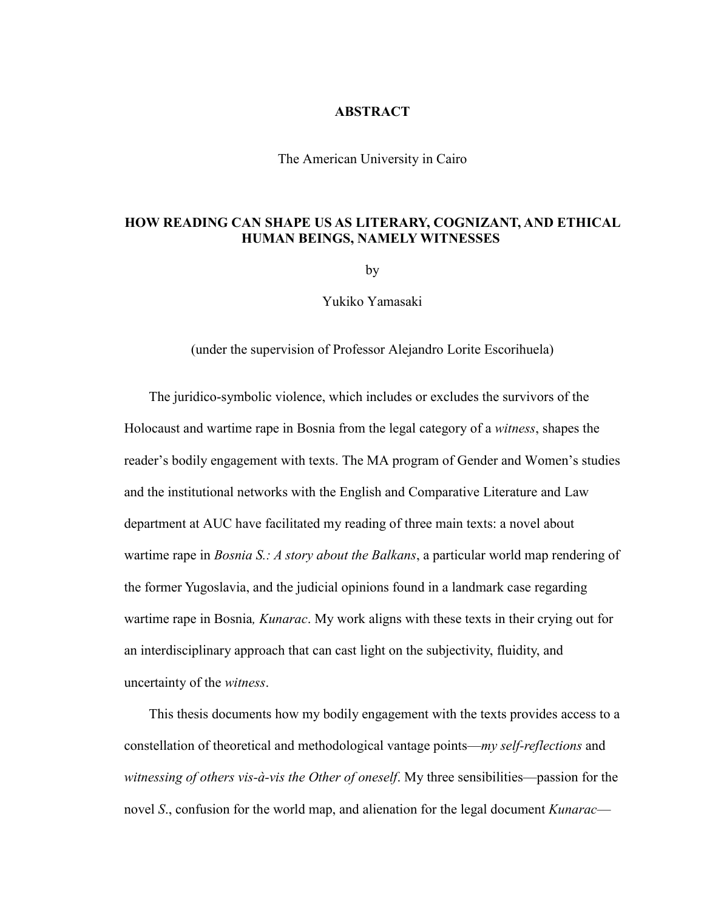# ABSTRACT

The American University in Cairo

## HOW READING CAN SHAPE US AS LITERARY, COGNIZANT, AND ETHICAL HUMAN BEINGS, NAMELY WITNESSES

by

Yukiko Yamasaki

(under the supervision of Professor Alejandro Lorite Escorihuela)

The juridico-symbolic violence, which includes or excludes the survivors of the Holocaust and wartime rape in Bosnia from the legal category of a *witness*, shapes the reader's bodily engagement with texts. The MA program of Gender and Women's studies and the institutional networks with the English and Comparative Literature and Law department at AUC have facilitated my reading of three main texts: a novel about wartime rape in *Bosnia S.: A story about the Balkans*, a particular world map rendering of the former Yugoslavia, and the judicial opinions found in a landmark case regarding wartime rape in Bosnia*, Kunarac*. My work aligns with these texts in their crying out for an interdisciplinary approach that can cast light on the subjectivity, fluidity, and uncertainty of the *witness*.

This thesis documents how my bodily engagement with the texts provides access to a constellation of theoretical and methodological vantage points—*my self-reflections* and *witnessing of others vis-à-vis the Other of oneself*. My three sensibilities—passion for the novel *S*., confusion for the world map, and alienation for the legal document *Kunarac*—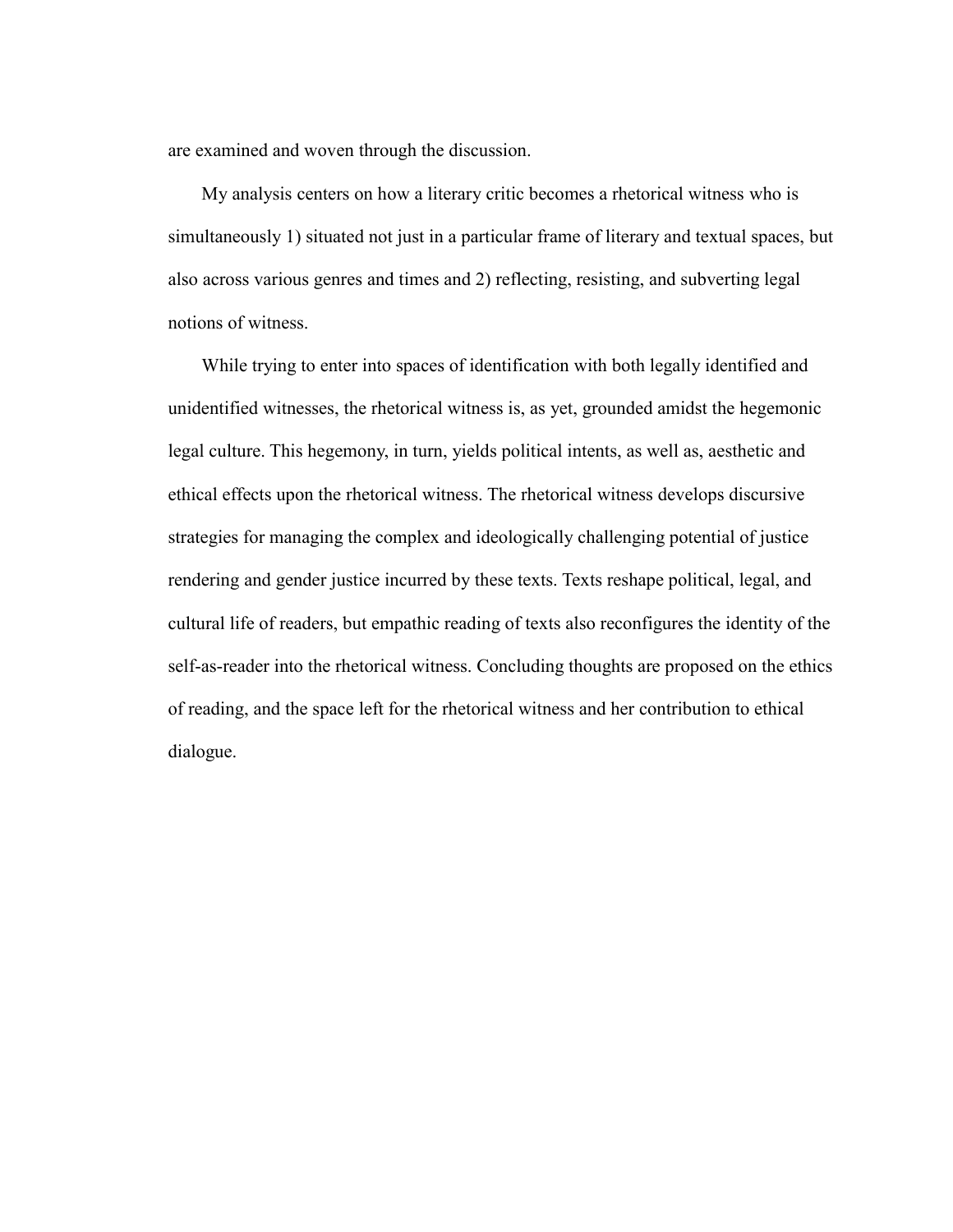are examined and woven through the discussion.

My analysis centers on how a literary critic becomes a rhetorical witness who is simultaneously 1) situated not just in a particular frame of literary and textual spaces, but also across various genres and times and 2) reflecting, resisting, and subverting legal notions of witness.

While trying to enter into spaces of identification with both legally identified and unidentified witnesses, the rhetorical witness is, as yet, grounded amidst the hegemonic legal culture. This hegemony, in turn, yields political intents, as well as, aesthetic and ethical effects upon the rhetorical witness. The rhetorical witness develops discursive strategies for managing the complex and ideologically challenging potential of justice rendering and gender justice incurred by these texts. Texts reshape political, legal, and cultural life of readers, but empathic reading of texts also reconfigures the identity of the self-as-reader into the rhetorical witness. Concluding thoughts are proposed on the ethics of reading, and the space left for the rhetorical witness and her contribution to ethical dialogue.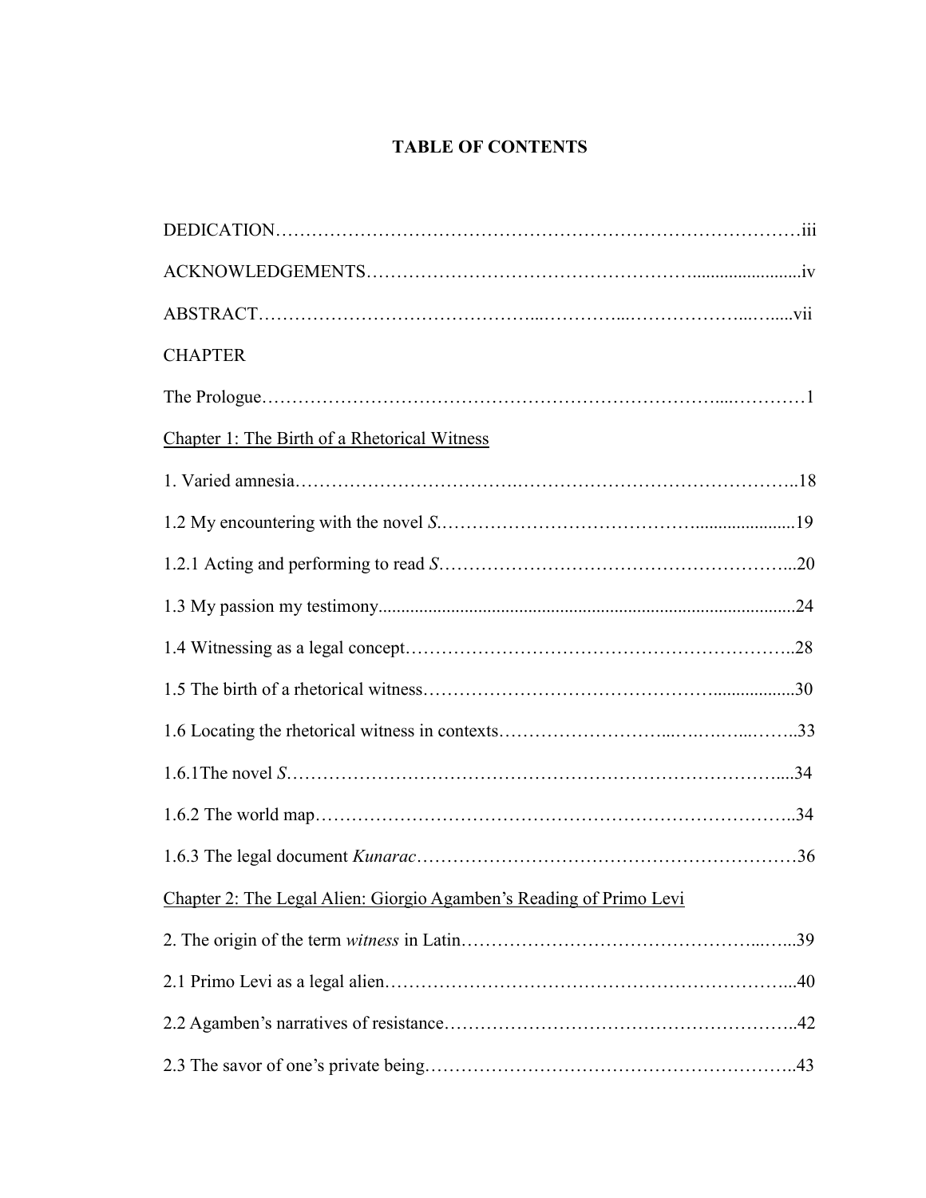# TABLE OF CONTENTS

DEDICATION……………………………………………………………………………iii

ACKNOWLEDGEMENTS…………………………………………….......................iv

ABSTRACT……………………………………...…………...………………...…....vii

CHAPTER

The Prologue……………………………………………………………………....…………1

<u>Chapter 1: The Birth of a Rhetorical Witness</u>

1. Varied amnesia…………………………….……………………………………..18

1.2 My encountering with the novel *S*.………………………………......................19

1.2.1 Acting and performing to read *S*………………………………………………...20

1.3 My passion my testimony..........................................................................................24

1.4 Witnessing as a legal concept……………………………………………………..28

1.5 The birth of a rhetorical witness……………………………………..................30

1.6 Locating the rhetorical witness in contexts……………………...….…….…...……..33

1.6.1The novel *S*……………………………………………………………………....34

1.6.2 The world map…………………………………………………………………..34

1.6.3 The legal document *Kunarac*……………………………………………………36

<u>Chapter 2: The Legal Alien: Giorgio Agamben's Reading of Primo Levi</u>

2. The origin of the term *witness* in Latin……………………………………...…...39

2.1 Primo Levi as a legal alien…………………………………………………………...40

2.2 Agamben's narratives of resistance………………………………………………..42

2.3 The savor of one's private being…………………………………………………..43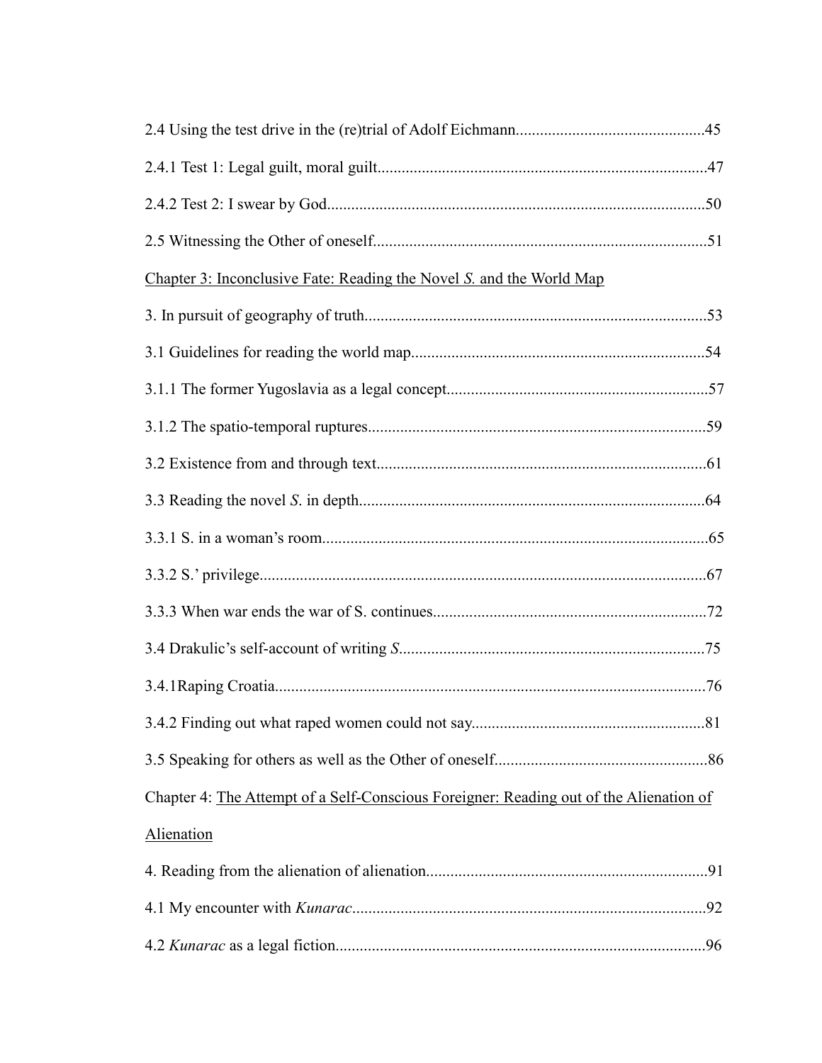2.4 Using the test drive in the (re)trial of Adolf Eichmann..............................................45

2.4.1 Test 1: Legal guilt, moral guilt.................................................................................47

2.4.2 Test 2: I swear by God.............................................................................................50

2.5 Witnessing the Other of oneself..................................................................................51

Chapter 3: Inconclusive Fate: Reading the Novel *S.* and the World Map

3. In pursuit of geography of truth....................................................................................53

3.1 Guidelines for reading the world map.........................................................................54

3.1.1 The former Yugoslavia as a legal concept................................................................57

3.1.2 The spatio-temporal ruptures...................................................................................59

3.2 Existence from and through text.................................................................................61

3.3 Reading the novel *S.* in depth.....................................................................................64

3.3.1 S. in a woman's room...............................................................................................65

3.3.2 S.' privilege..............................................................................................................67

3.3.3 When war ends the war of S. continues...................................................................72

3.4 Drakulic's self-account of writing *S.*...........................................................................75

3.4.1Raping Croatia..........................................................................................................76

3.4.2 Finding out what raped women could not say.........................................................81

3.5 Speaking for others as well as the Other of oneself.....................................................86

Chapter 4: The Attempt of a Self-Conscious Foreigner: Reading out of the Alienation of Alienation

4. Reading from the alienation of alienation.....................................................................91

4.1 My encounter with *Kunarac*.......................................................................................92

4.2 *Kunarac* as a legal fiction...........................................................................................96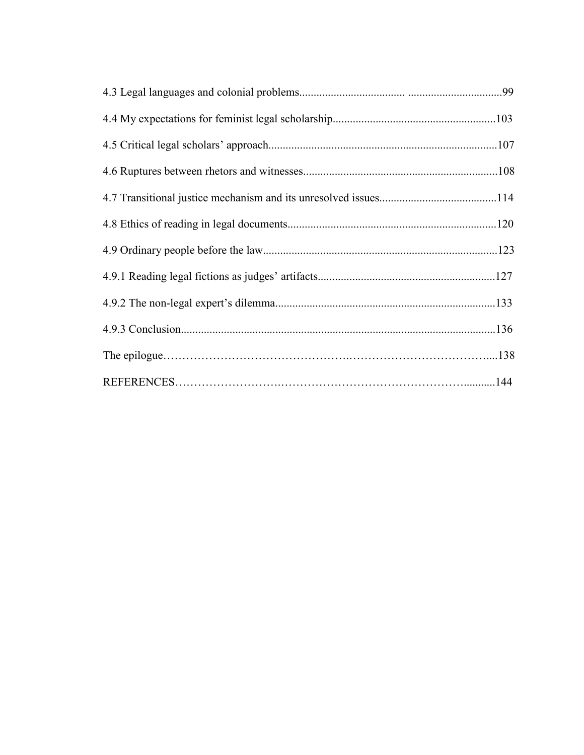4.3 Legal languages and colonial problems..................................... .................................99

4.4 My expectations for feminist legal scholarship........................................................103

4.5 Critical legal scholars' approach...............................................................................107

4.6 Ruptures between rhetors and witnesses...................................................................108

4.7 Transitional justice mechanism and its unresolved issues.........................................114

4.8 Ethics of reading in legal documents........................................................................120

4.9 Ordinary people before the law.................................................................................123

4.9.1 Reading legal fictions as judges' artifacts.............................................................127

4.9.2 The non-legal expert's dilemma............................................................................133

4.9.3 Conclusion............................................................................................................136

The epilogue……………………………………….………………………………....138

REFERENCES……………………….………………………………………...........144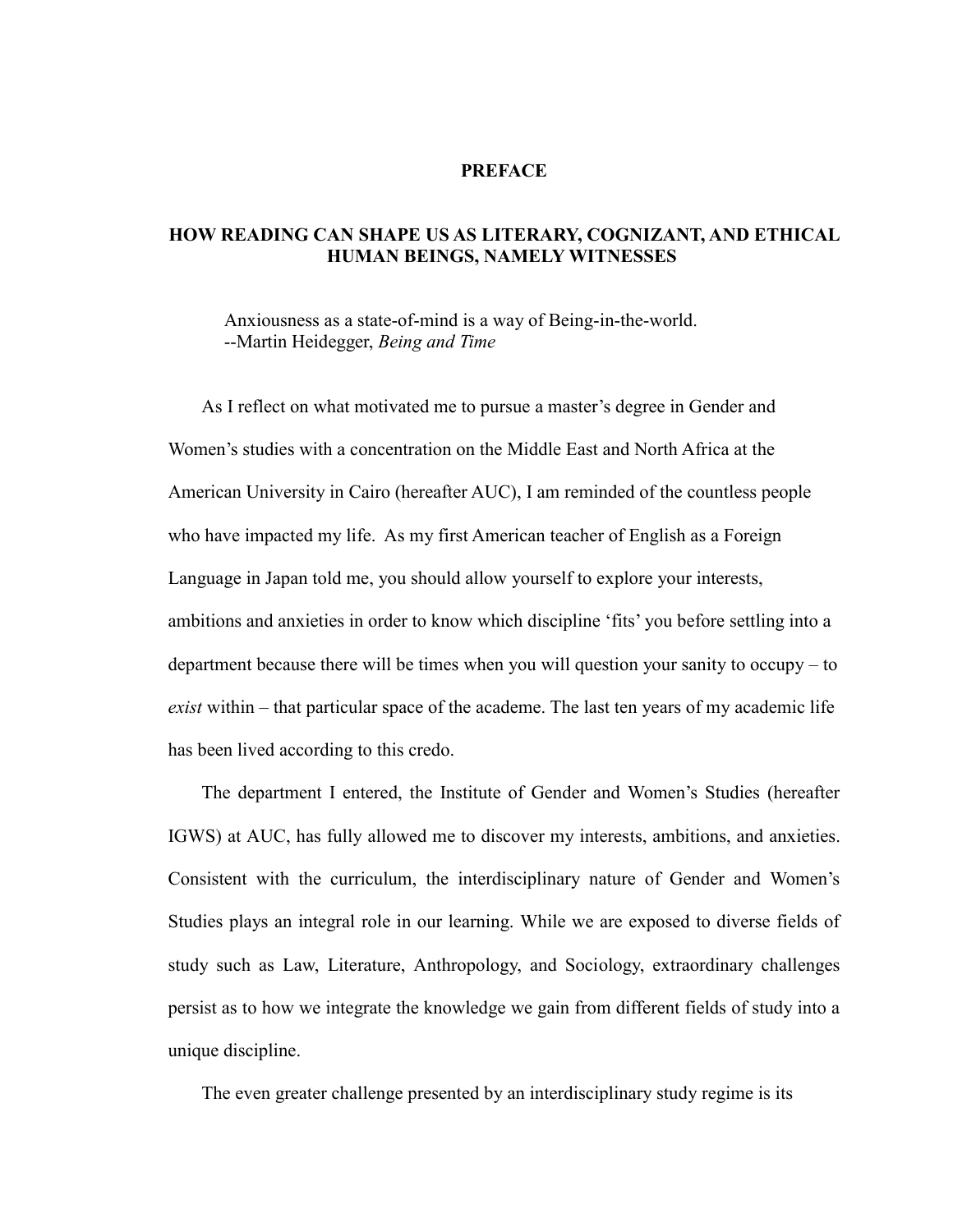# PREFACE

## HOW READING CAN SHAPE US AS LITERARY, COGNIZANT, AND ETHICAL HUMAN BEINGS, NAMELY WITNESSES

> Anxiousness as a state-of-mind is a way of Being-in-the-world.
> --Martin Heidegger, *Being and Time*

As I reflect on what motivated me to pursue a master's degree in Gender and Women's studies with a concentration on the Middle East and North Africa at the American University in Cairo (hereafter AUC), I am reminded of the countless people who have impacted my life. As my first American teacher of English as a Foreign Language in Japan told me, you should allow yourself to explore your interests, ambitions and anxieties in order to know which discipline 'fits' you before settling into a department because there will be times when you will question your sanity to occupy – to *exist* within – that particular space of the academe. The last ten years of my academic life has been lived according to this credo.

The department I entered, the Institute of Gender and Women's Studies (hereafter IGWS) at AUC, has fully allowed me to discover my interests, ambitions, and anxieties. Consistent with the curriculum, the interdisciplinary nature of Gender and Women's Studies plays an integral role in our learning. While we are exposed to diverse fields of study such as Law, Literature, Anthropology, and Sociology, extraordinary challenges persist as to how we integrate the knowledge we gain from different fields of study into a unique discipline.

The even greater challenge presented by an interdisciplinary study regime is its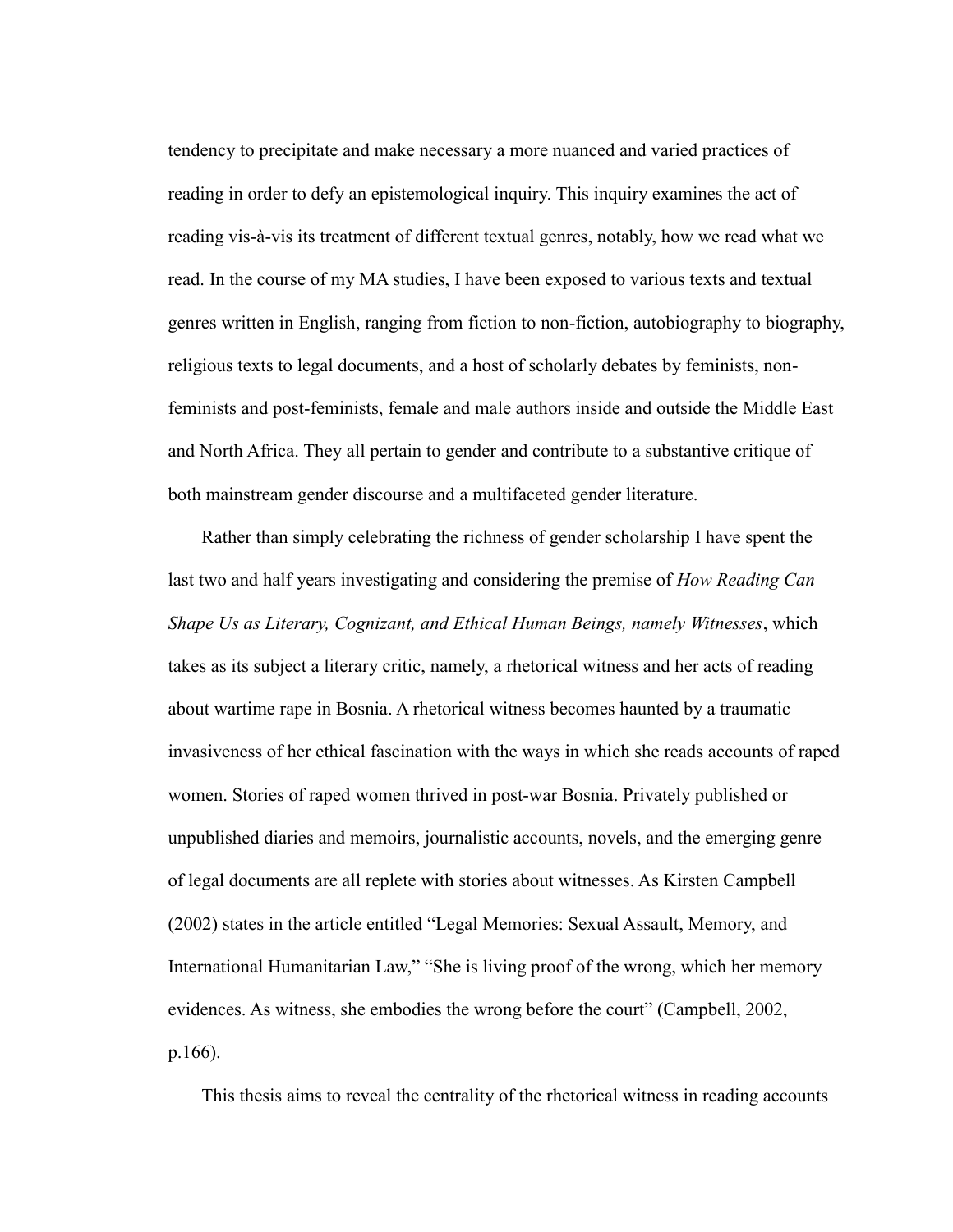tendency to precipitate and make necessary a more nuanced and varied practices of reading in order to defy an epistemological inquiry. This inquiry examines the act of reading vis-à-vis its treatment of different textual genres, notably, how we read what we read. In the course of my MA studies, I have been exposed to various texts and textual genres written in English, ranging from fiction to non-fiction, autobiography to biography, religious texts to legal documents, and a host of scholarly debates by feminists, non-feminists and post-feminists, female and male authors inside and outside the Middle East and North Africa. They all pertain to gender and contribute to a substantive critique of both mainstream gender discourse and a multifaceted gender literature.

Rather than simply celebrating the richness of gender scholarship I have spent the last two and half years investigating and considering the premise of *How Reading Can Shape Us as Literary, Cognizant, and Ethical Human Beings, namely Witnesses*, which takes as its subject a literary critic, namely, a rhetorical witness and her acts of reading about wartime rape in Bosnia. A rhetorical witness becomes haunted by a traumatic invasiveness of her ethical fascination with the ways in which she reads accounts of raped women. Stories of raped women thrived in post-war Bosnia. Privately published or unpublished diaries and memoirs, journalistic accounts, novels, and the emerging genre of legal documents are all replete with stories about witnesses. As Kirsten Campbell (2002) states in the article entitled "Legal Memories: Sexual Assault, Memory, and International Humanitarian Law," "She is living proof of the wrong, which her memory evidences. As witness, she embodies the wrong before the court" (Campbell, 2002, p.166).

This thesis aims to reveal the centrality of the rhetorical witness in reading accounts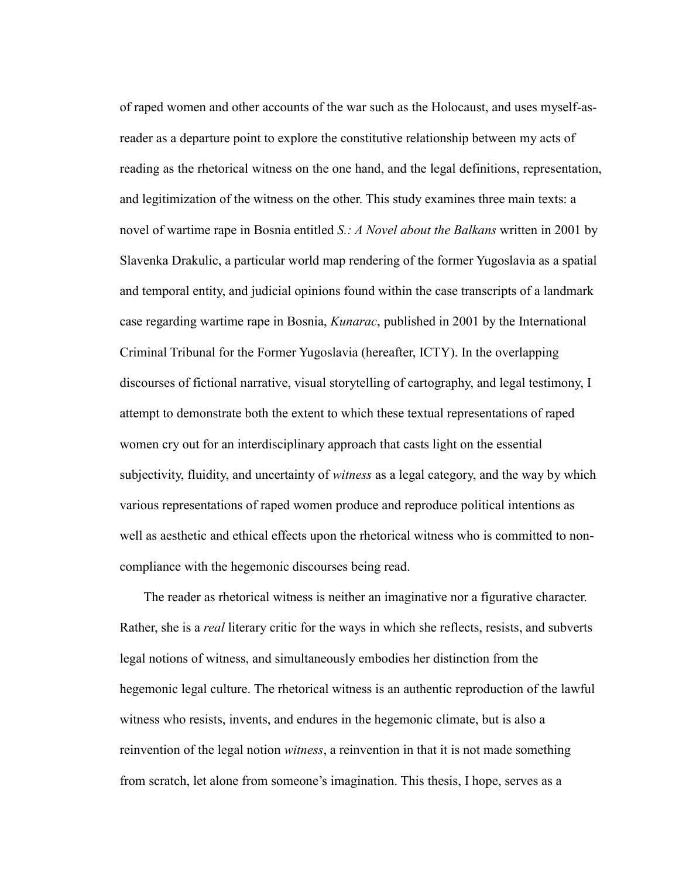of raped women and other accounts of the war such as the Holocaust, and uses myself-as-reader as a departure point to explore the constitutive relationship between my acts of reading as the rhetorical witness on the one hand, and the legal definitions, representation, and legitimization of the witness on the other. This study examines three main texts: a novel of wartime rape in Bosnia entitled *S.: A Novel about the Balkans* written in 2001 by Slavenka Drakulic, a particular world map rendering of the former Yugoslavia as a spatial and temporal entity, and judicial opinions found within the case transcripts of a landmark case regarding wartime rape in Bosnia, *Kunarac*, published in 2001 by the International Criminal Tribunal for the Former Yugoslavia (hereafter, ICTY). In the overlapping discourses of fictional narrative, visual storytelling of cartography, and legal testimony, I attempt to demonstrate both the extent to which these textual representations of raped women cry out for an interdisciplinary approach that casts light on the essential subjectivity, fluidity, and uncertainty of *witness* as a legal category, and the way by which various representations of raped women produce and reproduce political intentions as well as aesthetic and ethical effects upon the rhetorical witness who is committed to non-compliance with the hegemonic discourses being read.

The reader as rhetorical witness is neither an imaginative nor a figurative character. Rather, she is a *real* literary critic for the ways in which she reflects, resists, and subverts legal notions of witness, and simultaneously embodies her distinction from the hegemonic legal culture. The rhetorical witness is an authentic reproduction of the lawful witness who resists, invents, and endures in the hegemonic climate, but is also a reinvention of the legal notion *witness*, a reinvention in that it is not made something from scratch, let alone from someone's imagination. This thesis, I hope, serves as a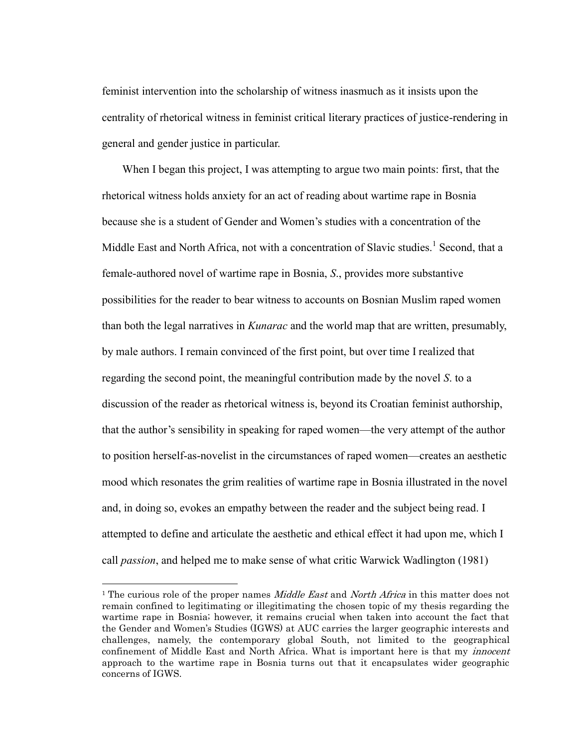feminist intervention into the scholarship of witness inasmuch as it insists upon the centrality of rhetorical witness in feminist critical literary practices of justice-rendering in general and gender justice in particular.

When I began this project, I was attempting to argue two main points: first, that the rhetorical witness holds anxiety for an act of reading about wartime rape in Bosnia because she is a student of Gender and Women's studies with a concentration of the Middle East and North Africa, not with a concentration of Slavic studies.[1] Second, that a female-authored novel of wartime rape in Bosnia, *S.*, provides more substantive possibilities for the reader to bear witness to accounts on Bosnian Muslim raped women than both the legal narratives in *Kunarac* and the world map that are written, presumably, by male authors. I remain convinced of the first point, but over time I realized that regarding the second point, the meaningful contribution made by the novel *S.* to a discussion of the reader as rhetorical witness is, beyond its Croatian feminist authorship, that the author's sensibility in speaking for raped women—the very attempt of the author to position herself-as-novelist in the circumstances of raped women—creates an aesthetic mood which resonates the grim realities of wartime rape in Bosnia illustrated in the novel and, in doing so, evokes an empathy between the reader and the subject being read. I attempted to define and articulate the aesthetic and ethical effect it had upon me, which I call *passion*, and helped me to make sense of what critic Warwick Wadlington (1981)

---

[1] The curious role of the proper names *Middle East* and *North Africa* in this matter does not remain confined to legitimating or illegitimating the chosen topic of my thesis regarding the wartime rape in Bosnia; however, it remains crucial when taken into account the fact that the Gender and Women's Studies (IGWS) at AUC carries the larger geographic interests and challenges, namely, the contemporary global South, not limited to the geographical confinement of Middle East and North Africa. What is important here is that my *innocent* approach to the wartime rape in Bosnia turns out that it encapsulates wider geographic concerns of IGWS.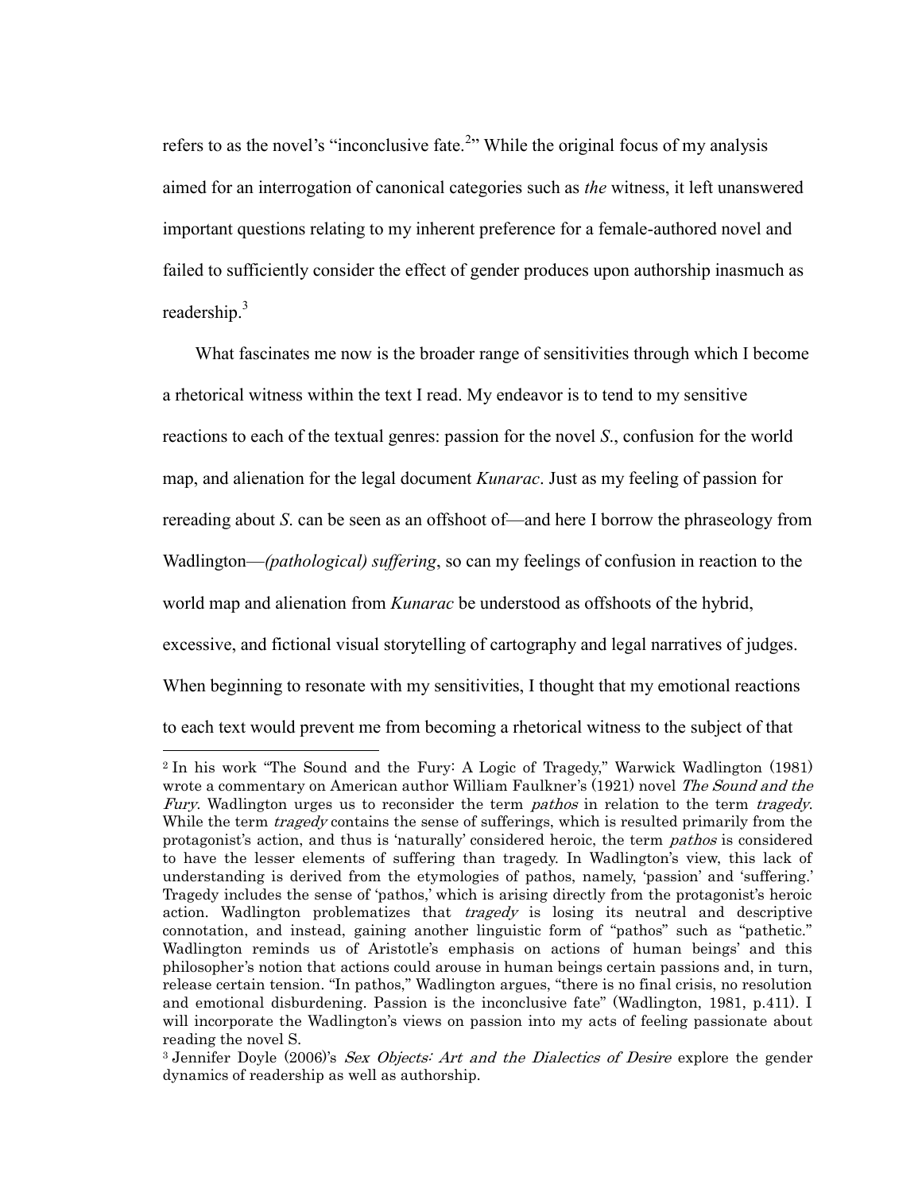refers to as the novel's "inconclusive fate.[2]" While the original focus of my analysis aimed for an interrogation of canonical categories such as *the* witness, it left unanswered important questions relating to my inherent preference for a female-authored novel and failed to sufficiently consider the effect of gender produces upon authorship inasmuch as readership.[3]

What fascinates me now is the broader range of sensitivities through which I become a rhetorical witness within the text I read. My endeavor is to tend to my sensitive reactions to each of the textual genres: passion for the novel *S*., confusion for the world map, and alienation for the legal document *Kunarac*. Just as my feeling of passion for rereading about *S*. can be seen as an offshoot of—and here I borrow the phraseology from Wadlington—*(pathological) suffering*, so can my feelings of confusion in reaction to the world map and alienation from *Kunarac* be understood as offshoots of the hybrid, excessive, and fictional visual storytelling of cartography and legal narratives of judges. When beginning to resonate with my sensitivities, I thought that my emotional reactions to each text would prevent me from becoming a rhetorical witness to the subject of that

---

[2] In his work "The Sound and the Fury: A Logic of Tragedy," Warwick Wadlington (1981) wrote a commentary on American author William Faulkner's (1921) novel *The Sound and the Fury*. Wadlington urges us to reconsider the term *pathos* in relation to the term *tragedy*. While the term *tragedy* contains the sense of sufferings, which is resulted primarily from the protagonist's action, and thus is 'naturally' considered heroic, the term *pathos* is considered to have the lesser elements of suffering than tragedy. In Wadlington's view, this lack of understanding is derived from the etymologies of pathos, namely, 'passion' and 'suffering.' Tragedy includes the sense of 'pathos,' which is arising directly from the protagonist's heroic action. Wadlington problematizes that *tragedy* is losing its neutral and descriptive connotation, and instead, gaining another linguistic form of "pathos" such as "pathetic." Wadlington reminds us of Aristotle's emphasis on actions of human beings' and this philosopher's notion that actions could arouse in human beings certain passions and, in turn, release certain tension. "In pathos," Wadlington argues, "there is no final crisis, no resolution and emotional disburdening. Passion is the inconclusive fate" (Wadlington, 1981, p.411). I will incorporate the Wadlington's views on passion into my acts of feeling passionate about reading the novel S.

[3] Jennifer Doyle (2006)'s *Sex Objects: Art and the Dialectics of Desire* explore the gender dynamics of readership as well as authorship.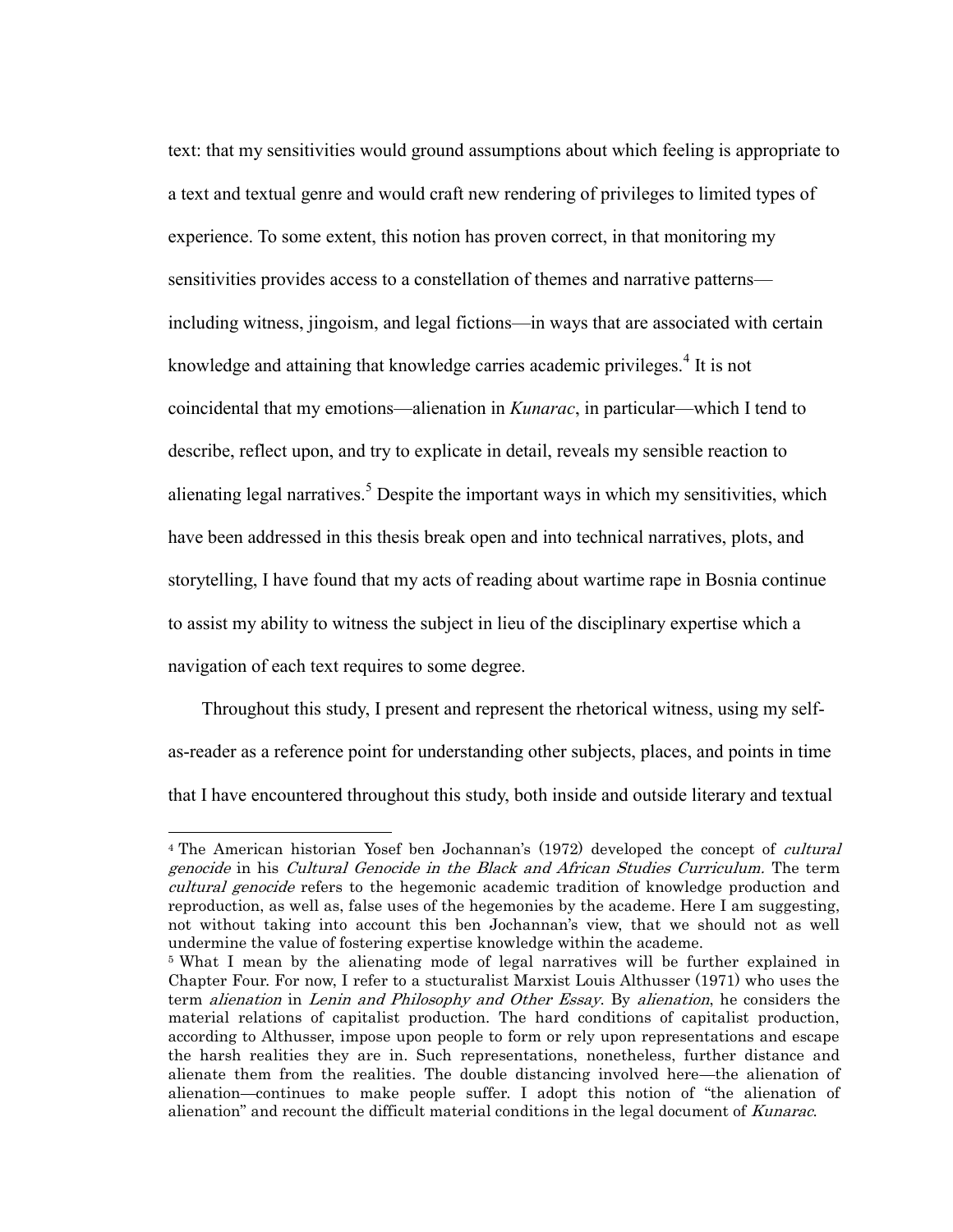text: that my sensitivities would ground assumptions about which feeling is appropriate to a text and textual genre and would craft new rendering of privileges to limited types of experience. To some extent, this notion has proven correct, in that monitoring my sensitivities provides access to a constellation of themes and narrative patterns—including witness, jingoism, and legal fictions—in ways that are associated with certain knowledge and attaining that knowledge carries academic privileges.[4] It is not coincidental that my emotions—alienation in *Kunarac*, in particular—which I tend to describe, reflect upon, and try to explicate in detail, reveals my sensible reaction to alienating legal narratives.[5] Despite the important ways in which my sensitivities, which have been addressed in this thesis break open and into technical narratives, plots, and storytelling, I have found that my acts of reading about wartime rape in Bosnia continue to assist my ability to witness the subject in lieu of the disciplinary expertise which a navigation of each text requires to some degree.

Throughout this study, I present and represent the rhetorical witness, using my self-as-reader as a reference point for understanding other subjects, places, and points in time that I have encountered throughout this study, both inside and outside literary and textual

---

[4] The American historian Yosef ben Jochannan's (1972) developed the concept of *cultural genocide* in his *Cultural Genocide in the Black and African Studies Curriculum.* The term *cultural genocide* refers to the hegemonic academic tradition of knowledge production and reproduction, as well as, false uses of the hegemonies by the academe. Here I am suggesting, not without taking into account this ben Jochannan's view, that we should not as well undermine the value of fostering expertise knowledge within the academe.

[5] What I mean by the alienating mode of legal narratives will be further explained in Chapter Four. For now, I refer to a stucturalist Marxist Louis Althusser (1971) who uses the term *alienation* in *Lenin and Philosophy and Other Essay*. By *alienation*, he considers the material relations of capitalist production. The hard conditions of capitalist production, according to Althusser, impose upon people to form or rely upon representations and escape the harsh realities they are in. Such representations, nonetheless, further distance and alienate them from the realities. The double distancing involved here—the alienation of alienation—continues to make people suffer. I adopt this notion of "the alienation of alienation" and recount the difficult material conditions in the legal document of *Kunarac*.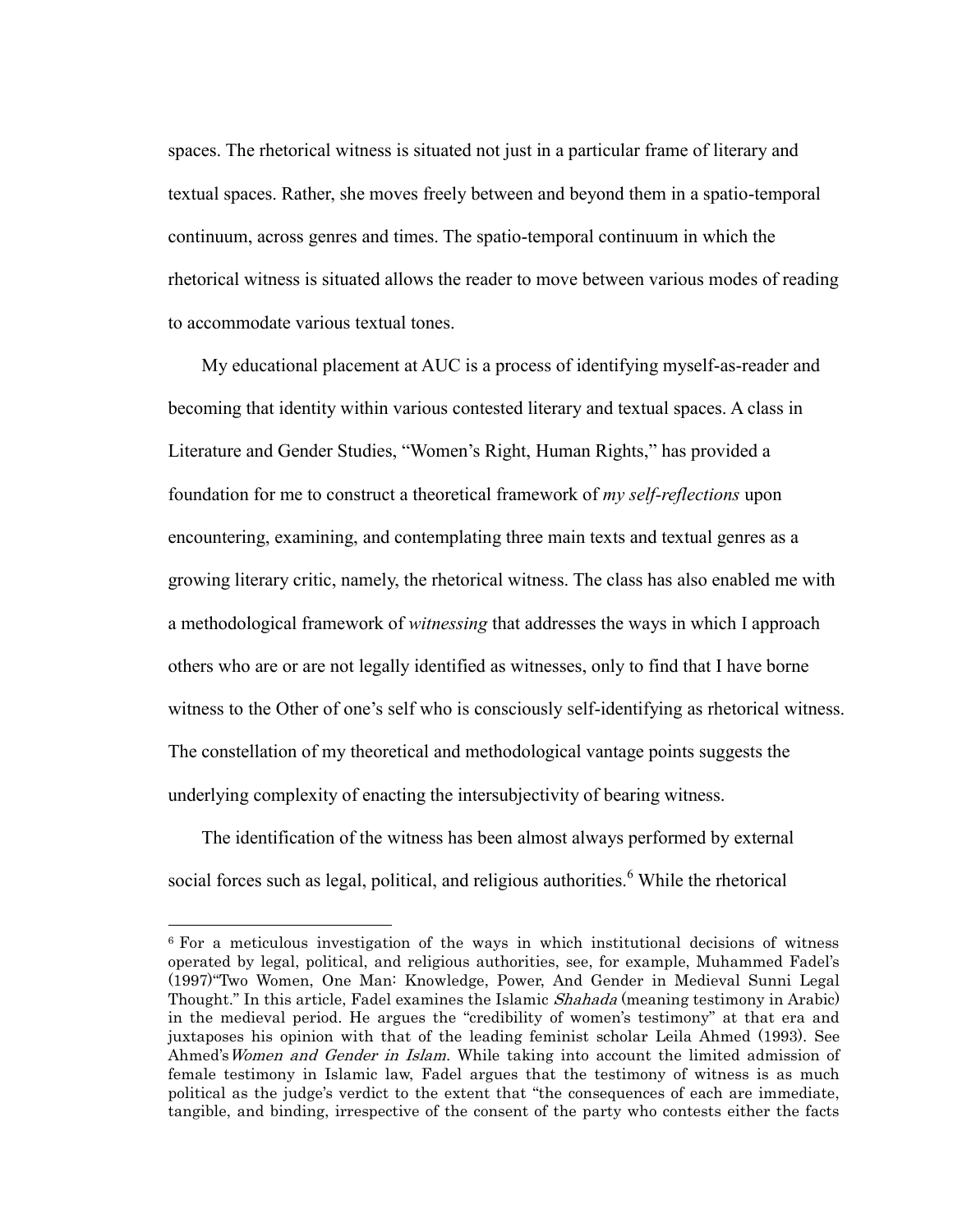spaces. The rhetorical witness is situated not just in a particular frame of literary and textual spaces. Rather, she moves freely between and beyond them in a spatio-temporal continuum, across genres and times. The spatio-temporal continuum in which the rhetorical witness is situated allows the reader to move between various modes of reading to accommodate various textual tones.

My educational placement at AUC is a process of identifying myself-as-reader and becoming that identity within various contested literary and textual spaces. A class in Literature and Gender Studies, "Women's Right, Human Rights," has provided a foundation for me to construct a theoretical framework of *my self-reflections* upon encountering, examining, and contemplating three main texts and textual genres as a growing literary critic, namely, the rhetorical witness. The class has also enabled me with a methodological framework of *witnessing* that addresses the ways in which I approach others who are or are not legally identified as witnesses, only to find that I have borne witness to the Other of one's self who is consciously self-identifying as rhetorical witness. The constellation of my theoretical and methodological vantage points suggests the underlying complexity of enacting the intersubjectivity of bearing witness.

The identification of the witness has been almost always performed by external social forces such as legal, political, and religious authorities.[6] While the rhetorical

---

[6] For a meticulous investigation of the ways in which institutional decisions of witness operated by legal, political, and religious authorities, see, for example, Muhammed Fadel's (1997)"Two Women, One Man: Knowledge, Power, And Gender in Medieval Sunni Legal Thought." In this article, Fadel examines the Islamic *Shahada* (meaning testimony in Arabic) in the medieval period. He argues the "credibility of women's testimony" at that era and juxtaposes his opinion with that of the leading feminist scholar Leila Ahmed (1993). See Ahmed's *Women and Gender in Islam*. While taking into account the limited admission of female testimony in Islamic law, Fadel argues that the testimony of witness is as much political as the judge's verdict to the extent that "the consequences of each are immediate, tangible, and binding, irrespective of the consent of the party who contests either the facts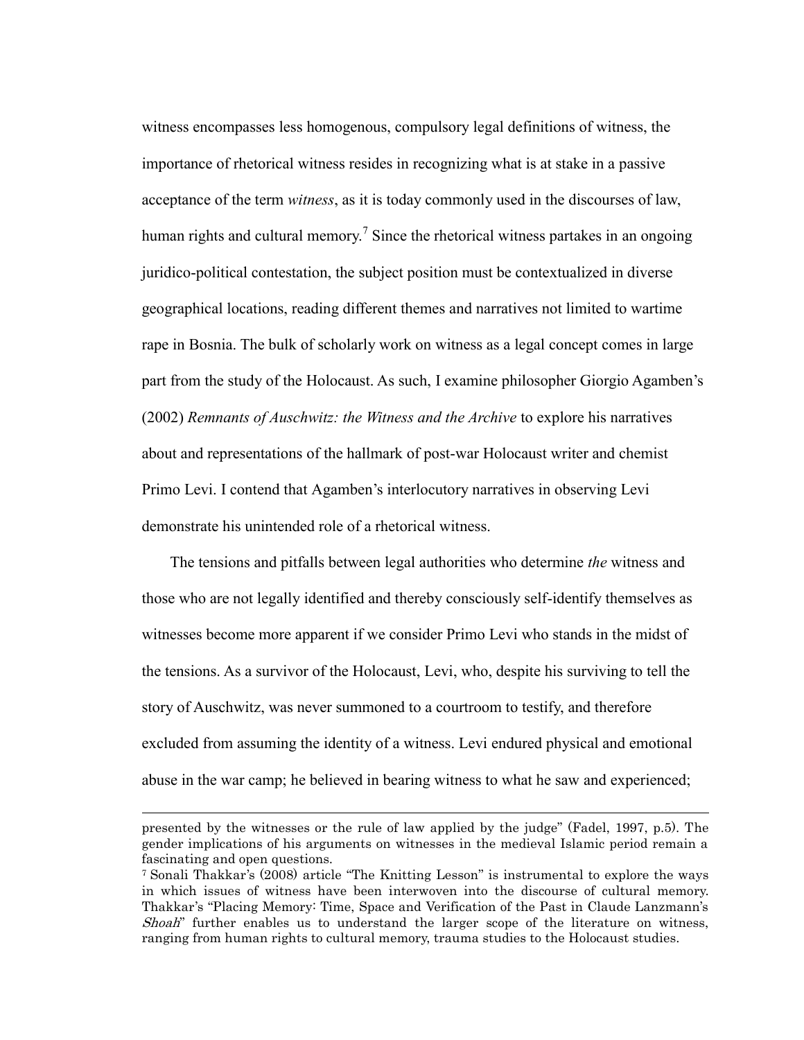witness encompasses less homogenous, compulsory legal definitions of witness, the importance of rhetorical witness resides in recognizing what is at stake in a passive acceptance of the term *witness*, as it is today commonly used in the discourses of law, human rights and cultural memory.[7] Since the rhetorical witness partakes in an ongoing juridico-political contestation, the subject position must be contextualized in diverse geographical locations, reading different themes and narratives not limited to wartime rape in Bosnia. The bulk of scholarly work on witness as a legal concept comes in large part from the study of the Holocaust. As such, I examine philosopher Giorgio Agamben's (2002) *Remnants of Auschwitz: the Witness and the Archive* to explore his narratives about and representations of the hallmark of post-war Holocaust writer and chemist Primo Levi. I contend that Agamben's interlocutory narratives in observing Levi demonstrate his unintended role of a rhetorical witness.

The tensions and pitfalls between legal authorities who determine *the* witness and those who are not legally identified and thereby consciously self-identify themselves as witnesses become more apparent if we consider Primo Levi who stands in the midst of the tensions. As a survivor of the Holocaust, Levi, who, despite his surviving to tell the story of Auschwitz, was never summoned to a courtroom to testify, and therefore excluded from assuming the identity of a witness. Levi endured physical and emotional abuse in the war camp; he believed in bearing witness to what he saw and experienced;

---

presented by the witnesses or the rule of law applied by the judge" (Fadel, 1997, p.5). The gender implications of his arguments on witnesses in the medieval Islamic period remain a fascinating and open questions.

[7] Sonali Thakkar's (2008) article "The Knitting Lesson" is instrumental to explore the ways in which issues of witness have been interwoven into the discourse of cultural memory. Thakkar's "Placing Memory: Time, Space and Verification of the Past in Claude Lanzmann's *Shoah*" further enables us to understand the larger scope of the literature on witness, ranging from human rights to cultural memory, trauma studies to the Holocaust studies.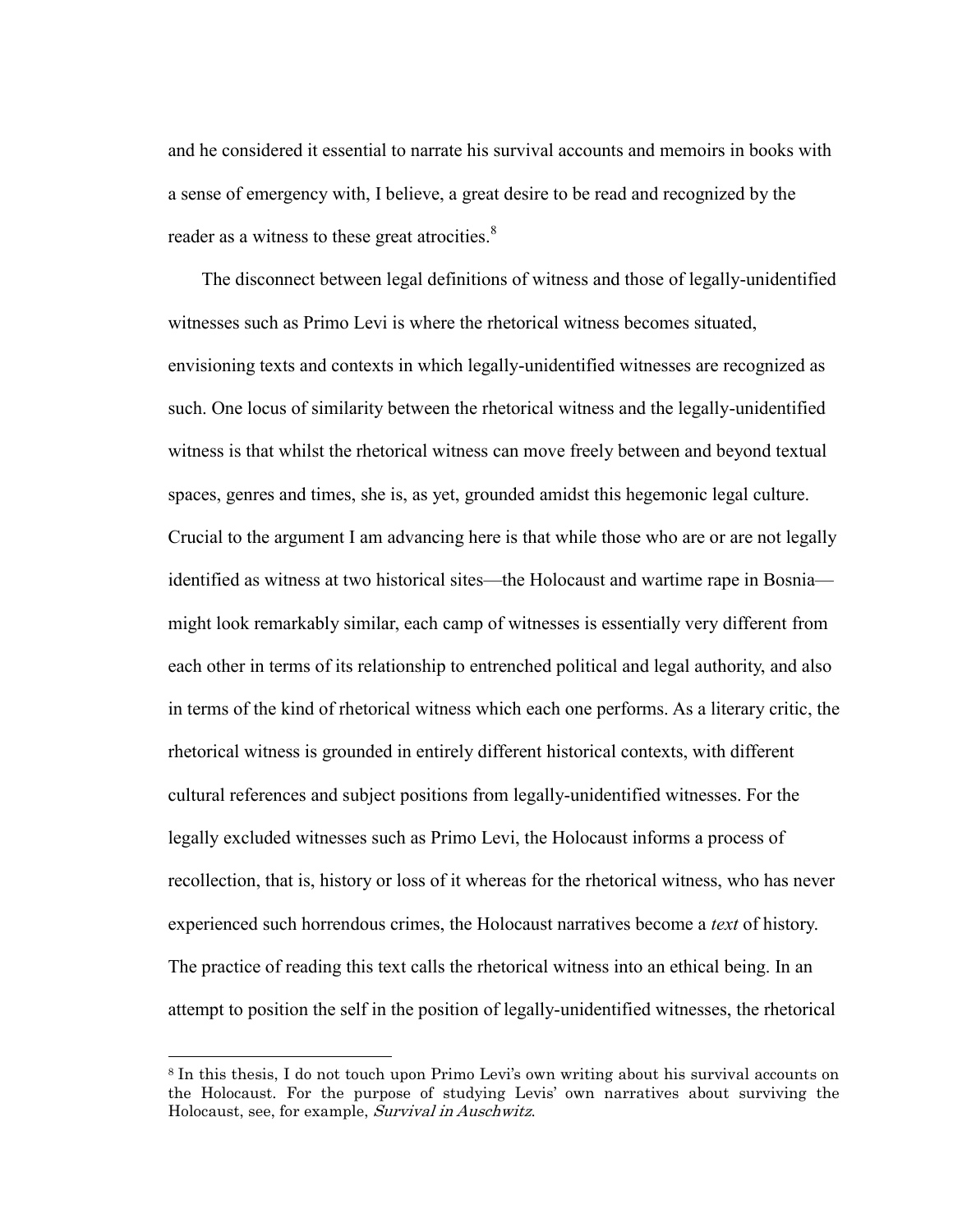and he considered it essential to narrate his survival accounts and memoirs in books with a sense of emergency with, I believe, a great desire to be read and recognized by the reader as a witness to these great atrocities.[8]

The disconnect between legal definitions of witness and those of legally-unidentified witnesses such as Primo Levi is where the rhetorical witness becomes situated, envisioning texts and contexts in which legally-unidentified witnesses are recognized as such. One locus of similarity between the rhetorical witness and the legally-unidentified witness is that whilst the rhetorical witness can move freely between and beyond textual spaces, genres and times, she is, as yet, grounded amidst this hegemonic legal culture. Crucial to the argument I am advancing here is that while those who are or are not legally identified as witness at two historical sites—the Holocaust and wartime rape in Bosnia—might look remarkably similar, each camp of witnesses is essentially very different from each other in terms of its relationship to entrenched political and legal authority, and also in terms of the kind of rhetorical witness which each one performs. As a literary critic, the rhetorical witness is grounded in entirely different historical contexts, with different cultural references and subject positions from legally-unidentified witnesses. For the legally excluded witnesses such as Primo Levi, the Holocaust informs a process of recollection, that is, history or loss of it whereas for the rhetorical witness, who has never experienced such horrendous crimes, the Holocaust narratives become a *text* of history. The practice of reading this text calls the rhetorical witness into an ethical being. In an attempt to position the self in the position of legally-unidentified witnesses, the rhetorical

---

[8] In this thesis, I do not touch upon Primo Levi's own writing about his survival accounts on the Holocaust. For the purpose of studying Levis' own narratives about surviving the Holocaust, see, for example, *Survival in Auschwitz*.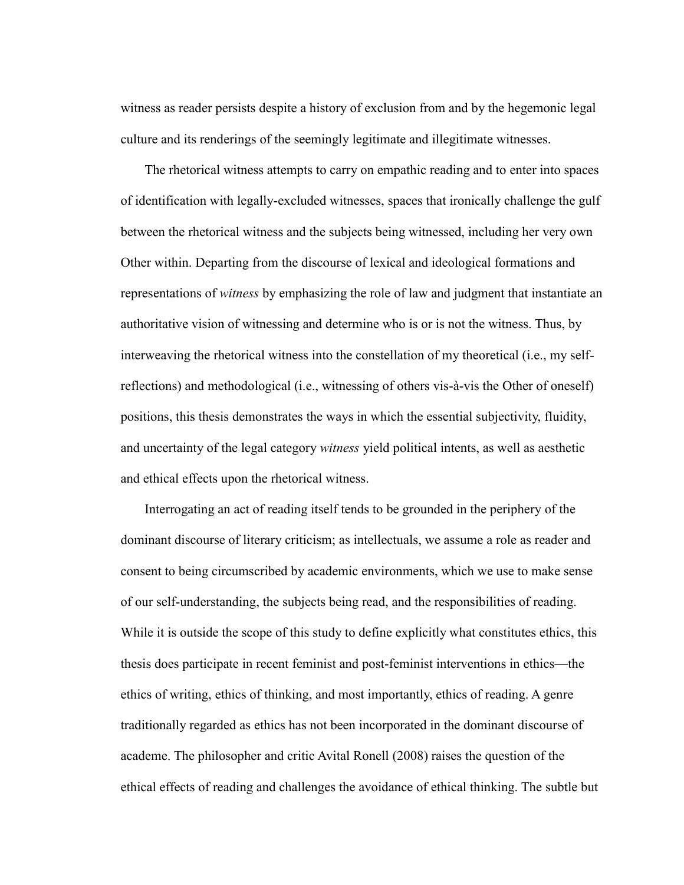witness as reader persists despite a history of exclusion from and by the hegemonic legal culture and its renderings of the seemingly legitimate and illegitimate witnesses.

The rhetorical witness attempts to carry on empathic reading and to enter into spaces of identification with legally-excluded witnesses, spaces that ironically challenge the gulf between the rhetorical witness and the subjects being witnessed, including her very own Other within. Departing from the discourse of lexical and ideological formations and representations of *witness* by emphasizing the role of law and judgment that instantiate an authoritative vision of witnessing and determine who is or is not the witness. Thus, by interweaving the rhetorical witness into the constellation of my theoretical (i.e., my self-reflections) and methodological (i.e., witnessing of others vis-à-vis the Other of oneself) positions, this thesis demonstrates the ways in which the essential subjectivity, fluidity, and uncertainty of the legal category *witness* yield political intents, as well as aesthetic and ethical effects upon the rhetorical witness.

Interrogating an act of reading itself tends to be grounded in the periphery of the dominant discourse of literary criticism; as intellectuals, we assume a role as reader and consent to being circumscribed by academic environments, which we use to make sense of our self-understanding, the subjects being read, and the responsibilities of reading. While it is outside the scope of this study to define explicitly what constitutes ethics, this thesis does participate in recent feminist and post-feminist interventions in ethics—the ethics of writing, ethics of thinking, and most importantly, ethics of reading. A genre traditionally regarded as ethics has not been incorporated in the dominant discourse of academe. The philosopher and critic Avital Ronell (2008) raises the question of the ethical effects of reading and challenges the avoidance of ethical thinking. The subtle but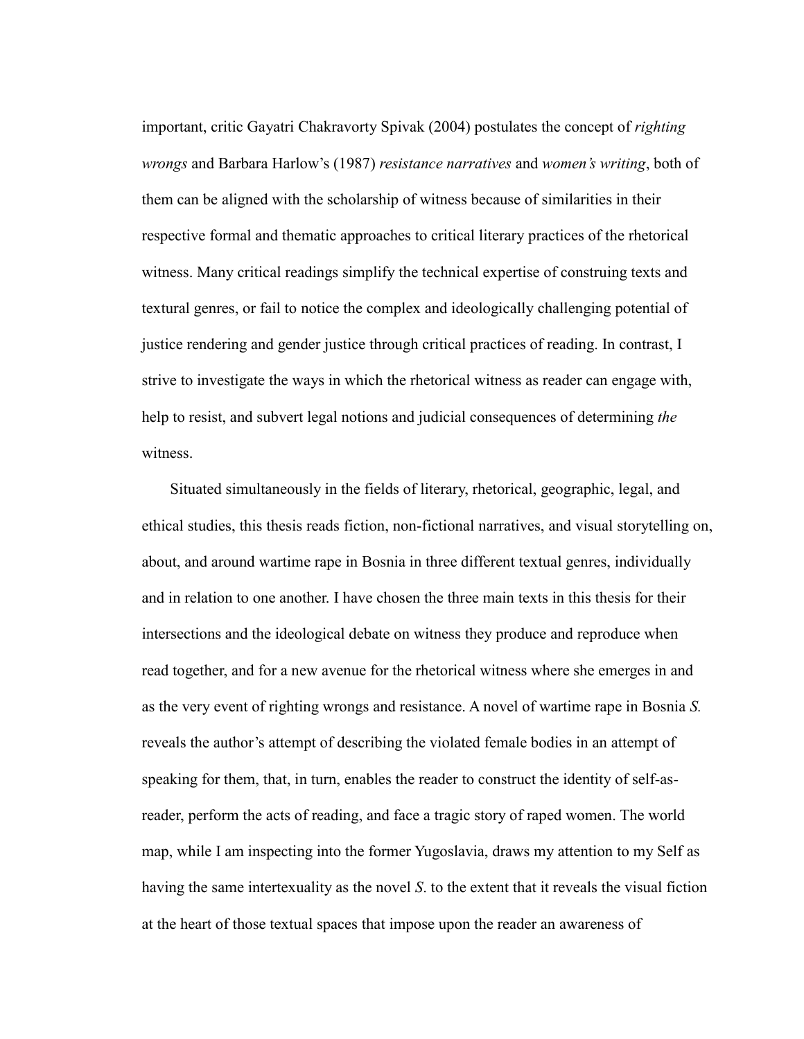important, critic Gayatri Chakravorty Spivak (2004) postulates the concept of *righting wrongs* and Barbara Harlow's (1987) *resistance narratives* and *women's writing*, both of them can be aligned with the scholarship of witness because of similarities in their respective formal and thematic approaches to critical literary practices of the rhetorical witness. Many critical readings simplify the technical expertise of construing texts and textural genres, or fail to notice the complex and ideologically challenging potential of justice rendering and gender justice through critical practices of reading. In contrast, I strive to investigate the ways in which the rhetorical witness as reader can engage with, help to resist, and subvert legal notions and judicial consequences of determining *the* witness.

Situated simultaneously in the fields of literary, rhetorical, geographic, legal, and ethical studies, this thesis reads fiction, non-fictional narratives, and visual storytelling on, about, and around wartime rape in Bosnia in three different textual genres, individually and in relation to one another. I have chosen the three main texts in this thesis for their intersections and the ideological debate on witness they produce and reproduce when read together, and for a new avenue for the rhetorical witness where she emerges in and as the very event of righting wrongs and resistance. A novel of wartime rape in Bosnia *S.* reveals the author's attempt of describing the violated female bodies in an attempt of speaking for them, that, in turn, enables the reader to construct the identity of self-as-reader, perform the acts of reading, and face a tragic story of raped women. The world map, while I am inspecting into the former Yugoslavia, draws my attention to my Self as having the same intertexuality as the novel *S*. to the extent that it reveals the visual fiction at the heart of those textual spaces that impose upon the reader an awareness of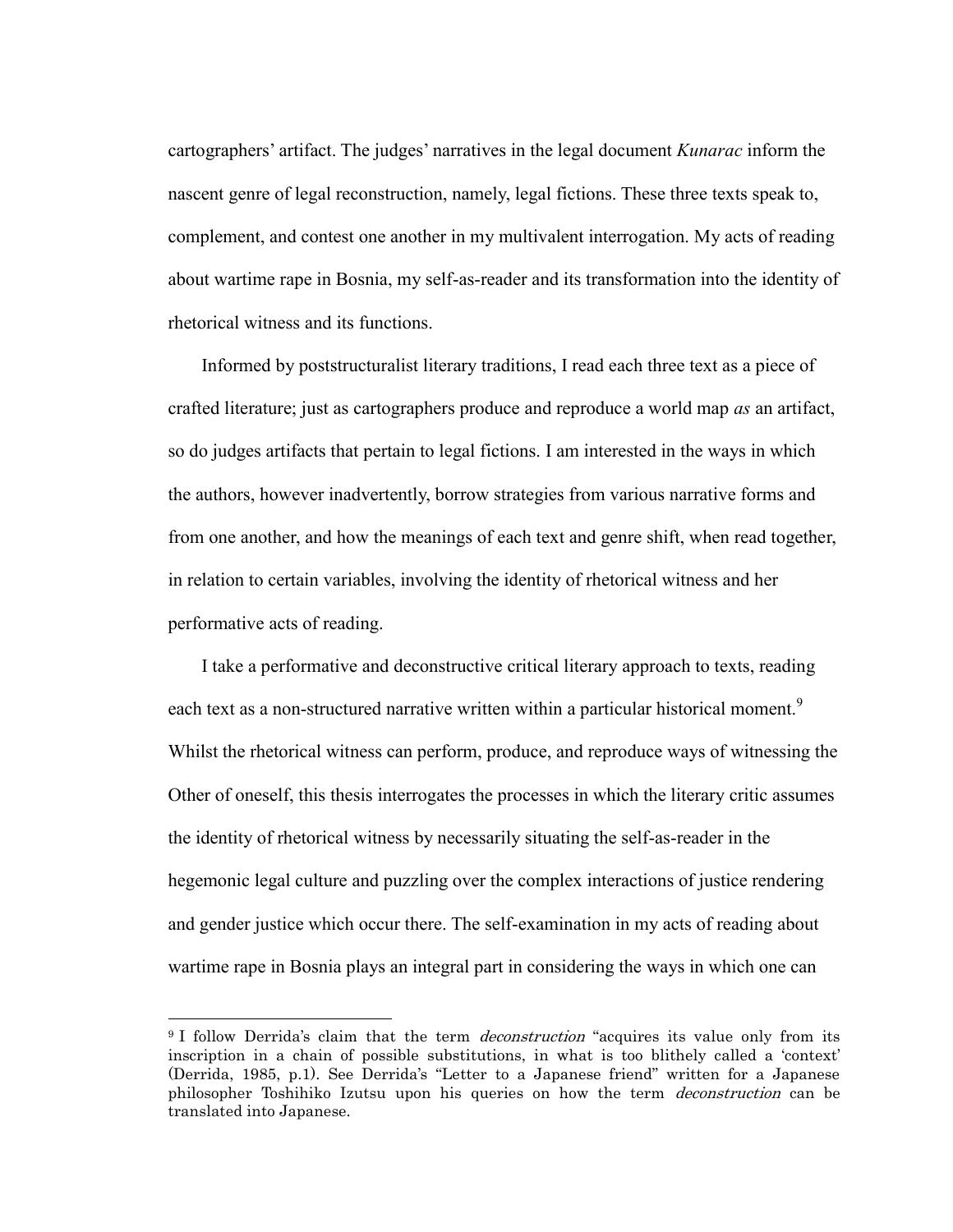cartographers' artifact. The judges' narratives in the legal document *Kunarac* inform the nascent genre of legal reconstruction, namely, legal fictions. These three texts speak to, complement, and contest one another in my multivalent interrogation. My acts of reading about wartime rape in Bosnia, my self-as-reader and its transformation into the identity of rhetorical witness and its functions.

Informed by poststructuralist literary traditions, I read each three text as a piece of crafted literature; just as cartographers produce and reproduce a world map *as* an artifact, so do judges artifacts that pertain to legal fictions. I am interested in the ways in which the authors, however inadvertently, borrow strategies from various narrative forms and from one another, and how the meanings of each text and genre shift, when read together, in relation to certain variables, involving the identity of rhetorical witness and her performative acts of reading.

I take a performative and deconstructive critical literary approach to texts, reading each text as a non-structured narrative written within a particular historical moment.[9] Whilst the rhetorical witness can perform, produce, and reproduce ways of witnessing the Other of oneself, this thesis interrogates the processes in which the literary critic assumes the identity of rhetorical witness by necessarily situating the self-as-reader in the hegemonic legal culture and puzzling over the complex interactions of justice rendering and gender justice which occur there. The self-examination in my acts of reading about wartime rape in Bosnia plays an integral part in considering the ways in which one can

---

[9] I follow Derrida's claim that the term *deconstruction* "acquires its value only from its inscription in a chain of possible substitutions, in what is too blithely called a 'context' (Derrida, 1985, p.1). See Derrida's "Letter to a Japanese friend" written for a Japanese philosopher Toshihiko Izutsu upon his queries on how the term *deconstruction* can be translated into Japanese.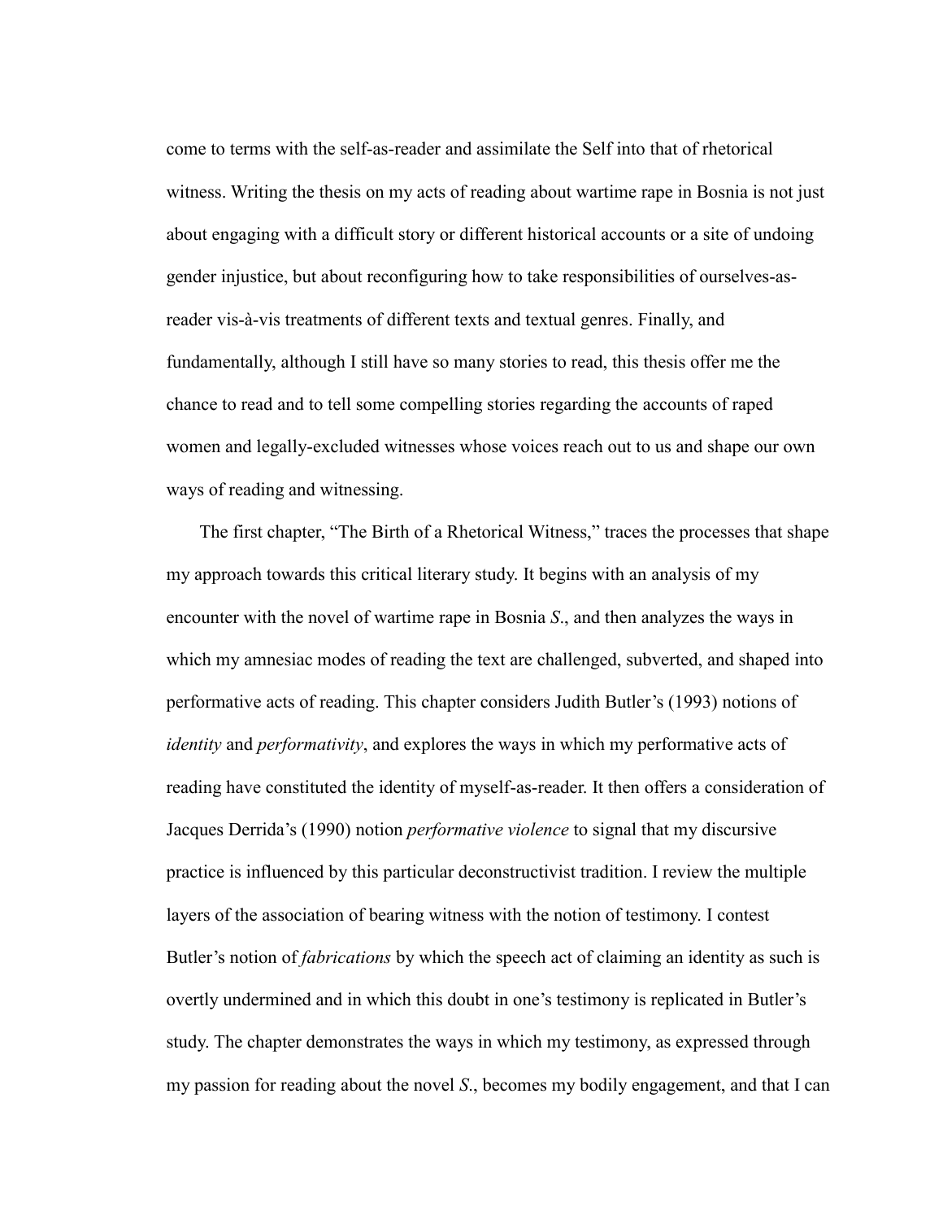come to terms with the self-as-reader and assimilate the Self into that of rhetorical witness. Writing the thesis on my acts of reading about wartime rape in Bosnia is not just about engaging with a difficult story or different historical accounts or a site of undoing gender injustice, but about reconfiguring how to take responsibilities of ourselves-as-reader vis-à-vis treatments of different texts and textual genres. Finally, and fundamentally, although I still have so many stories to read, this thesis offer me the chance to read and to tell some compelling stories regarding the accounts of raped women and legally-excluded witnesses whose voices reach out to us and shape our own ways of reading and witnessing.

The first chapter, "The Birth of a Rhetorical Witness," traces the processes that shape my approach towards this critical literary study. It begins with an analysis of my encounter with the novel of wartime rape in Bosnia *S.*, and then analyzes the ways in which my amnesiac modes of reading the text are challenged, subverted, and shaped into performative acts of reading. This chapter considers Judith Butler's (1993) notions of *identity* and *performativity*, and explores the ways in which my performative acts of reading have constituted the identity of myself-as-reader. It then offers a consideration of Jacques Derrida's (1990) notion *performative violence* to signal that my discursive practice is influenced by this particular deconstructivist tradition. I review the multiple layers of the association of bearing witness with the notion of testimony. I contest Butler's notion of *fabrications* by which the speech act of claiming an identity as such is overtly undermined and in which this doubt in one's testimony is replicated in Butler's study. The chapter demonstrates the ways in which my testimony, as expressed through my passion for reading about the novel *S.*, becomes my bodily engagement, and that I can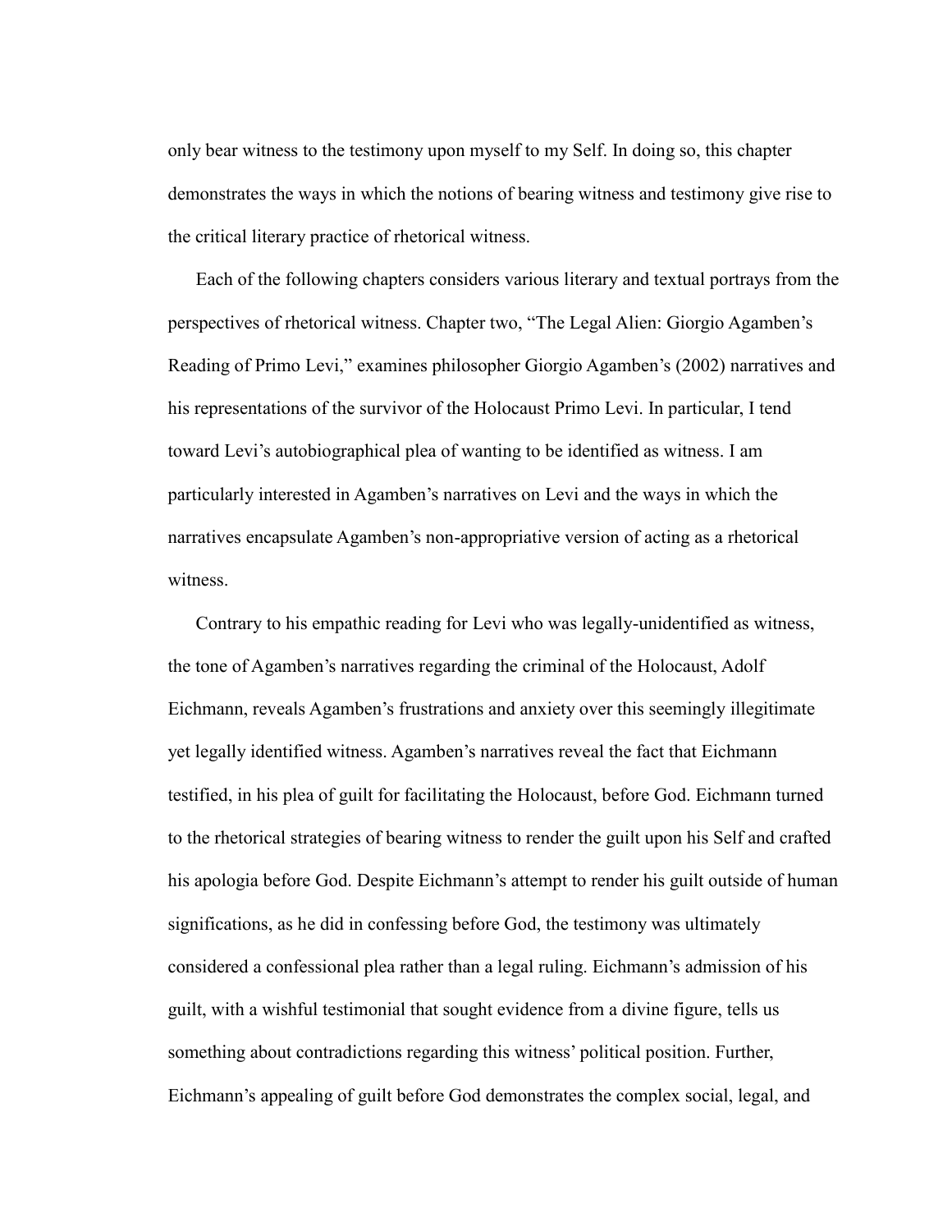only bear witness to the testimony upon myself to my Self. In doing so, this chapter demonstrates the ways in which the notions of bearing witness and testimony give rise to the critical literary practice of rhetorical witness.

Each of the following chapters considers various literary and textual portrays from the perspectives of rhetorical witness. Chapter two, "The Legal Alien: Giorgio Agamben's Reading of Primo Levi," examines philosopher Giorgio Agamben's (2002) narratives and his representations of the survivor of the Holocaust Primo Levi. In particular, I tend toward Levi's autobiographical plea of wanting to be identified as witness. I am particularly interested in Agamben's narratives on Levi and the ways in which the narratives encapsulate Agamben's non-appropriative version of acting as a rhetorical witness.

Contrary to his empathic reading for Levi who was legally-unidentified as witness, the tone of Agamben's narratives regarding the criminal of the Holocaust, Adolf Eichmann, reveals Agamben's frustrations and anxiety over this seemingly illegitimate yet legally identified witness. Agamben's narratives reveal the fact that Eichmann testified, in his plea of guilt for facilitating the Holocaust, before God. Eichmann turned to the rhetorical strategies of bearing witness to render the guilt upon his Self and crafted his apologia before God. Despite Eichmann's attempt to render his guilt outside of human significations, as he did in confessing before God, the testimony was ultimately considered a confessional plea rather than a legal ruling. Eichmann's admission of his guilt, with a wishful testimonial that sought evidence from a divine figure, tells us something about contradictions regarding this witness' political position. Further, Eichmann's appealing of guilt before God demonstrates the complex social, legal, and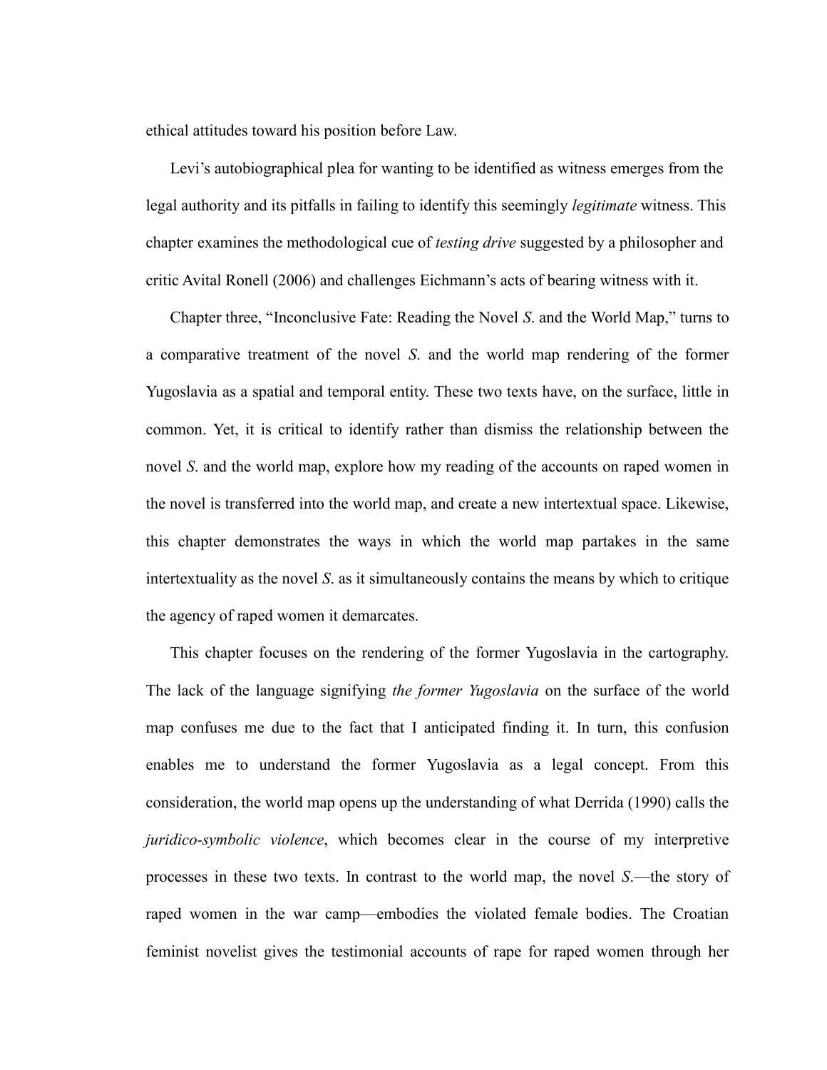ethical attitudes toward his position before Law.

Levi's autobiographical plea for wanting to be identified as witness emerges from the legal authority and its pitfalls in failing to identify this seemingly *legitimate* witness. This chapter examines the methodological cue of *testing drive* suggested by a philosopher and critic Avital Ronell (2006) and challenges Eichmann's acts of bearing witness with it.

Chapter three, "Inconclusive Fate: Reading the Novel *S*. and the World Map," turns to a comparative treatment of the novel *S*. and the world map rendering of the former Yugoslavia as a spatial and temporal entity. These two texts have, on the surface, little in common. Yet, it is critical to identify rather than dismiss the relationship between the novel *S*. and the world map, explore how my reading of the accounts on raped women in the novel is transferred into the world map, and create a new intertextual space. Likewise, this chapter demonstrates the ways in which the world map partakes in the same intertextuality as the novel *S*. as it simultaneously contains the means by which to critique the agency of raped women it demarcates.

This chapter focuses on the rendering of the former Yugoslavia in the cartography. The lack of the language signifying *the former Yugoslavia* on the surface of the world map confuses me due to the fact that I anticipated finding it. In turn, this confusion enables me to understand the former Yugoslavia as a legal concept. From this consideration, the world map opens up the understanding of what Derrida (1990) calls the *juridico-symbolic violence*, which becomes clear in the course of my interpretive processes in these two texts. In contrast to the world map, the novel *S*.—the story of raped women in the war camp—embodies the violated female bodies. The Croatian feminist novelist gives the testimonial accounts of rape for raped women through her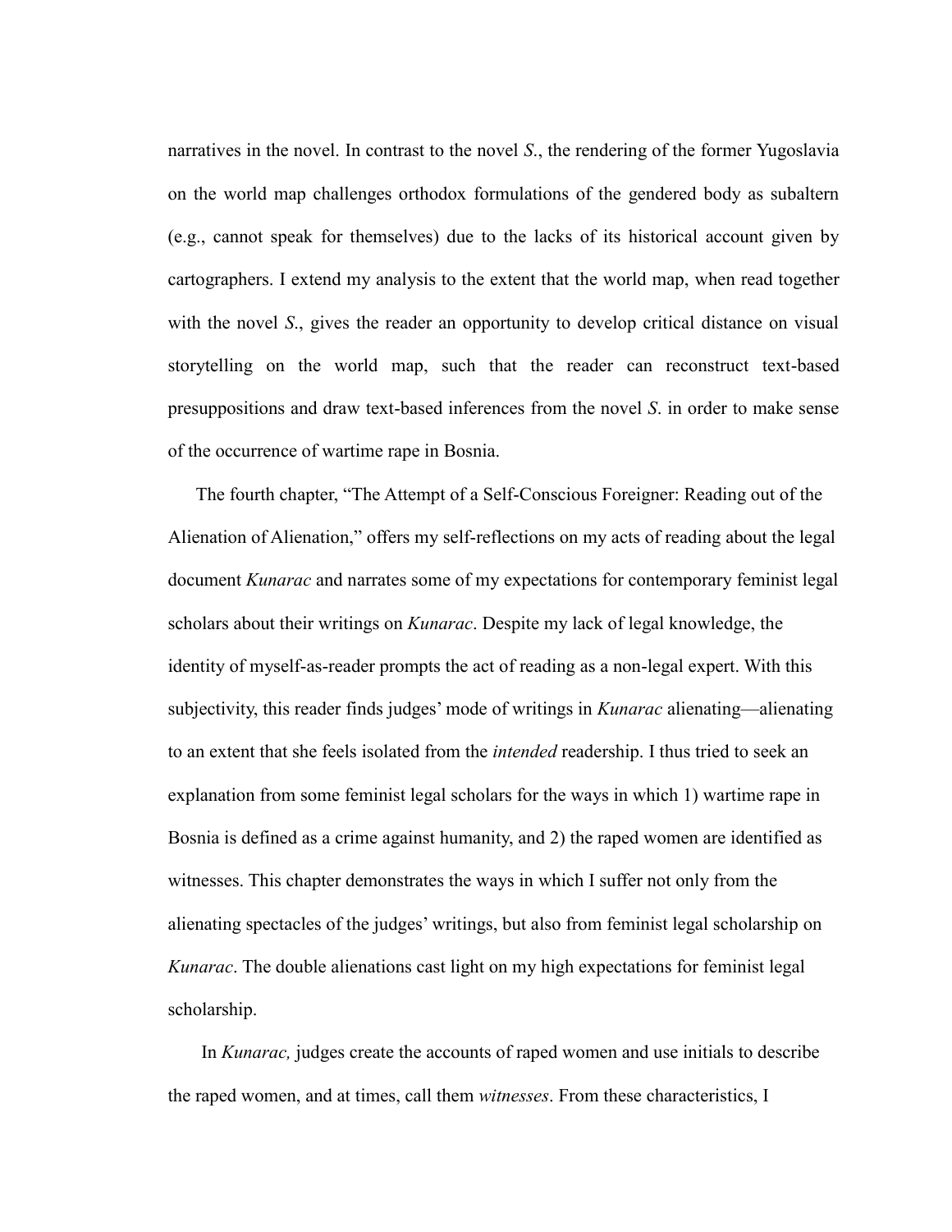narratives in the novel. In contrast to the novel *S.*, the rendering of the former Yugoslavia on the world map challenges orthodox formulations of the gendered body as subaltern (e.g., cannot speak for themselves) due to the lacks of its historical account given by cartographers. I extend my analysis to the extent that the world map, when read together with the novel *S.*, gives the reader an opportunity to develop critical distance on visual storytelling on the world map, such that the reader can reconstruct text-based presuppositions and draw text-based inferences from the novel *S.* in order to make sense of the occurrence of wartime rape in Bosnia.

The fourth chapter, "The Attempt of a Self-Conscious Foreigner: Reading out of the Alienation of Alienation," offers my self-reflections on my acts of reading about the legal document *Kunarac* and narrates some of my expectations for contemporary feminist legal scholars about their writings on *Kunarac*. Despite my lack of legal knowledge, the identity of myself-as-reader prompts the act of reading as a non-legal expert. With this subjectivity, this reader finds judges' mode of writings in *Kunarac* alienating—alienating to an extent that she feels isolated from the *intended* readership. I thus tried to seek an explanation from some feminist legal scholars for the ways in which 1) wartime rape in Bosnia is defined as a crime against humanity, and 2) the raped women are identified as witnesses. This chapter demonstrates the ways in which I suffer not only from the alienating spectacles of the judges' writings, but also from feminist legal scholarship on *Kunarac*. The double alienations cast light on my high expectations for feminist legal scholarship.

In *Kunarac,* judges create the accounts of raped women and use initials to describe the raped women, and at times, call them *witnesses*. From these characteristics, I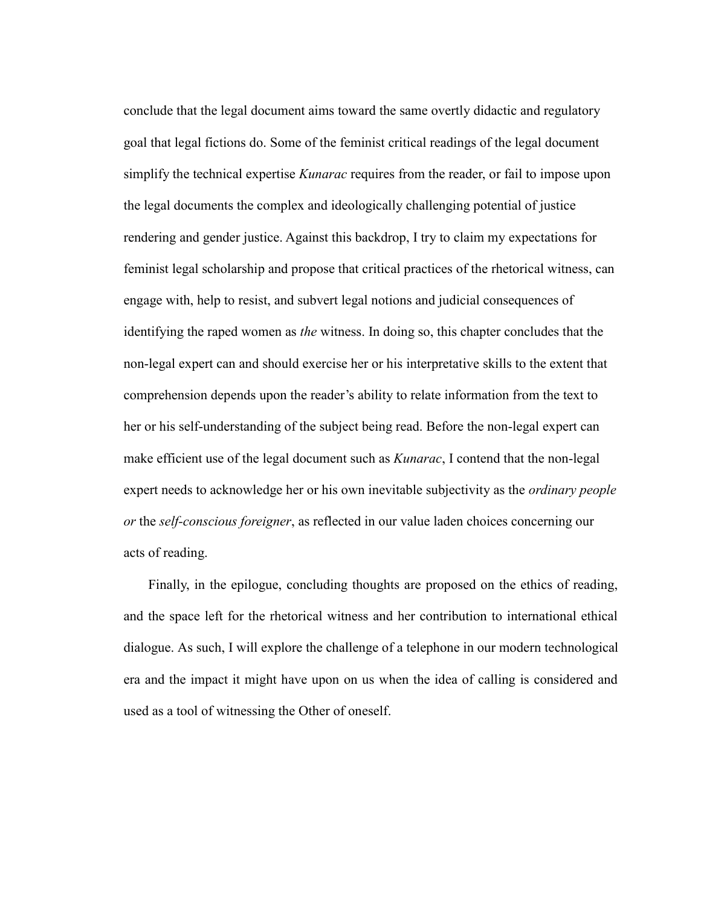conclude that the legal document aims toward the same overtly didactic and regulatory goal that legal fictions do. Some of the feminist critical readings of the legal document simplify the technical expertise *Kunarac* requires from the reader, or fail to impose upon the legal documents the complex and ideologically challenging potential of justice rendering and gender justice. Against this backdrop, I try to claim my expectations for feminist legal scholarship and propose that critical practices of the rhetorical witness, can engage with, help to resist, and subvert legal notions and judicial consequences of identifying the raped women as *the* witness. In doing so, this chapter concludes that the non-legal expert can and should exercise her or his interpretative skills to the extent that comprehension depends upon the reader's ability to relate information from the text to her or his self-understanding of the subject being read. Before the non-legal expert can make efficient use of the legal document such as *Kunarac*, I contend that the non-legal expert needs to acknowledge her or his own inevitable subjectivity as the *ordinary people or* the *self-conscious foreigner*, as reflected in our value laden choices concerning our acts of reading.

Finally, in the epilogue, concluding thoughts are proposed on the ethics of reading, and the space left for the rhetorical witness and her contribution to international ethical dialogue. As such, I will explore the challenge of a telephone in our modern technological era and the impact it might have upon on us when the idea of calling is considered and used as a tool of witnessing the Other of oneself.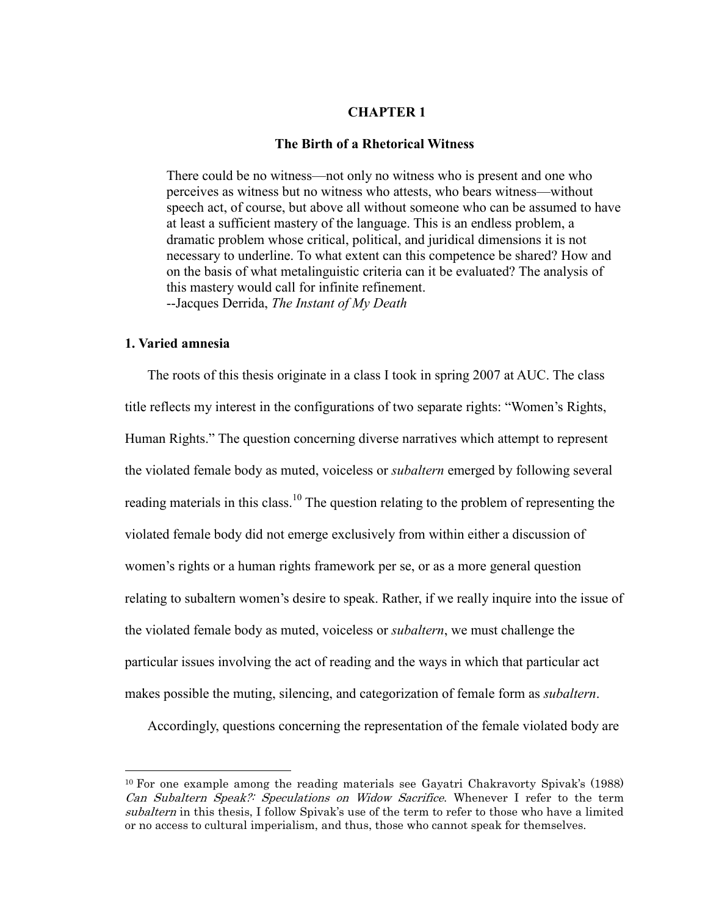# CHAPTER 1

## The Birth of a Rhetorical Witness

> There could be no witness—not only no witness who is present and one who perceives as witness but no witness who attests, who bears witness—without speech act, of course, but above all without someone who can be assumed to have at least a sufficient mastery of the language. This is an endless problem, a dramatic problem whose critical, political, and juridical dimensions it is not necessary to underline. To what extent can this competence be shared? How and on the basis of what metalinguistic criteria can it be evaluated? The analysis of this mastery would call for infinite refinement.
> --Jacques Derrida, *The Instant of My Death*

### 1. Varied amnesia

The roots of this thesis originate in a class I took in spring 2007 at AUC. The class title reflects my interest in the configurations of two separate rights: "Women's Rights, Human Rights." The question concerning diverse narratives which attempt to represent the violated female body as muted, voiceless or *subaltern* emerged by following several reading materials in this class.[10] The question relating to the problem of representing the violated female body did not emerge exclusively from within either a discussion of women's rights or a human rights framework per se, or as a more general question relating to subaltern women's desire to speak. Rather, if we really inquire into the issue of the violated female body as muted, voiceless or *subaltern*, we must challenge the particular issues involving the act of reading and the ways in which that particular act makes possible the muting, silencing, and categorization of female form as *subaltern*.

Accordingly, questions concerning the representation of the female violated body are

---

[10] For one example among the reading materials see Gayatri Chakravorty Spivak's (1988) *Can Subaltern Speak?: Speculations on Widow Sacrifice*. Whenever I refer to the term *subaltern* in this thesis, I follow Spivak's use of the term to refer to those who have a limited or no access to cultural imperialism, and thus, those who cannot speak for themselves.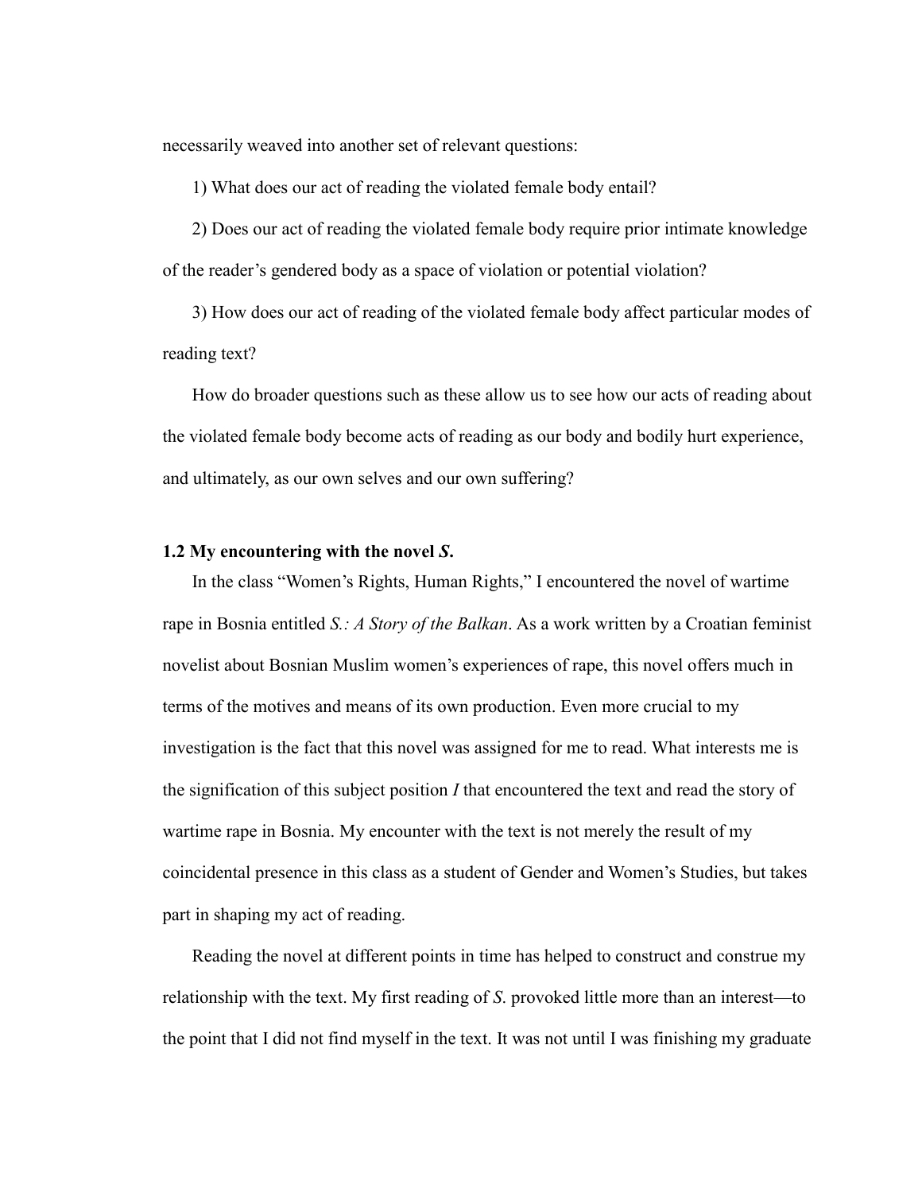necessarily weaved into another set of relevant questions:

1) What does our act of reading the violated female body entail?

2) Does our act of reading the violated female body require prior intimate knowledge of the reader's gendered body as a space of violation or potential violation?

3) How does our act of reading of the violated female body affect particular modes of reading text?

How do broader questions such as these allow us to see how our acts of reading about the violated female body become acts of reading as our body and bodily hurt experience, and ultimately, as our own selves and our own suffering?

### 1.2 My encountering with the novel *S.*

In the class "Women's Rights, Human Rights," I encountered the novel of wartime rape in Bosnia entitled *S.: A Story of the Balkan*. As a work written by a Croatian feminist novelist about Bosnian Muslim women's experiences of rape, this novel offers much in terms of the motives and means of its own production. Even more crucial to my investigation is the fact that this novel was assigned for me to read. What interests me is the signification of this subject position *I* that encountered the text and read the story of wartime rape in Bosnia. My encounter with the text is not merely the result of my coincidental presence in this class as a student of Gender and Women's Studies, but takes part in shaping my act of reading.

Reading the novel at different points in time has helped to construct and construe my relationship with the text. My first reading of *S.* provoked little more than an interest—to the point that I did not find myself in the text. It was not until I was finishing my graduate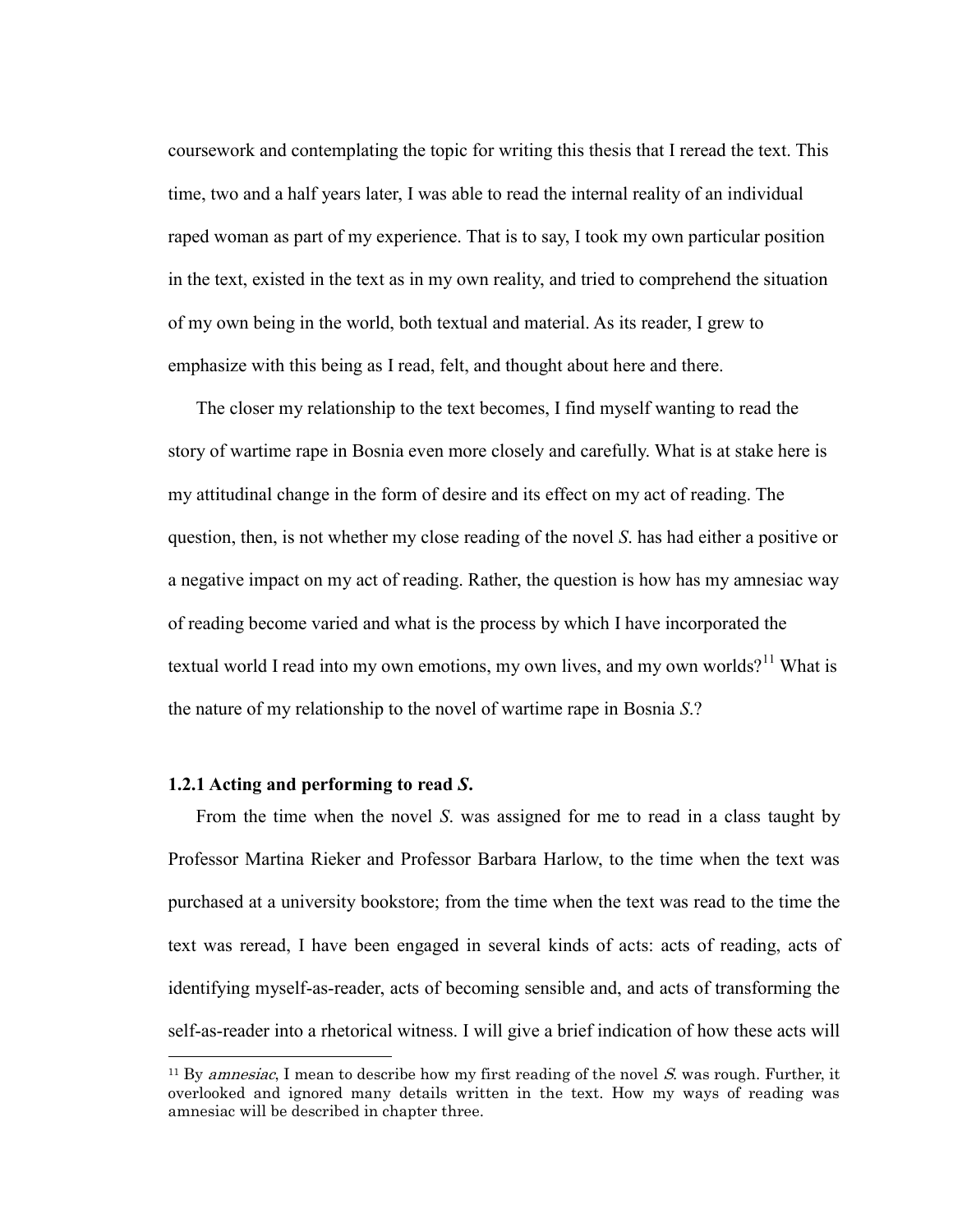coursework and contemplating the topic for writing this thesis that I reread the text. This time, two and a half years later, I was able to read the internal reality of an individual raped woman as part of my experience. That is to say, I took my own particular position in the text, existed in the text as in my own reality, and tried to comprehend the situation of my own being in the world, both textual and material. As its reader, I grew to emphasize with this being as I read, felt, and thought about here and there.

The closer my relationship to the text becomes, I find myself wanting to read the story of wartime rape in Bosnia even more closely and carefully. What is at stake here is my attitudinal change in the form of desire and its effect on my act of reading. The question, then, is not whether my close reading of the novel *S.* has had either a positive or a negative impact on my act of reading. Rather, the question is how has my amnesiac way of reading become varied and what is the process by which I have incorporated the textual world I read into my own emotions, my own lives, and my own worlds?[11] What is the nature of my relationship to the novel of wartime rape in Bosnia *S.*?

### 1.2.1 Acting and performing to read *S.*

From the time when the novel *S.* was assigned for me to read in a class taught by Professor Martina Rieker and Professor Barbara Harlow, to the time when the text was purchased at a university bookstore; from the time when the text was read to the time the text was reread, I have been engaged in several kinds of acts: acts of reading, acts of identifying myself-as-reader, acts of becoming sensible and, and acts of transforming the self-as-reader into a rhetorical witness. I will give a brief indication of how these acts will

---

[11] By *amnesiac*, I mean to describe how my first reading of the novel *S.* was rough. Further, it overlooked and ignored many details written in the text. How my ways of reading was amnesiac will be described in chapter three.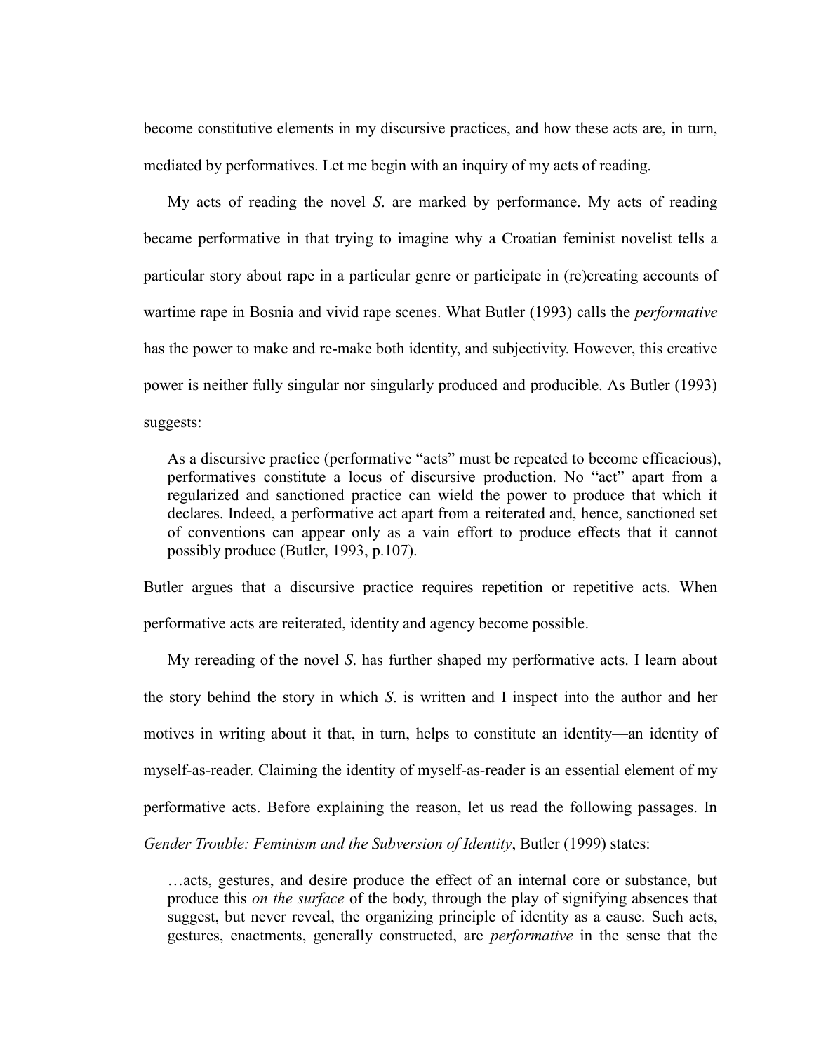become constitutive elements in my discursive practices, and how these acts are, in turn, mediated by performatives. Let me begin with an inquiry of my acts of reading.

My acts of reading the novel *S*. are marked by performance. My acts of reading became performative in that trying to imagine why a Croatian feminist novelist tells a particular story about rape in a particular genre or participate in (re)creating accounts of wartime rape in Bosnia and vivid rape scenes. What Butler (1993) calls the *performative* has the power to make and re-make both identity, and subjectivity. However, this creative power is neither fully singular nor singularly produced and producible. As Butler (1993) suggests:

> As a discursive practice (performative "acts" must be repeated to become efficacious), performatives constitute a locus of discursive production. No "act" apart from a regularized and sanctioned practice can wield the power to produce that which it declares. Indeed, a performative act apart from a reiterated and, hence, sanctioned set of conventions can appear only as a vain effort to produce effects that it cannot possibly produce (Butler, 1993, p.107).

Butler argues that a discursive practice requires repetition or repetitive acts. When performative acts are reiterated, identity and agency become possible.

My rereading of the novel *S*. has further shaped my performative acts. I learn about the story behind the story in which *S*. is written and I inspect into the author and her motives in writing about it that, in turn, helps to constitute an identity—an identity of myself-as-reader. Claiming the identity of myself-as-reader is an essential element of my performative acts. Before explaining the reason, let us read the following passages. In *Gender Trouble: Feminism and the Subversion of Identity*, Butler (1999) states:

> …acts, gestures, and desire produce the effect of an internal core or substance, but produce this *on the surface* of the body, through the play of signifying absences that suggest, but never reveal, the organizing principle of identity as a cause. Such acts, gestures, enactments, generally constructed, are *performative* in the sense that the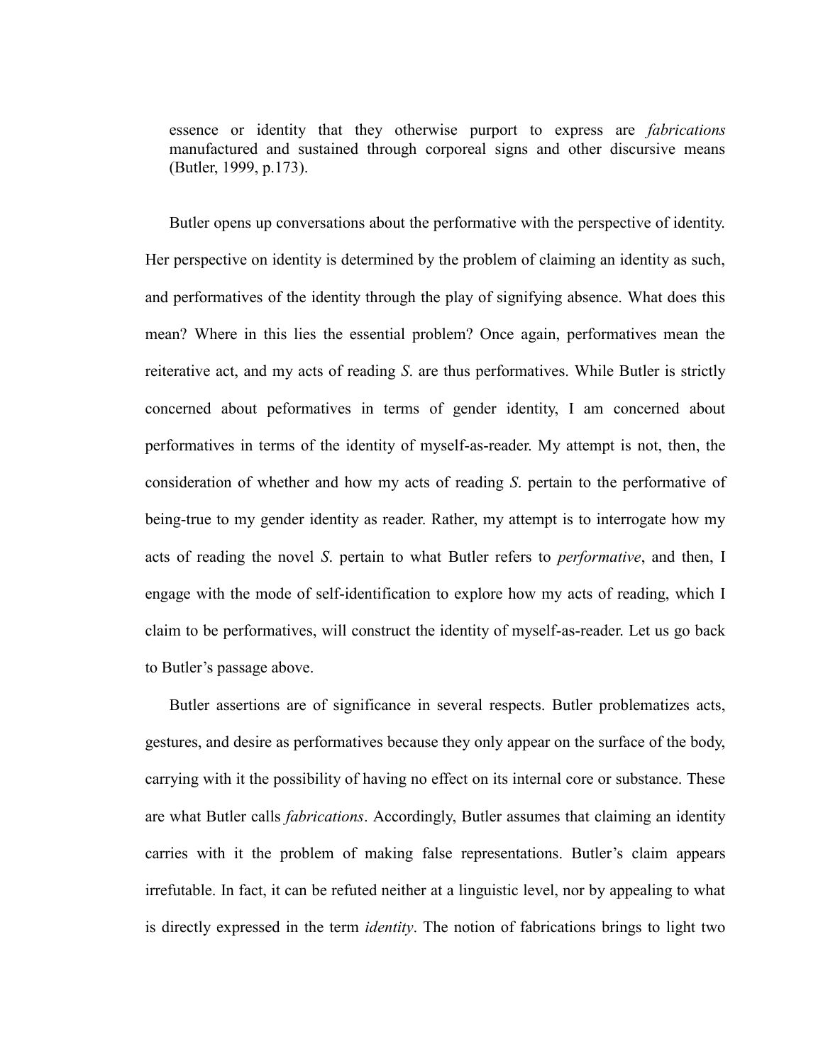> essence or identity that they otherwise purport to express are *fabrications* manufactured and sustained through corporeal signs and other discursive means (Butler, 1999, p.173).

Butler opens up conversations about the performative with the perspective of identity. Her perspective on identity is determined by the problem of claiming an identity as such, and performatives of the identity through the play of signifying absence. What does this mean? Where in this lies the essential problem? Once again, performatives mean the reiterative act, and my acts of reading *S.* are thus performatives. While Butler is strictly concerned about peformatives in terms of gender identity, I am concerned about performatives in terms of the identity of myself-as-reader. My attempt is not, then, the consideration of whether and how my acts of reading *S.* pertain to the performative of being-true to my gender identity as reader. Rather, my attempt is to interrogate how my acts of reading the novel *S.* pertain to what Butler refers to *performative*, and then, I engage with the mode of self-identification to explore how my acts of reading, which I claim to be performatives, will construct the identity of myself-as-reader. Let us go back to Butler's passage above.

Butler assertions are of significance in several respects. Butler problematizes acts, gestures, and desire as performatives because they only appear on the surface of the body, carrying with it the possibility of having no effect on its internal core or substance. These are what Butler calls *fabrications*. Accordingly, Butler assumes that claiming an identity carries with it the problem of making false representations. Butler's claim appears irrefutable. In fact, it can be refuted neither at a linguistic level, nor by appealing to what is directly expressed in the term *identity*. The notion of fabrications brings to light two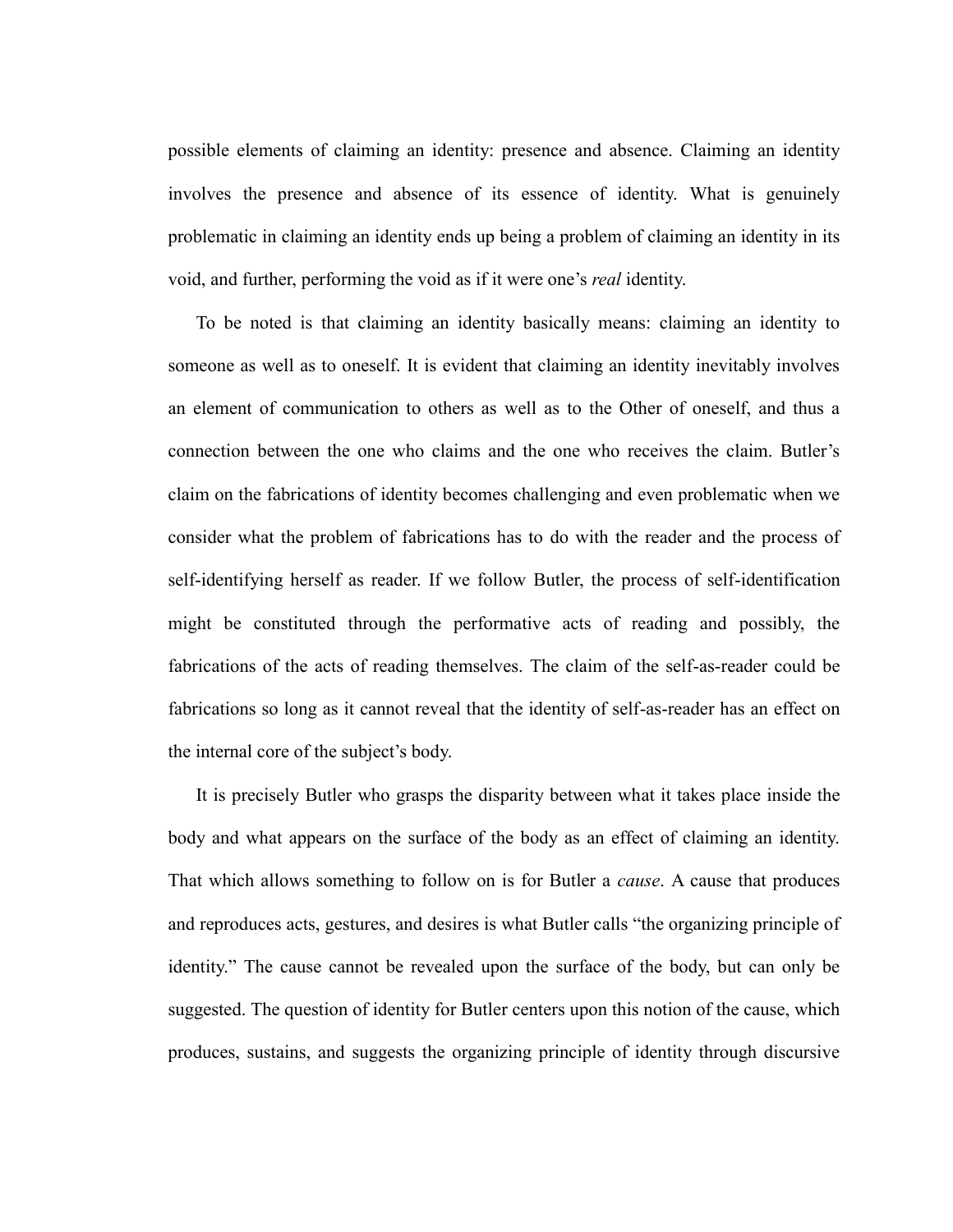possible elements of claiming an identity: presence and absence. Claiming an identity involves the presence and absence of its essence of identity. What is genuinely problematic in claiming an identity ends up being a problem of claiming an identity in its void, and further, performing the void as if it were one's *real* identity.

To be noted is that claiming an identity basically means: claiming an identity to someone as well as to oneself. It is evident that claiming an identity inevitably involves an element of communication to others as well as to the Other of oneself, and thus a connection between the one who claims and the one who receives the claim. Butler's claim on the fabrications of identity becomes challenging and even problematic when we consider what the problem of fabrications has to do with the reader and the process of self-identifying herself as reader. If we follow Butler, the process of self-identification might be constituted through the performative acts of reading and possibly, the fabrications of the acts of reading themselves. The claim of the self-as-reader could be fabrications so long as it cannot reveal that the identity of self-as-reader has an effect on the internal core of the subject's body.

It is precisely Butler who grasps the disparity between what it takes place inside the body and what appears on the surface of the body as an effect of claiming an identity. That which allows something to follow on is for Butler a *cause*. A cause that produces and reproduces acts, gestures, and desires is what Butler calls "the organizing principle of identity." The cause cannot be revealed upon the surface of the body, but can only be suggested. The question of identity for Butler centers upon this notion of the cause, which produces, sustains, and suggests the organizing principle of identity through discursive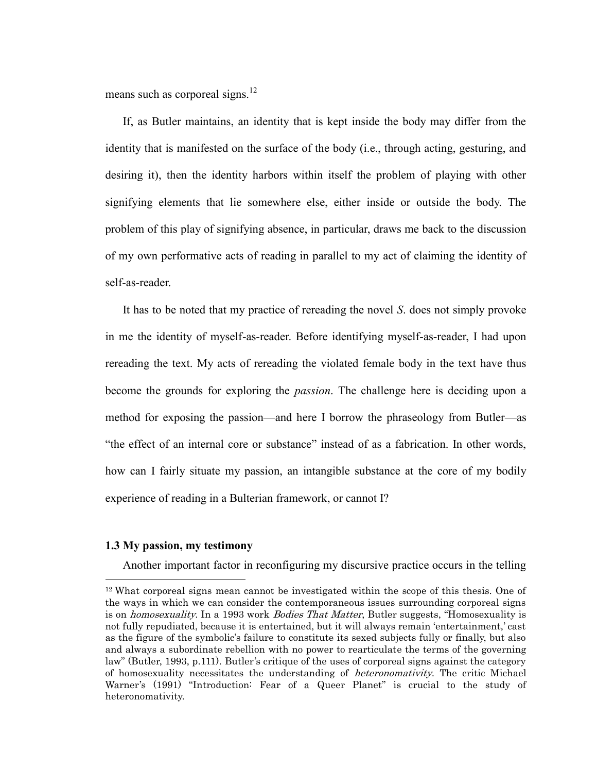means such as corporeal signs.[12]

If, as Butler maintains, an identity that is kept inside the body may differ from the identity that is manifested on the surface of the body (i.e., through acting, gesturing, and desiring it), then the identity harbors within itself the problem of playing with other signifying elements that lie somewhere else, either inside or outside the body. The problem of this play of signifying absence, in particular, draws me back to the discussion of my own performative acts of reading in parallel to my act of claiming the identity of self-as-reader.

It has to be noted that my practice of rereading the novel *S*. does not simply provoke in me the identity of myself-as-reader. Before identifying myself-as-reader, I had upon rereading the text. My acts of rereading the violated female body in the text have thus become the grounds for exploring the *passion*. The challenge here is deciding upon a method for exposing the passion—and here I borrow the phraseology from Butler—as "the effect of an internal core or substance" instead of as a fabrication. In other words, how can I fairly situate my passion, an intangible substance at the core of my bodily experience of reading in a Bulterian framework, or cannot I?

### 1.3 My passion, my testimony

Another important factor in reconfiguring my discursive practice occurs in the telling

---

[12] What corporeal signs mean cannot be investigated within the scope of this thesis. One of the ways in which we can consider the contemporaneous issues surrounding corporeal signs is on *homosexuality*. In a 1993 work *Bodies That Matter*, Butler suggests, "Homosexuality is not fully repudiated, because it is entertained, but it will always remain 'entertainment,' cast as the figure of the symbolic's failure to constitute its sexed subjects fully or finally, but also and always a subordinate rebellion with no power to rearticulate the terms of the governing law" (Butler, 1993, p.111). Butler's critique of the uses of corporeal signs against the category of homosexuality necessitates the understanding of *heteronomativity*. The critic Michael Warner's (1991) "Introduction: Fear of a Queer Planet" is crucial to the study of heteronomativity.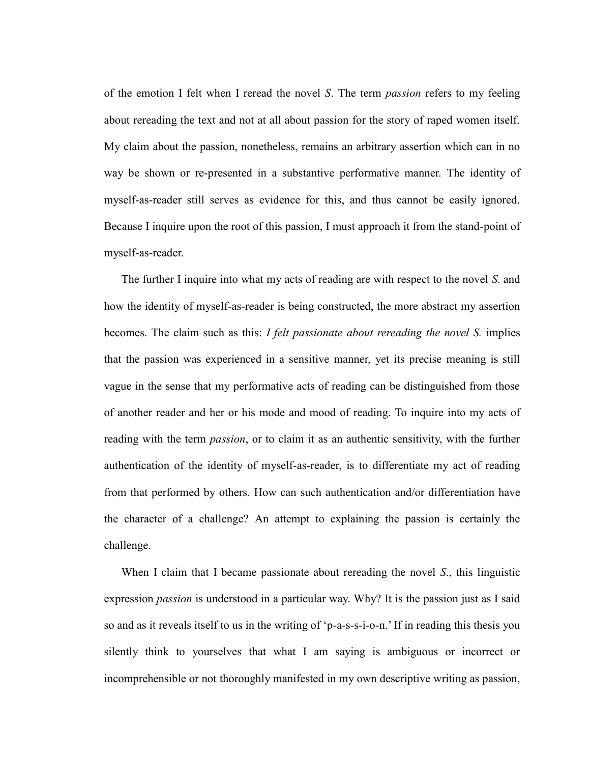of the emotion I felt when I reread the novel *S*. The term *passion* refers to my feeling about rereading the text and not at all about passion for the story of raped women itself. My claim about the passion, nonetheless, remains an arbitrary assertion which can in no way be shown or re-presented in a substantive performative manner. The identity of myself-as-reader still serves as evidence for this, and thus cannot be easily ignored. Because I inquire upon the root of this passion, I must approach it from the stand-point of myself-as-reader.

The further I inquire into what my acts of reading are with respect to the novel *S*. and how the identity of myself-as-reader is being constructed, the more abstract my assertion becomes. The claim such as this: *I felt passionate about rereading the novel S.* implies that the passion was experienced in a sensitive manner, yet its precise meaning is still vague in the sense that my performative acts of reading can be distinguished from those of another reader and her or his mode and mood of reading. To inquire into my acts of reading with the term *passion*, or to claim it as an authentic sensitivity, with the further authentication of the identity of myself-as-reader, is to differentiate my act of reading from that performed by others. How can such authentication and/or differentiation have the character of a challenge? An attempt to explaining the passion is certainly the challenge.

When I claim that I became passionate about rereading the novel *S*., this linguistic expression *passion* is understood in a particular way. Why? It is the passion just as I said so and as it reveals itself to us in the writing of 'p-a-s-s-i-o-n.' If in reading this thesis you silently think to yourselves that what I am saying is ambiguous or incorrect or incomprehensible or not thoroughly manifested in my own descriptive writing as passion,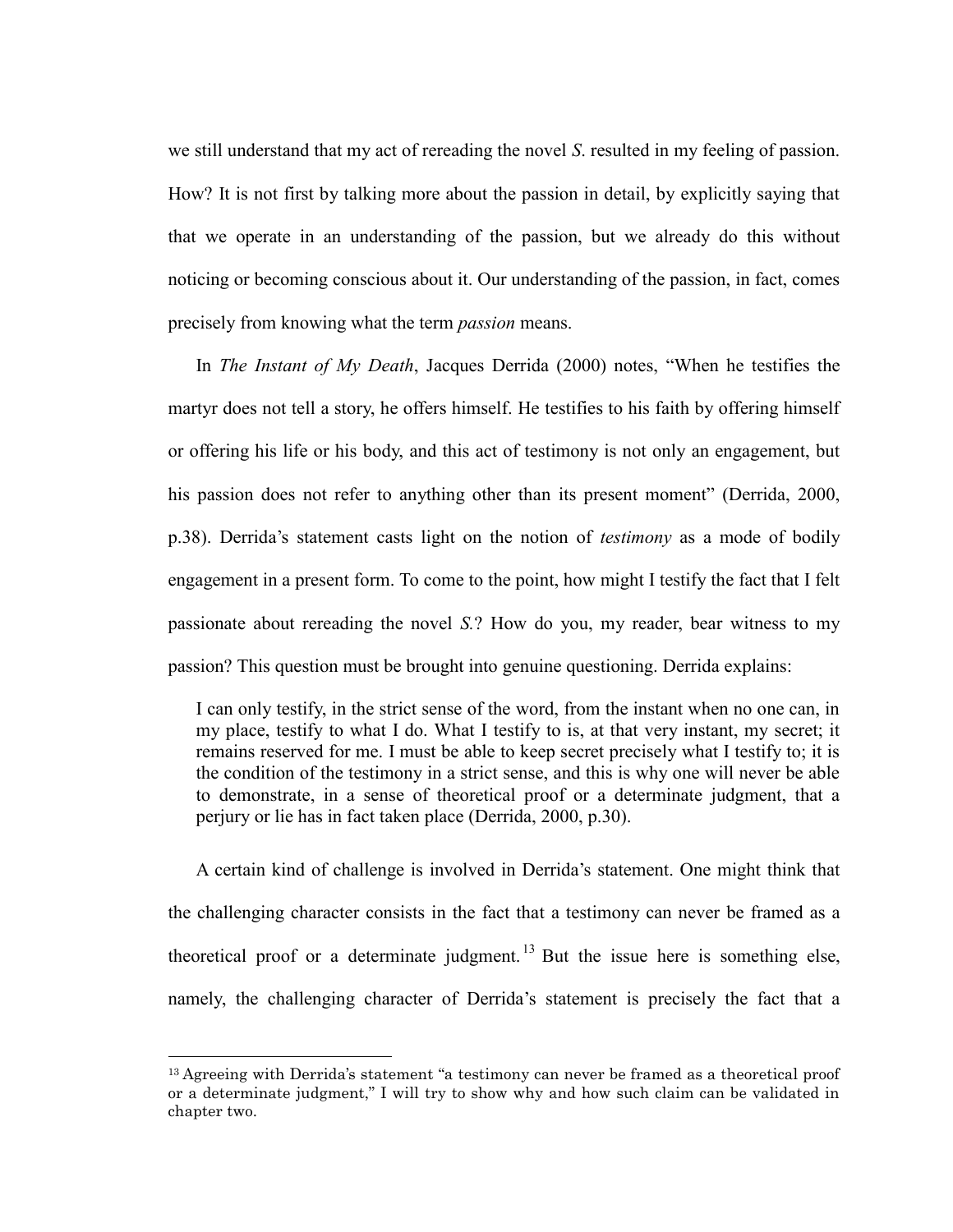we still understand that my act of rereading the novel *S*. resulted in my feeling of passion. How? It is not first by talking more about the passion in detail, by explicitly saying that that we operate in an understanding of the passion, but we already do this without noticing or becoming conscious about it. Our understanding of the passion, in fact, comes precisely from knowing what the term *passion* means.

In *The Instant of My Death*, Jacques Derrida (2000) notes, "When he testifies the martyr does not tell a story, he offers himself. He testifies to his faith by offering himself or offering his life or his body, and this act of testimony is not only an engagement, but his passion does not refer to anything other than its present moment" (Derrida, 2000, p.38). Derrida's statement casts light on the notion of *testimony* as a mode of bodily engagement in a present form. To come to the point, how might I testify the fact that I felt passionate about rereading the novel *S.*? How do you, my reader, bear witness to my passion? This question must be brought into genuine questioning. Derrida explains:

> I can only testify, in the strict sense of the word, from the instant when no one can, in my place, testify to what I do. What I testify to is, at that very instant, my secret; it remains reserved for me. I must be able to keep secret precisely what I testify to; it is the condition of the testimony in a strict sense, and this is why one will never be able to demonstrate, in a sense of theoretical proof or a determinate judgment, that a perjury or lie has in fact taken place (Derrida, 2000, p.30).

A certain kind of challenge is involved in Derrida's statement. One might think that the challenging character consists in the fact that a testimony can never be framed as a theoretical proof or a determinate judgment.[13] But the issue here is something else, namely, the challenging character of Derrida's statement is precisely the fact that a

---

[13] Agreeing with Derrida's statement "a testimony can never be framed as a theoretical proof or a determinate judgment," I will try to show why and how such claim can be validated in chapter two.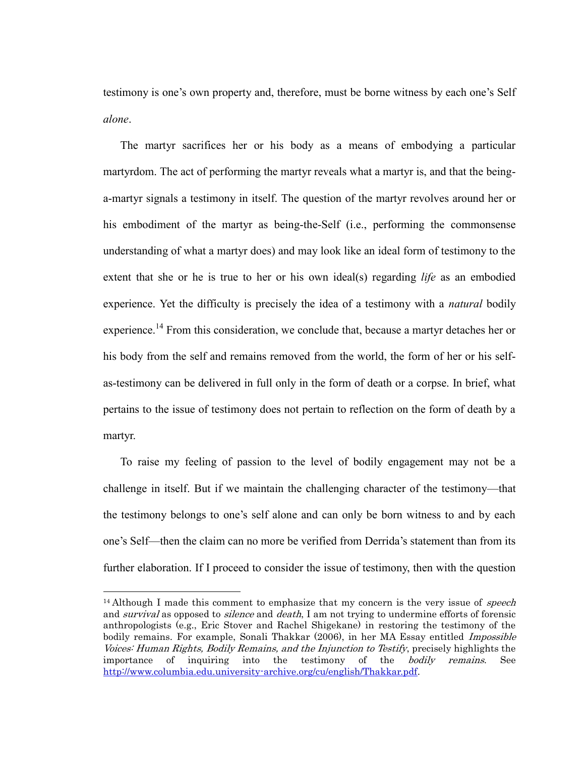testimony is one's own property and, therefore, must be borne witness by each one's Self *alone*.

The martyr sacrifices her or his body as a means of embodying a particular martyrdom. The act of performing the martyr reveals what a martyr is, and that the being-a-martyr signals a testimony in itself. The question of the martyr revolves around her or his embodiment of the martyr as being-the-Self (i.e., performing the commonsense understanding of what a martyr does) and may look like an ideal form of testimony to the extent that she or he is true to her or his own ideal(s) regarding *life* as an embodied experience. Yet the difficulty is precisely the idea of a testimony with a *natural* bodily experience.[14] From this consideration, we conclude that, because a martyr detaches her or his body from the self and remains removed from the world, the form of her or his self-as-testimony can be delivered in full only in the form of death or a corpse. In brief, what pertains to the issue of testimony does not pertain to reflection on the form of death by a martyr.

To raise my feeling of passion to the level of bodily engagement may not be a challenge in itself. But if we maintain the challenging character of the testimony—that the testimony belongs to one's self alone and can only be born witness to and by each one's Self—then the claim can no more be verified from Derrida's statement than from its further elaboration. If I proceed to consider the issue of testimony, then with the question

---

[14] Although I made this comment to emphasize that my concern is the very issue of *speech* and *survival* as opposed to *silence* and *death*, I am not trying to undermine efforts of forensic anthropologists (e.g., Eric Stover and Rachel Shigekane) in restoring the testimony of the bodily remains. For example, Sonali Thakkar (2006), in her MA Essay entitled *Impossible Voices: Human Rights, Bodily Remains, and the Injunction to Testify*, precisely highlights the importance of inquiring into the testimony of the *bodily remains*. See http://www.columbia.edu.university-archive.org/cu/english/Thakkar.pdf.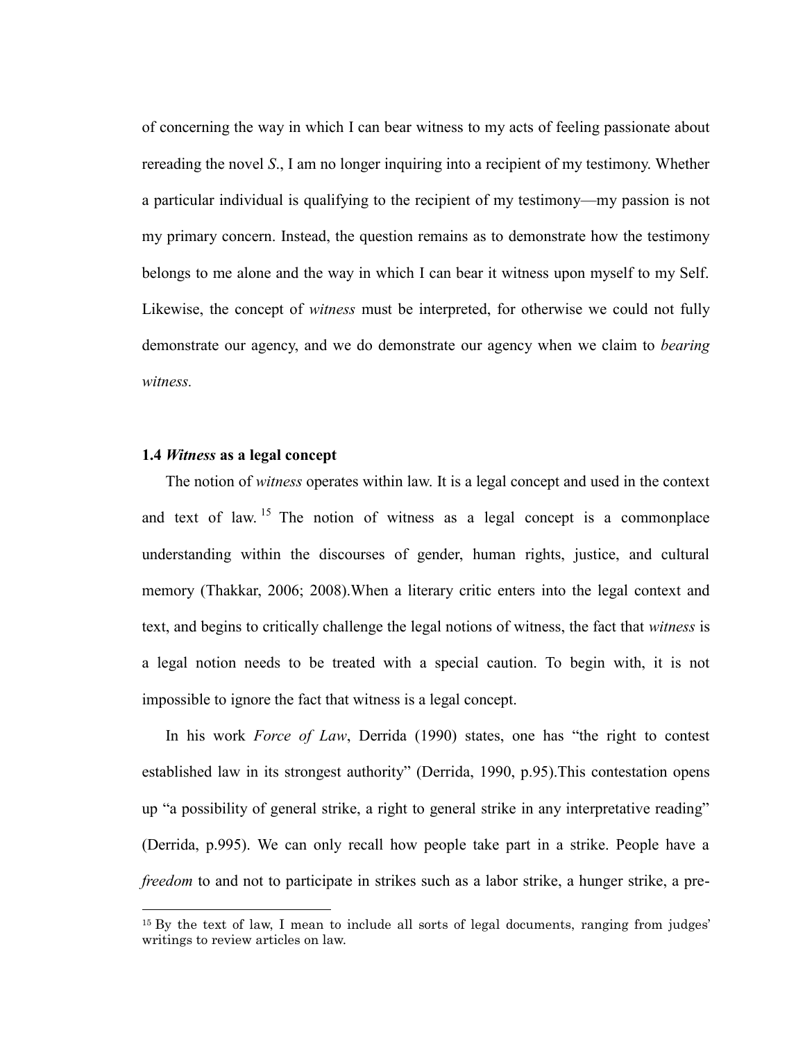of concerning the way in which I can bear witness to my acts of feeling passionate about rereading the novel *S*., I am no longer inquiring into a recipient of my testimony. Whether a particular individual is qualifying to the recipient of my testimony—my passion is not my primary concern. Instead, the question remains as to demonstrate how the testimony belongs to me alone and the way in which I can bear it witness upon myself to my Self. Likewise, the concept of *witness* must be interpreted, for otherwise we could not fully demonstrate our agency, and we do demonstrate our agency when we claim to *bearing witness*.

### 1.4 *Witness* as a legal concept

The notion of *witness* operates within law. It is a legal concept and used in the context and text of law.[15] The notion of witness as a legal concept is a commonplace understanding within the discourses of gender, human rights, justice, and cultural memory (Thakkar, 2006; 2008).When a literary critic enters into the legal context and text, and begins to critically challenge the legal notions of witness, the fact that *witness* is a legal notion needs to be treated with a special caution. To begin with, it is not impossible to ignore the fact that witness is a legal concept.

In his work *Force of Law*, Derrida (1990) states, one has "the right to contest established law in its strongest authority" (Derrida, 1990, p.95).This contestation opens up "a possibility of general strike, a right to general strike in any interpretative reading" (Derrida, p.995). We can only recall how people take part in a strike. People have a *freedom* to and not to participate in strikes such as a labor strike, a hunger strike, a pre-

[15] By the text of law, I mean to include all sorts of legal documents, ranging from judges' writings to review articles on law.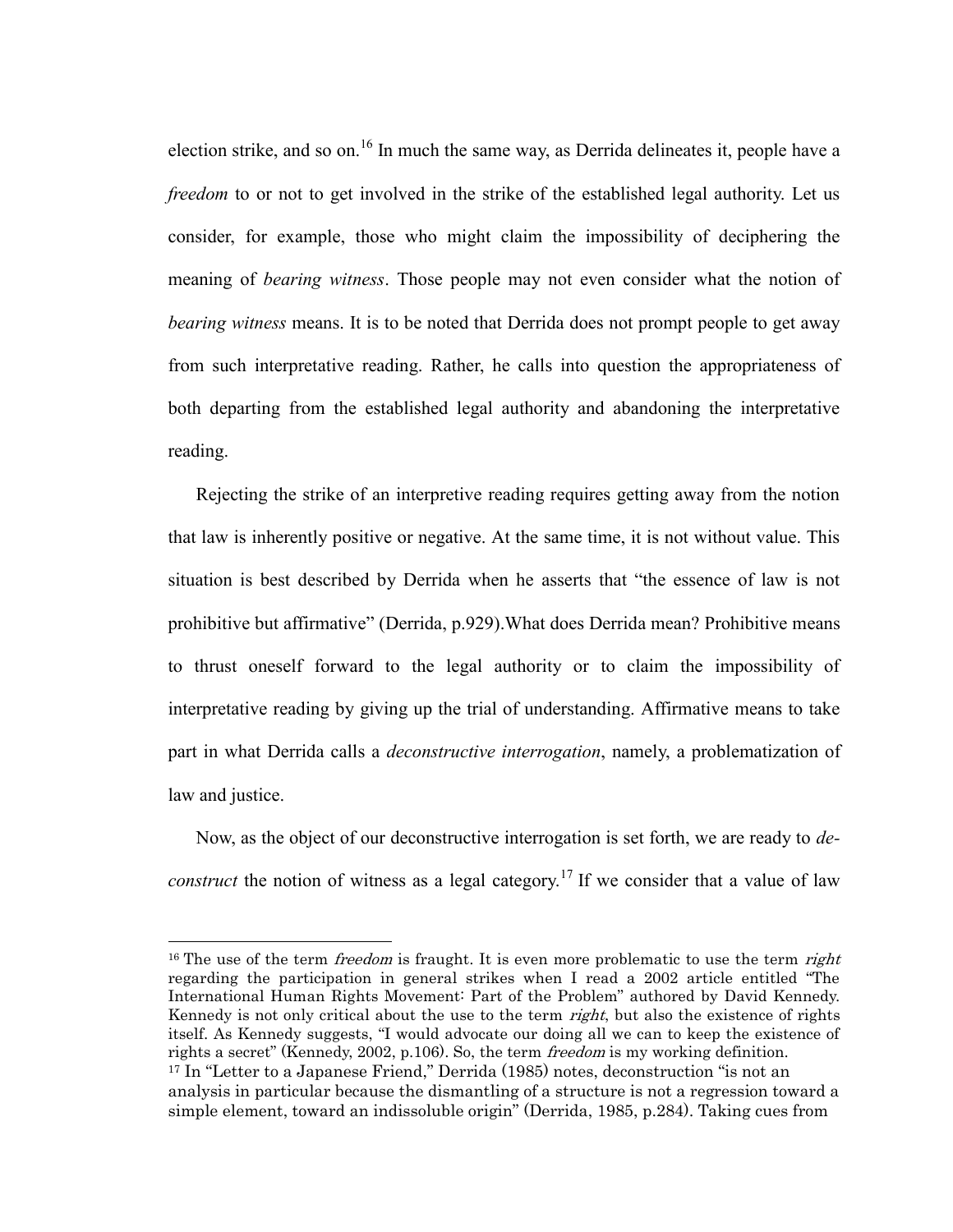election strike, and so on.[16] In much the same way, as Derrida delineates it, people have a *freedom* to or not to get involved in the strike of the established legal authority. Let us consider, for example, those who might claim the impossibility of deciphering the meaning of *bearing witness*. Those people may not even consider what the notion of *bearing witness* means. It is to be noted that Derrida does not prompt people to get away from such interpretative reading. Rather, he calls into question the appropriateness of both departing from the established legal authority and abandoning the interpretative reading.

Rejecting the strike of an interpretive reading requires getting away from the notion that law is inherently positive or negative. At the same time, it is not without value. This situation is best described by Derrida when he asserts that "the essence of law is not prohibitive but affirmative" (Derrida, p.929).What does Derrida mean? Prohibitive means to thrust oneself forward to the legal authority or to claim the impossibility of interpretative reading by giving up the trial of understanding. Affirmative means to take part in what Derrida calls a *deconstructive interrogation*, namely, a problematization of law and justice.

Now, as the object of our deconstructive interrogation is set forth, we are ready to *de-construct* the notion of witness as a legal category.[17] If we consider that a value of law

---

[16] The use of the term *freedom* is fraught. It is even more problematic to use the term *right* regarding the participation in general strikes when I read a 2002 article entitled "The International Human Rights Movement: Part of the Problem" authored by David Kennedy. Kennedy is not only critical about the use to the term *right*, but also the existence of rights itself. As Kennedy suggests, "I would advocate our doing all we can to keep the existence of rights a secret" (Kennedy, 2002, p.106). So, the term *freedom* is my working definition.

[17] In "Letter to a Japanese Friend," Derrida (1985) notes, deconstruction "is not an analysis in particular because the dismantling of a structure is not a regression toward a simple element, toward an indissoluble origin" (Derrida, 1985, p.284). Taking cues from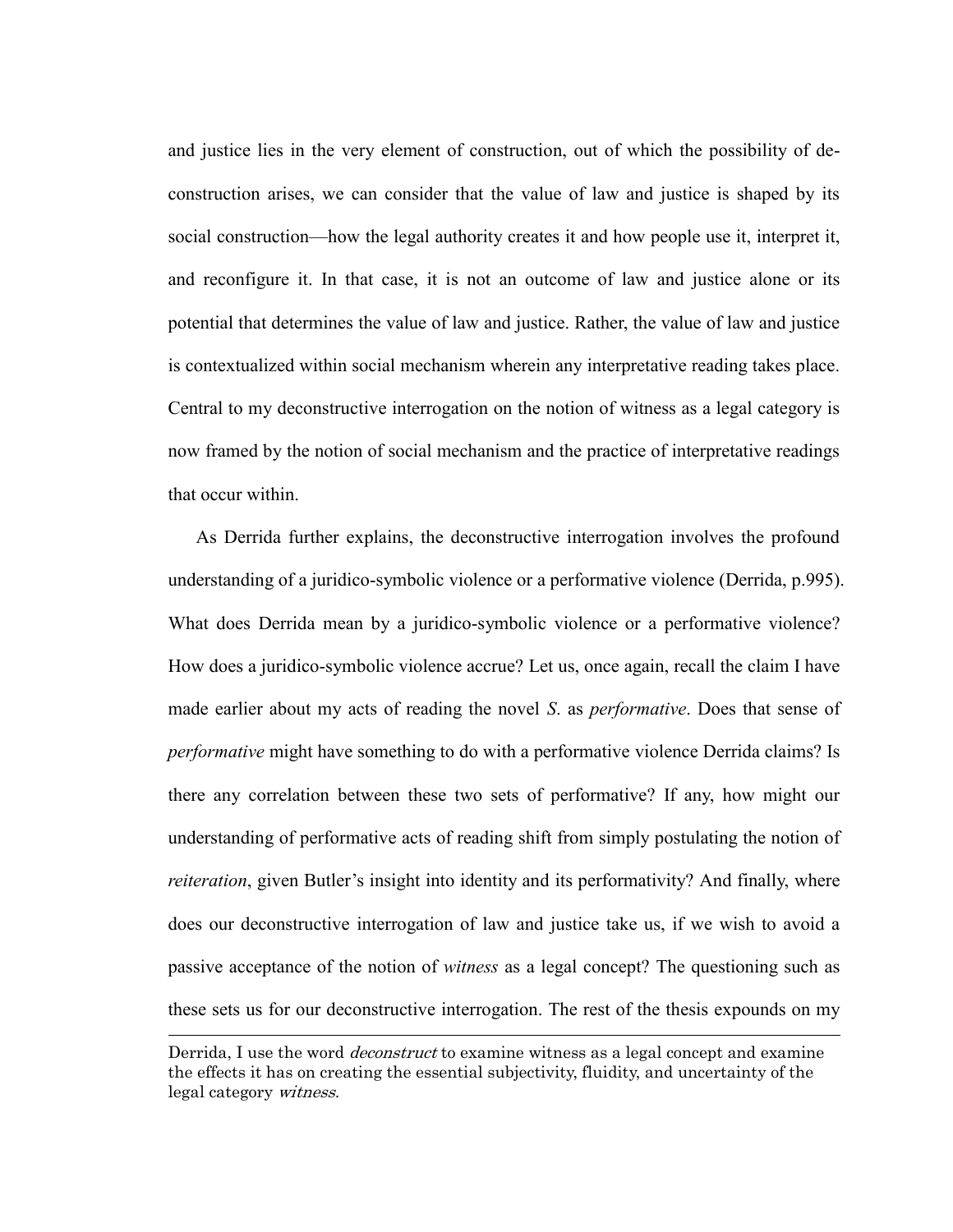and justice lies in the very element of construction, out of which the possibility of de-construction arises, we can consider that the value of law and justice is shaped by its social construction—how the legal authority creates it and how people use it, interpret it, and reconfigure it. In that case, it is not an outcome of law and justice alone or its potential that determines the value of law and justice. Rather, the value of law and justice is contextualized within social mechanism wherein any interpretative reading takes place. Central to my deconstructive interrogation on the notion of witness as a legal category is now framed by the notion of social mechanism and the practice of interpretative readings that occur within.

As Derrida further explains, the deconstructive interrogation involves the profound understanding of a juridico-symbolic violence or a performative violence (Derrida, p.995). What does Derrida mean by a juridico-symbolic violence or a performative violence? How does a juridico-symbolic violence accrue? Let us, once again, recall the claim I have made earlier about my acts of reading the novel *S.* as *performative*. Does that sense of *performative* might have something to do with a performative violence Derrida claims? Is there any correlation between these two sets of performative? If any, how might our understanding of performative acts of reading shift from simply postulating the notion of *reiteration*, given Butler's insight into identity and its performativity? And finally, where does our deconstructive interrogation of law and justice take us, if we wish to avoid a passive acceptance of the notion of *witness* as a legal concept? The questioning such as these sets us for our deconstructive interrogation. The rest of the thesis expounds on my

---

Derrida, I use the word *deconstruct* to examine witness as a legal concept and examine the effects it has on creating the essential subjectivity, fluidity, and uncertainty of the legal category *witness*.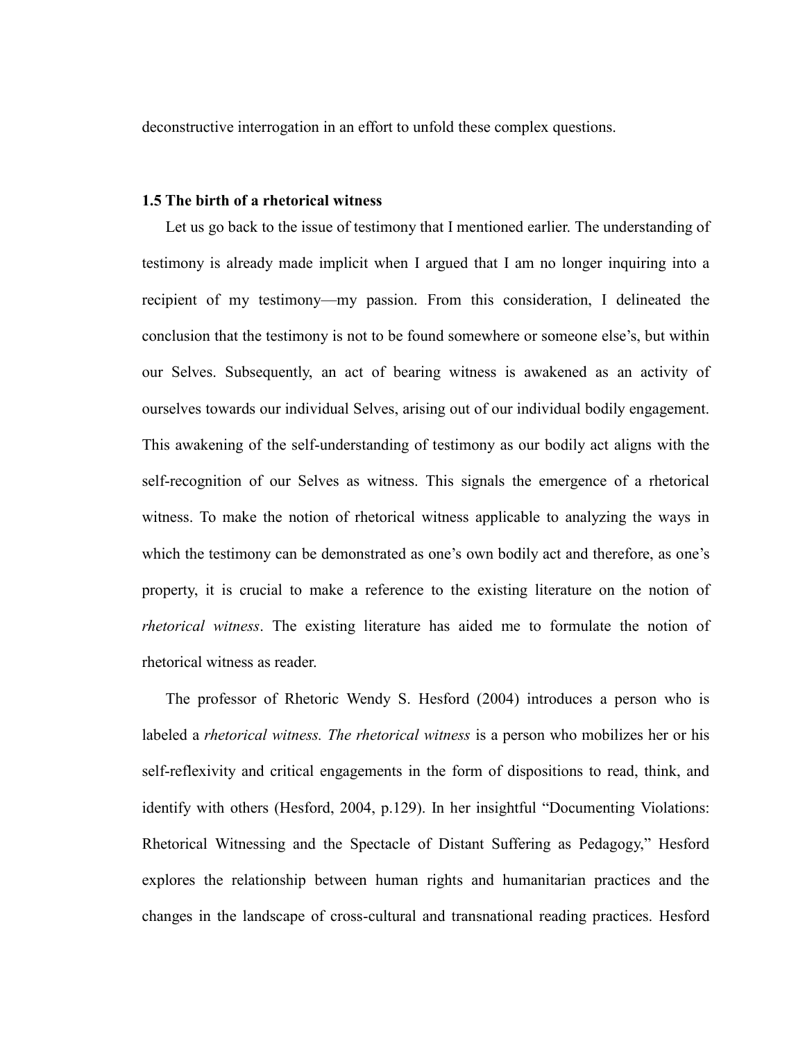deconstructive interrogation in an effort to unfold these complex questions.

### 1.5 The birth of a rhetorical witness

Let us go back to the issue of testimony that I mentioned earlier. The understanding of testimony is already made implicit when I argued that I am no longer inquiring into a recipient of my testimony—my passion. From this consideration, I delineated the conclusion that the testimony is not to be found somewhere or someone else's, but within our Selves. Subsequently, an act of bearing witness is awakened as an activity of ourselves towards our individual Selves, arising out of our individual bodily engagement. This awakening of the self-understanding of testimony as our bodily act aligns with the self-recognition of our Selves as witness. This signals the emergence of a rhetorical witness. To make the notion of rhetorical witness applicable to analyzing the ways in which the testimony can be demonstrated as one's own bodily act and therefore, as one's property, it is crucial to make a reference to the existing literature on the notion of *rhetorical witness*. The existing literature has aided me to formulate the notion of rhetorical witness as reader.

The professor of Rhetoric Wendy S. Hesford (2004) introduces a person who is labeled a *rhetorical witness. The rhetorical witness* is a person who mobilizes her or his self-reflexivity and critical engagements in the form of dispositions to read, think, and identify with others (Hesford, 2004, p.129). In her insightful "Documenting Violations: Rhetorical Witnessing and the Spectacle of Distant Suffering as Pedagogy," Hesford explores the relationship between human rights and humanitarian practices and the changes in the landscape of cross-cultural and transnational reading practices. Hesford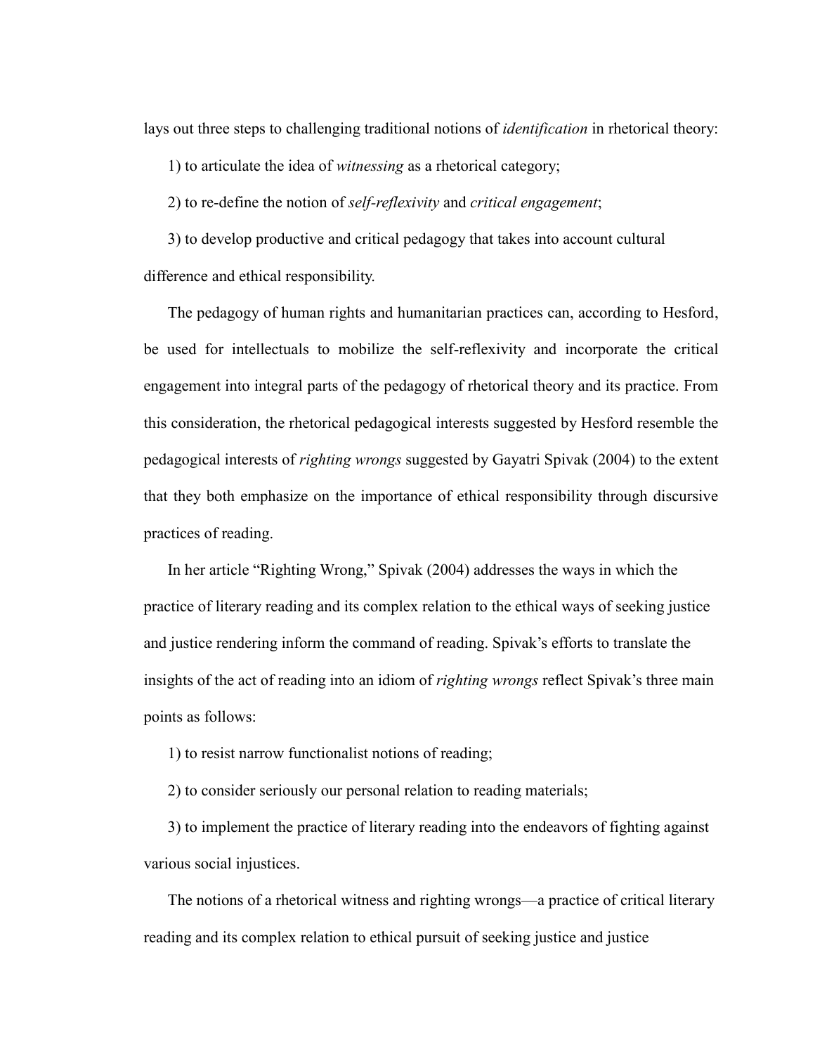lays out three steps to challenging traditional notions of *identification* in rhetorical theory:

1) to articulate the idea of *witnessing* as a rhetorical category;

2) to re-define the notion of *self-reflexivity* and *critical engagement*;

3) to develop productive and critical pedagogy that takes into account cultural difference and ethical responsibility.

The pedagogy of human rights and humanitarian practices can, according to Hesford, be used for intellectuals to mobilize the self-reflexivity and incorporate the critical engagement into integral parts of the pedagogy of rhetorical theory and its practice. From this consideration, the rhetorical pedagogical interests suggested by Hesford resemble the pedagogical interests of *righting wrongs* suggested by Gayatri Spivak (2004) to the extent that they both emphasize on the importance of ethical responsibility through discursive practices of reading.

In her article "Righting Wrong," Spivak (2004) addresses the ways in which the practice of literary reading and its complex relation to the ethical ways of seeking justice and justice rendering inform the command of reading. Spivak's efforts to translate the insights of the act of reading into an idiom of *righting wrongs* reflect Spivak's three main points as follows:

1) to resist narrow functionalist notions of reading;

2) to consider seriously our personal relation to reading materials;

3) to implement the practice of literary reading into the endeavors of fighting against various social injustices.

The notions of a rhetorical witness and righting wrongs—a practice of critical literary reading and its complex relation to ethical pursuit of seeking justice and justice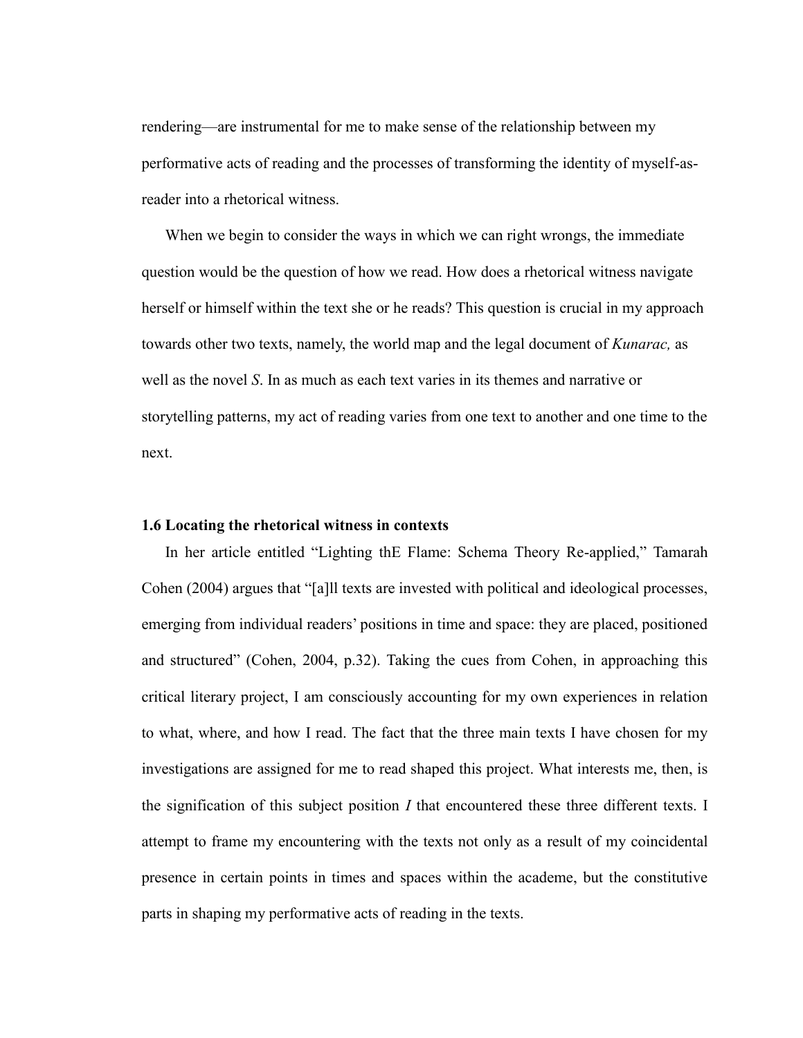rendering—are instrumental for me to make sense of the relationship between my performative acts of reading and the processes of transforming the identity of myself-as-reader into a rhetorical witness.

When we begin to consider the ways in which we can right wrongs, the immediate question would be the question of how we read. How does a rhetorical witness navigate herself or himself within the text she or he reads? This question is crucial in my approach towards other two texts, namely, the world map and the legal document of *Kunarac,* as well as the novel *S*. In as much as each text varies in its themes and narrative or storytelling patterns, my act of reading varies from one text to another and one time to the next.

### 1.6 Locating the rhetorical witness in contexts

In her article entitled "Lighting thE Flame: Schema Theory Re-applied," Tamarah Cohen (2004) argues that "[a]ll texts are invested with political and ideological processes, emerging from individual readers' positions in time and space: they are placed, positioned and structured" (Cohen, 2004, p.32). Taking the cues from Cohen, in approaching this critical literary project, I am consciously accounting for my own experiences in relation to what, where, and how I read. The fact that the three main texts I have chosen for my investigations are assigned for me to read shaped this project. What interests me, then, is the signification of this subject position *I* that encountered these three different texts. I attempt to frame my encountering with the texts not only as a result of my coincidental presence in certain points in times and spaces within the academe, but the constitutive parts in shaping my performative acts of reading in the texts.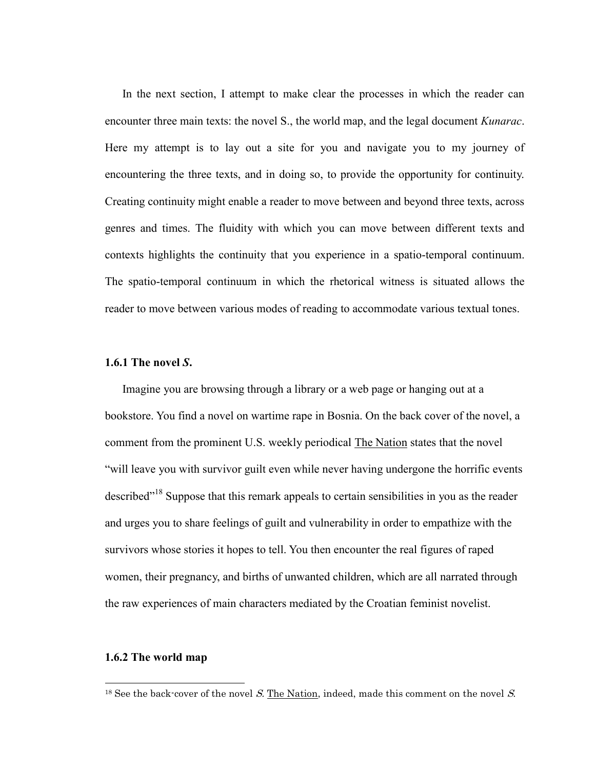In the next section, I attempt to make clear the processes in which the reader can encounter three main texts: the novel S., the world map, and the legal document *Kunarac*. Here my attempt is to lay out a site for you and navigate you to my journey of encountering the three texts, and in doing so, to provide the opportunity for continuity. Creating continuity might enable a reader to move between and beyond three texts, across genres and times. The fluidity with which you can move between different texts and contexts highlights the continuity that you experience in a spatio-temporal continuum. The spatio-temporal continuum in which the rhetorical witness is situated allows the reader to move between various modes of reading to accommodate various textual tones.

### 1.6.1 The novel *S.*

Imagine you are browsing through a library or a web page or hanging out at a bookstore. You find a novel on wartime rape in Bosnia. On the back cover of the novel, a comment from the prominent U.S. weekly periodical The Nation states that the novel "will leave you with survivor guilt even while never having undergone the horrific events described"[18] Suppose that this remark appeals to certain sensibilities in you as the reader and urges you to share feelings of guilt and vulnerability in order to empathize with the survivors whose stories it hopes to tell. You then encounter the real figures of raped women, their pregnancy, and births of unwanted children, which are all narrated through the raw experiences of main characters mediated by the Croatian feminist novelist.

### 1.6.2 The world map

[18] See the back-cover of the novel *S.* The Nation, indeed, made this comment on the novel *S.*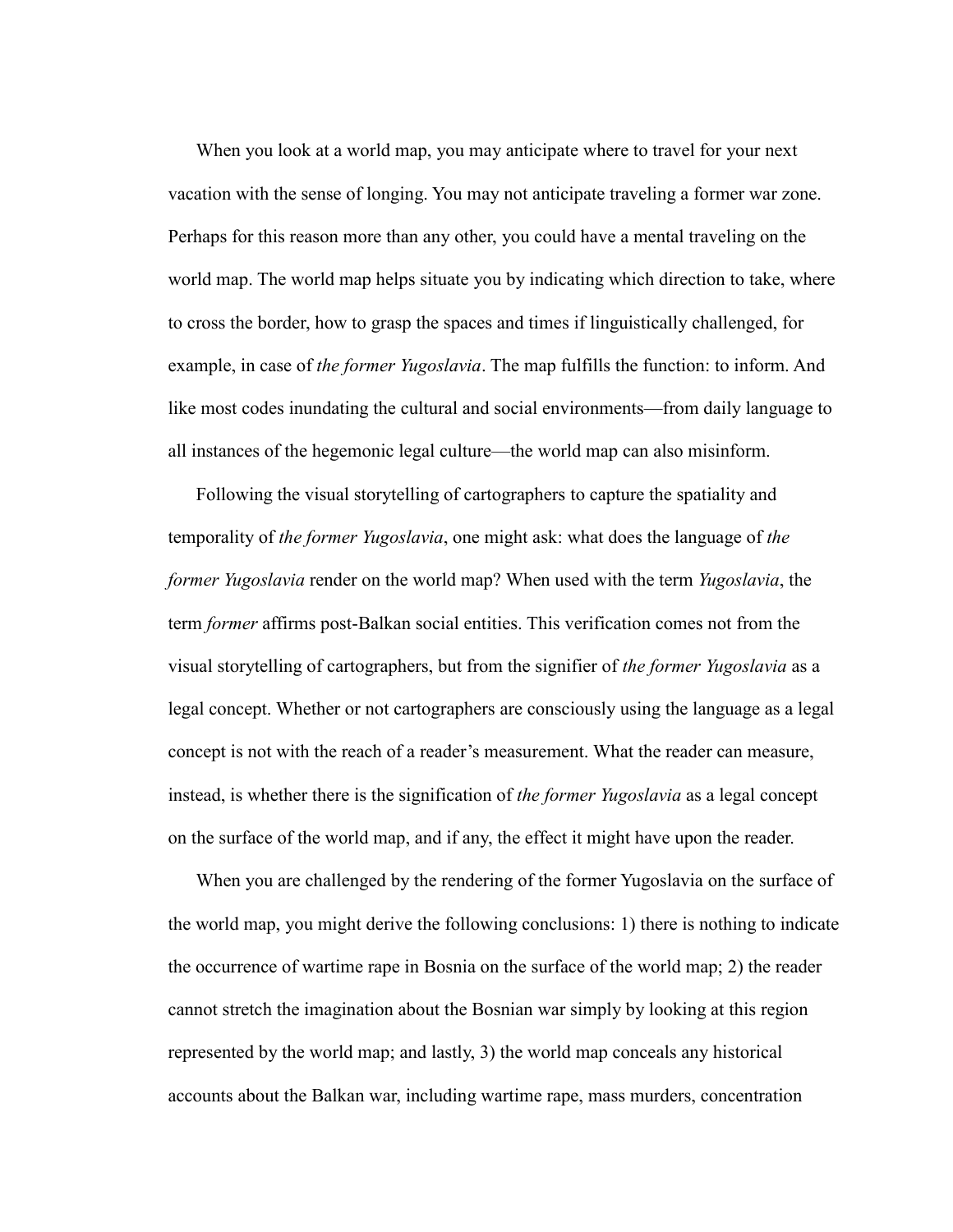When you look at a world map, you may anticipate where to travel for your next vacation with the sense of longing. You may not anticipate traveling a former war zone. Perhaps for this reason more than any other, you could have a mental traveling on the world map. The world map helps situate you by indicating which direction to take, where to cross the border, how to grasp the spaces and times if linguistically challenged, for example, in case of *the former Yugoslavia*. The map fulfills the function: to inform. And like most codes inundating the cultural and social environments—from daily language to all instances of the hegemonic legal culture—the world map can also misinform.

Following the visual storytelling of cartographers to capture the spatiality and temporality of *the former Yugoslavia*, one might ask: what does the language of *the former Yugoslavia* render on the world map? When used with the term *Yugoslavia*, the term *former* affirms post-Balkan social entities. This verification comes not from the visual storytelling of cartographers, but from the signifier of *the former Yugoslavia* as a legal concept. Whether or not cartographers are consciously using the language as a legal concept is not with the reach of a reader's measurement. What the reader can measure, instead, is whether there is the signification of *the former Yugoslavia* as a legal concept on the surface of the world map, and if any, the effect it might have upon the reader.

When you are challenged by the rendering of the former Yugoslavia on the surface of the world map, you might derive the following conclusions: 1) there is nothing to indicate the occurrence of wartime rape in Bosnia on the surface of the world map; 2) the reader cannot stretch the imagination about the Bosnian war simply by looking at this region represented by the world map; and lastly, 3) the world map conceals any historical accounts about the Balkan war, including wartime rape, mass murders, concentration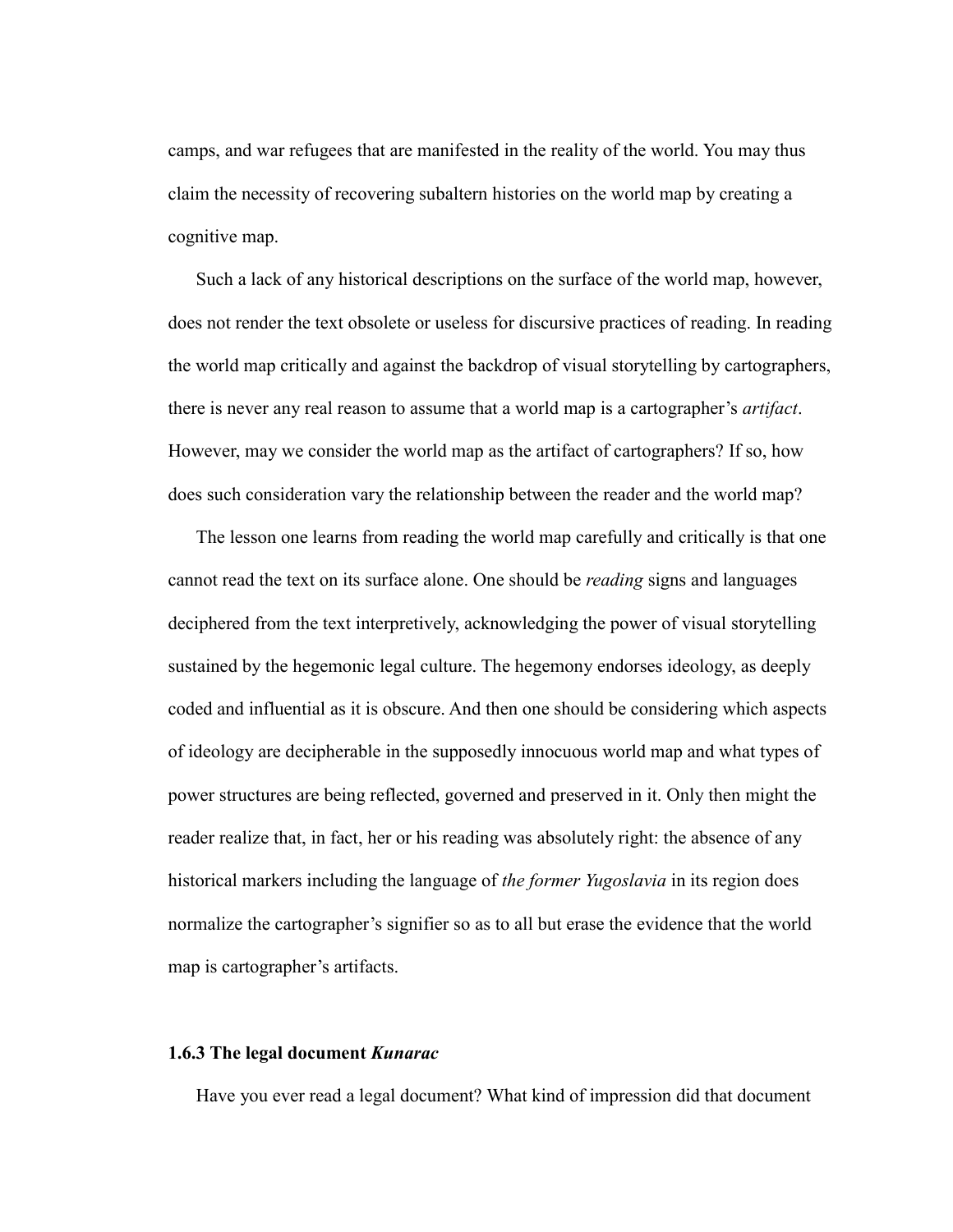camps, and war refugees that are manifested in the reality of the world. You may thus claim the necessity of recovering subaltern histories on the world map by creating a cognitive map.

Such a lack of any historical descriptions on the surface of the world map, however, does not render the text obsolete or useless for discursive practices of reading. In reading the world map critically and against the backdrop of visual storytelling by cartographers, there is never any real reason to assume that a world map is a cartographer's *artifact*. However, may we consider the world map as the artifact of cartographers? If so, how does such consideration vary the relationship between the reader and the world map?

The lesson one learns from reading the world map carefully and critically is that one cannot read the text on its surface alone. One should be *reading* signs and languages deciphered from the text interpretively, acknowledging the power of visual storytelling sustained by the hegemonic legal culture. The hegemony endorses ideology, as deeply coded and influential as it is obscure. And then one should be considering which aspects of ideology are decipherable in the supposedly innocuous world map and what types of power structures are being reflected, governed and preserved in it. Only then might the reader realize that, in fact, her or his reading was absolutely right: the absence of any historical markers including the language of *the former Yugoslavia* in its region does normalize the cartographer's signifier so as to all but erase the evidence that the world map is cartographer's artifacts.

### 1.6.3 The legal document *Kunarac*

Have you ever read a legal document? What kind of impression did that document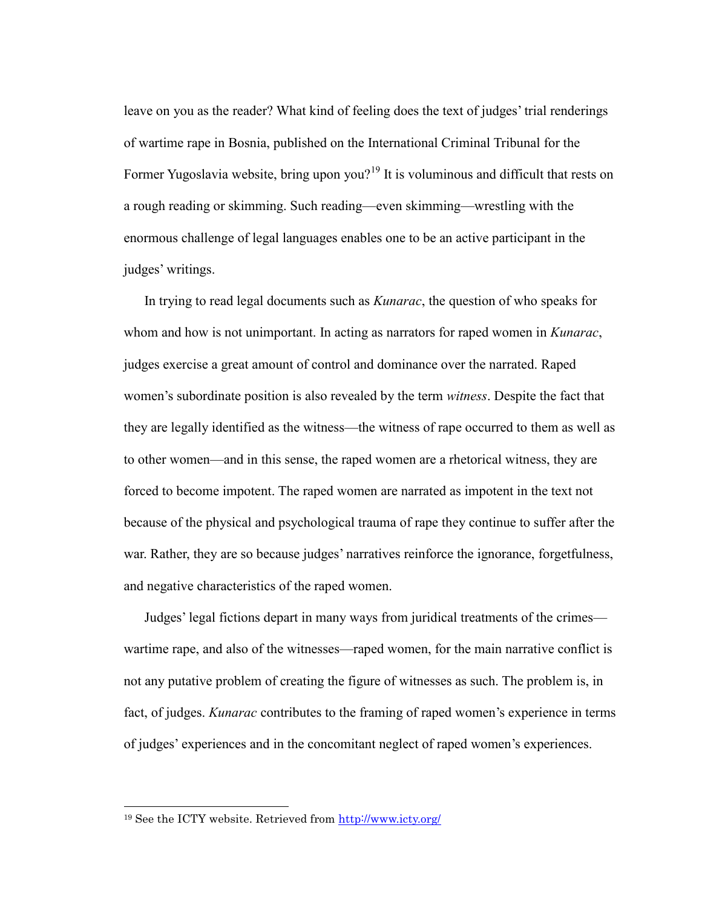leave on you as the reader? What kind of feeling does the text of judges' trial renderings of wartime rape in Bosnia, published on the International Criminal Tribunal for the Former Yugoslavia website, bring upon you?[19] It is voluminous and difficult that rests on a rough reading or skimming. Such reading—even skimming—wrestling with the enormous challenge of legal languages enables one to be an active participant in the judges' writings.

In trying to read legal documents such as *Kunarac*, the question of who speaks for whom and how is not unimportant. In acting as narrators for raped women in *Kunarac*, judges exercise a great amount of control and dominance over the narrated. Raped women's subordinate position is also revealed by the term *witness*. Despite the fact that they are legally identified as the witness—the witness of rape occurred to them as well as to other women—and in this sense, the raped women are a rhetorical witness, they are forced to become impotent. The raped women are narrated as impotent in the text not because of the physical and psychological trauma of rape they continue to suffer after the war. Rather, they are so because judges' narratives reinforce the ignorance, forgetfulness, and negative characteristics of the raped women.

Judges' legal fictions depart in many ways from juridical treatments of the crimes—wartime rape, and also of the witnesses—raped women, for the main narrative conflict is not any putative problem of creating the figure of witnesses as such. The problem is, in fact, of judges. *Kunarac* contributes to the framing of raped women's experience in terms of judges' experiences and in the concomitant neglect of raped women's experiences.

---

[19] See the ICTY website. Retrieved from http://www.icty.org/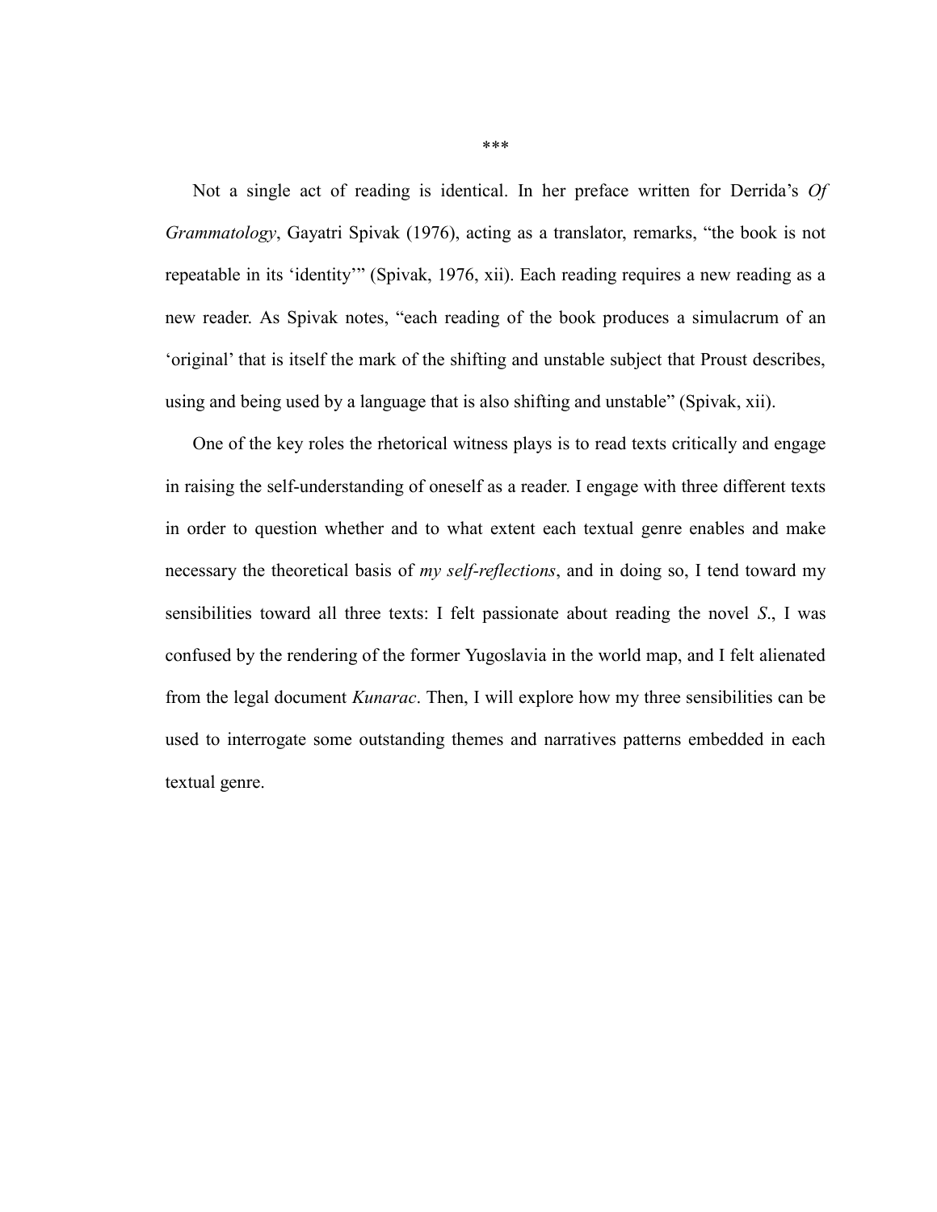***

Not a single act of reading is identical. In her preface written for Derrida's *Of Grammatology*, Gayatri Spivak (1976), acting as a translator, remarks, "the book is not repeatable in its 'identity'" (Spivak, 1976, xii). Each reading requires a new reading as a new reader. As Spivak notes, "each reading of the book produces a simulacrum of an 'original' that is itself the mark of the shifting and unstable subject that Proust describes, using and being used by a language that is also shifting and unstable" (Spivak, xii).

One of the key roles the rhetorical witness plays is to read texts critically and engage in raising the self-understanding of oneself as a reader. I engage with three different texts in order to question whether and to what extent each textual genre enables and make necessary the theoretical basis of *my self-reflections*, and in doing so, I tend toward my sensibilities toward all three texts: I felt passionate about reading the novel *S*., I was confused by the rendering of the former Yugoslavia in the world map, and I felt alienated from the legal document *Kunarac*. Then, I will explore how my three sensibilities can be used to interrogate some outstanding themes and narratives patterns embedded in each textual genre.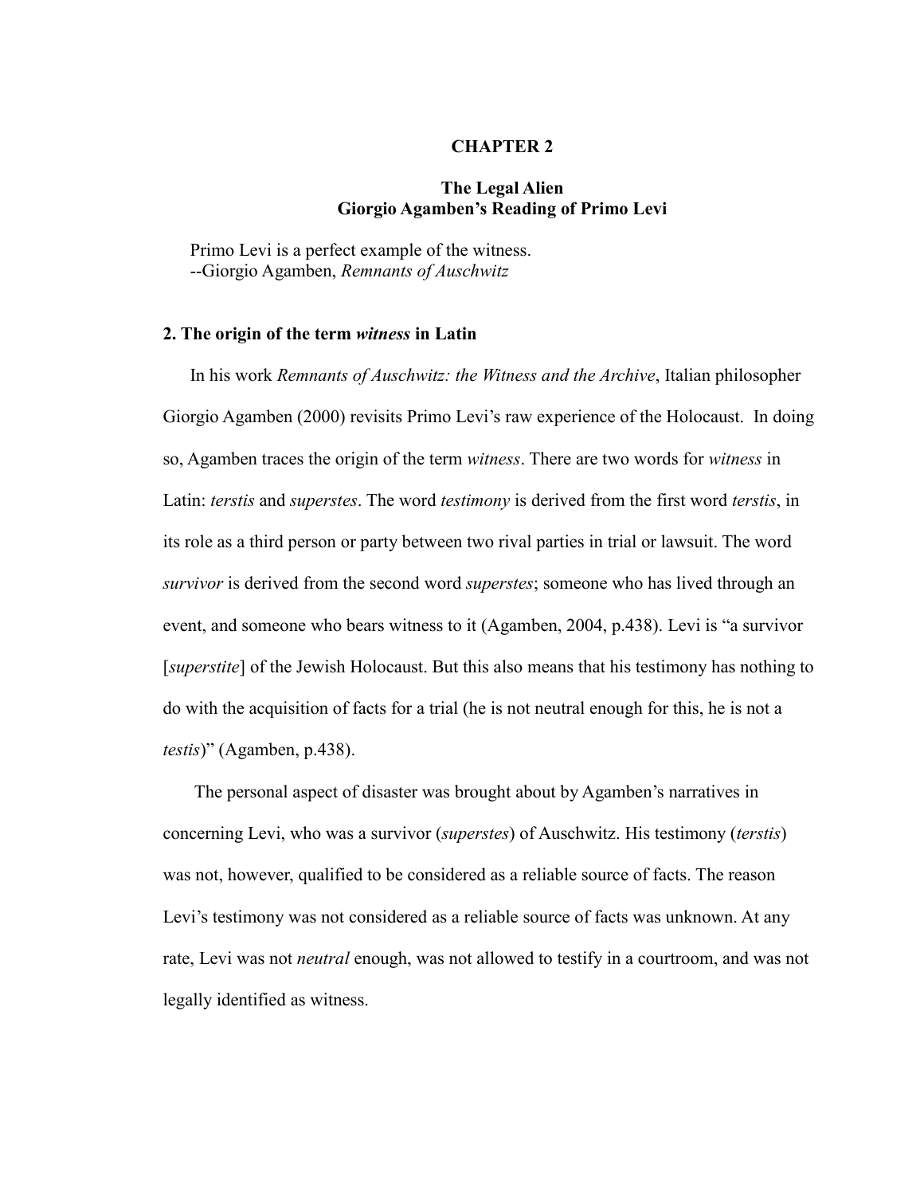# CHAPTER 2

## The Legal Alien
## Giorgio Agamben's Reading of Primo Levi

Primo Levi is a perfect example of the witness.
--Giorgio Agamben, *Remnants of Auschwitz*

### 2. The origin of the term *witness* in Latin

In his work *Remnants of Auschwitz: the Witness and the Archive*, Italian philosopher Giorgio Agamben (2000) revisits Primo Levi's raw experience of the Holocaust. In doing so, Agamben traces the origin of the term *witness*. There are two words for *witness* in Latin: *terstis* and *superstes*. The word *testimony* is derived from the first word *terstis*, in its role as a third person or party between two rival parties in trial or lawsuit. The word *survivor* is derived from the second word *superstes*; someone who has lived through an event, and someone who bears witness to it (Agamben, 2004, p.438). Levi is "a survivor [*superstite*] of the Jewish Holocaust. But this also means that his testimony has nothing to do with the acquisition of facts for a trial (he is not neutral enough for this, he is not a *testis*)" (Agamben, p.438).

The personal aspect of disaster was brought about by Agamben's narratives in concerning Levi, who was a survivor (*superstes*) of Auschwitz. His testimony (*terstis*) was not, however, qualified to be considered as a reliable source of facts. The reason Levi's testimony was not considered as a reliable source of facts was unknown. At any rate, Levi was not *neutral* enough, was not allowed to testify in a courtroom, and was not legally identified as witness.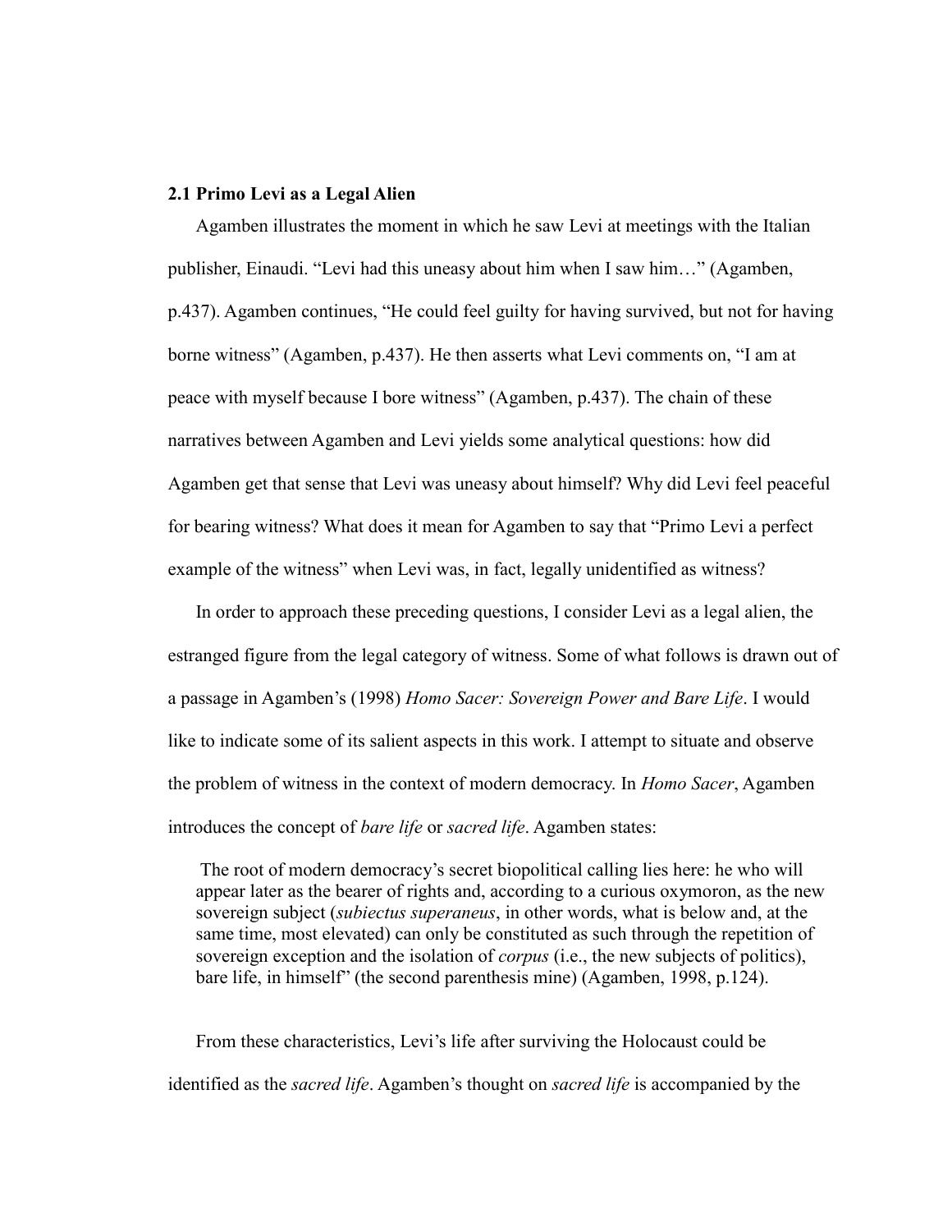### 2.1 Primo Levi as a Legal Alien

Agamben illustrates the moment in which he saw Levi at meetings with the Italian publisher, Einaudi. "Levi had this uneasy about him when I saw him…" (Agamben, p.437). Agamben continues, "He could feel guilty for having survived, but not for having borne witness" (Agamben, p.437). He then asserts what Levi comments on, "I am at peace with myself because I bore witness" (Agamben, p.437). The chain of these narratives between Agamben and Levi yields some analytical questions: how did Agamben get that sense that Levi was uneasy about himself? Why did Levi feel peaceful for bearing witness? What does it mean for Agamben to say that "Primo Levi a perfect example of the witness" when Levi was, in fact, legally unidentified as witness?

In order to approach these preceding questions, I consider Levi as a legal alien, the estranged figure from the legal category of witness. Some of what follows is drawn out of a passage in Agamben's (1998) *Homo Sacer: Sovereign Power and Bare Life*. I would like to indicate some of its salient aspects in this work. I attempt to situate and observe the problem of witness in the context of modern democracy. In *Homo Sacer*, Agamben introduces the concept of *bare life* or *sacred life*. Agamben states:

> The root of modern democracy's secret biopolitical calling lies here: he who will appear later as the bearer of rights and, according to a curious oxymoron, as the new sovereign subject (*subiectus superaneus*, in other words, what is below and, at the same time, most elevated) can only be constituted as such through the repetition of sovereign exception and the isolation of *corpus* (i.e., the new subjects of politics), bare life, in himself" (the second parenthesis mine) (Agamben, 1998, p.124).

From these characteristics, Levi's life after surviving the Holocaust could be identified as the *sacred life*. Agamben's thought on *sacred life* is accompanied by the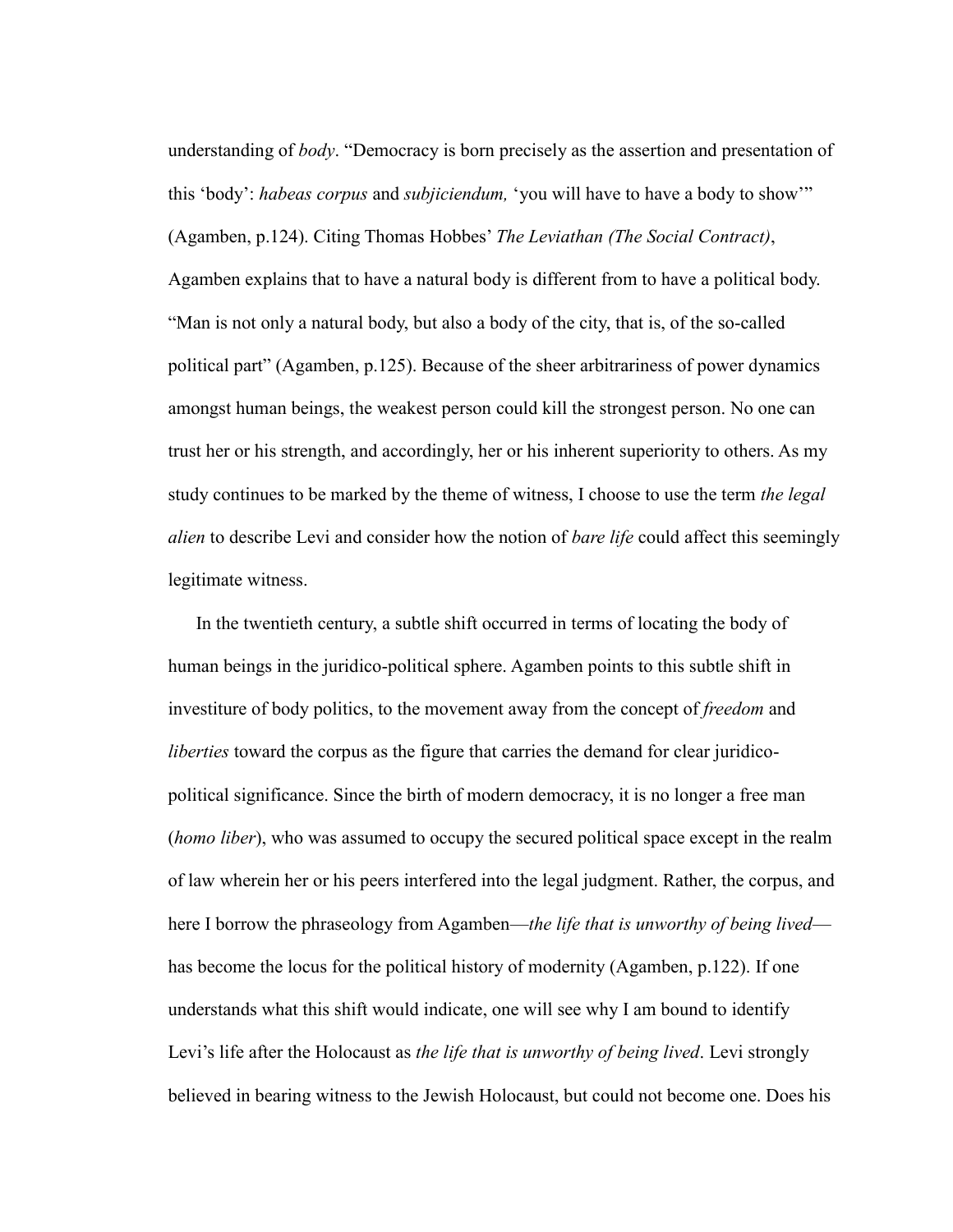understanding of *body*. "Democracy is born precisely as the assertion and presentation of this 'body': *habeas corpus* and *subjiciendum,* 'you will have to have a body to show'" (Agamben, p.124). Citing Thomas Hobbes' *The Leviathan (The Social Contract)*, Agamben explains that to have a natural body is different from to have a political body. "Man is not only a natural body, but also a body of the city, that is, of the so-called political part" (Agamben, p.125). Because of the sheer arbitrariness of power dynamics amongst human beings, the weakest person could kill the strongest person. No one can trust her or his strength, and accordingly, her or his inherent superiority to others. As my study continues to be marked by the theme of witness, I choose to use the term *the legal alien* to describe Levi and consider how the notion of *bare life* could affect this seemingly legitimate witness.

In the twentieth century, a subtle shift occurred in terms of locating the body of human beings in the juridico-political sphere. Agamben points to this subtle shift in investiture of body politics, to the movement away from the concept of *freedom* and *liberties* toward the corpus as the figure that carries the demand for clear juridico-political significance. Since the birth of modern democracy, it is no longer a free man (*homo liber*), who was assumed to occupy the secured political space except in the realm of law wherein her or his peers interfered into the legal judgment. Rather, the corpus, and here I borrow the phraseology from Agamben—*the life that is unworthy of being lived*—has become the locus for the political history of modernity (Agamben, p.122). If one understands what this shift would indicate, one will see why I am bound to identify Levi's life after the Holocaust as *the life that is unworthy of being lived*. Levi strongly believed in bearing witness to the Jewish Holocaust, but could not become one. Does his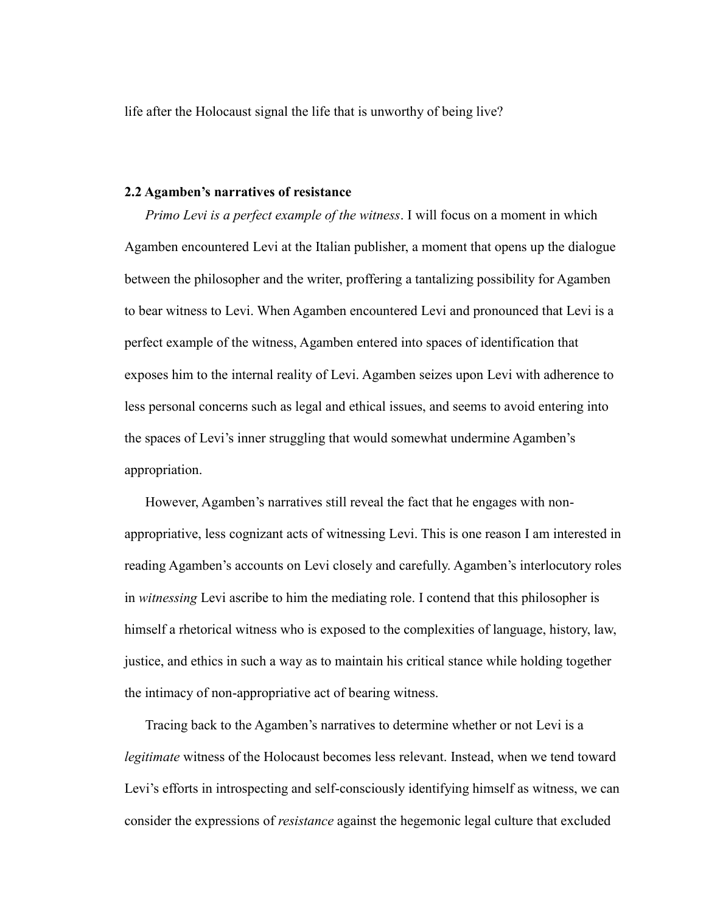life after the Holocaust signal the life that is unworthy of being live?

### 2.2 Agamben's narratives of resistance

*Primo Levi is a perfect example of the witness*. I will focus on a moment in which Agamben encountered Levi at the Italian publisher, a moment that opens up the dialogue between the philosopher and the writer, proffering a tantalizing possibility for Agamben to bear witness to Levi. When Agamben encountered Levi and pronounced that Levi is a perfect example of the witness, Agamben entered into spaces of identification that exposes him to the internal reality of Levi. Agamben seizes upon Levi with adherence to less personal concerns such as legal and ethical issues, and seems to avoid entering into the spaces of Levi's inner struggling that would somewhat undermine Agamben's appropriation.

However, Agamben's narratives still reveal the fact that he engages with non-appropriative, less cognizant acts of witnessing Levi. This is one reason I am interested in reading Agamben's accounts on Levi closely and carefully. Agamben's interlocutory roles in *witnessing* Levi ascribe to him the mediating role. I contend that this philosopher is himself a rhetorical witness who is exposed to the complexities of language, history, law, justice, and ethics in such a way as to maintain his critical stance while holding together the intimacy of non-appropriative act of bearing witness.

Tracing back to the Agamben's narratives to determine whether or not Levi is a *legitimate* witness of the Holocaust becomes less relevant. Instead, when we tend toward Levi's efforts in introspecting and self-consciously identifying himself as witness, we can consider the expressions of *resistance* against the hegemonic legal culture that excluded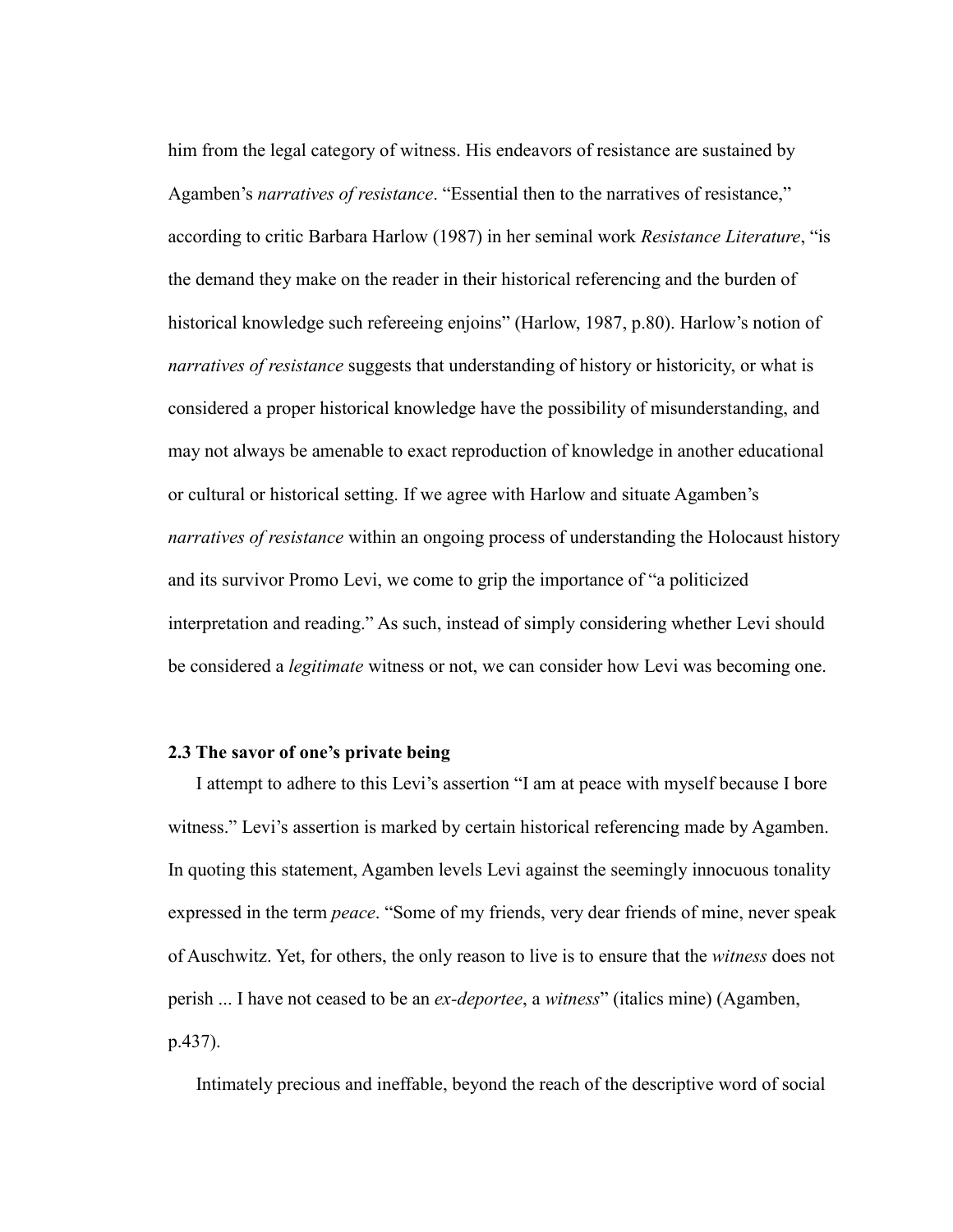him from the legal category of witness. His endeavors of resistance are sustained by Agamben's *narratives of resistance*. "Essential then to the narratives of resistance," according to critic Barbara Harlow (1987) in her seminal work *Resistance Literature*, "is the demand they make on the reader in their historical referencing and the burden of historical knowledge such refereeing enjoins" (Harlow, 1987, p.80). Harlow's notion of *narratives of resistance* suggests that understanding of history or historicity, or what is considered a proper historical knowledge have the possibility of misunderstanding, and may not always be amenable to exact reproduction of knowledge in another educational or cultural or historical setting. If we agree with Harlow and situate Agamben's *narratives of resistance* within an ongoing process of understanding the Holocaust history and its survivor Promo Levi, we come to grip the importance of "a politicized interpretation and reading." As such, instead of simply considering whether Levi should be considered a *legitimate* witness or not, we can consider how Levi was becoming one.

### 2.3 The savor of one's private being

I attempt to adhere to this Levi's assertion "I am at peace with myself because I bore witness." Levi's assertion is marked by certain historical referencing made by Agamben. In quoting this statement, Agamben levels Levi against the seemingly innocuous tonality expressed in the term *peace*. "Some of my friends, very dear friends of mine, never speak of Auschwitz. Yet, for others, the only reason to live is to ensure that the *witness* does not perish ... I have not ceased to be an *ex-deportee*, a *witness*" (italics mine) (Agamben, p.437).

Intimately precious and ineffable, beyond the reach of the descriptive word of social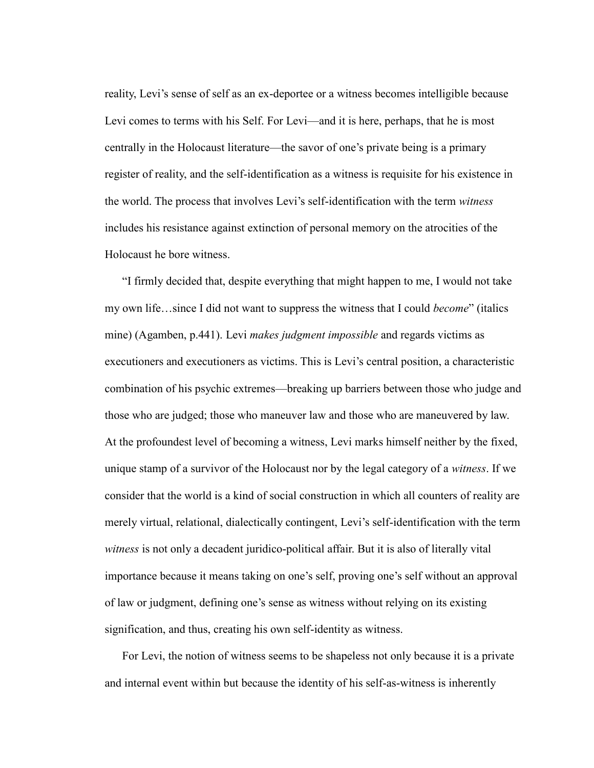reality, Levi's sense of self as an ex-deportee or a witness becomes intelligible because Levi comes to terms with his Self. For Levi—and it is here, perhaps, that he is most centrally in the Holocaust literature—the savor of one's private being is a primary register of reality, and the self-identification as a witness is requisite for his existence in the world. The process that involves Levi's self-identification with the term *witness* includes his resistance against extinction of personal memory on the atrocities of the Holocaust he bore witness.

"I firmly decided that, despite everything that might happen to me, I would not take my own life…since I did not want to suppress the witness that I could *become*" (italics mine) (Agamben, p.441). Levi *makes judgment impossible* and regards victims as executioners and executioners as victims. This is Levi's central position, a characteristic combination of his psychic extremes—breaking up barriers between those who judge and those who are judged; those who maneuver law and those who are maneuvered by law. At the profoundest level of becoming a witness, Levi marks himself neither by the fixed, unique stamp of a survivor of the Holocaust nor by the legal category of a *witness*. If we consider that the world is a kind of social construction in which all counters of reality are merely virtual, relational, dialectically contingent, Levi's self-identification with the term *witness* is not only a decadent juridico-political affair. But it is also of literally vital importance because it means taking on one's self, proving one's self without an approval of law or judgment, defining one's sense as witness without relying on its existing signification, and thus, creating his own self-identity as witness.

For Levi, the notion of witness seems to be shapeless not only because it is a private and internal event within but because the identity of his self-as-witness is inherently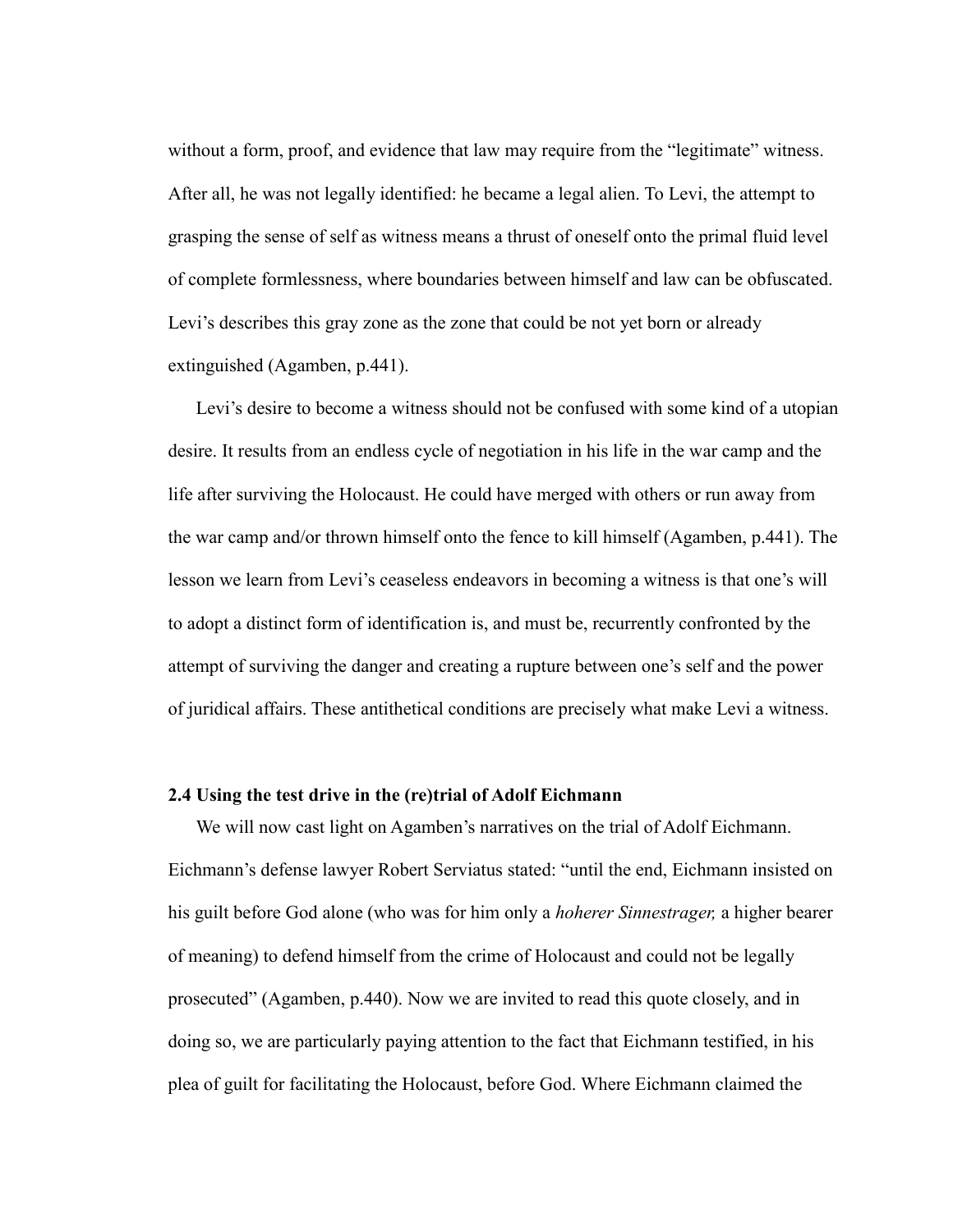without a form, proof, and evidence that law may require from the "legitimate" witness. After all, he was not legally identified: he became a legal alien. To Levi, the attempt to grasping the sense of self as witness means a thrust of oneself onto the primal fluid level of complete formlessness, where boundaries between himself and law can be obfuscated. Levi's describes this gray zone as the zone that could be not yet born or already extinguished (Agamben, p.441).

Levi's desire to become a witness should not be confused with some kind of a utopian desire. It results from an endless cycle of negotiation in his life in the war camp and the life after surviving the Holocaust. He could have merged with others or run away from the war camp and/or thrown himself onto the fence to kill himself (Agamben, p.441). The lesson we learn from Levi's ceaseless endeavors in becoming a witness is that one's will to adopt a distinct form of identification is, and must be, recurrently confronted by the attempt of surviving the danger and creating a rupture between one's self and the power of juridical affairs. These antithetical conditions are precisely what make Levi a witness.

### 2.4 Using the test drive in the (re)trial of Adolf Eichmann

We will now cast light on Agamben's narratives on the trial of Adolf Eichmann. Eichmann's defense lawyer Robert Serviatus stated: "until the end, Eichmann insisted on his guilt before God alone (who was for him only a *hoherer Sinnestrager,* a higher bearer of meaning) to defend himself from the crime of Holocaust and could not be legally prosecuted" (Agamben, p.440). Now we are invited to read this quote closely, and in doing so, we are particularly paying attention to the fact that Eichmann testified, in his plea of guilt for facilitating the Holocaust, before God. Where Eichmann claimed the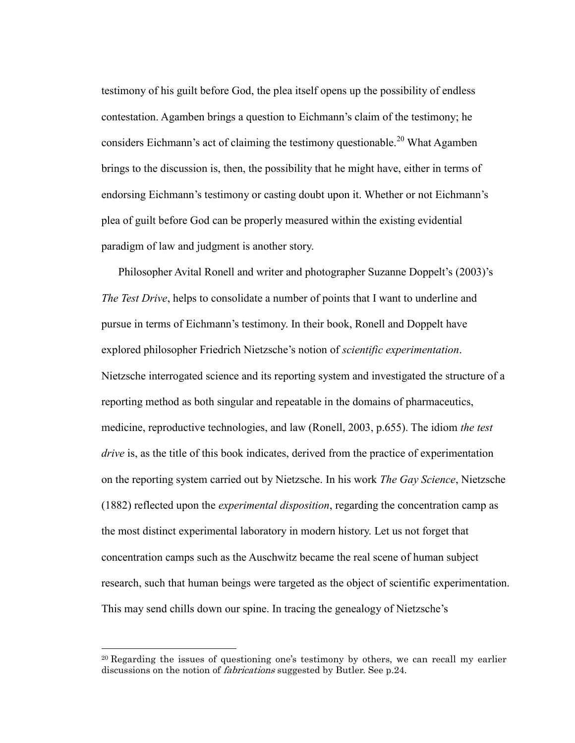testimony of his guilt before God, the plea itself opens up the possibility of endless contestation. Agamben brings a question to Eichmann's claim of the testimony; he considers Eichmann's act of claiming the testimony questionable.[20] What Agamben brings to the discussion is, then, the possibility that he might have, either in terms of endorsing Eichmann's testimony or casting doubt upon it. Whether or not Eichmann's plea of guilt before God can be properly measured within the existing evidential paradigm of law and judgment is another story.

Philosopher Avital Ronell and writer and photographer Suzanne Doppelt's (2003)'s *The Test Drive*, helps to consolidate a number of points that I want to underline and pursue in terms of Eichmann's testimony. In their book, Ronell and Doppelt have explored philosopher Friedrich Nietzsche's notion of *scientific experimentation*. Nietzsche interrogated science and its reporting system and investigated the structure of a reporting method as both singular and repeatable in the domains of pharmaceutics, medicine, reproductive technologies, and law (Ronell, 2003, p.655). The idiom *the test drive* is, as the title of this book indicates, derived from the practice of experimentation on the reporting system carried out by Nietzsche. In his work *The Gay Science*, Nietzsche (1882) reflected upon the *experimental disposition*, regarding the concentration camp as the most distinct experimental laboratory in modern history. Let us not forget that concentration camps such as the Auschwitz became the real scene of human subject research, such that human beings were targeted as the object of scientific experimentation. This may send chills down our spine. In tracing the genealogy of Nietzsche's

---

[20] Regarding the issues of questioning one's testimony by others, we can recall my earlier discussions on the notion of *fabrications* suggested by Butler. See p.24.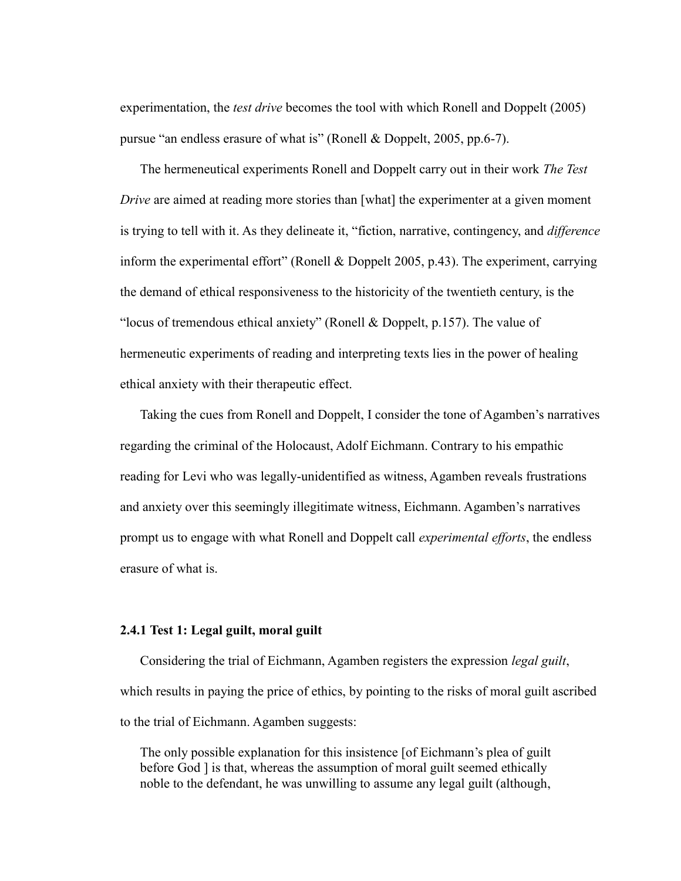experimentation, the *test drive* becomes the tool with which Ronell and Doppelt (2005) pursue "an endless erasure of what is" (Ronell & Doppelt, 2005, pp.6-7).

The hermeneutical experiments Ronell and Doppelt carry out in their work *The Test Drive* are aimed at reading more stories than [what] the experimenter at a given moment is trying to tell with it. As they delineate it, "fiction, narrative, contingency, and *difference* inform the experimental effort" (Ronell & Doppelt 2005, p.43). The experiment, carrying the demand of ethical responsiveness to the historicity of the twentieth century, is the "locus of tremendous ethical anxiety" (Ronell & Doppelt, p.157). The value of hermeneutic experiments of reading and interpreting texts lies in the power of healing ethical anxiety with their therapeutic effect.

Taking the cues from Ronell and Doppelt, I consider the tone of Agamben's narratives regarding the criminal of the Holocaust, Adolf Eichmann. Contrary to his empathic reading for Levi who was legally-unidentified as witness, Agamben reveals frustrations and anxiety over this seemingly illegitimate witness, Eichmann. Agamben's narratives prompt us to engage with what Ronell and Doppelt call *experimental efforts*, the endless erasure of what is.

### 2.4.1 Test 1: Legal guilt, moral guilt

Considering the trial of Eichmann, Agamben registers the expression *legal guilt*, which results in paying the price of ethics, by pointing to the risks of moral guilt ascribed to the trial of Eichmann. Agamben suggests:

> The only possible explanation for this insistence [of Eichmann's plea of guilt before God ] is that, whereas the assumption of moral guilt seemed ethically noble to the defendant, he was unwilling to assume any legal guilt (although,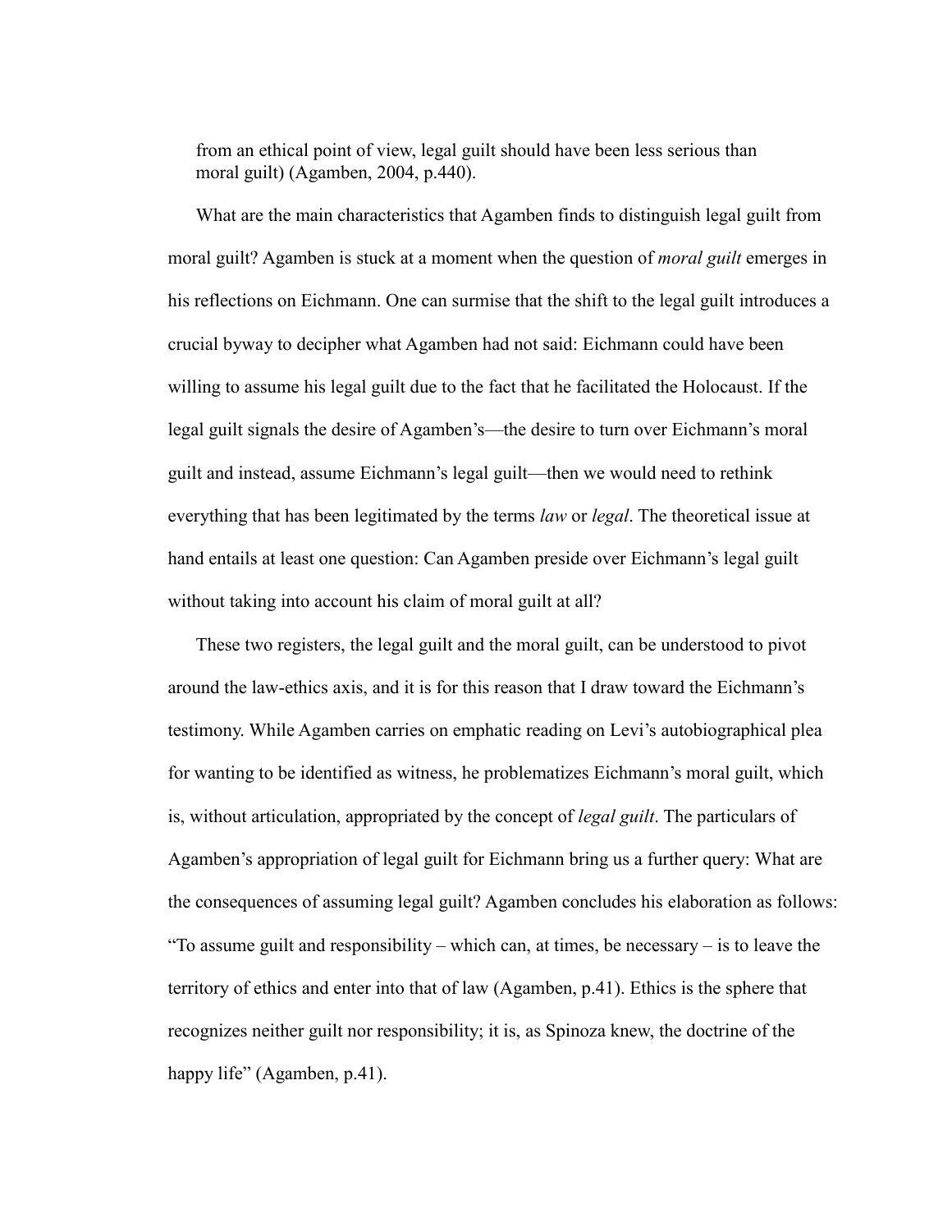from an ethical point of view, legal guilt should have been less serious than moral guilt) (Agamben, 2004, p.440).

What are the main characteristics that Agamben finds to distinguish legal guilt from moral guilt? Agamben is stuck at a moment when the question of *moral guilt* emerges in his reflections on Eichmann. One can surmise that the shift to the legal guilt introduces a crucial byway to decipher what Agamben had not said: Eichmann could have been willing to assume his legal guilt due to the fact that he facilitated the Holocaust. If the legal guilt signals the desire of Agamben's—the desire to turn over Eichmann's moral guilt and instead, assume Eichmann's legal guilt—then we would need to rethink everything that has been legitimated by the terms *law* or *legal*. The theoretical issue at hand entails at least one question: Can Agamben preside over Eichmann's legal guilt without taking into account his claim of moral guilt at all?

These two registers, the legal guilt and the moral guilt, can be understood to pivot around the law-ethics axis, and it is for this reason that I draw toward the Eichmann's testimony. While Agamben carries on emphatic reading on Levi's autobiographical plea for wanting to be identified as witness, he problematizes Eichmann's moral guilt, which is, without articulation, appropriated by the concept of *legal guilt*. The particulars of Agamben's appropriation of legal guilt for Eichmann bring us a further query: What are the consequences of assuming legal guilt? Agamben concludes his elaboration as follows: "To assume guilt and responsibility – which can, at times, be necessary – is to leave the territory of ethics and enter into that of law (Agamben, p.41). Ethics is the sphere that recognizes neither guilt nor responsibility; it is, as Spinoza knew, the doctrine of the happy life" (Agamben, p.41).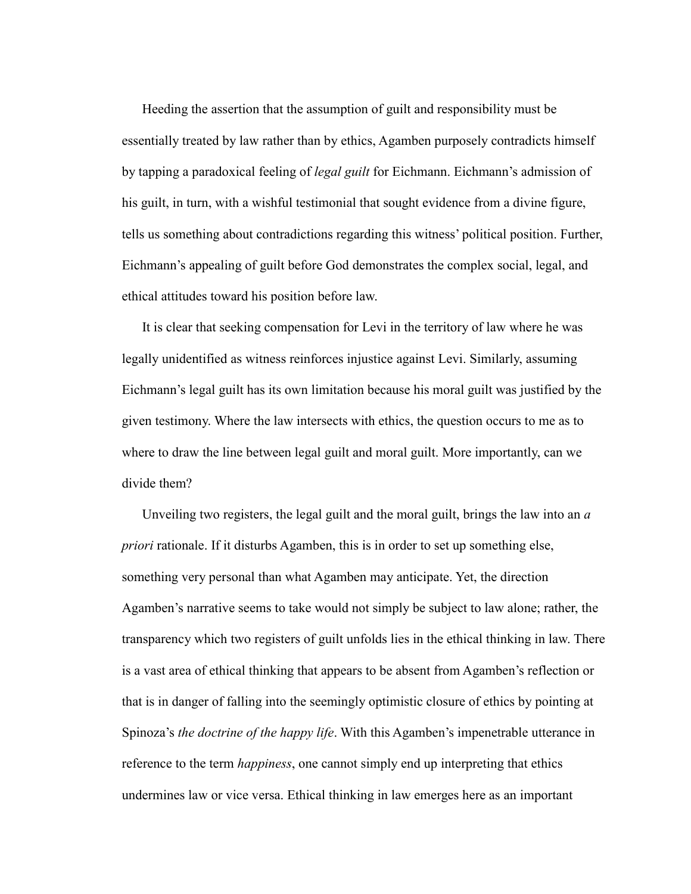Heeding the assertion that the assumption of guilt and responsibility must be essentially treated by law rather than by ethics, Agamben purposely contradicts himself by tapping a paradoxical feeling of *legal guilt* for Eichmann. Eichmann's admission of his guilt, in turn, with a wishful testimonial that sought evidence from a divine figure, tells us something about contradictions regarding this witness' political position. Further, Eichmann's appealing of guilt before God demonstrates the complex social, legal, and ethical attitudes toward his position before law.

It is clear that seeking compensation for Levi in the territory of law where he was legally unidentified as witness reinforces injustice against Levi. Similarly, assuming Eichmann's legal guilt has its own limitation because his moral guilt was justified by the given testimony. Where the law intersects with ethics, the question occurs to me as to where to draw the line between legal guilt and moral guilt. More importantly, can we divide them?

Unveiling two registers, the legal guilt and the moral guilt, brings the law into an *a priori* rationale. If it disturbs Agamben, this is in order to set up something else, something very personal than what Agamben may anticipate. Yet, the direction Agamben's narrative seems to take would not simply be subject to law alone; rather, the transparency which two registers of guilt unfolds lies in the ethical thinking in law. There is a vast area of ethical thinking that appears to be absent from Agamben's reflection or that is in danger of falling into the seemingly optimistic closure of ethics by pointing at Spinoza's *the doctrine of the happy life*. With this Agamben's impenetrable utterance in reference to the term *happiness*, one cannot simply end up interpreting that ethics undermines law or vice versa. Ethical thinking in law emerges here as an important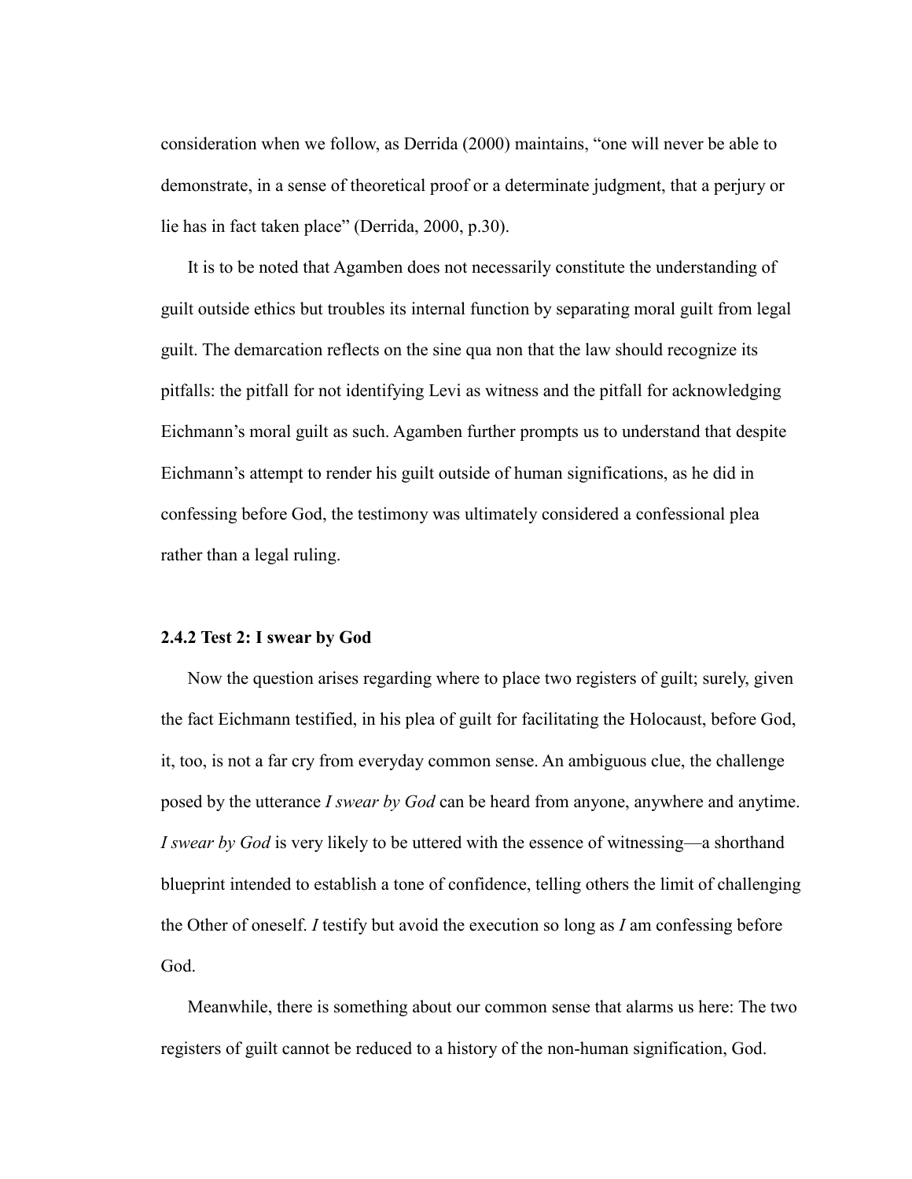consideration when we follow, as Derrida (2000) maintains, "one will never be able to demonstrate, in a sense of theoretical proof or a determinate judgment, that a perjury or lie has in fact taken place" (Derrida, 2000, p.30).

It is to be noted that Agamben does not necessarily constitute the understanding of guilt outside ethics but troubles its internal function by separating moral guilt from legal guilt. The demarcation reflects on the sine qua non that the law should recognize its pitfalls: the pitfall for not identifying Levi as witness and the pitfall for acknowledging Eichmann's moral guilt as such. Agamben further prompts us to understand that despite Eichmann's attempt to render his guilt outside of human significations, as he did in confessing before God, the testimony was ultimately considered a confessional plea rather than a legal ruling.

#### 2.4.2 Test 2: I swear by God

Now the question arises regarding where to place two registers of guilt; surely, given the fact Eichmann testified, in his plea of guilt for facilitating the Holocaust, before God, it, too, is not a far cry from everyday common sense. An ambiguous clue, the challenge posed by the utterance *I swear by God* can be heard from anyone, anywhere and anytime. *I swear by God* is very likely to be uttered with the essence of witnessing—a shorthand blueprint intended to establish a tone of confidence, telling others the limit of challenging the Other of oneself. *I* testify but avoid the execution so long as *I* am confessing before God.

Meanwhile, there is something about our common sense that alarms us here: The two registers of guilt cannot be reduced to a history of the non-human signification, God.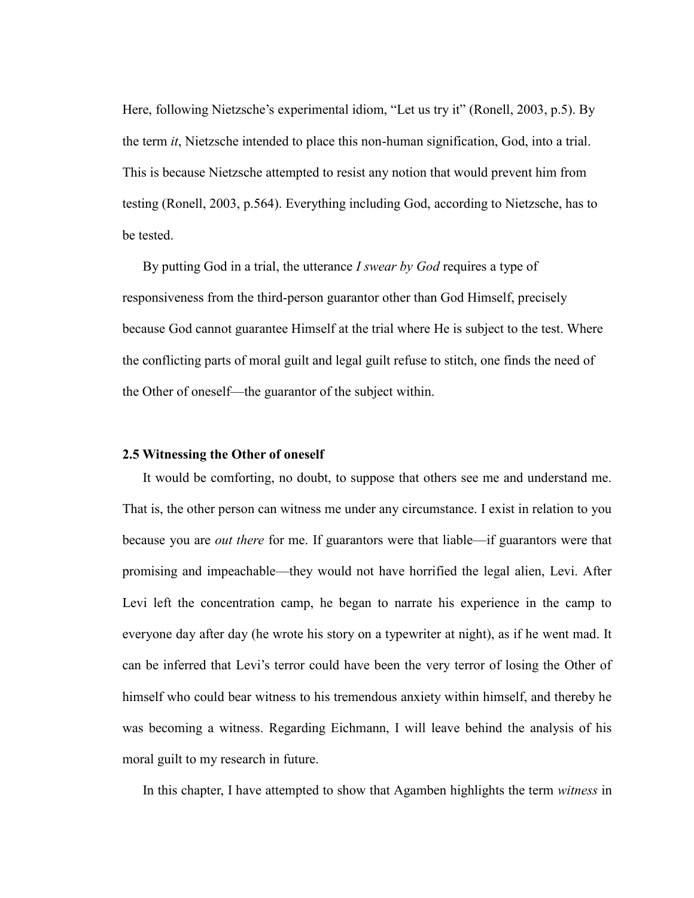Here, following Nietzsche's experimental idiom, "Let us try it" (Ronell, 2003, p.5). By the term *it*, Nietzsche intended to place this non-human signification, God, into a trial. This is because Nietzsche attempted to resist any notion that would prevent him from testing (Ronell, 2003, p.564). Everything including God, according to Nietzsche, has to be tested.

By putting God in a trial, the utterance *I swear by God* requires a type of responsiveness from the third-person guarantor other than God Himself, precisely because God cannot guarantee Himself at the trial where He is subject to the test. Where the conflicting parts of moral guilt and legal guilt refuse to stitch, one finds the need of the Other of oneself—the guarantor of the subject within.

### 2.5 Witnessing the Other of oneself

It would be comforting, no doubt, to suppose that others see me and understand me. That is, the other person can witness me under any circumstance. I exist in relation to you because you are *out there* for me. If guarantors were that liable—if guarantors were that promising and impeachable—they would not have horrified the legal alien, Levi. After Levi left the concentration camp, he began to narrate his experience in the camp to everyone day after day (he wrote his story on a typewriter at night), as if he went mad. It can be inferred that Levi's terror could have been the very terror of losing the Other of himself who could bear witness to his tremendous anxiety within himself, and thereby he was becoming a witness. Regarding Eichmann, I will leave behind the analysis of his moral guilt to my research in future.

In this chapter, I have attempted to show that Agamben highlights the term *witness* in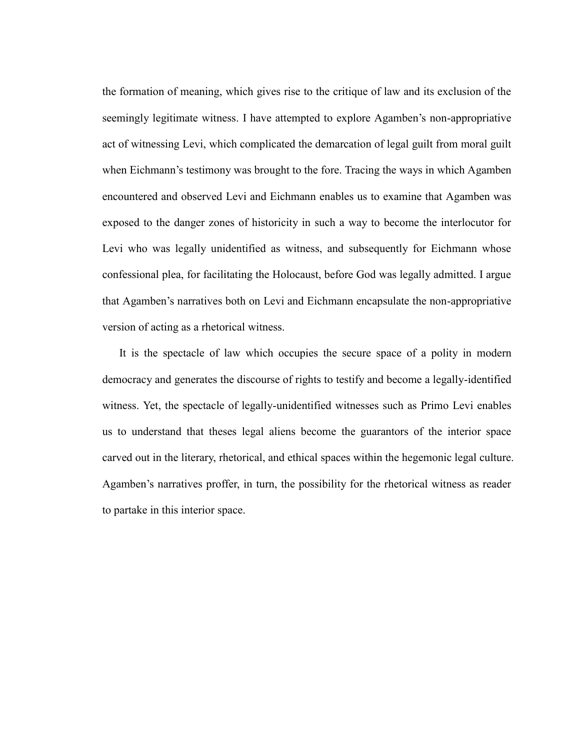the formation of meaning, which gives rise to the critique of law and its exclusion of the seemingly legitimate witness. I have attempted to explore Agamben's non-appropriative act of witnessing Levi, which complicated the demarcation of legal guilt from moral guilt when Eichmann's testimony was brought to the fore. Tracing the ways in which Agamben encountered and observed Levi and Eichmann enables us to examine that Agamben was exposed to the danger zones of historicity in such a way to become the interlocutor for Levi who was legally unidentified as witness, and subsequently for Eichmann whose confessional plea, for facilitating the Holocaust, before God was legally admitted. I argue that Agamben's narratives both on Levi and Eichmann encapsulate the non-appropriative version of acting as a rhetorical witness.

It is the spectacle of law which occupies the secure space of a polity in modern democracy and generates the discourse of rights to testify and become a legally-identified witness. Yet, the spectacle of legally-unidentified witnesses such as Primo Levi enables us to understand that theses legal aliens become the guarantors of the interior space carved out in the literary, rhetorical, and ethical spaces within the hegemonic legal culture. Agamben's narratives proffer, in turn, the possibility for the rhetorical witness as reader to partake in this interior space.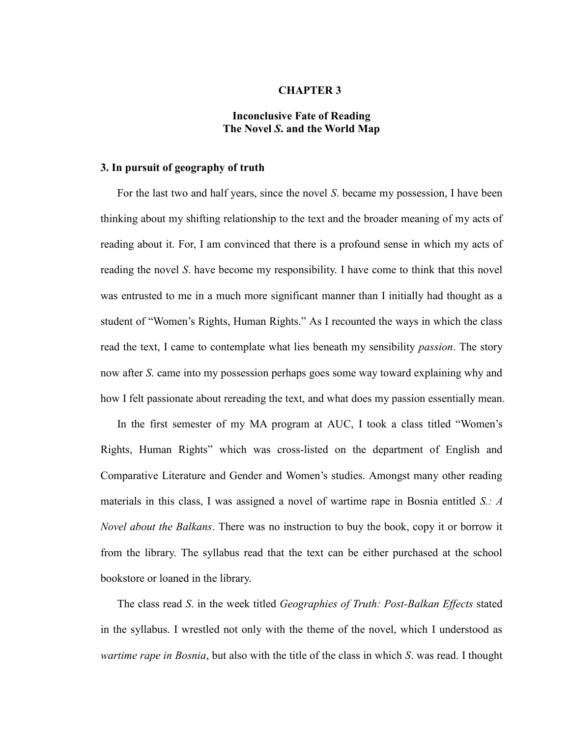# CHAPTER 3

## Inconclusive Fate of Reading
## The Novel *S.* and the World Map

### 3. In pursuit of geography of truth

For the last two and half years, since the novel *S.* became my possession, I have been thinking about my shifting relationship to the text and the broader meaning of my acts of reading about it. For, I am convinced that there is a profound sense in which my acts of reading the novel *S.* have become my responsibility. I have come to think that this novel was entrusted to me in a much more significant manner than I initially had thought as a student of "Women's Rights, Human Rights." As I recounted the ways in which the class read the text, I came to contemplate what lies beneath my sensibility *passion*. The story now after *S.* came into my possession perhaps goes some way toward explaining why and how I felt passionate about rereading the text, and what does my passion essentially mean.

In the first semester of my MA program at AUC, I took a class titled "Women's Rights, Human Rights" which was cross-listed on the department of English and Comparative Literature and Gender and Women's studies. Amongst many other reading materials in this class, I was assigned a novel of wartime rape in Bosnia entitled *S.: A Novel about the Balkans*. There was no instruction to buy the book, copy it or borrow it from the library. The syllabus read that the text can be either purchased at the school bookstore or loaned in the library.

The class read *S.* in the week titled *Geographies of Truth: Post-Balkan Effects* stated in the syllabus. I wrestled not only with the theme of the novel, which I understood as *wartime rape in Bosnia*, but also with the title of the class in which *S.* was read. I thought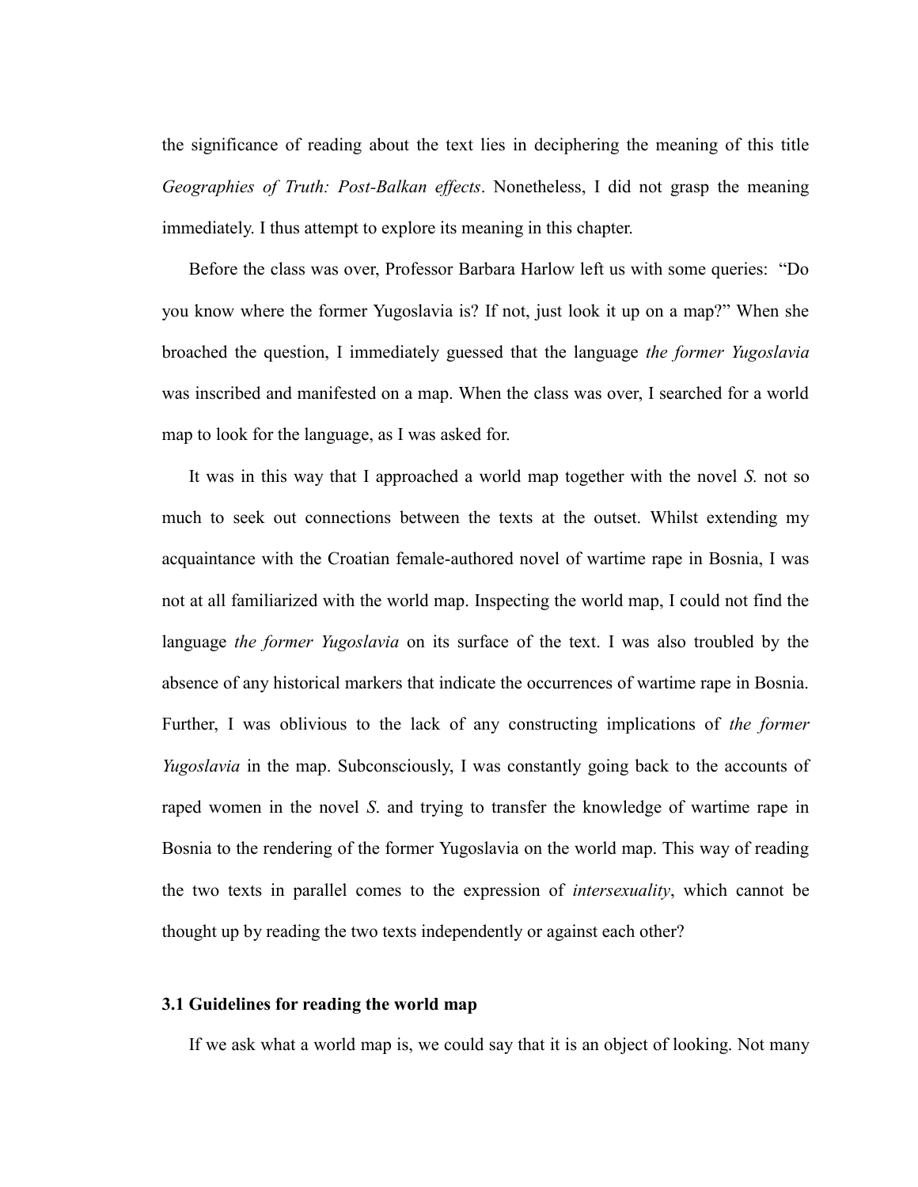the significance of reading about the text lies in deciphering the meaning of this title *Geographies of Truth: Post-Balkan effects*. Nonetheless, I did not grasp the meaning immediately. I thus attempt to explore its meaning in this chapter.

Before the class was over, Professor Barbara Harlow left us with some queries: "Do you know where the former Yugoslavia is? If not, just look it up on a map?" When she broached the question, I immediately guessed that the language *the former Yugoslavia* was inscribed and manifested on a map. When the class was over, I searched for a world map to look for the language, as I was asked for.

It was in this way that I approached a world map together with the novel *S.* not so much to seek out connections between the texts at the outset. Whilst extending my acquaintance with the Croatian female-authored novel of wartime rape in Bosnia, I was not at all familiarized with the world map. Inspecting the world map, I could not find the language *the former Yugoslavia* on its surface of the text. I was also troubled by the absence of any historical markers that indicate the occurrences of wartime rape in Bosnia. Further, I was oblivious to the lack of any constructing implications of *the former Yugoslavia* in the map. Subconsciously, I was constantly going back to the accounts of raped women in the novel *S*. and trying to transfer the knowledge of wartime rape in Bosnia to the rendering of the former Yugoslavia on the world map. This way of reading the two texts in parallel comes to the expression of *intersexuality*, which cannot be thought up by reading the two texts independently or against each other?

### 3.1 Guidelines for reading the world map

If we ask what a world map is, we could say that it is an object of looking. Not many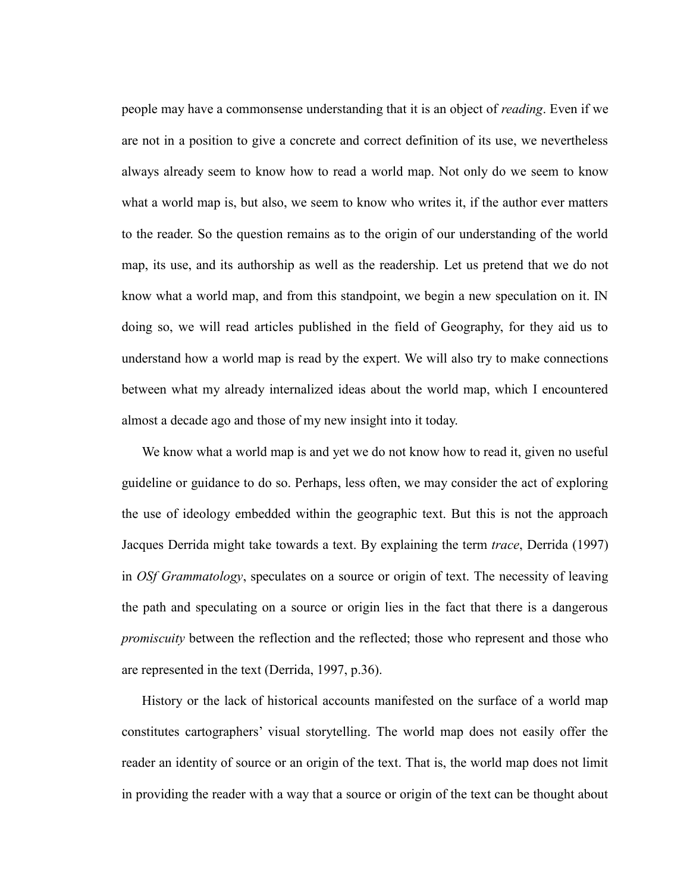people may have a commonsense understanding that it is an object of *reading*. Even if we are not in a position to give a concrete and correct definition of its use, we nevertheless always already seem to know how to read a world map. Not only do we seem to know what a world map is, but also, we seem to know who writes it, if the author ever matters to the reader. So the question remains as to the origin of our understanding of the world map, its use, and its authorship as well as the readership. Let us pretend that we do not know what a world map, and from this standpoint, we begin a new speculation on it. IN doing so, we will read articles published in the field of Geography, for they aid us to understand how a world map is read by the expert. We will also try to make connections between what my already internalized ideas about the world map, which I encountered almost a decade ago and those of my new insight into it today.

We know what a world map is and yet we do not know how to read it, given no useful guideline or guidance to do so. Perhaps, less often, we may consider the act of exploring the use of ideology embedded within the geographic text. But this is not the approach Jacques Derrida might take towards a text. By explaining the term *trace*, Derrida (1997) in *OSf Grammatology*, speculates on a source or origin of text. The necessity of leaving the path and speculating on a source or origin lies in the fact that there is a dangerous *promiscuity* between the reflection and the reflected; those who represent and those who are represented in the text (Derrida, 1997, p.36).

History or the lack of historical accounts manifested on the surface of a world map constitutes cartographers' visual storytelling. The world map does not easily offer the reader an identity of source or an origin of the text. That is, the world map does not limit in providing the reader with a way that a source or origin of the text can be thought about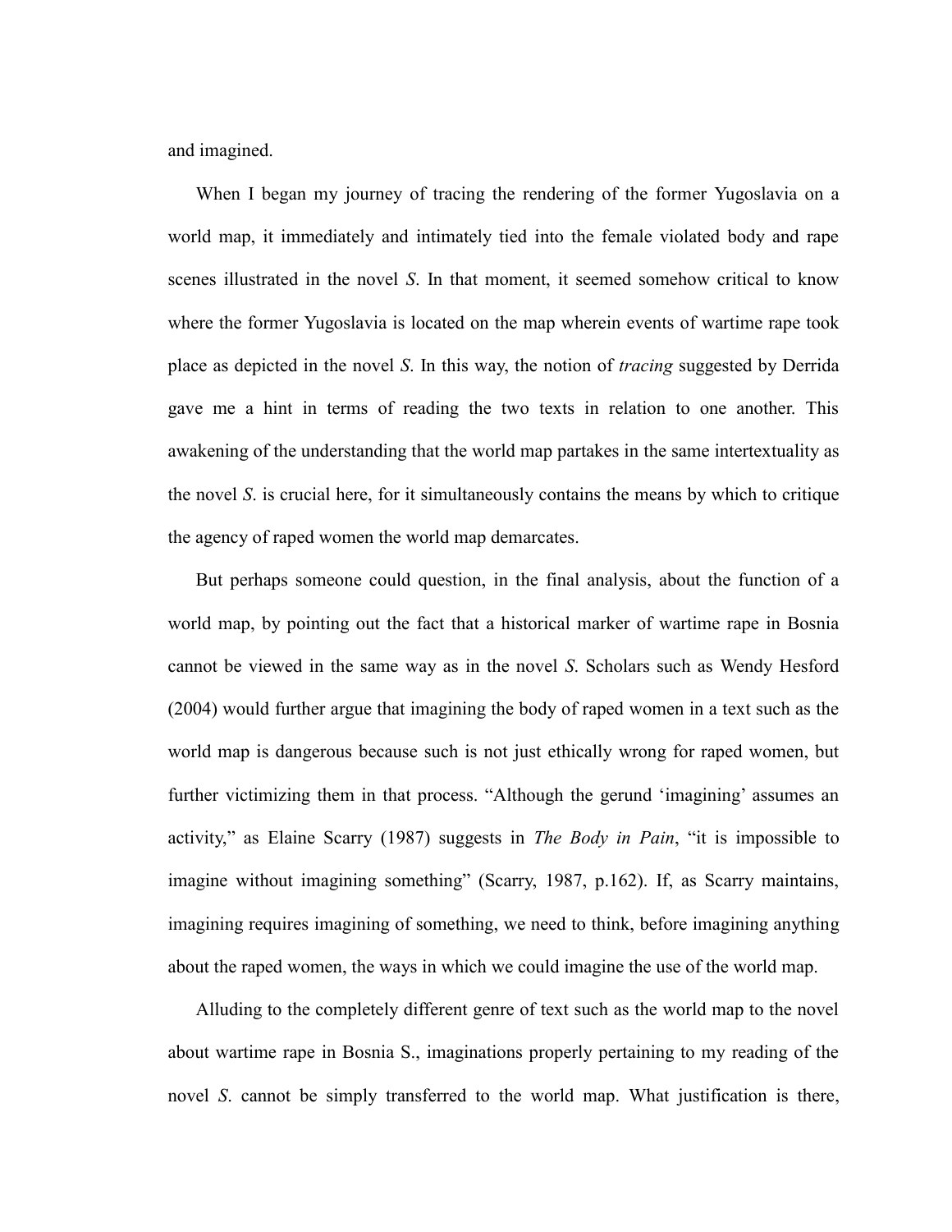and imagined.

When I began my journey of tracing the rendering of the former Yugoslavia on a world map, it immediately and intimately tied into the female violated body and rape scenes illustrated in the novel *S*. In that moment, it seemed somehow critical to know where the former Yugoslavia is located on the map wherein events of wartime rape took place as depicted in the novel *S*. In this way, the notion of *tracing* suggested by Derrida gave me a hint in terms of reading the two texts in relation to one another. This awakening of the understanding that the world map partakes in the same intertextuality as the novel *S*. is crucial here, for it simultaneously contains the means by which to critique the agency of raped women the world map demarcates.

But perhaps someone could question, in the final analysis, about the function of a world map, by pointing out the fact that a historical marker of wartime rape in Bosnia cannot be viewed in the same way as in the novel *S*. Scholars such as Wendy Hesford (2004) would further argue that imagining the body of raped women in a text such as the world map is dangerous because such is not just ethically wrong for raped women, but further victimizing them in that process. "Although the gerund 'imagining' assumes an activity," as Elaine Scarry (1987) suggests in *The Body in Pain*, "it is impossible to imagine without imagining something" (Scarry, 1987, p.162). If, as Scarry maintains, imagining requires imagining of something, we need to think, before imagining anything about the raped women, the ways in which we could imagine the use of the world map.

Alluding to the completely different genre of text such as the world map to the novel about wartime rape in Bosnia S., imaginations properly pertaining to my reading of the novel *S*. cannot be simply transferred to the world map. What justification is there,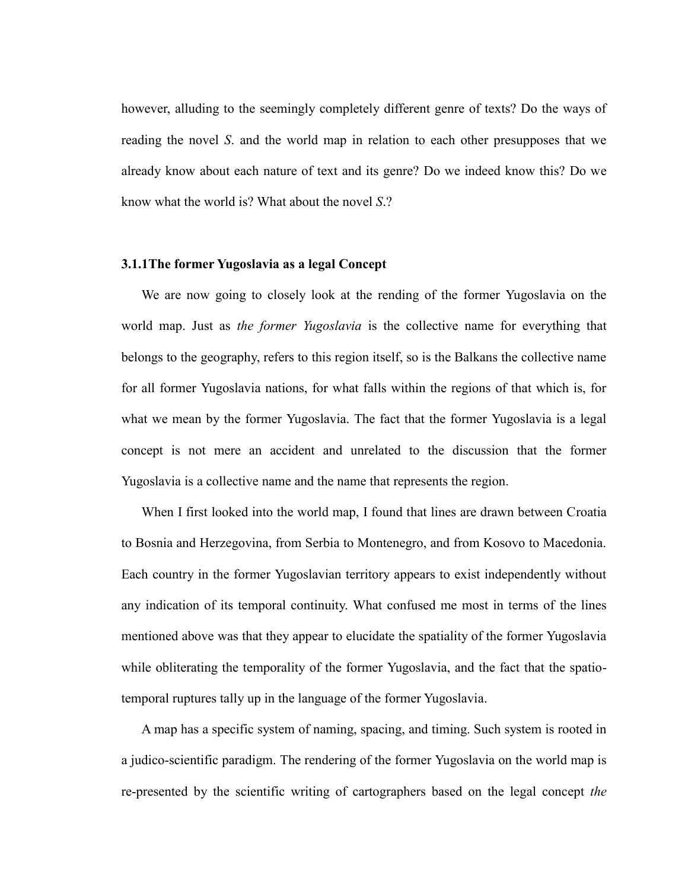however, alluding to the seemingly completely different genre of texts? Do the ways of reading the novel *S*. and the world map in relation to each other presupposes that we already know about each nature of text and its genre? Do we indeed know this? Do we know what the world is? What about the novel *S*.?

### 3.1.1The former Yugoslavia as a legal Concept

We are now going to closely look at the rending of the former Yugoslavia on the world map. Just as *the former Yugoslavia* is the collective name for everything that belongs to the geography, refers to this region itself, so is the Balkans the collective name for all former Yugoslavia nations, for what falls within the regions of that which is, for what we mean by the former Yugoslavia. The fact that the former Yugoslavia is a legal concept is not mere an accident and unrelated to the discussion that the former Yugoslavia is a collective name and the name that represents the region.

When I first looked into the world map, I found that lines are drawn between Croatia to Bosnia and Herzegovina, from Serbia to Montenegro, and from Kosovo to Macedonia. Each country in the former Yugoslavian territory appears to exist independently without any indication of its temporal continuity. What confused me most in terms of the lines mentioned above was that they appear to elucidate the spatiality of the former Yugoslavia while obliterating the temporality of the former Yugoslavia, and the fact that the spatio-temporal ruptures tally up in the language of the former Yugoslavia.

A map has a specific system of naming, spacing, and timing. Such system is rooted in a judico-scientific paradigm. The rendering of the former Yugoslavia on the world map is re-presented by the scientific writing of cartographers based on the legal concept *the*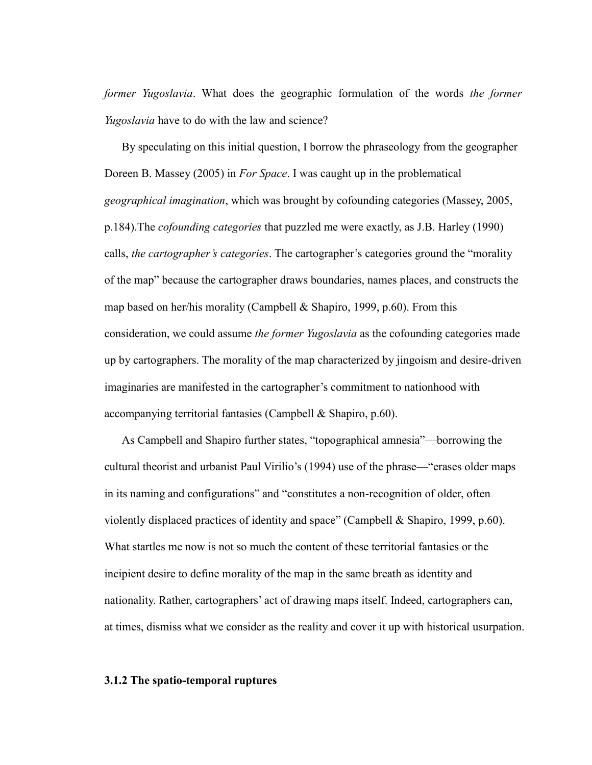*former Yugoslavia*. What does the geographic formulation of the words *the former Yugoslavia* have to do with the law and science?

By speculating on this initial question, I borrow the phraseology from the geographer Doreen B. Massey (2005) in *For Space*. I was caught up in the problematical *geographical imagination*, which was brought by cofounding categories (Massey, 2005, p.184).The *cofounding categories* that puzzled me were exactly, as J.B. Harley (1990) calls, *the cartographer's categories*. The cartographer's categories ground the "morality of the map" because the cartographer draws boundaries, names places, and constructs the map based on her/his morality (Campbell & Shapiro, 1999, p.60). From this consideration, we could assume *the former Yugoslavia* as the cofounding categories made up by cartographers. The morality of the map characterized by jingoism and desire-driven imaginaries are manifested in the cartographer's commitment to nationhood with accompanying territorial fantasies (Campbell & Shapiro, p.60).

As Campbell and Shapiro further states, "topographical amnesia"—borrowing the cultural theorist and urbanist Paul Virilio's (1994) use of the phrase—"erases older maps in its naming and configurations" and "constitutes a non-recognition of older, often violently displaced practices of identity and space" (Campbell & Shapiro, 1999, p.60). What startles me now is not so much the content of these territorial fantasies or the incipient desire to define morality of the map in the same breath as identity and nationality. Rather, cartographers' act of drawing maps itself. Indeed, cartographers can, at times, dismiss what we consider as the reality and cover it up with historical usurpation.

### 3.1.2 The spatio-temporal ruptures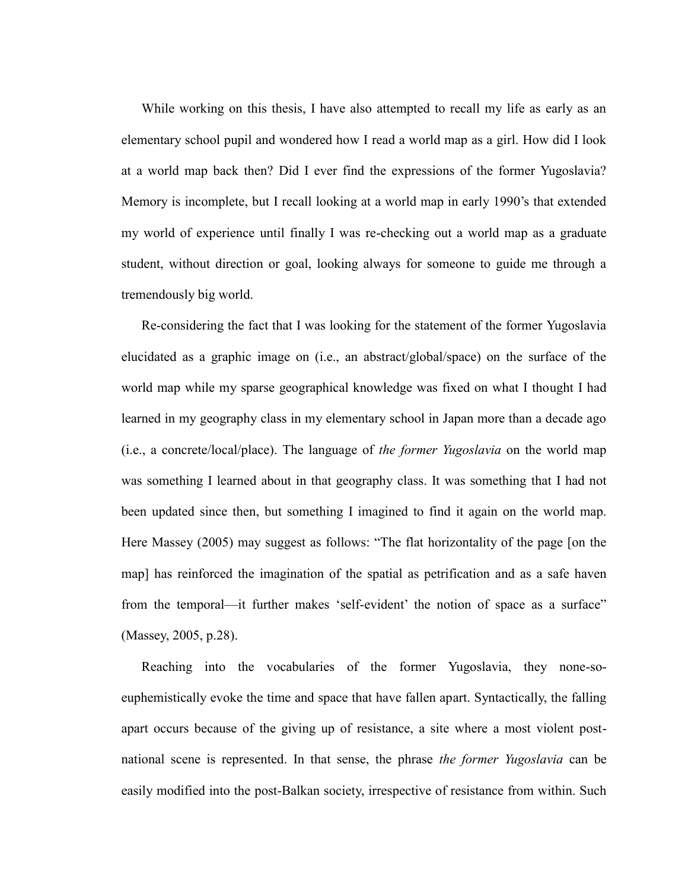While working on this thesis, I have also attempted to recall my life as early as an elementary school pupil and wondered how I read a world map as a girl. How did I look at a world map back then? Did I ever find the expressions of the former Yugoslavia? Memory is incomplete, but I recall looking at a world map in early 1990's that extended my world of experience until finally I was re-checking out a world map as a graduate student, without direction or goal, looking always for someone to guide me through a tremendously big world.

Re-considering the fact that I was looking for the statement of the former Yugoslavia elucidated as a graphic image on (i.e., an abstract/global/space) on the surface of the world map while my sparse geographical knowledge was fixed on what I thought I had learned in my geography class in my elementary school in Japan more than a decade ago (i.e., a concrete/local/place). The language of *the former Yugoslavia* on the world map was something I learned about in that geography class. It was something that I had not been updated since then, but something I imagined to find it again on the world map. Here Massey (2005) may suggest as follows: "The flat horizontality of the page [on the map] has reinforced the imagination of the spatial as petrification and as a safe haven from the temporal—it further makes 'self-evident' the notion of space as a surface" (Massey, 2005, p.28).

Reaching into the vocabularies of the former Yugoslavia, they none-so-euphemistically evoke the time and space that have fallen apart. Syntactically, the falling apart occurs because of the giving up of resistance, a site where a most violent post-national scene is represented. In that sense, the phrase *the former Yugoslavia* can be easily modified into the post-Balkan society, irrespective of resistance from within. Such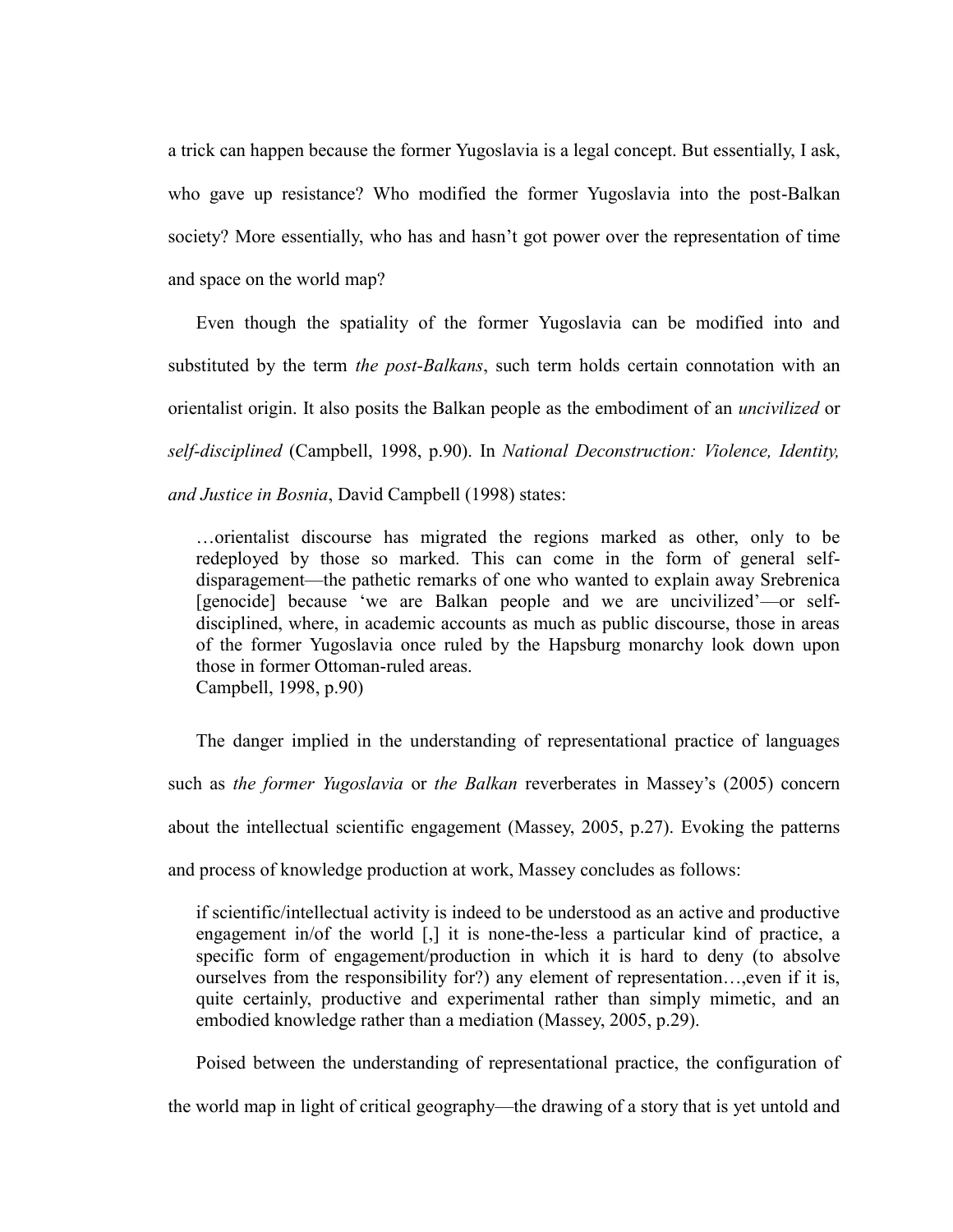a trick can happen because the former Yugoslavia is a legal concept. But essentially, I ask, who gave up resistance? Who modified the former Yugoslavia into the post-Balkan society? More essentially, who has and hasn't got power over the representation of time and space on the world map?

Even though the spatiality of the former Yugoslavia can be modified into and substituted by the term *the post-Balkans*, such term holds certain connotation with an orientalist origin. It also posits the Balkan people as the embodiment of an *uncivilized* or *self-disciplined* (Campbell, 1998, p.90). In *National Deconstruction: Violence, Identity, and Justice in Bosnia*, David Campbell (1998) states:

> …orientalist discourse has migrated the regions marked as other, only to be redeployed by those so marked. This can come in the form of general self-disparagement—the pathetic remarks of one who wanted to explain away Srebrenica [genocide] because 'we are Balkan people and we are uncivilized'—or self-disciplined, where, in academic accounts as much as public discourse, those in areas of the former Yugoslavia once ruled by the Hapsburg monarchy look down upon those in former Ottoman-ruled areas.
> Campbell, 1998, p.90)

The danger implied in the understanding of representational practice of languages such as *the former Yugoslavia* or *the Balkan* reverberates in Massey's (2005) concern about the intellectual scientific engagement (Massey, 2005, p.27). Evoking the patterns and process of knowledge production at work, Massey concludes as follows:

> if scientific/intellectual activity is indeed to be understood as an active and productive engagement in/of the world [,] it is none-the-less a particular kind of practice, a specific form of engagement/production in which it is hard to deny (to absolve ourselves from the responsibility for?) any element of representation…,even if it is, quite certainly, productive and experimental rather than simply mimetic, and an embodied knowledge rather than a mediation (Massey, 2005, p.29).

Poised between the understanding of representational practice, the configuration of the world map in light of critical geography—the drawing of a story that is yet untold and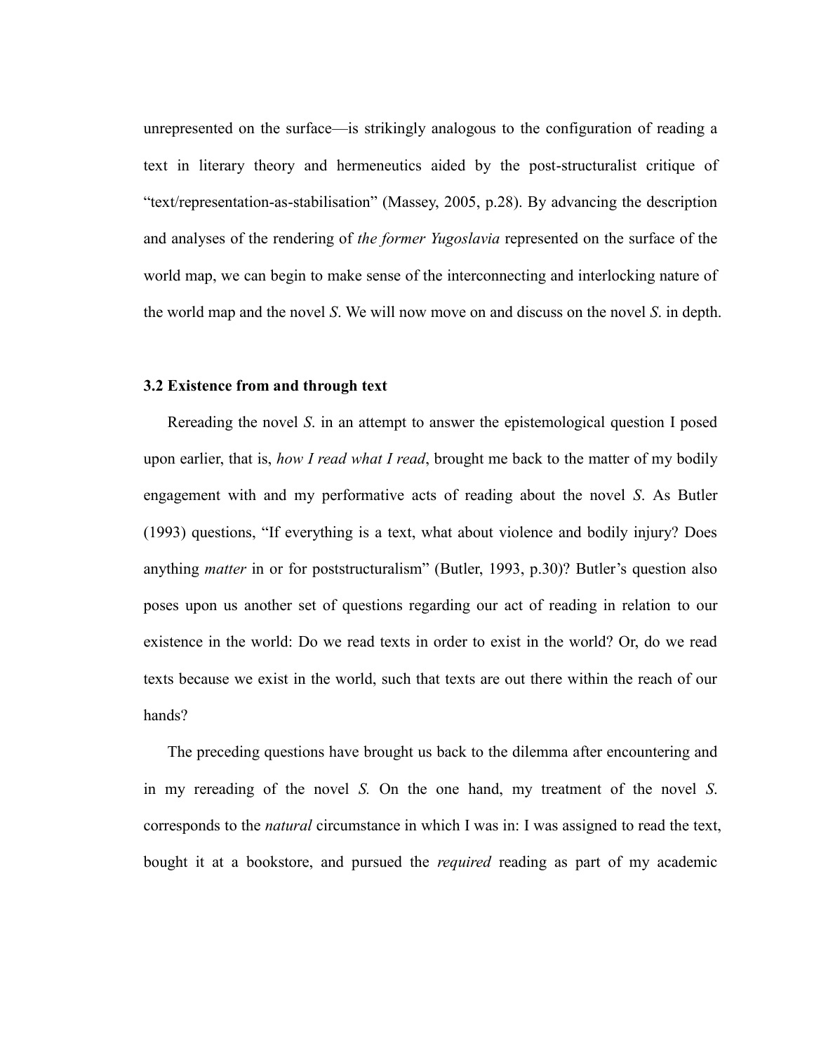unrepresented on the surface—is strikingly analogous to the configuration of reading a text in literary theory and hermeneutics aided by the post-structuralist critique of "text/representation-as-stabilisation" (Massey, 2005, p.28). By advancing the description and analyses of the rendering of *the former Yugoslavia* represented on the surface of the world map, we can begin to make sense of the interconnecting and interlocking nature of the world map and the novel *S*. We will now move on and discuss on the novel *S*. in depth.

### 3.2 Existence from and through text

Rereading the novel *S*. in an attempt to answer the epistemological question I posed upon earlier, that is, *how I read what I read*, brought me back to the matter of my bodily engagement with and my performative acts of reading about the novel *S*. As Butler (1993) questions, "If everything is a text, what about violence and bodily injury? Does anything *matter* in or for poststructuralism" (Butler, 1993, p.30)? Butler's question also poses upon us another set of questions regarding our act of reading in relation to our existence in the world: Do we read texts in order to exist in the world? Or, do we read texts because we exist in the world, such that texts are out there within the reach of our hands?

The preceding questions have brought us back to the dilemma after encountering and in my rereading of the novel *S.* On the one hand, my treatment of the novel *S*. corresponds to the *natural* circumstance in which I was in: I was assigned to read the text, bought it at a bookstore, and pursued the *required* reading as part of my academic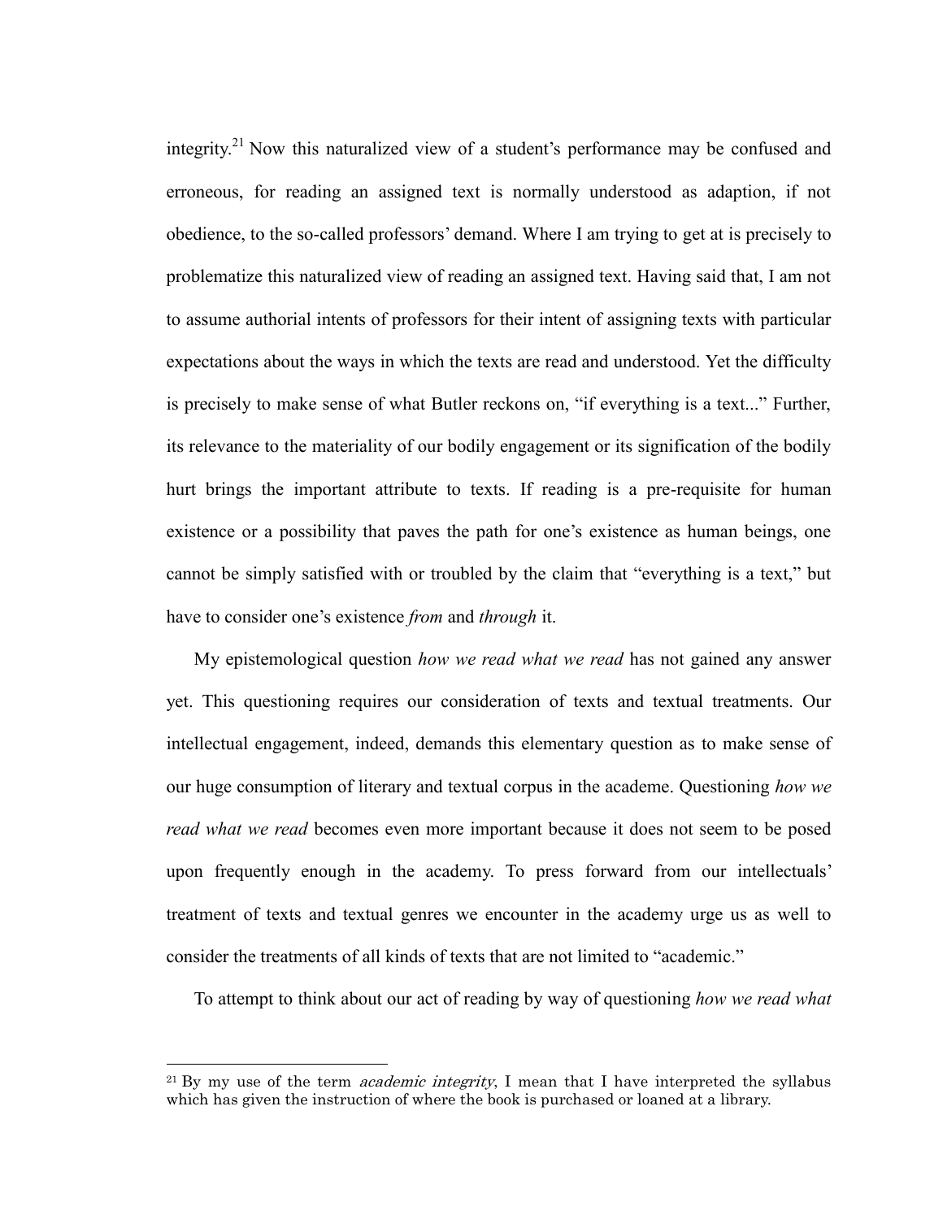integrity.[21] Now this naturalized view of a student's performance may be confused and erroneous, for reading an assigned text is normally understood as adaption, if not obedience, to the so-called professors' demand. Where I am trying to get at is precisely to problematize this naturalized view of reading an assigned text. Having said that, I am not to assume authorial intents of professors for their intent of assigning texts with particular expectations about the ways in which the texts are read and understood. Yet the difficulty is precisely to make sense of what Butler reckons on, "if everything is a text..." Further, its relevance to the materiality of our bodily engagement or its signification of the bodily hurt brings the important attribute to texts. If reading is a pre-requisite for human existence or a possibility that paves the path for one's existence as human beings, one cannot be simply satisfied with or troubled by the claim that "everything is a text," but have to consider one's existence *from* and *through* it.

My epistemological question *how we read what we read* has not gained any answer yet. This questioning requires our consideration of texts and textual treatments. Our intellectual engagement, indeed, demands this elementary question as to make sense of our huge consumption of literary and textual corpus in the academe. Questioning *how we read what we read* becomes even more important because it does not seem to be posed upon frequently enough in the academy. To press forward from our intellectuals' treatment of texts and textual genres we encounter in the academy urge us as well to consider the treatments of all kinds of texts that are not limited to "academic."

To attempt to think about our act of reading by way of questioning *how we read what*

---

[21] By my use of the term *academic integrity*, I mean that I have interpreted the syllabus which has given the instruction of where the book is purchased or loaned at a library.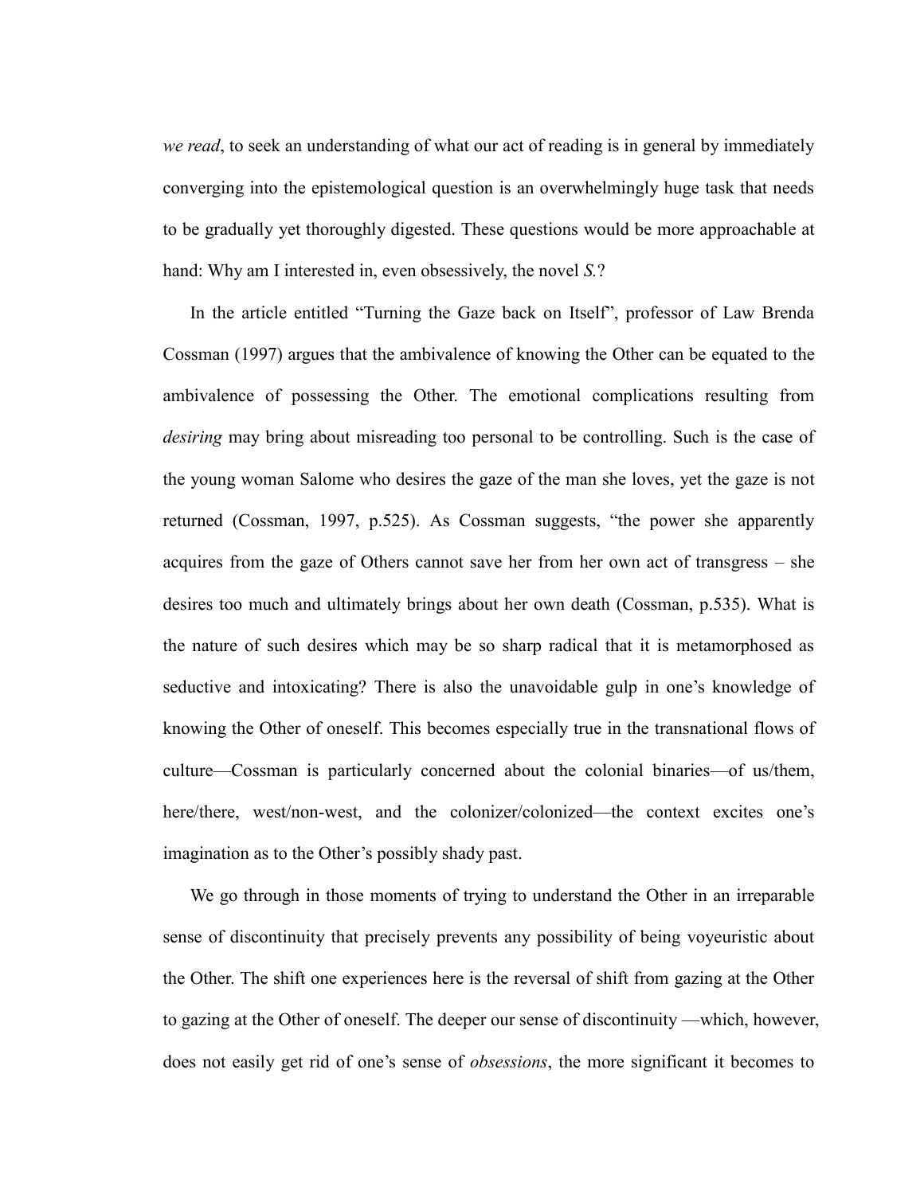*we read*, to seek an understanding of what our act of reading is in general by immediately converging into the epistemological question is an overwhelmingly huge task that needs to be gradually yet thoroughly digested. These questions would be more approachable at hand: Why am I interested in, even obsessively, the novel *S.*?

In the article entitled "Turning the Gaze back on Itself", professor of Law Brenda Cossman (1997) argues that the ambivalence of knowing the Other can be equated to the ambivalence of possessing the Other. The emotional complications resulting from *desiring* may bring about misreading too personal to be controlling. Such is the case of the young woman Salome who desires the gaze of the man she loves, yet the gaze is not returned (Cossman, 1997, p.525). As Cossman suggests, "the power she apparently acquires from the gaze of Others cannot save her from her own act of transgress – she desires too much and ultimately brings about her own death (Cossman, p.535). What is the nature of such desires which may be so sharp radical that it is metamorphosed as seductive and intoxicating? There is also the unavoidable gulp in one's knowledge of knowing the Other of oneself. This becomes especially true in the transnational flows of culture—Cossman is particularly concerned about the colonial binaries—of us/them, here/there, west/non-west, and the colonizer/colonized—the context excites one's imagination as to the Other's possibly shady past.

We go through in those moments of trying to understand the Other in an irreparable sense of discontinuity that precisely prevents any possibility of being voyeuristic about the Other. The shift one experiences here is the reversal of shift from gazing at the Other to gazing at the Other of oneself. The deeper our sense of discontinuity —which, however, does not easily get rid of one's sense of *obsessions*, the more significant it becomes to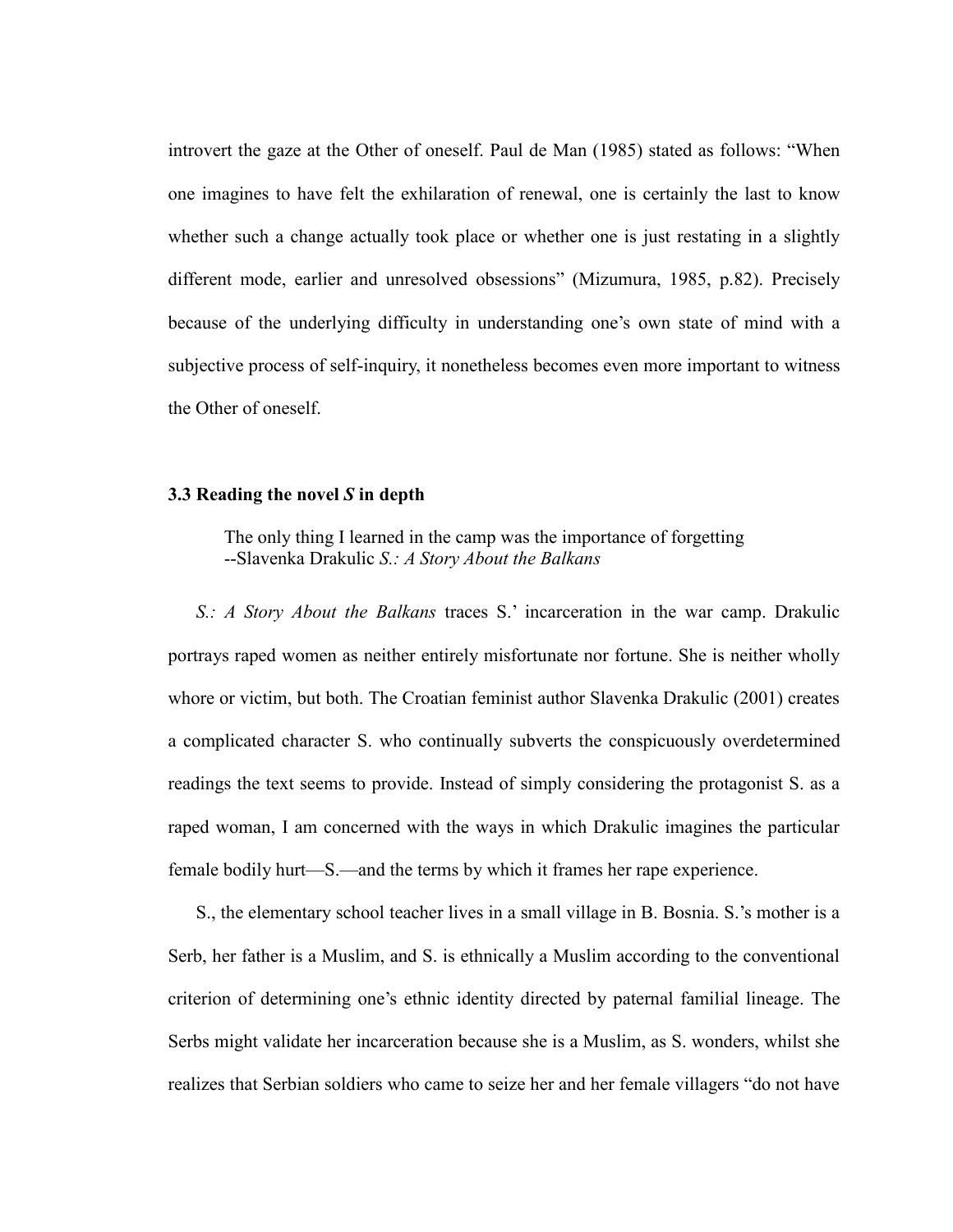introvert the gaze at the Other of oneself. Paul de Man (1985) stated as follows: "When one imagines to have felt the exhilaration of renewal, one is certainly the last to know whether such a change actually took place or whether one is just restating in a slightly different mode, earlier and unresolved obsessions" (Mizumura, 1985, p.82). Precisely because of the underlying difficulty in understanding one's own state of mind with a subjective process of self-inquiry, it nonetheless becomes even more important to witness the Other of oneself.

### 3.3 Reading the novel *S* in depth

> The only thing I learned in the camp was the importance of forgetting
> --Slavenka Drakulic *S.: A Story About the Balkans*

*S.: A Story About the Balkans* traces S.' incarceration in the war camp. Drakulic portrays raped women as neither entirely misfortunate nor fortune. She is neither wholly whore or victim, but both. The Croatian feminist author Slavenka Drakulic (2001) creates a complicated character S. who continually subverts the conspicuously overdetermined readings the text seems to provide. Instead of simply considering the protagonist S. as a raped woman, I am concerned with the ways in which Drakulic imagines the particular female bodily hurt—S.—and the terms by which it frames her rape experience.

S., the elementary school teacher lives in a small village in B. Bosnia. S.'s mother is a Serb, her father is a Muslim, and S. is ethnically a Muslim according to the conventional criterion of determining one's ethnic identity directed by paternal familial lineage. The Serbs might validate her incarceration because she is a Muslim, as S. wonders, whilst she realizes that Serbian soldiers who came to seize her and her female villagers "do not have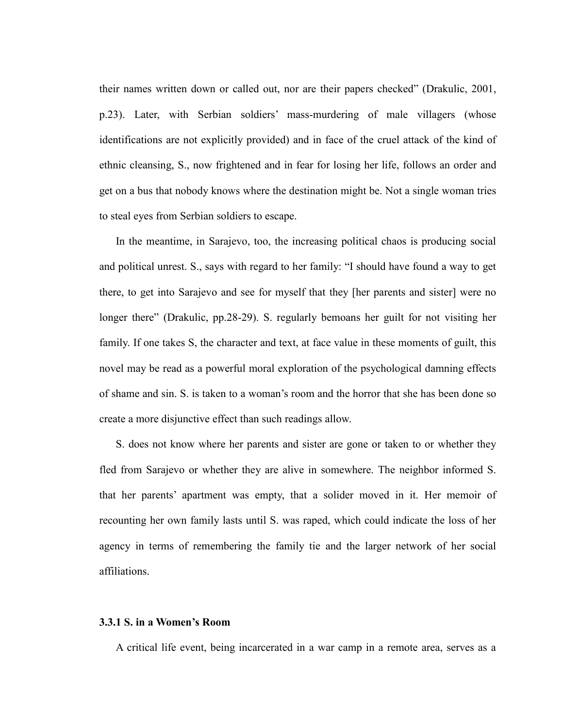their names written down or called out, nor are their papers checked" (Drakulic, 2001, p.23). Later, with Serbian soldiers' mass-murdering of male villagers (whose identifications are not explicitly provided) and in face of the cruel attack of the kind of ethnic cleansing, S., now frightened and in fear for losing her life, follows an order and get on a bus that nobody knows where the destination might be. Not a single woman tries to steal eyes from Serbian soldiers to escape.

In the meantime, in Sarajevo, too, the increasing political chaos is producing social and political unrest. S., says with regard to her family: "I should have found a way to get there, to get into Sarajevo and see for myself that they [her parents and sister] were no longer there" (Drakulic, pp.28-29). S. regularly bemoans her guilt for not visiting her family. If one takes S, the character and text, at face value in these moments of guilt, this novel may be read as a powerful moral exploration of the psychological damning effects of shame and sin. S. is taken to a woman's room and the horror that she has been done so create a more disjunctive effect than such readings allow.

S. does not know where her parents and sister are gone or taken to or whether they fled from Sarajevo or whether they are alive in somewhere. The neighbor informed S. that her parents' apartment was empty, that a solider moved in it. Her memoir of recounting her own family lasts until S. was raped, which could indicate the loss of her agency in terms of remembering the family tie and the larger network of her social affiliations.

### 3.3.1 S. in a Women's Room

A critical life event, being incarcerated in a war camp in a remote area, serves as a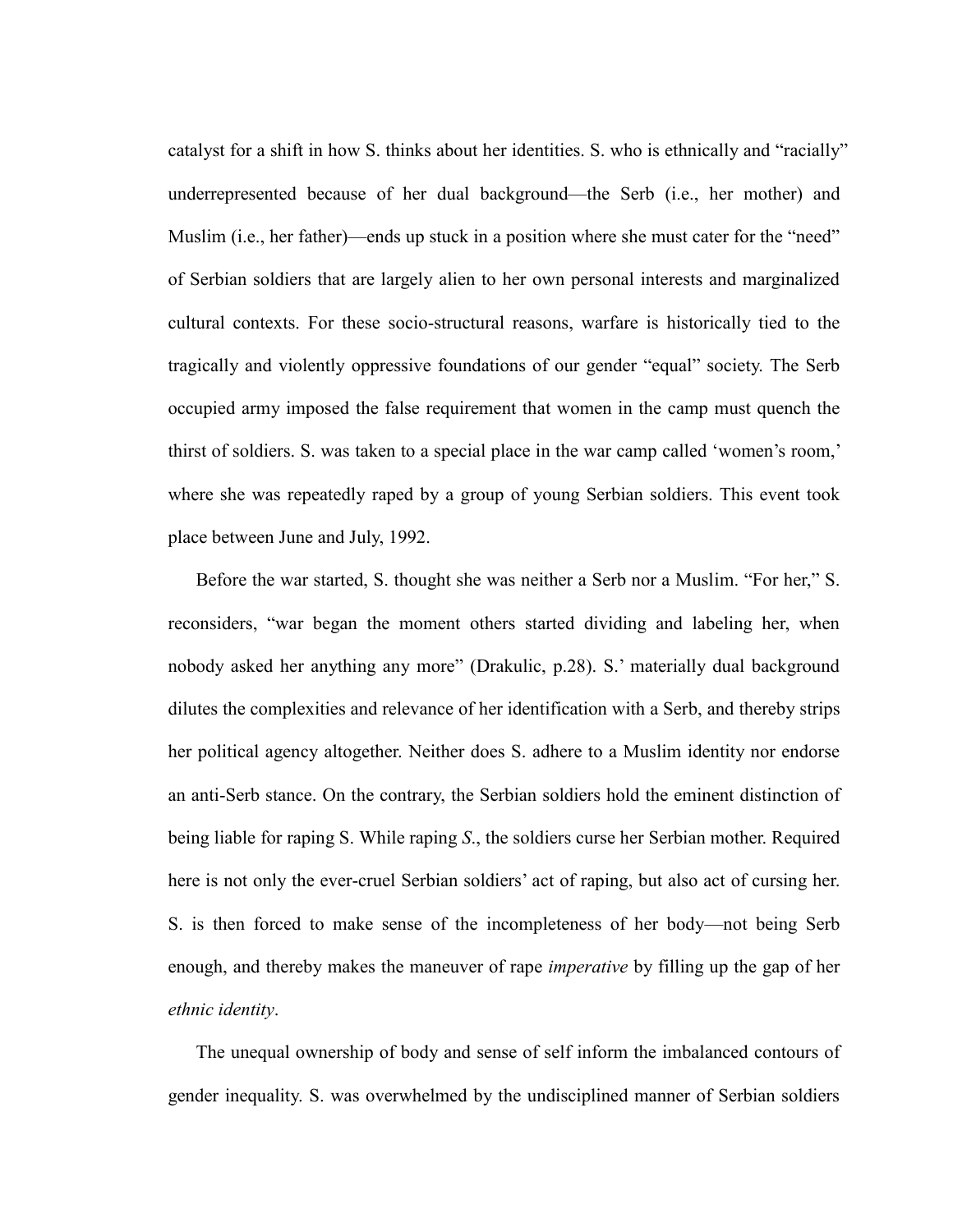catalyst for a shift in how S. thinks about her identities. S. who is ethnically and "racially" underrepresented because of her dual background—the Serb (i.e., her mother) and Muslim (i.e., her father)—ends up stuck in a position where she must cater for the "need" of Serbian soldiers that are largely alien to her own personal interests and marginalized cultural contexts. For these socio-structural reasons, warfare is historically tied to the tragically and violently oppressive foundations of our gender "equal" society. The Serb occupied army imposed the false requirement that women in the camp must quench the thirst of soldiers. S. was taken to a special place in the war camp called 'women's room,' where she was repeatedly raped by a group of young Serbian soldiers. This event took place between June and July, 1992.

Before the war started, S. thought she was neither a Serb nor a Muslim. "For her," S. reconsiders, "war began the moment others started dividing and labeling her, when nobody asked her anything any more" (Drakulic, p.28). S.' materially dual background dilutes the complexities and relevance of her identification with a Serb, and thereby strips her political agency altogether. Neither does S. adhere to a Muslim identity nor endorse an anti-Serb stance. On the contrary, the Serbian soldiers hold the eminent distinction of being liable for raping S. While raping *S.*, the soldiers curse her Serbian mother. Required here is not only the ever-cruel Serbian soldiers' act of raping, but also act of cursing her. S. is then forced to make sense of the incompleteness of her body—not being Serb enough, and thereby makes the maneuver of rape *imperative* by filling up the gap of her *ethnic identity*.

The unequal ownership of body and sense of self inform the imbalanced contours of gender inequality. S. was overwhelmed by the undisciplined manner of Serbian soldiers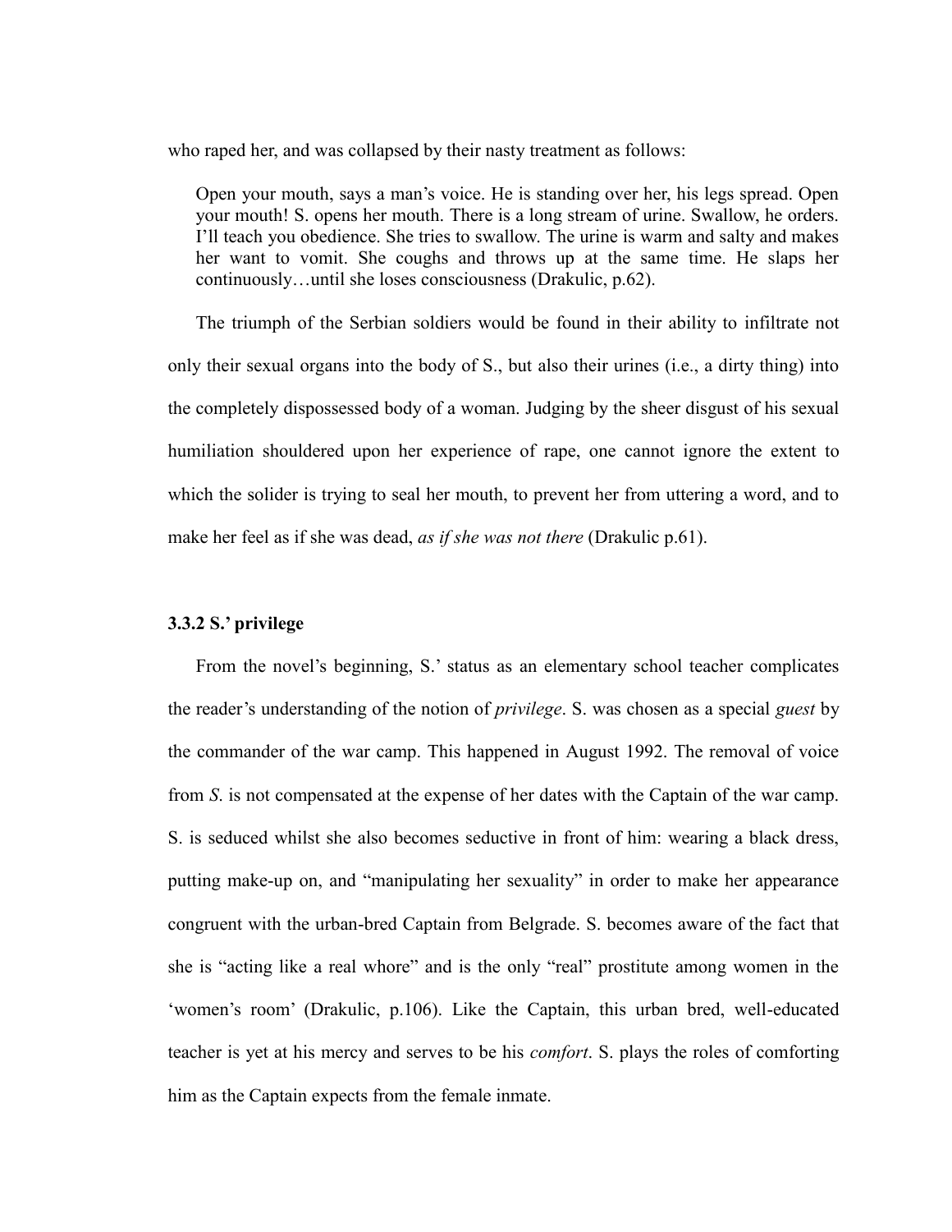who raped her, and was collapsed by their nasty treatment as follows:

> Open your mouth, says a man's voice. He is standing over her, his legs spread. Open your mouth! S. opens her mouth. There is a long stream of urine. Swallow, he orders. I'll teach you obedience. She tries to swallow. The urine is warm and salty and makes her want to vomit. She coughs and throws up at the same time. He slaps her continuously…until she loses consciousness (Drakulic, p.62).

The triumph of the Serbian soldiers would be found in their ability to infiltrate not only their sexual organs into the body of S., but also their urines (i.e., a dirty thing) into the completely dispossessed body of a woman. Judging by the sheer disgust of his sexual humiliation shouldered upon her experience of rape, one cannot ignore the extent to which the solider is trying to seal her mouth, to prevent her from uttering a word, and to make her feel as if she was dead, *as if she was not there* (Drakulic p.61).

### 3.3.2 S.' privilege

From the novel's beginning, S.' status as an elementary school teacher complicates the reader's understanding of the notion of *privilege*. S. was chosen as a special *guest* by the commander of the war camp. This happened in August 1992. The removal of voice from *S*. is not compensated at the expense of her dates with the Captain of the war camp. S. is seduced whilst she also becomes seductive in front of him: wearing a black dress, putting make-up on, and "manipulating her sexuality" in order to make her appearance congruent with the urban-bred Captain from Belgrade. S. becomes aware of the fact that she is "acting like a real whore" and is the only "real" prostitute among women in the 'women's room' (Drakulic, p.106). Like the Captain, this urban bred, well-educated teacher is yet at his mercy and serves to be his *comfort*. S. plays the roles of comforting him as the Captain expects from the female inmate.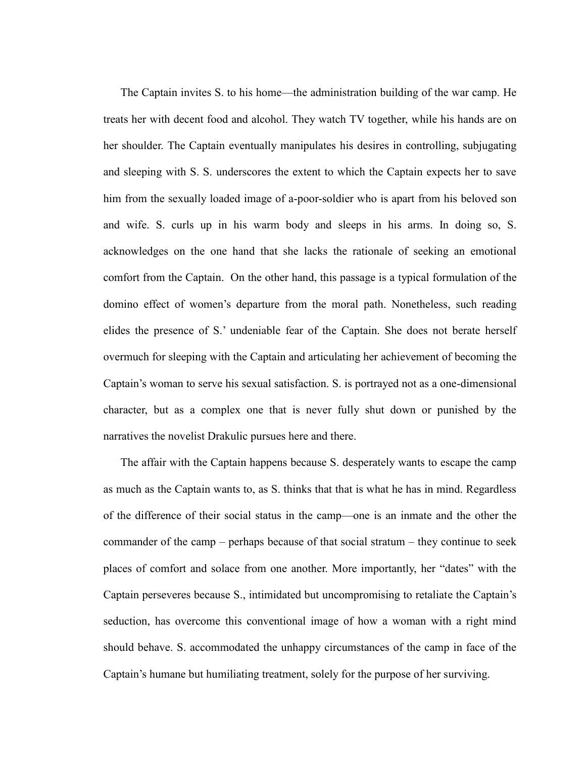The Captain invites S. to his home—the administration building of the war camp. He treats her with decent food and alcohol. They watch TV together, while his hands are on her shoulder. The Captain eventually manipulates his desires in controlling, subjugating and sleeping with S. S. underscores the extent to which the Captain expects her to save him from the sexually loaded image of a-poor-soldier who is apart from his beloved son and wife. S. curls up in his warm body and sleeps in his arms. In doing so, S. acknowledges on the one hand that she lacks the rationale of seeking an emotional comfort from the Captain. On the other hand, this passage is a typical formulation of the domino effect of women's departure from the moral path. Nonetheless, such reading elides the presence of S.' undeniable fear of the Captain. She does not berate herself overmuch for sleeping with the Captain and articulating her achievement of becoming the Captain's woman to serve his sexual satisfaction. S. is portrayed not as a one-dimensional character, but as a complex one that is never fully shut down or punished by the narratives the novelist Drakulic pursues here and there.

The affair with the Captain happens because S. desperately wants to escape the camp as much as the Captain wants to, as S. thinks that that is what he has in mind. Regardless of the difference of their social status in the camp—one is an inmate and the other the commander of the camp – perhaps because of that social stratum – they continue to seek places of comfort and solace from one another. More importantly, her "dates" with the Captain perseveres because S., intimidated but uncompromising to retaliate the Captain's seduction, has overcome this conventional image of how a woman with a right mind should behave. S. accommodated the unhappy circumstances of the camp in face of the Captain's humane but humiliating treatment, solely for the purpose of her surviving.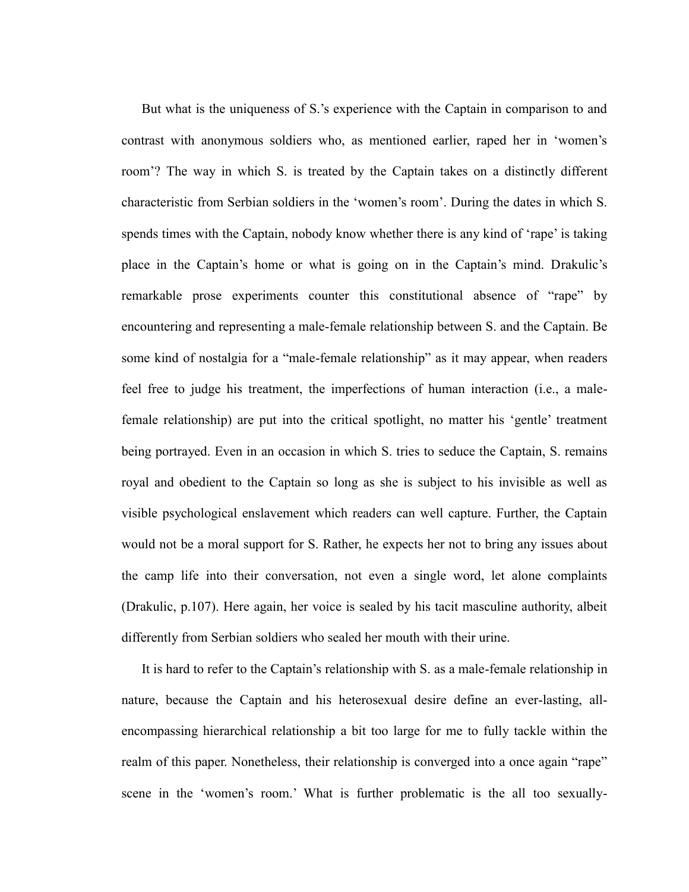But what is the uniqueness of S.'s experience with the Captain in comparison to and contrast with anonymous soldiers who, as mentioned earlier, raped her in 'women's room'? The way in which S. is treated by the Captain takes on a distinctly different characteristic from Serbian soldiers in the 'women's room'. During the dates in which S. spends times with the Captain, nobody know whether there is any kind of 'rape' is taking place in the Captain's home or what is going on in the Captain's mind. Drakulic's remarkable prose experiments counter this constitutional absence of "rape" by encountering and representing a male-female relationship between S. and the Captain. Be some kind of nostalgia for a "male-female relationship" as it may appear, when readers feel free to judge his treatment, the imperfections of human interaction (i.e., a male-female relationship) are put into the critical spotlight, no matter his 'gentle' treatment being portrayed. Even in an occasion in which S. tries to seduce the Captain, S. remains royal and obedient to the Captain so long as she is subject to his invisible as well as visible psychological enslavement which readers can well capture. Further, the Captain would not be a moral support for S. Rather, he expects her not to bring any issues about the camp life into their conversation, not even a single word, let alone complaints (Drakulic, p.107). Here again, her voice is sealed by his tacit masculine authority, albeit differently from Serbian soldiers who sealed her mouth with their urine.

It is hard to refer to the Captain's relationship with S. as a male-female relationship in nature, because the Captain and his heterosexual desire define an ever-lasting, all-encompassing hierarchical relationship a bit too large for me to fully tackle within the realm of this paper. Nonetheless, their relationship is converged into a once again "rape" scene in the 'women's room.' What is further problematic is the all too sexually-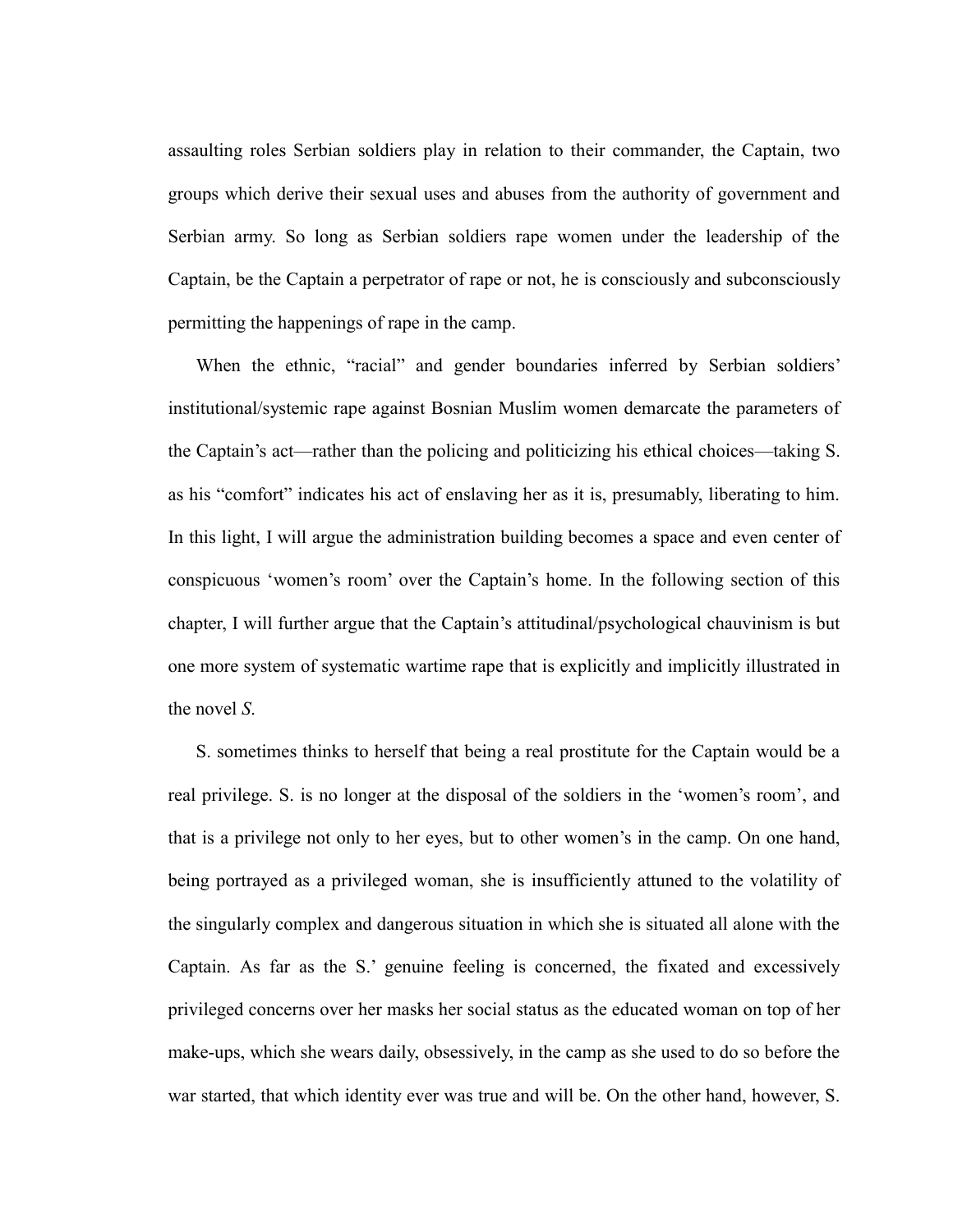assaulting roles Serbian soldiers play in relation to their commander, the Captain, two groups which derive their sexual uses and abuses from the authority of government and Serbian army. So long as Serbian soldiers rape women under the leadership of the Captain, be the Captain a perpetrator of rape or not, he is consciously and subconsciously permitting the happenings of rape in the camp.

When the ethnic, "racial" and gender boundaries inferred by Serbian soldiers' institutional/systemic rape against Bosnian Muslim women demarcate the parameters of the Captain's act—rather than the policing and politicizing his ethical choices—taking S. as his "comfort" indicates his act of enslaving her as it is, presumably, liberating to him. In this light, I will argue the administration building becomes a space and even center of conspicuous 'women's room' over the Captain's home. In the following section of this chapter, I will further argue that the Captain's attitudinal/psychological chauvinism is but one more system of systematic wartime rape that is explicitly and implicitly illustrated in the novel *S.*

S. sometimes thinks to herself that being a real prostitute for the Captain would be a real privilege. S. is no longer at the disposal of the soldiers in the 'women's room', and that is a privilege not only to her eyes, but to other women's in the camp. On one hand, being portrayed as a privileged woman, she is insufficiently attuned to the volatility of the singularly complex and dangerous situation in which she is situated all alone with the Captain. As far as the S.' genuine feeling is concerned, the fixated and excessively privileged concerns over her masks her social status as the educated woman on top of her make-ups, which she wears daily, obsessively, in the camp as she used to do so before the war started, that which identity ever was true and will be. On the other hand, however, S.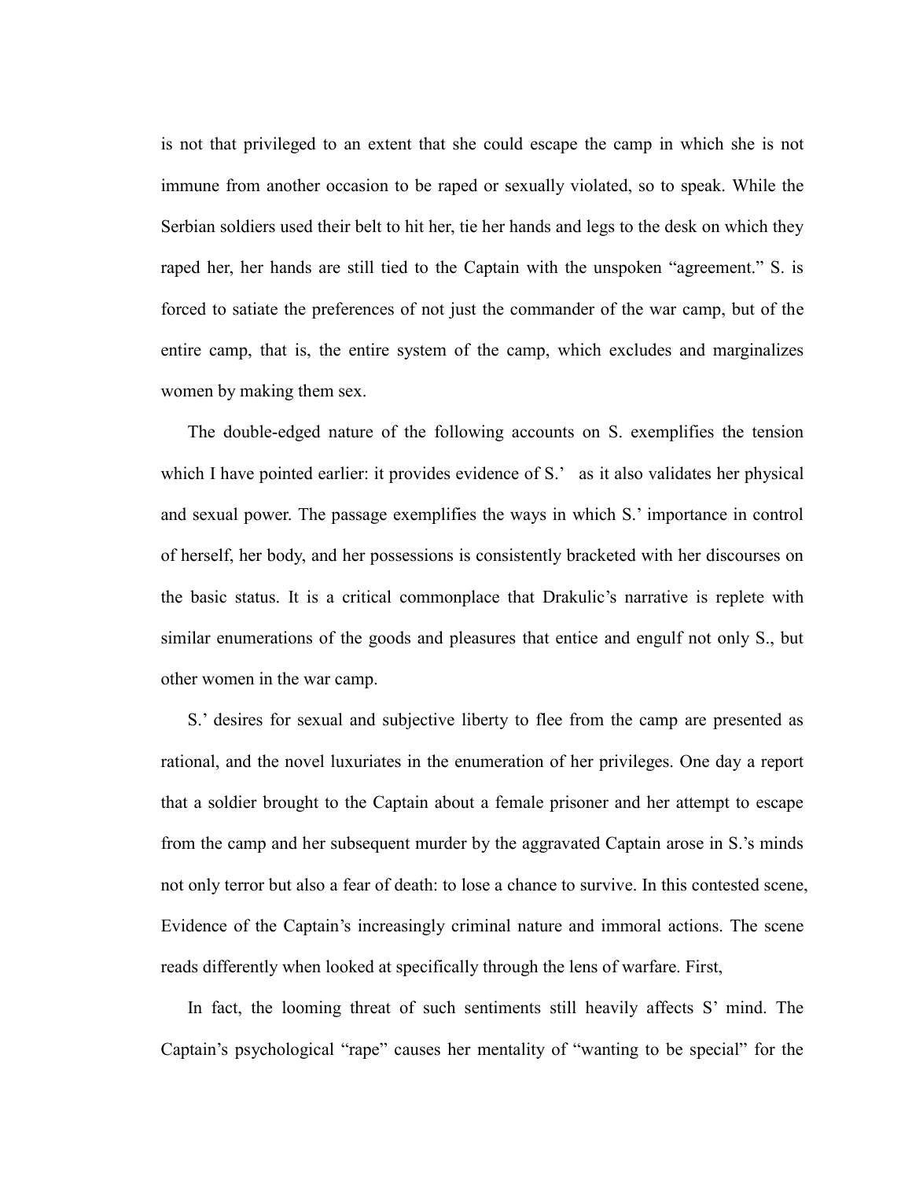is not that privileged to an extent that she could escape the camp in which she is not immune from another occasion to be raped or sexually violated, so to speak. While the Serbian soldiers used their belt to hit her, tie her hands and legs to the desk on which they raped her, her hands are still tied to the Captain with the unspoken "agreement." S. is forced to satiate the preferences of not just the commander of the war camp, but of the entire camp, that is, the entire system of the camp, which excludes and marginalizes women by making them sex.

The double-edged nature of the following accounts on S. exemplifies the tension which I have pointed earlier: it provides evidence of S.' as it also validates her physical and sexual power. The passage exemplifies the ways in which S.' importance in control of herself, her body, and her possessions is consistently bracketed with her discourses on the basic status. It is a critical commonplace that Drakulic's narrative is replete with similar enumerations of the goods and pleasures that entice and engulf not only S., but other women in the war camp.

S.' desires for sexual and subjective liberty to flee from the camp are presented as rational, and the novel luxuriates in the enumeration of her privileges. One day a report that a soldier brought to the Captain about a female prisoner and her attempt to escape from the camp and her subsequent murder by the aggravated Captain arose in S.'s minds not only terror but also a fear of death: to lose a chance to survive. In this contested scene, Evidence of the Captain's increasingly criminal nature and immoral actions. The scene reads differently when looked at specifically through the lens of warfare. First,

In fact, the looming threat of such sentiments still heavily affects S' mind. The Captain's psychological "rape" causes her mentality of "wanting to be special" for the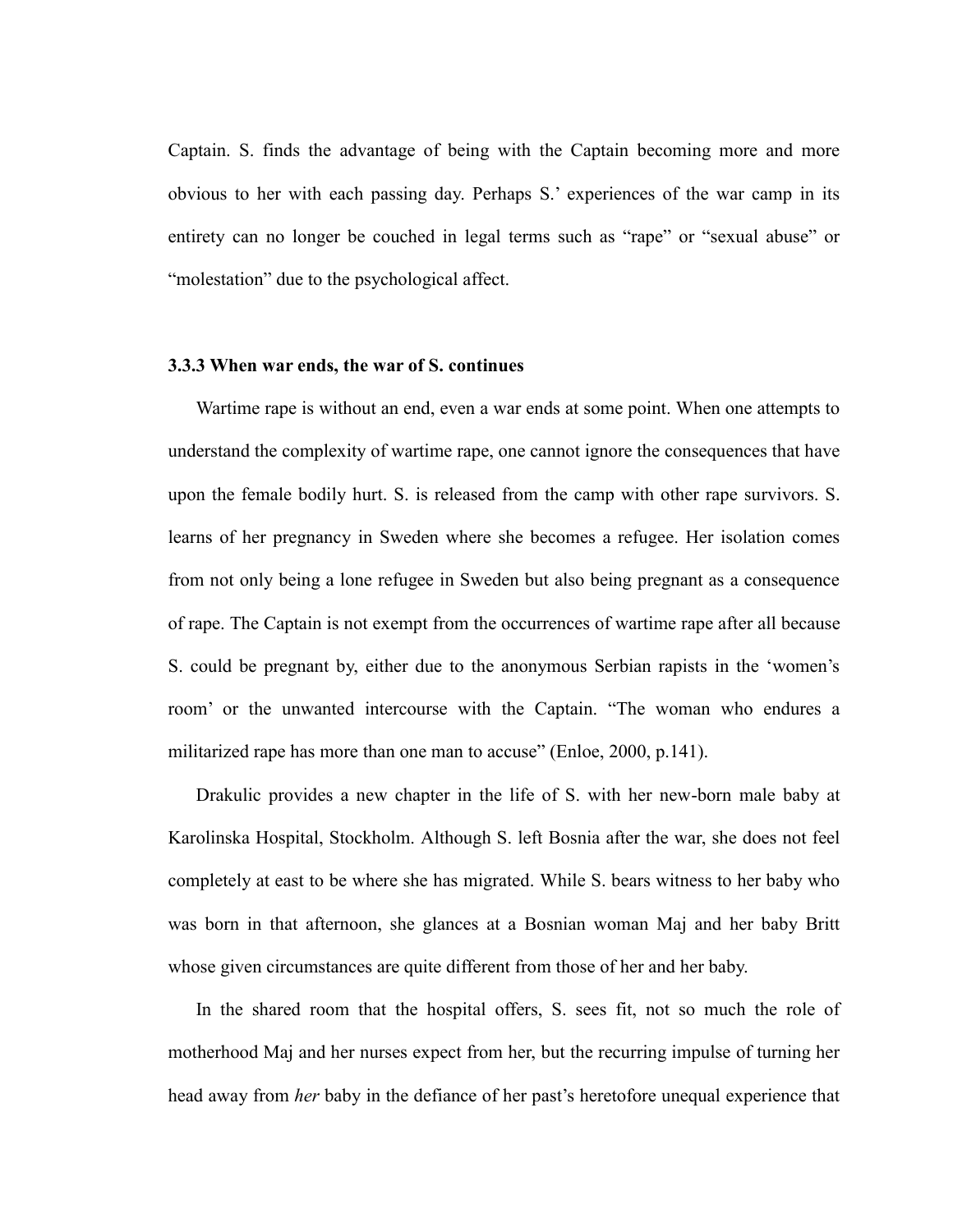Captain. S. finds the advantage of being with the Captain becoming more and more obvious to her with each passing day. Perhaps S.' experiences of the war camp in its entirety can no longer be couched in legal terms such as "rape" or "sexual abuse" or "molestation" due to the psychological affect.

### 3.3.3 When war ends, the war of S. continues

Wartime rape is without an end, even a war ends at some point. When one attempts to understand the complexity of wartime rape, one cannot ignore the consequences that have upon the female bodily hurt. S. is released from the camp with other rape survivors. S. learns of her pregnancy in Sweden where she becomes a refugee. Her isolation comes from not only being a lone refugee in Sweden but also being pregnant as a consequence of rape. The Captain is not exempt from the occurrences of wartime rape after all because S. could be pregnant by, either due to the anonymous Serbian rapists in the 'women's room' or the unwanted intercourse with the Captain. "The woman who endures a militarized rape has more than one man to accuse" (Enloe, 2000, p.141).

Drakulic provides a new chapter in the life of S. with her new-born male baby at Karolinska Hospital, Stockholm. Although S. left Bosnia after the war, she does not feel completely at east to be where she has migrated. While S. bears witness to her baby who was born in that afternoon, she glances at a Bosnian woman Maj and her baby Britt whose given circumstances are quite different from those of her and her baby.

In the shared room that the hospital offers, S. sees fit, not so much the role of motherhood Maj and her nurses expect from her, but the recurring impulse of turning her head away from *her* baby in the defiance of her past's heretofore unequal experience that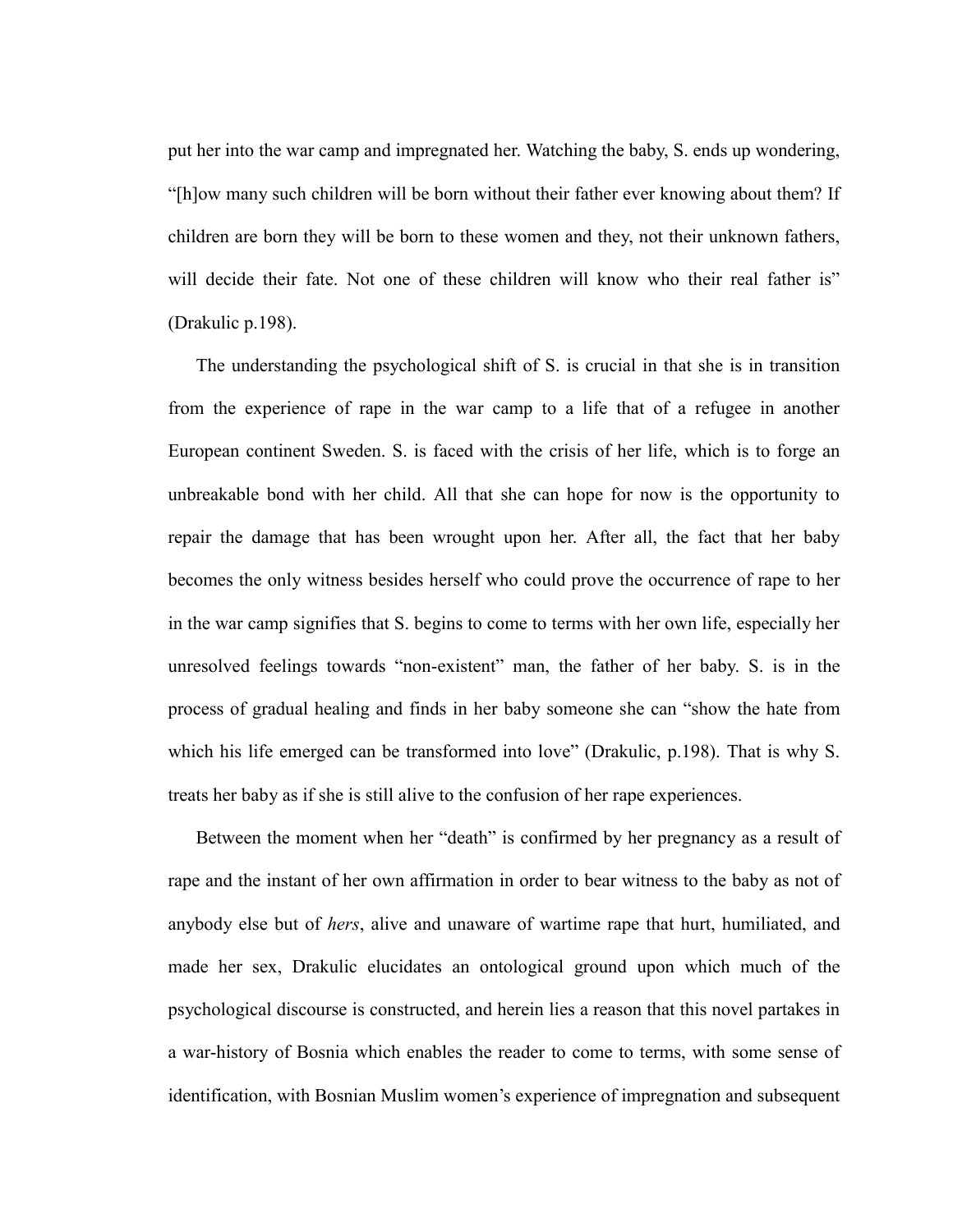put her into the war camp and impregnated her. Watching the baby, S. ends up wondering, "[h]ow many such children will be born without their father ever knowing about them? If children are born they will be born to these women and they, not their unknown fathers, will decide their fate. Not one of these children will know who their real father is" (Drakulic p.198).

The understanding the psychological shift of S. is crucial in that she is in transition from the experience of rape in the war camp to a life that of a refugee in another European continent Sweden. S. is faced with the crisis of her life, which is to forge an unbreakable bond with her child. All that she can hope for now is the opportunity to repair the damage that has been wrought upon her. After all, the fact that her baby becomes the only witness besides herself who could prove the occurrence of rape to her in the war camp signifies that S. begins to come to terms with her own life, especially her unresolved feelings towards "non-existent" man, the father of her baby. S. is in the process of gradual healing and finds in her baby someone she can "show the hate from which his life emerged can be transformed into love" (Drakulic, p.198). That is why S. treats her baby as if she is still alive to the confusion of her rape experiences.

Between the moment when her "death" is confirmed by her pregnancy as a result of rape and the instant of her own affirmation in order to bear witness to the baby as not of anybody else but of *hers*, alive and unaware of wartime rape that hurt, humiliated, and made her sex, Drakulic elucidates an ontological ground upon which much of the psychological discourse is constructed, and herein lies a reason that this novel partakes in a war-history of Bosnia which enables the reader to come to terms, with some sense of identification, with Bosnian Muslim women's experience of impregnation and subsequent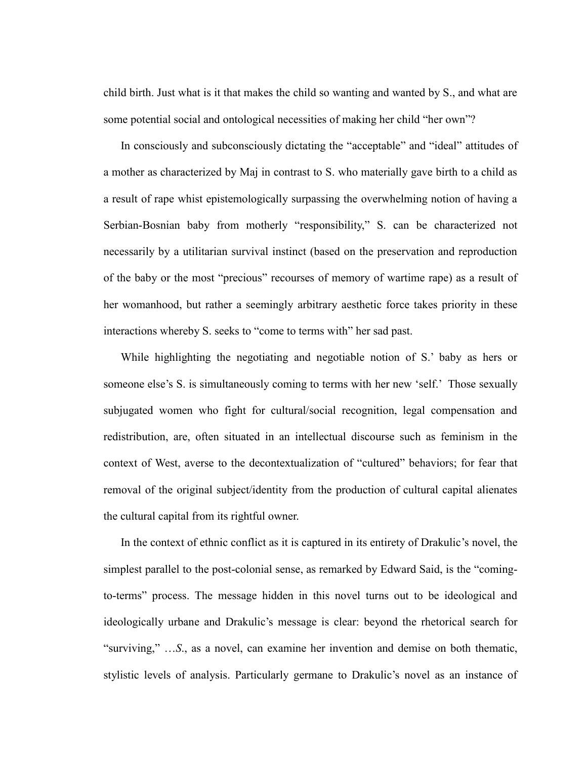child birth. Just what is it that makes the child so wanting and wanted by S., and what are some potential social and ontological necessities of making her child "her own"?

In consciously and subconsciously dictating the "acceptable" and "ideal" attitudes of a mother as characterized by Maj in contrast to S. who materially gave birth to a child as a result of rape whist epistemologically surpassing the overwhelming notion of having a Serbian-Bosnian baby from motherly "responsibility," S. can be characterized not necessarily by a utilitarian survival instinct (based on the preservation and reproduction of the baby or the most "precious" recourses of memory of wartime rape) as a result of her womanhood, but rather a seemingly arbitrary aesthetic force takes priority in these interactions whereby S. seeks to "come to terms with" her sad past.

While highlighting the negotiating and negotiable notion of S.' baby as hers or someone else's S. is simultaneously coming to terms with her new 'self.' Those sexually subjugated women who fight for cultural/social recognition, legal compensation and redistribution, are, often situated in an intellectual discourse such as feminism in the context of West, averse to the decontextualization of "cultured" behaviors; for fear that removal of the original subject/identity from the production of cultural capital alienates the cultural capital from its rightful owner.

In the context of ethnic conflict as it is captured in its entirety of Drakulic's novel, the simplest parallel to the post-colonial sense, as remarked by Edward Said, is the "coming-to-terms" process. The message hidden in this novel turns out to be ideological and ideologically urbane and Drakulic's message is clear: beyond the rhetorical search for "surviving," …*S.*, as a novel, can examine her invention and demise on both thematic, stylistic levels of analysis. Particularly germane to Drakulic's novel as an instance of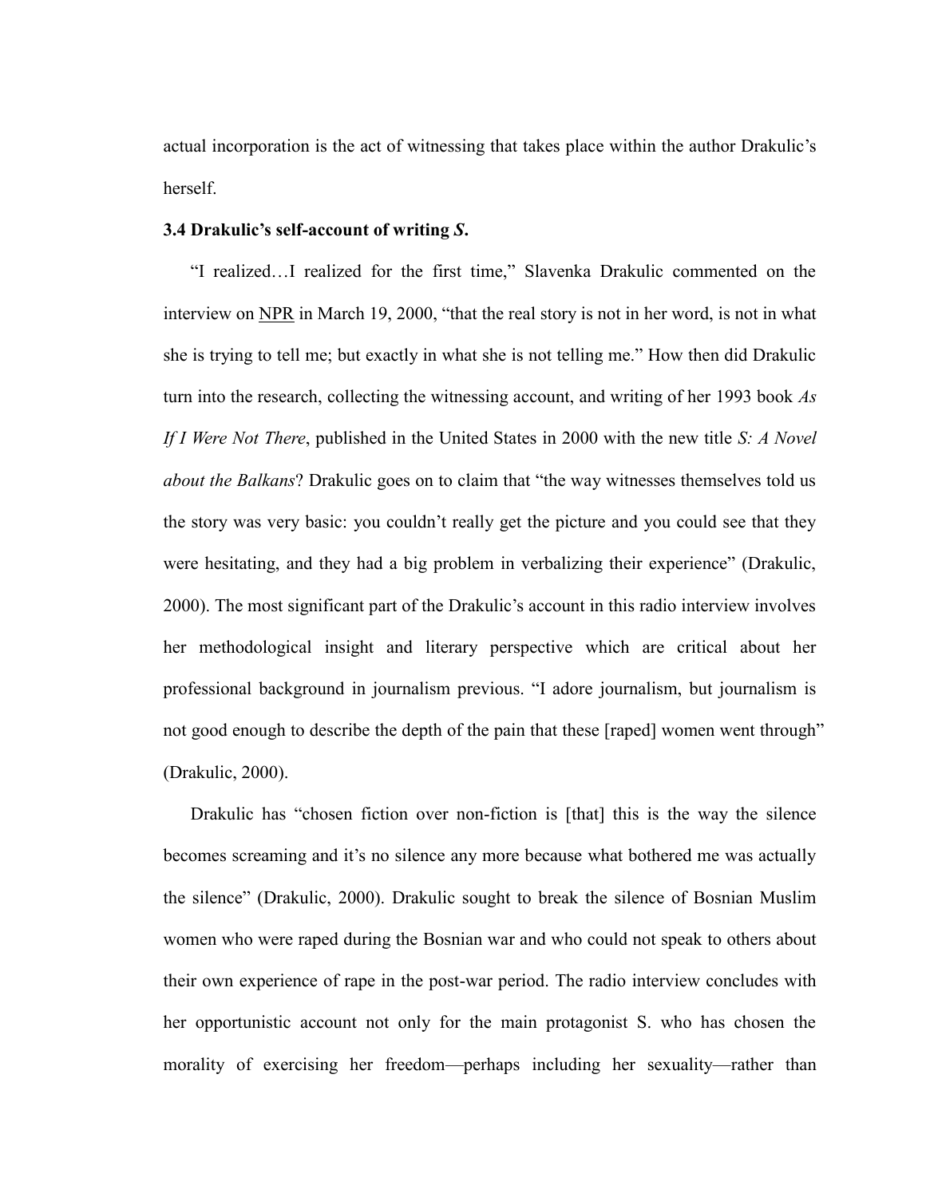actual incorporation is the act of witnessing that takes place within the author Drakulic's herself.

### 3.4 Drakulic's self-account of writing *S*.

"I realized…I realized for the first time," Slavenka Drakulic commented on the interview on NPR in March 19, 2000, "that the real story is not in her word, is not in what she is trying to tell me; but exactly in what she is not telling me." How then did Drakulic turn into the research, collecting the witnessing account, and writing of her 1993 book *As If I Were Not There*, published in the United States in 2000 with the new title *S: A Novel about the Balkans*? Drakulic goes on to claim that "the way witnesses themselves told us the story was very basic: you couldn't really get the picture and you could see that they were hesitating, and they had a big problem in verbalizing their experience" (Drakulic, 2000). The most significant part of the Drakulic's account in this radio interview involves her methodological insight and literary perspective which are critical about her professional background in journalism previous. "I adore journalism, but journalism is not good enough to describe the depth of the pain that these [raped] women went through" (Drakulic, 2000).

Drakulic has "chosen fiction over non-fiction is [that] this is the way the silence becomes screaming and it's no silence any more because what bothered me was actually the silence" (Drakulic, 2000). Drakulic sought to break the silence of Bosnian Muslim women who were raped during the Bosnian war and who could not speak to others about their own experience of rape in the post-war period. The radio interview concludes with her opportunistic account not only for the main protagonist S. who has chosen the morality of exercising her freedom—perhaps including her sexuality—rather than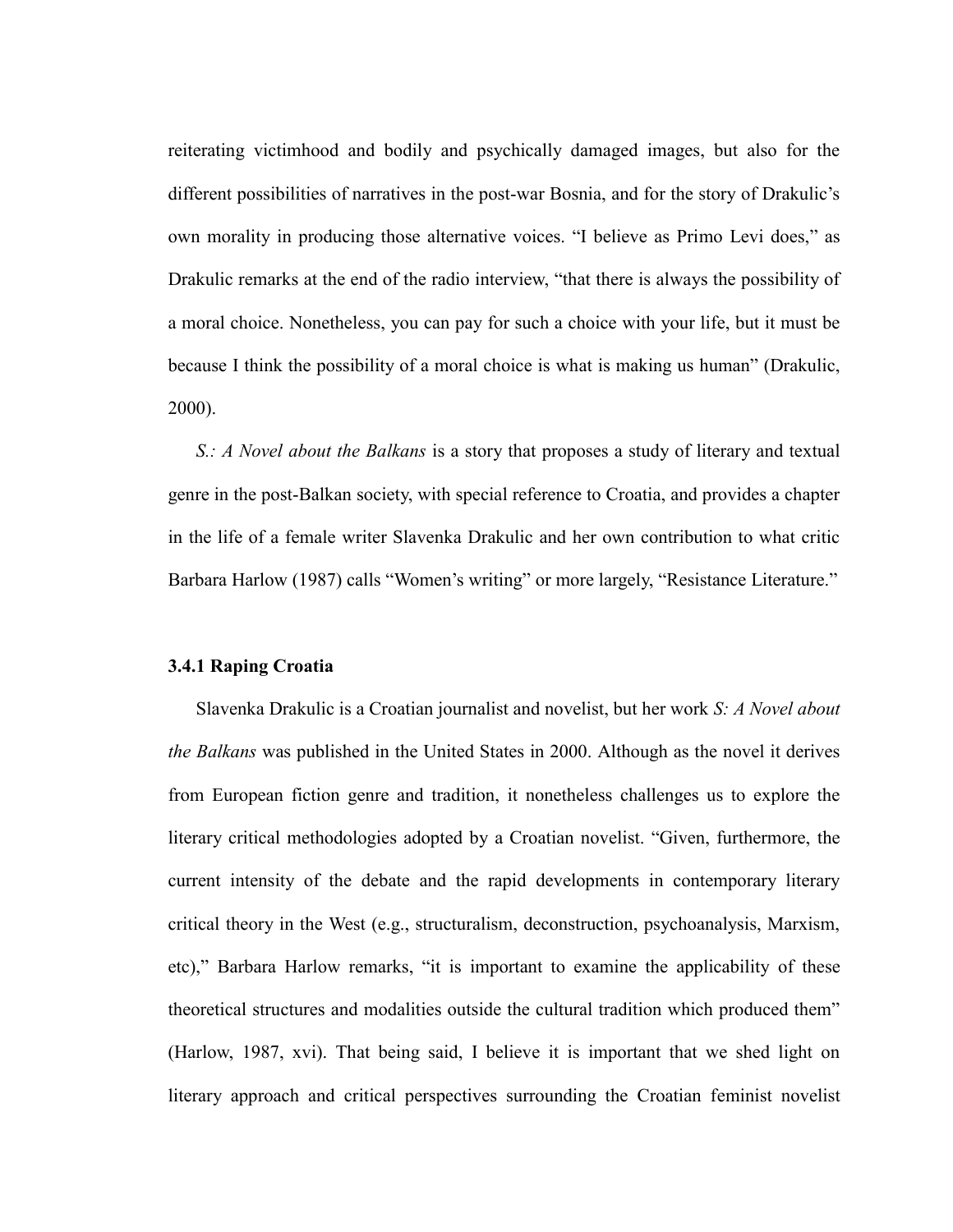reiterating victimhood and bodily and psychically damaged images, but also for the different possibilities of narratives in the post-war Bosnia, and for the story of Drakulic's own morality in producing those alternative voices. "I believe as Primo Levi does," as Drakulic remarks at the end of the radio interview, "that there is always the possibility of a moral choice. Nonetheless, you can pay for such a choice with your life, but it must be because I think the possibility of a moral choice is what is making us human" (Drakulic, 2000).

*S.: A Novel about the Balkans* is a story that proposes a study of literary and textual genre in the post-Balkan society, with special reference to Croatia, and provides a chapter in the life of a female writer Slavenka Drakulic and her own contribution to what critic Barbara Harlow (1987) calls "Women's writing" or more largely, "Resistance Literature."

### 3.4.1 Raping Croatia

Slavenka Drakulic is a Croatian journalist and novelist, but her work *S: A Novel about the Balkans* was published in the United States in 2000. Although as the novel it derives from European fiction genre and tradition, it nonetheless challenges us to explore the literary critical methodologies adopted by a Croatian novelist. "Given, furthermore, the current intensity of the debate and the rapid developments in contemporary literary critical theory in the West (e.g., structuralism, deconstruction, psychoanalysis, Marxism, etc)," Barbara Harlow remarks, "it is important to examine the applicability of these theoretical structures and modalities outside the cultural tradition which produced them" (Harlow, 1987, xvi). That being said, I believe it is important that we shed light on literary approach and critical perspectives surrounding the Croatian feminist novelist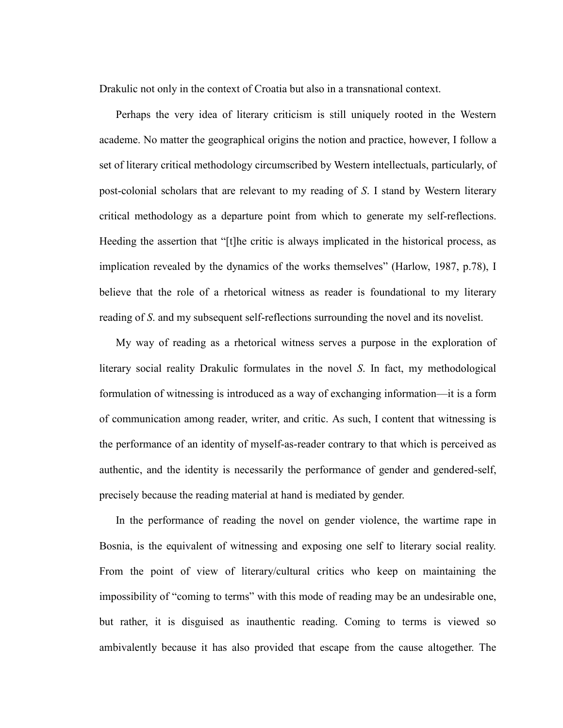Drakulic not only in the context of Croatia but also in a transnational context.

Perhaps the very idea of literary criticism is still uniquely rooted in the Western academe. No matter the geographical origins the notion and practice, however, I follow a set of literary critical methodology circumscribed by Western intellectuals, particularly, of post-colonial scholars that are relevant to my reading of *S*. I stand by Western literary critical methodology as a departure point from which to generate my self-reflections. Heeding the assertion that "[t]he critic is always implicated in the historical process, as implication revealed by the dynamics of the works themselves" (Harlow, 1987, p.78), I believe that the role of a rhetorical witness as reader is foundational to my literary reading of *S*. and my subsequent self-reflections surrounding the novel and its novelist.

My way of reading as a rhetorical witness serves a purpose in the exploration of literary social reality Drakulic formulates in the novel *S*. In fact, my methodological formulation of witnessing is introduced as a way of exchanging information—it is a form of communication among reader, writer, and critic. As such, I content that witnessing is the performance of an identity of myself-as-reader contrary to that which is perceived as authentic, and the identity is necessarily the performance of gender and gendered-self, precisely because the reading material at hand is mediated by gender.

In the performance of reading the novel on gender violence, the wartime rape in Bosnia, is the equivalent of witnessing and exposing one self to literary social reality. From the point of view of literary/cultural critics who keep on maintaining the impossibility of "coming to terms" with this mode of reading may be an undesirable one, but rather, it is disguised as inauthentic reading. Coming to terms is viewed so ambivalently because it has also provided that escape from the cause altogether. The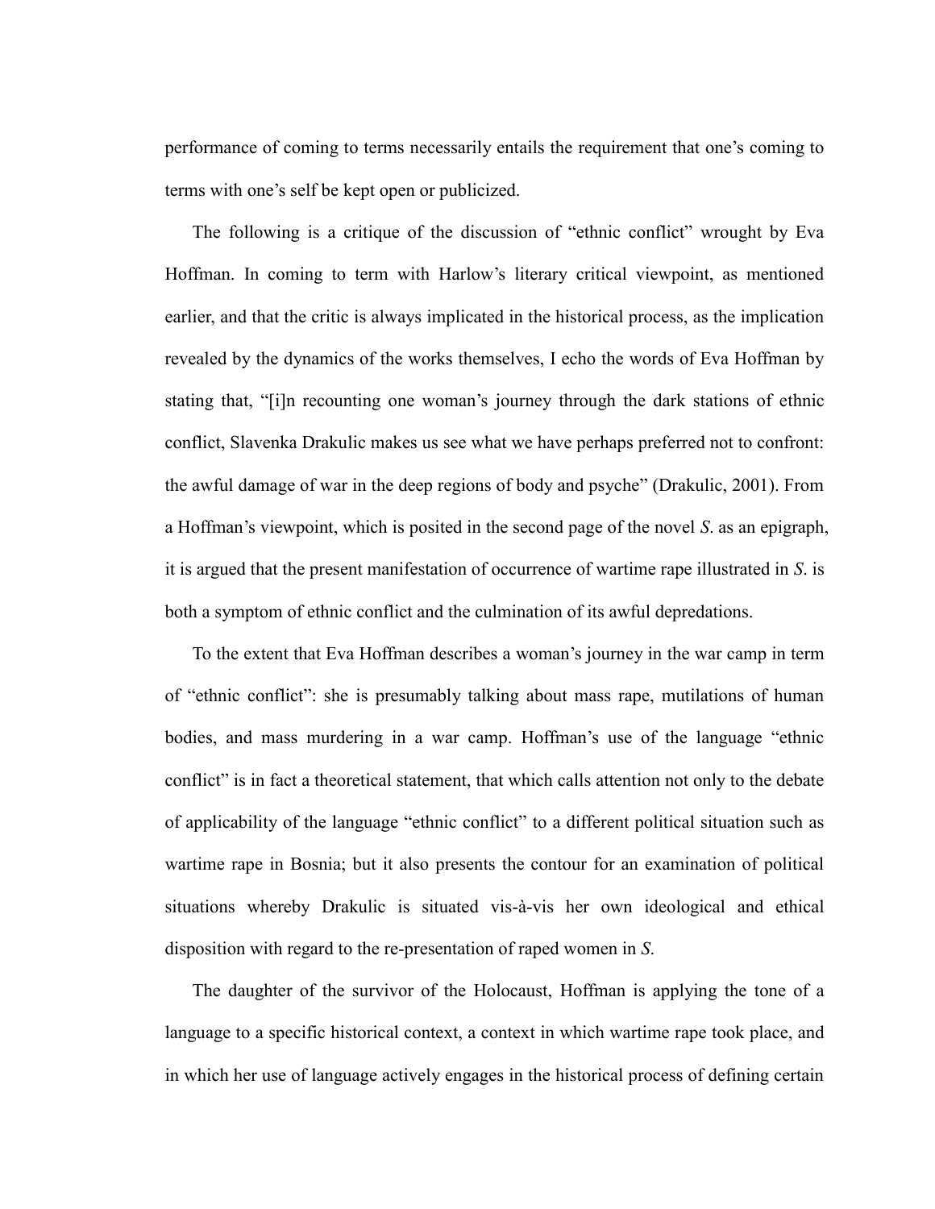performance of coming to terms necessarily entails the requirement that one's coming to terms with one's self be kept open or publicized.

The following is a critique of the discussion of "ethnic conflict" wrought by Eva Hoffman. In coming to term with Harlow's literary critical viewpoint, as mentioned earlier, and that the critic is always implicated in the historical process, as the implication revealed by the dynamics of the works themselves, I echo the words of Eva Hoffman by stating that, "[i]n recounting one woman's journey through the dark stations of ethnic conflict, Slavenka Drakulic makes us see what we have perhaps preferred not to confront: the awful damage of war in the deep regions of body and psyche" (Drakulic, 2001). From a Hoffman's viewpoint, which is posited in the second page of the novel *S*. as an epigraph, it is argued that the present manifestation of occurrence of wartime rape illustrated in *S*. is both a symptom of ethnic conflict and the culmination of its awful depredations.

To the extent that Eva Hoffman describes a woman's journey in the war camp in term of "ethnic conflict": she is presumably talking about mass rape, mutilations of human bodies, and mass murdering in a war camp. Hoffman's use of the language "ethnic conflict" is in fact a theoretical statement, that which calls attention not only to the debate of applicability of the language "ethnic conflict" to a different political situation such as wartime rape in Bosnia; but it also presents the contour for an examination of political situations whereby Drakulic is situated vis-à-vis her own ideological and ethical disposition with regard to the re-presentation of raped women in *S.*

The daughter of the survivor of the Holocaust, Hoffman is applying the tone of a language to a specific historical context, a context in which wartime rape took place, and in which her use of language actively engages in the historical process of defining certain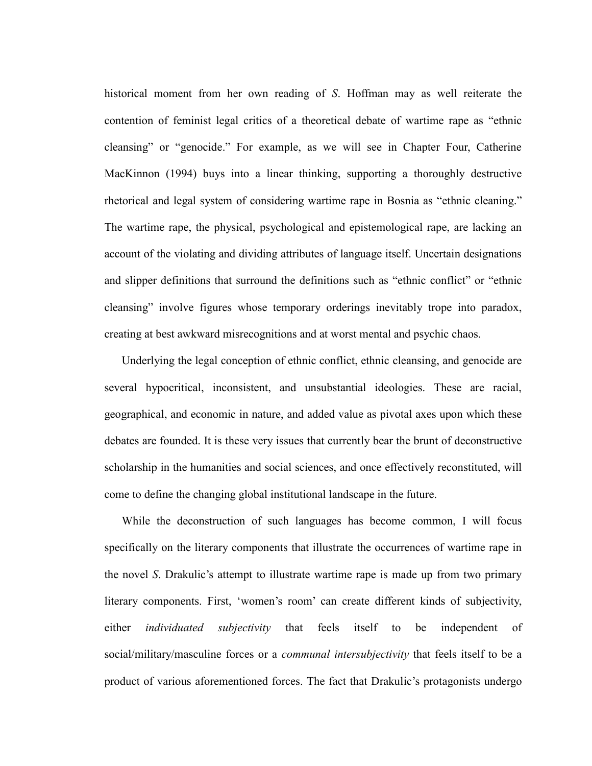historical moment from her own reading of *S*. Hoffman may as well reiterate the contention of feminist legal critics of a theoretical debate of wartime rape as "ethnic cleansing" or "genocide." For example, as we will see in Chapter Four, Catherine MacKinnon (1994) buys into a linear thinking, supporting a thoroughly destructive rhetorical and legal system of considering wartime rape in Bosnia as "ethnic cleaning." The wartime rape, the physical, psychological and epistemological rape, are lacking an account of the violating and dividing attributes of language itself. Uncertain designations and slipper definitions that surround the definitions such as "ethnic conflict" or "ethnic cleansing" involve figures whose temporary orderings inevitably trope into paradox, creating at best awkward misrecognitions and at worst mental and psychic chaos.

Underlying the legal conception of ethnic conflict, ethnic cleansing, and genocide are several hypocritical, inconsistent, and unsubstantial ideologies. These are racial, geographical, and economic in nature, and added value as pivotal axes upon which these debates are founded. It is these very issues that currently bear the brunt of deconstructive scholarship in the humanities and social sciences, and once effectively reconstituted, will come to define the changing global institutional landscape in the future.

While the deconstruction of such languages has become common, I will focus specifically on the literary components that illustrate the occurrences of wartime rape in the novel *S*. Drakulic's attempt to illustrate wartime rape is made up from two primary literary components. First, 'women's room' can create different kinds of subjectivity, either *individuated subjectivity* that feels itself to be independent of social/military/masculine forces or a *communal intersubjectivity* that feels itself to be a product of various aforementioned forces. The fact that Drakulic's protagonists undergo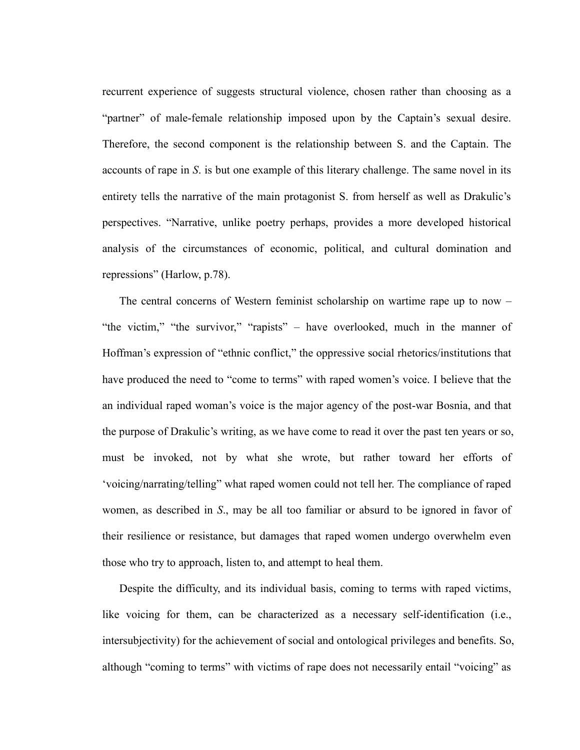recurrent experience of suggests structural violence, chosen rather than choosing as a "partner" of male-female relationship imposed upon by the Captain's sexual desire. Therefore, the second component is the relationship between S. and the Captain. The accounts of rape in *S.* is but one example of this literary challenge. The same novel in its entirety tells the narrative of the main protagonist S. from herself as well as Drakulic's perspectives. "Narrative, unlike poetry perhaps, provides a more developed historical analysis of the circumstances of economic, political, and cultural domination and repressions" (Harlow, p.78).

The central concerns of Western feminist scholarship on wartime rape up to now – "the victim," "the survivor," "rapists" – have overlooked, much in the manner of Hoffman's expression of "ethnic conflict," the oppressive social rhetorics/institutions that have produced the need to "come to terms" with raped women's voice. I believe that the an individual raped woman's voice is the major agency of the post-war Bosnia, and that the purpose of Drakulic's writing, as we have come to read it over the past ten years or so, must be invoked, not by what she wrote, but rather toward her efforts of 'voicing/narrating/telling" what raped women could not tell her. The compliance of raped women, as described in *S.*, may be all too familiar or absurd to be ignored in favor of their resilience or resistance, but damages that raped women undergo overwhelm even those who try to approach, listen to, and attempt to heal them.

Despite the difficulty, and its individual basis, coming to terms with raped victims, like voicing for them, can be characterized as a necessary self-identification (i.e., intersubjectivity) for the achievement of social and ontological privileges and benefits. So, although "coming to terms" with victims of rape does not necessarily entail "voicing" as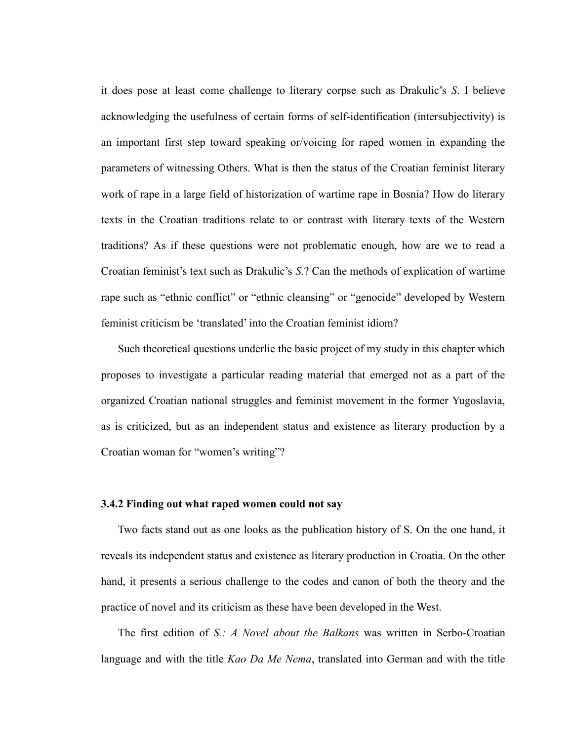it does pose at least come challenge to literary corpse such as Drakulic's *S*. I believe acknowledging the usefulness of certain forms of self-identification (intersubjectivity) is an important first step toward speaking or/voicing for raped women in expanding the parameters of witnessing Others. What is then the status of the Croatian feminist literary work of rape in a large field of historization of wartime rape in Bosnia? How do literary texts in the Croatian traditions relate to or contrast with literary texts of the Western traditions? As if these questions were not problematic enough, how are we to read a Croatian feminist's text such as Drakulic's *S*.? Can the methods of explication of wartime rape such as "ethnic conflict" or "ethnic cleansing" or "genocide" developed by Western feminist criticism be 'translated' into the Croatian feminist idiom?

Such theoretical questions underlie the basic project of my study in this chapter which proposes to investigate a particular reading material that emerged not as a part of the organized Croatian national struggles and feminist movement in the former Yugoslavia, as is criticized, but as an independent status and existence as literary production by a Croatian woman for "women's writing"?

### 3.4.2 Finding out what raped women could not say

Two facts stand out as one looks as the publication history of S. On the one hand, it reveals its independent status and existence as literary production in Croatia. On the other hand, it presents a serious challenge to the codes and canon of both the theory and the practice of novel and its criticism as these have been developed in the West.

The first edition of *S.: A Novel about the Balkans* was written in Serbo-Croatian language and with the title *Kao Da Me Nema*, translated into German and with the title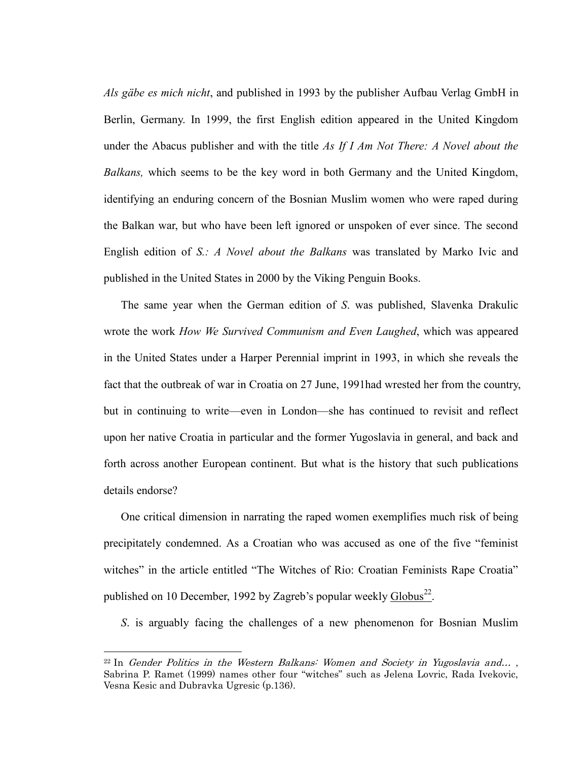*Als gäbe es mich nicht*, and published in 1993 by the publisher Aufbau Verlag GmbH in Berlin, Germany. In 1999, the first English edition appeared in the United Kingdom under the Abacus publisher and with the title *As If I Am Not There: A Novel about the Balkans,* which seems to be the key word in both Germany and the United Kingdom, identifying an enduring concern of the Bosnian Muslim women who were raped during the Balkan war, but who have been left ignored or unspoken of ever since. The second English edition of *S.: A Novel about the Balkans* was translated by Marko Ivic and published in the United States in 2000 by the Viking Penguin Books.

The same year when the German edition of *S.* was published, Slavenka Drakulic wrote the work *How We Survived Communism and Even Laughed*, which was appeared in the United States under a Harper Perennial imprint in 1993, in which she reveals the fact that the outbreak of war in Croatia on 27 June, 1991had wrested her from the country, but in continuing to write—even in London—she has continued to revisit and reflect upon her native Croatia in particular and the former Yugoslavia in general, and back and forth across another European continent. But what is the history that such publications details endorse?

One critical dimension in narrating the raped women exemplifies much risk of being precipitately condemned. As a Croatian who was accused as one of the five "feminist witches" in the article entitled "The Witches of Rio: Croatian Feminists Rape Croatia" published on 10 December, 1992 by Zagreb's popular weekly Globus[22].

*S*. is arguably facing the challenges of a new phenomenon for Bosnian Muslim

[22] In *Gender Politics in the Western Balkans: Women and Society in Yugoslavia and…* , Sabrina P. Ramet (1999) names other four "witches" such as Jelena Lovric, Rada Ivekovic, Vesna Kesic and Dubravka Ugresic (p.136).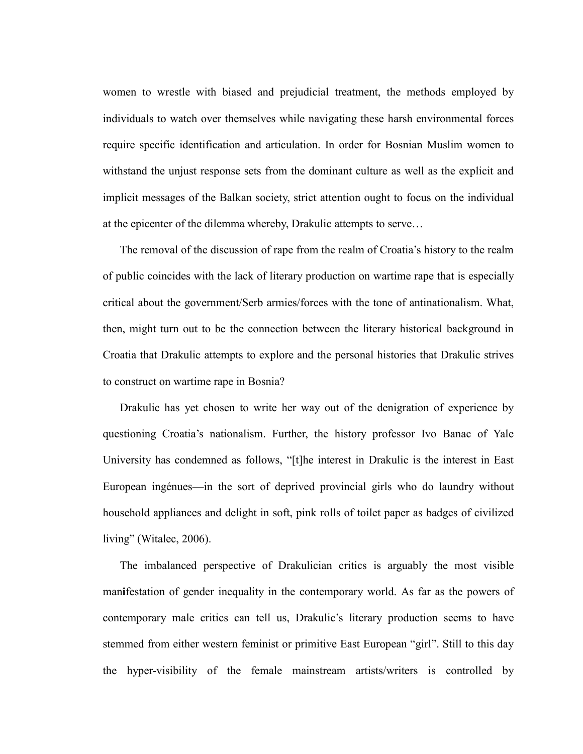women to wrestle with biased and prejudicial treatment, the methods employed by individuals to watch over themselves while navigating these harsh environmental forces require specific identification and articulation. In order for Bosnian Muslim women to withstand the unjust response sets from the dominant culture as well as the explicit and implicit messages of the Balkan society, strict attention ought to focus on the individual at the epicenter of the dilemma whereby, Drakulic attempts to serve…

The removal of the discussion of rape from the realm of Croatia's history to the realm of public coincides with the lack of literary production on wartime rape that is especially critical about the government/Serb armies/forces with the tone of antinationalism. What, then, might turn out to be the connection between the literary historical background in Croatia that Drakulic attempts to explore and the personal histories that Drakulic strives to construct on wartime rape in Bosnia?

Drakulic has yet chosen to write her way out of the denigration of experience by questioning Croatia's nationalism. Further, the history professor Ivo Banac of Yale University has condemned as follows, "[t]he interest in Drakulic is the interest in East European ingénues—in the sort of deprived provincial girls who do laundry without household appliances and delight in soft, pink rolls of toilet paper as badges of civilized living" (Witalec, 2006).

The imbalanced perspective of Drakulician critics is arguably the most visible manifestation of gender inequality in the contemporary world. As far as the powers of contemporary male critics can tell us, Drakulic's literary production seems to have stemmed from either western feminist or primitive East European "girl". Still to this day the hyper-visibility of the female mainstream artists/writers is controlled by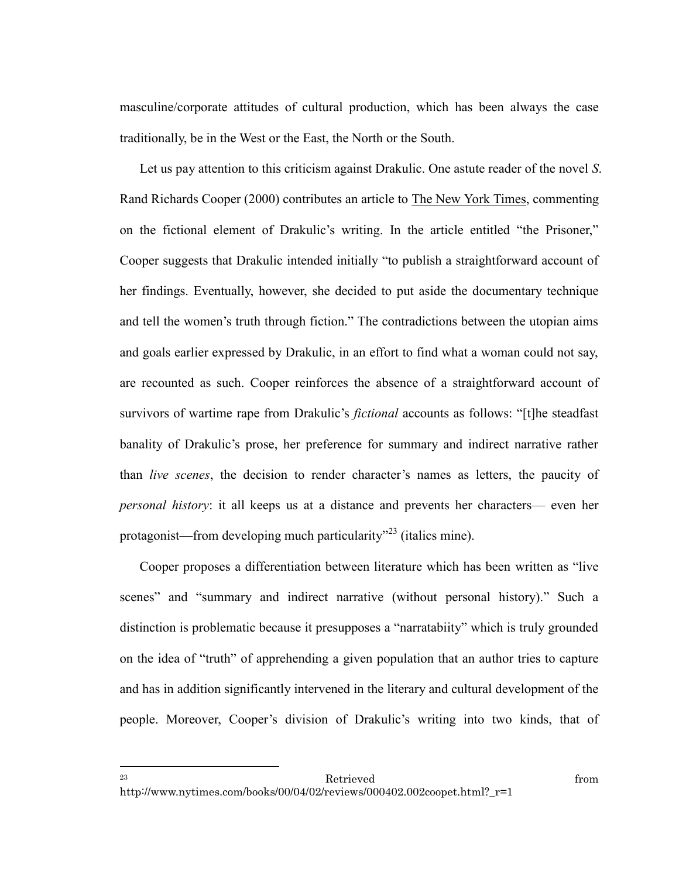masculine/corporate attitudes of cultural production, which has been always the case traditionally, be in the West or the East, the North or the South.

Let us pay attention to this criticism against Drakulic. One astute reader of the novel *S*. Rand Richards Cooper (2000) contributes an article to The New York Times, commenting on the fictional element of Drakulic's writing. In the article entitled "the Prisoner," Cooper suggests that Drakulic intended initially "to publish a straightforward account of her findings. Eventually, however, she decided to put aside the documentary technique and tell the women's truth through fiction." The contradictions between the utopian aims and goals earlier expressed by Drakulic, in an effort to find what a woman could not say, are recounted as such. Cooper reinforces the absence of a straightforward account of survivors of wartime rape from Drakulic's *fictional* accounts as follows: "[t]he steadfast banality of Drakulic's prose, her preference for summary and indirect narrative rather than *live scenes*, the decision to render character's names as letters, the paucity of *personal history*: it all keeps us at a distance and prevents her characters— even her protagonist—from developing much particularity"[23] (italics mine).

Cooper proposes a differentiation between literature which has been written as "live scenes" and "summary and indirect narrative (without personal history)." Such a distinction is problematic because it presupposes a "narratabiity" which is truly grounded on the idea of "truth" of apprehending a given population that an author tries to capture and has in addition significantly intervened in the literary and cultural development of the people. Moreover, Cooper's division of Drakulic's writing into two kinds, that of

---

[23] Retrieved from http://www.nytimes.com/books/00/04/02/reviews/000402.002coopet.html?_r=1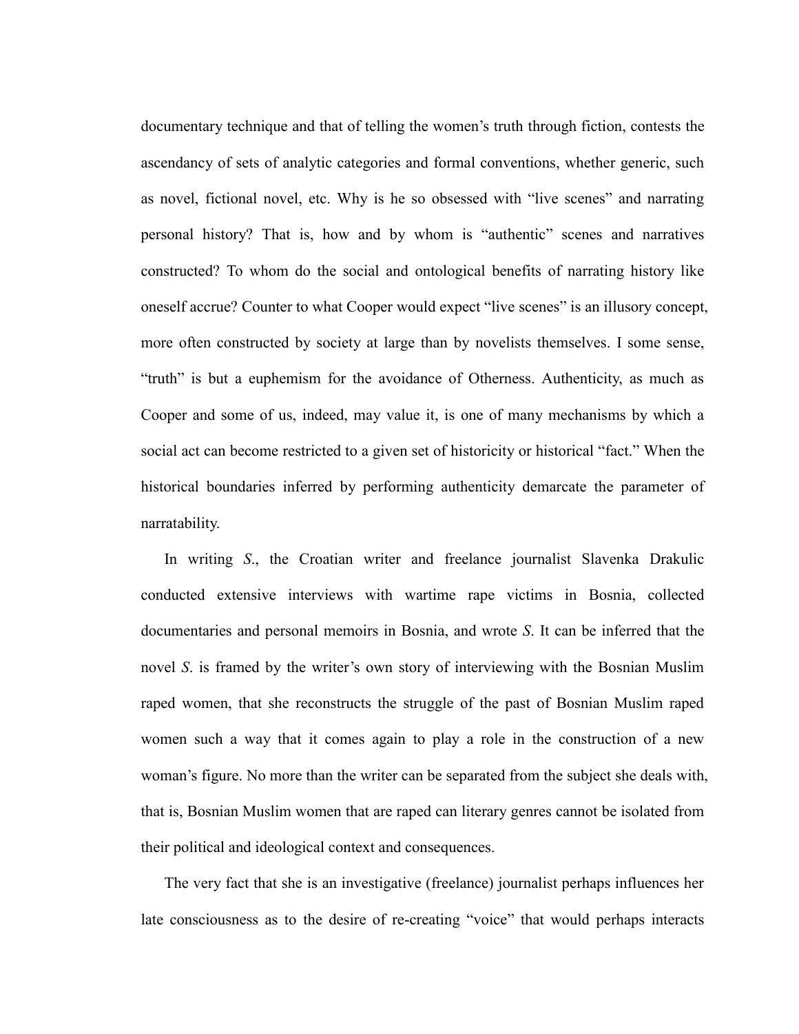documentary technique and that of telling the women's truth through fiction, contests the ascendancy of sets of analytic categories and formal conventions, whether generic, such as novel, fictional novel, etc. Why is he so obsessed with "live scenes" and narrating personal history? That is, how and by whom is "authentic" scenes and narratives constructed? To whom do the social and ontological benefits of narrating history like oneself accrue? Counter to what Cooper would expect "live scenes" is an illusory concept, more often constructed by society at large than by novelists themselves. I some sense, "truth" is but a euphemism for the avoidance of Otherness. Authenticity, as much as Cooper and some of us, indeed, may value it, is one of many mechanisms by which a social act can become restricted to a given set of historicity or historical "fact." When the historical boundaries inferred by performing authenticity demarcate the parameter of narratability.

In writing *S*., the Croatian writer and freelance journalist Slavenka Drakulic conducted extensive interviews with wartime rape victims in Bosnia, collected documentaries and personal memoirs in Bosnia, and wrote *S*. It can be inferred that the novel *S*. is framed by the writer's own story of interviewing with the Bosnian Muslim raped women, that she reconstructs the struggle of the past of Bosnian Muslim raped women such a way that it comes again to play a role in the construction of a new woman's figure. No more than the writer can be separated from the subject she deals with, that is, Bosnian Muslim women that are raped can literary genres cannot be isolated from their political and ideological context and consequences.

The very fact that she is an investigative (freelance) journalist perhaps influences her late consciousness as to the desire of re-creating "voice" that would perhaps interacts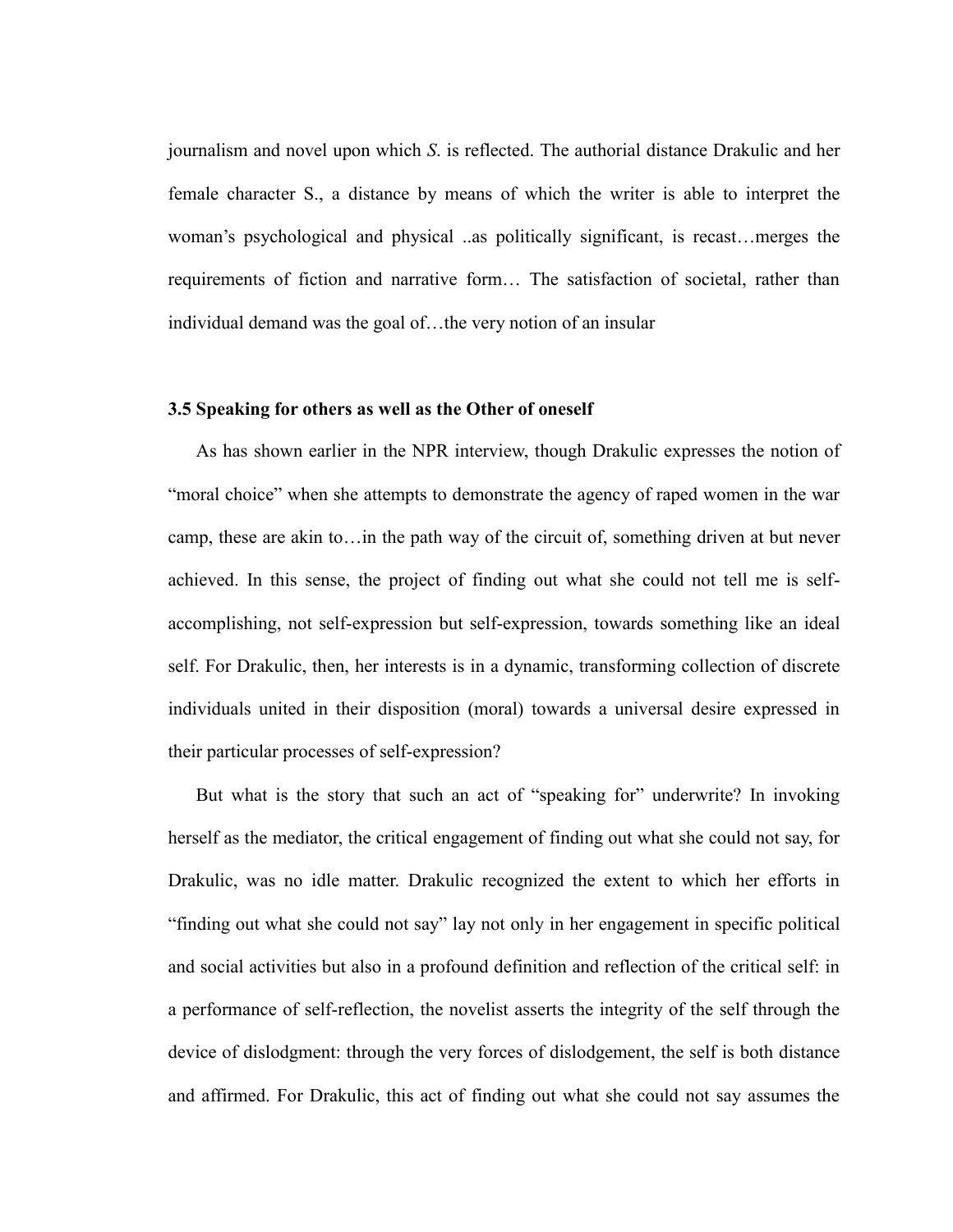journalism and novel upon which *S*. is reflected. The authorial distance Drakulic and her female character S., a distance by means of which the writer is able to interpret the woman's psychological and physical ..as politically significant, is recast…merges the requirements of fiction and narrative form… The satisfaction of societal, rather than individual demand was the goal of…the very notion of an insular

### 3.5 Speaking for others as well as the Other of oneself

As has shown earlier in the NPR interview, though Drakulic expresses the notion of "moral choice" when she attempts to demonstrate the agency of raped women in the war camp, these are akin to…in the path way of the circuit of, something driven at but never achieved. In this sense, the project of finding out what she could not tell me is self-accomplishing, not self-expression but self-expression, towards something like an ideal self. For Drakulic, then, her interests is in a dynamic, transforming collection of discrete individuals united in their disposition (moral) towards a universal desire expressed in their particular processes of self-expression?

But what is the story that such an act of "speaking for" underwrite? In invoking herself as the mediator, the critical engagement of finding out what she could not say, for Drakulic, was no idle matter. Drakulic recognized the extent to which her efforts in "finding out what she could not say" lay not only in her engagement in specific political and social activities but also in a profound definition and reflection of the critical self: in a performance of self-reflection, the novelist asserts the integrity of the self through the device of dislodgment: through the very forces of dislodgement, the self is both distance and affirmed. For Drakulic, this act of finding out what she could not say assumes the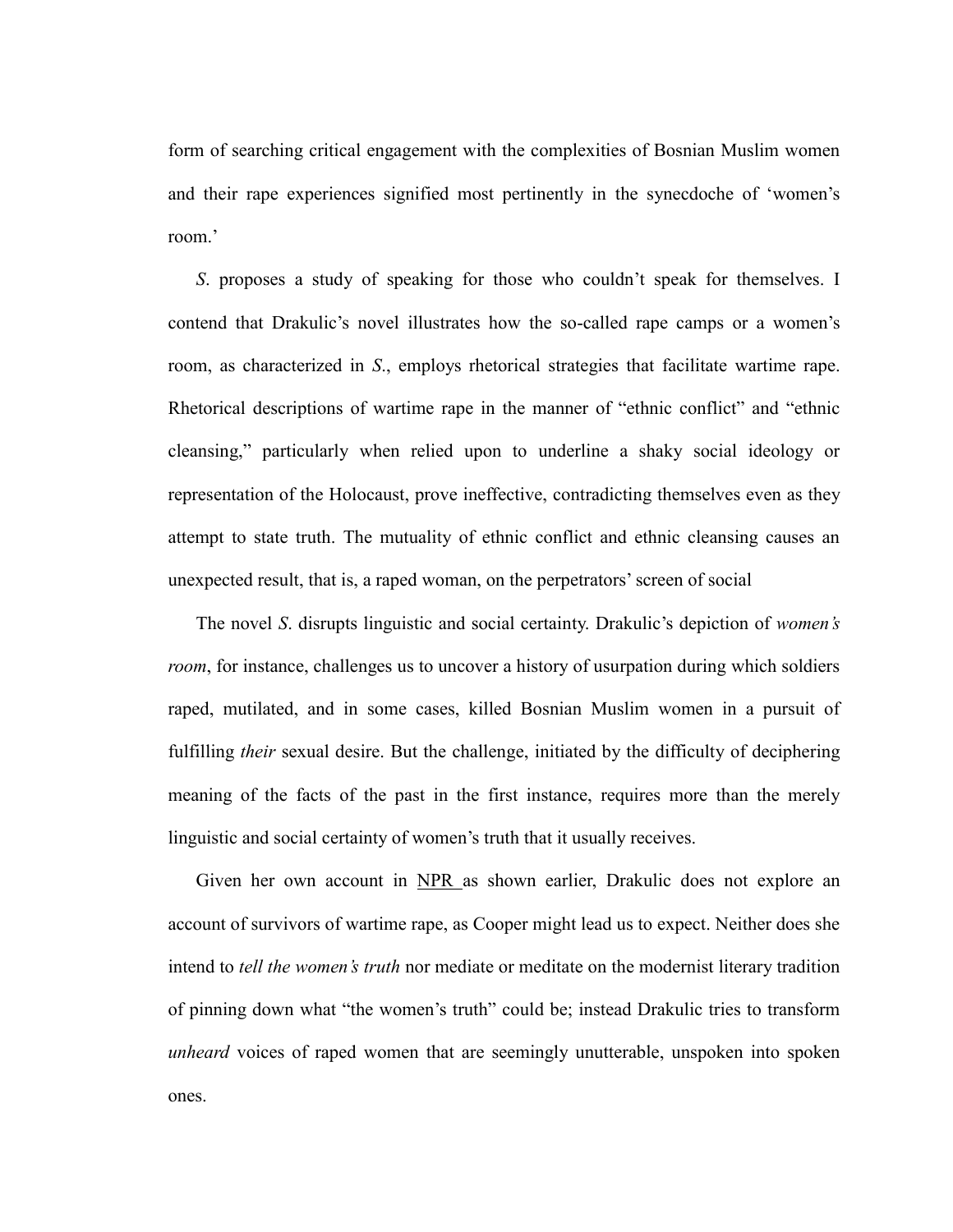form of searching critical engagement with the complexities of Bosnian Muslim women and their rape experiences signified most pertinently in the synecdoche of 'women's room.'

*S*. proposes a study of speaking for those who couldn't speak for themselves. I contend that Drakulic's novel illustrates how the so-called rape camps or a women's room, as characterized in *S*., employs rhetorical strategies that facilitate wartime rape. Rhetorical descriptions of wartime rape in the manner of "ethnic conflict" and "ethnic cleansing," particularly when relied upon to underline a shaky social ideology or representation of the Holocaust, prove ineffective, contradicting themselves even as they attempt to state truth. The mutuality of ethnic conflict and ethnic cleansing causes an unexpected result, that is, a raped woman, on the perpetrators' screen of social

The novel *S*. disrupts linguistic and social certainty. Drakulic's depiction of *women's room*, for instance, challenges us to uncover a history of usurpation during which soldiers raped, mutilated, and in some cases, killed Bosnian Muslim women in a pursuit of fulfilling *their* sexual desire. But the challenge, initiated by the difficulty of deciphering meaning of the facts of the past in the first instance, requires more than the merely linguistic and social certainty of women's truth that it usually receives.

Given her own account in NPR as shown earlier, Drakulic does not explore an account of survivors of wartime rape, as Cooper might lead us to expect. Neither does she intend to *tell the women's truth* nor mediate or meditate on the modernist literary tradition of pinning down what "the women's truth" could be; instead Drakulic tries to transform *unheard* voices of raped women that are seemingly unutterable, unspoken into spoken ones.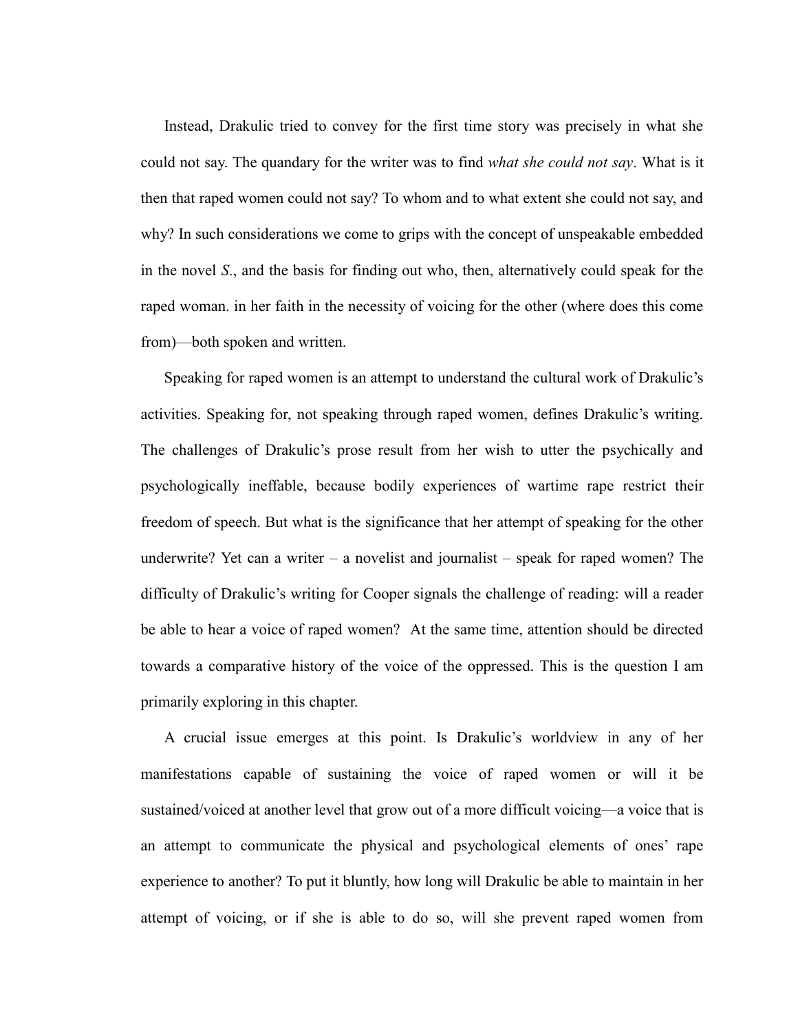Instead, Drakulic tried to convey for the first time story was precisely in what she could not say. The quandary for the writer was to find *what she could not say*. What is it then that raped women could not say? To whom and to what extent she could not say, and why? In such considerations we come to grips with the concept of unspeakable embedded in the novel *S.*, and the basis for finding out who, then, alternatively could speak for the raped woman. in her faith in the necessity of voicing for the other (where does this come from)—both spoken and written.

Speaking for raped women is an attempt to understand the cultural work of Drakulic's activities. Speaking for, not speaking through raped women, defines Drakulic's writing. The challenges of Drakulic's prose result from her wish to utter the psychically and psychologically ineffable, because bodily experiences of wartime rape restrict their freedom of speech. But what is the significance that her attempt of speaking for the other underwrite? Yet can a writer – a novelist and journalist – speak for raped women? The difficulty of Drakulic's writing for Cooper signals the challenge of reading: will a reader be able to hear a voice of raped women?  At the same time, attention should be directed towards a comparative history of the voice of the oppressed. This is the question I am primarily exploring in this chapter.

A crucial issue emerges at this point. Is Drakulic's worldview in any of her manifestations capable of sustaining the voice of raped women or will it be sustained/voiced at another level that grow out of a more difficult voicing—a voice that is an attempt to communicate the physical and psychological elements of ones' rape experience to another? To put it bluntly, how long will Drakulic be able to maintain in her attempt of voicing, or if she is able to do so, will she prevent raped women from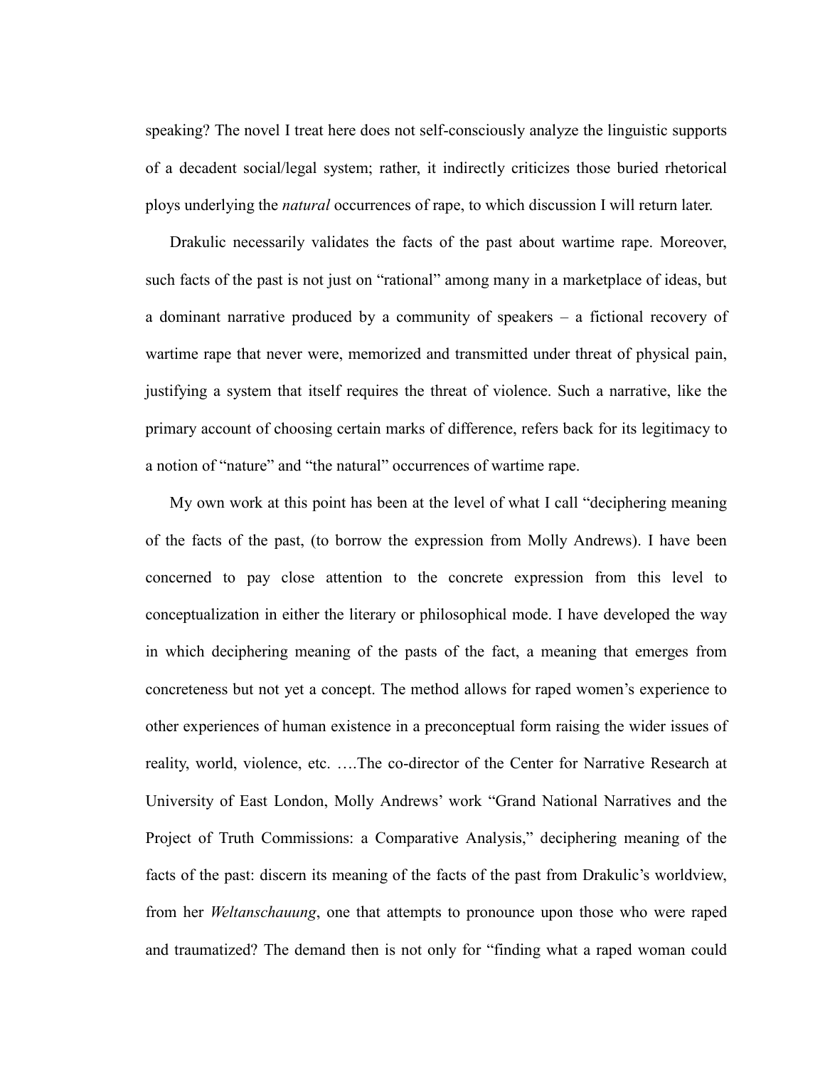speaking? The novel I treat here does not self-consciously analyze the linguistic supports of a decadent social/legal system; rather, it indirectly criticizes those buried rhetorical ploys underlying the *natural* occurrences of rape, to which discussion I will return later.

Drakulic necessarily validates the facts of the past about wartime rape. Moreover, such facts of the past is not just on "rational" among many in a marketplace of ideas, but a dominant narrative produced by a community of speakers – a fictional recovery of wartime rape that never were, memorized and transmitted under threat of physical pain, justifying a system that itself requires the threat of violence. Such a narrative, like the primary account of choosing certain marks of difference, refers back for its legitimacy to a notion of "nature" and "the natural" occurrences of wartime rape.

My own work at this point has been at the level of what I call "deciphering meaning of the facts of the past, (to borrow the expression from Molly Andrews). I have been concerned to pay close attention to the concrete expression from this level to conceptualization in either the literary or philosophical mode. I have developed the way in which deciphering meaning of the pasts of the fact, a meaning that emerges from concreteness but not yet a concept. The method allows for raped women's experience to other experiences of human existence in a preconceptual form raising the wider issues of reality, world, violence, etc. ….The co-director of the Center for Narrative Research at University of East London, Molly Andrews' work "Grand National Narratives and the Project of Truth Commissions: a Comparative Analysis," deciphering meaning of the facts of the past: discern its meaning of the facts of the past from Drakulic's worldview, from her *Weltanschauung*, one that attempts to pronounce upon those who were raped and traumatized? The demand then is not only for "finding what a raped woman could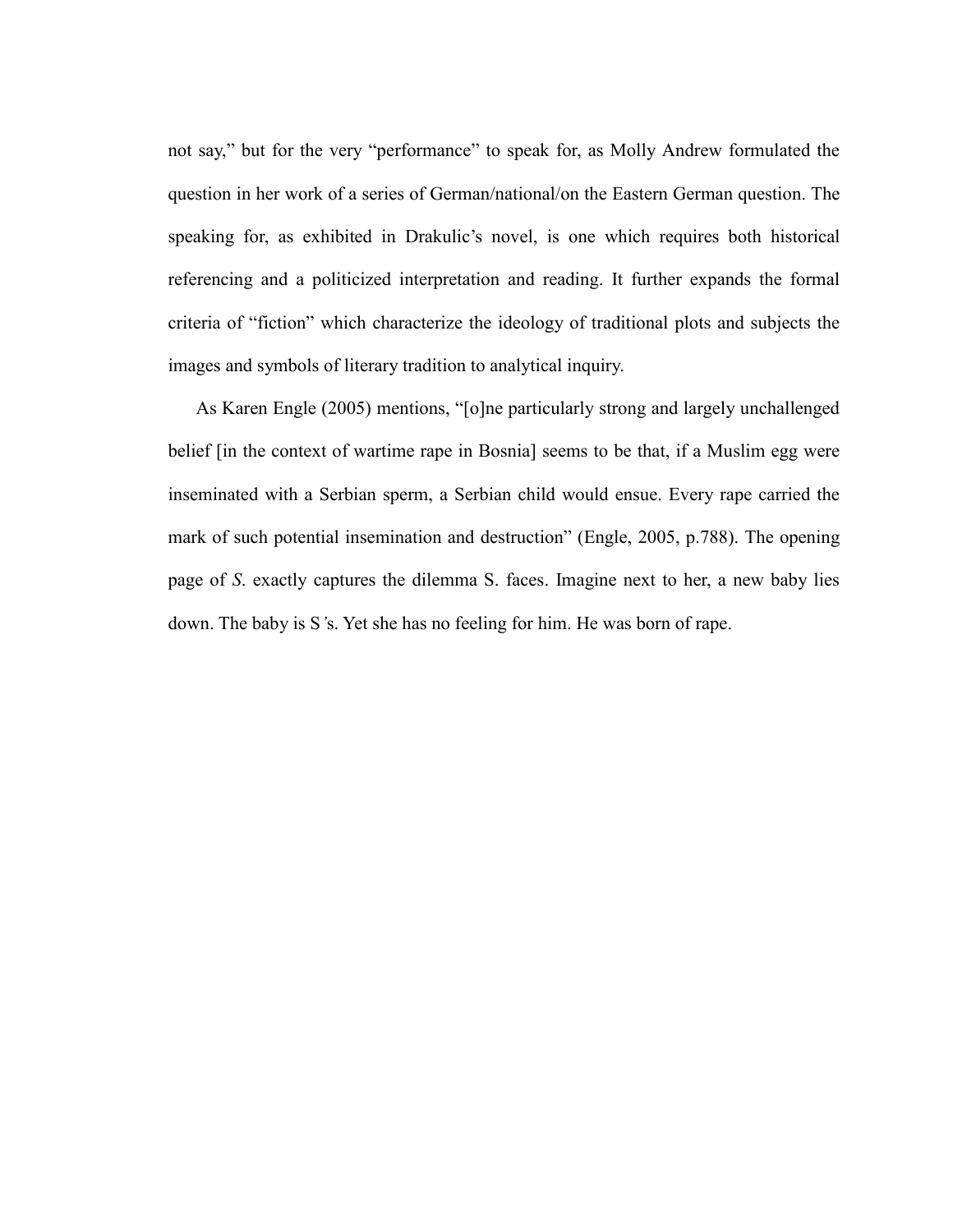not say," but for the very "performance" to speak for, as Molly Andrew formulated the question in her work of a series of German/national/on the Eastern German question. The speaking for, as exhibited in Drakulic's novel, is one which requires both historical referencing and a politicized interpretation and reading. It further expands the formal criteria of "fiction" which characterize the ideology of traditional plots and subjects the images and symbols of literary tradition to analytical inquiry.

As Karen Engle (2005) mentions, "[o]ne particularly strong and largely unchallenged belief [in the context of wartime rape in Bosnia] seems to be that, if a Muslim egg were inseminated with a Serbian sperm, a Serbian child would ensue. Every rape carried the mark of such potential insemination and destruction" (Engle, 2005, p.788). The opening page of *S.* exactly captures the dilemma S. faces. Imagine next to her, a new baby lies down. The baby is S's. Yet she has no feeling for him. He was born of rape.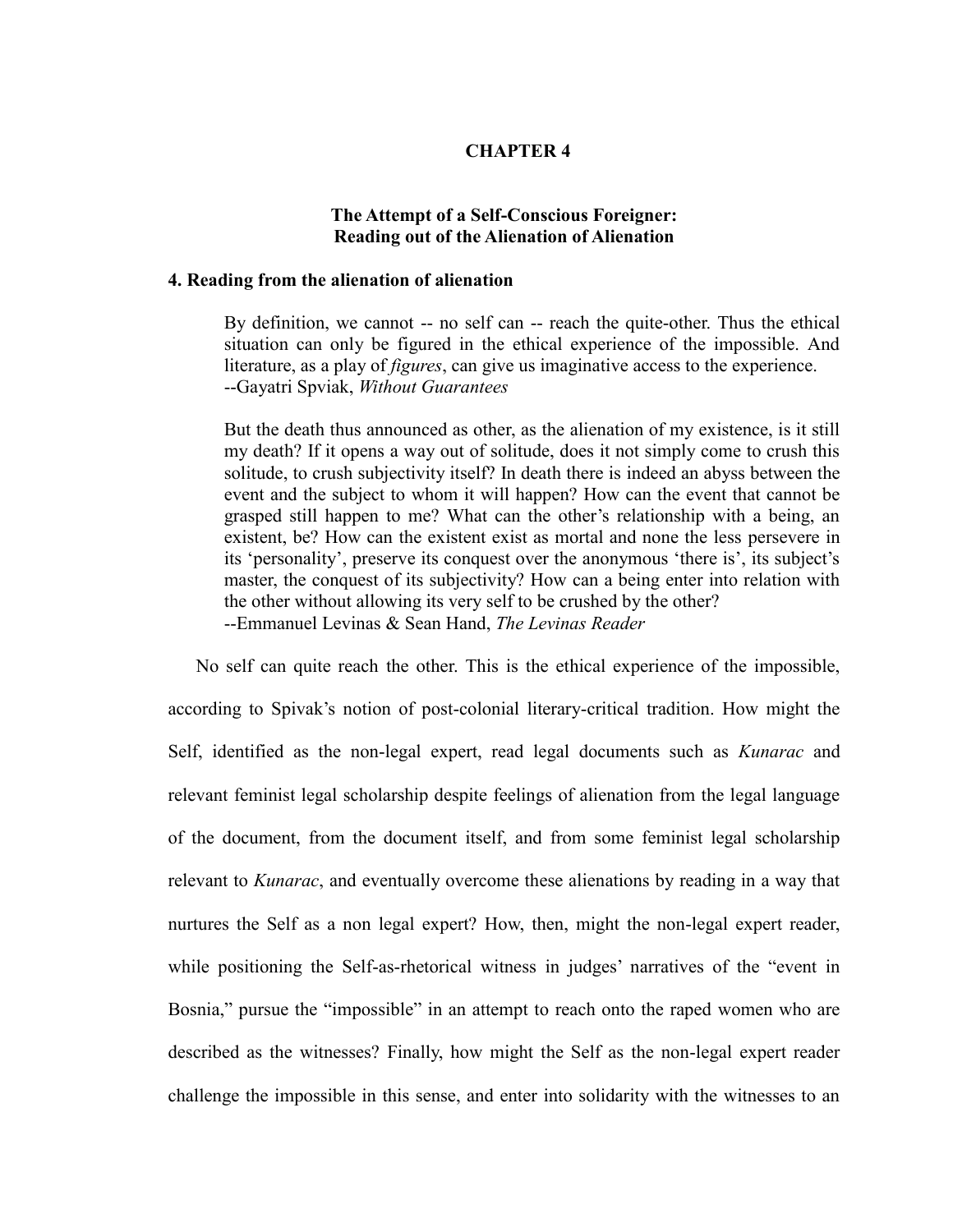# CHAPTER 4

## The Attempt of a Self-Conscious Foreigner: Reading out of the Alienation of Alienation

### 4. Reading from the alienation of alienation

> By definition, we cannot -- no self can -- reach the quite-other. Thus the ethical situation can only be figured in the ethical experience of the impossible. And literature, as a play of *figures*, can give us imaginative access to the experience.
> --Gayatri Spviak, *Without Guarantees*

> But the death thus announced as other, as the alienation of my existence, is it still my death? If it opens a way out of solitude, does it not simply come to crush this solitude, to crush subjectivity itself? In death there is indeed an abyss between the event and the subject to whom it will happen? How can the event that cannot be grasped still happen to me? What can the other's relationship with a being, an existent, be? How can the existent exist as mortal and none the less persevere in its 'personality', preserve its conquest over the anonymous 'there is', its subject's master, the conquest of its subjectivity? How can a being enter into relation with the other without allowing its very self to be crushed by the other?
> --Emmanuel Levinas & Sean Hand, *The Levinas Reader*

No self can quite reach the other. This is the ethical experience of the impossible, according to Spivak's notion of post-colonial literary-critical tradition. How might the Self, identified as the non-legal expert, read legal documents such as *Kunarac* and relevant feminist legal scholarship despite feelings of alienation from the legal language of the document, from the document itself, and from some feminist legal scholarship relevant to *Kunarac*, and eventually overcome these alienations by reading in a way that nurtures the Self as a non legal expert? How, then, might the non-legal expert reader, while positioning the Self-as-rhetorical witness in judges' narratives of the "event in Bosnia," pursue the "impossible" in an attempt to reach onto the raped women who are described as the witnesses? Finally, how might the Self as the non-legal expert reader challenge the impossible in this sense, and enter into solidarity with the witnesses to an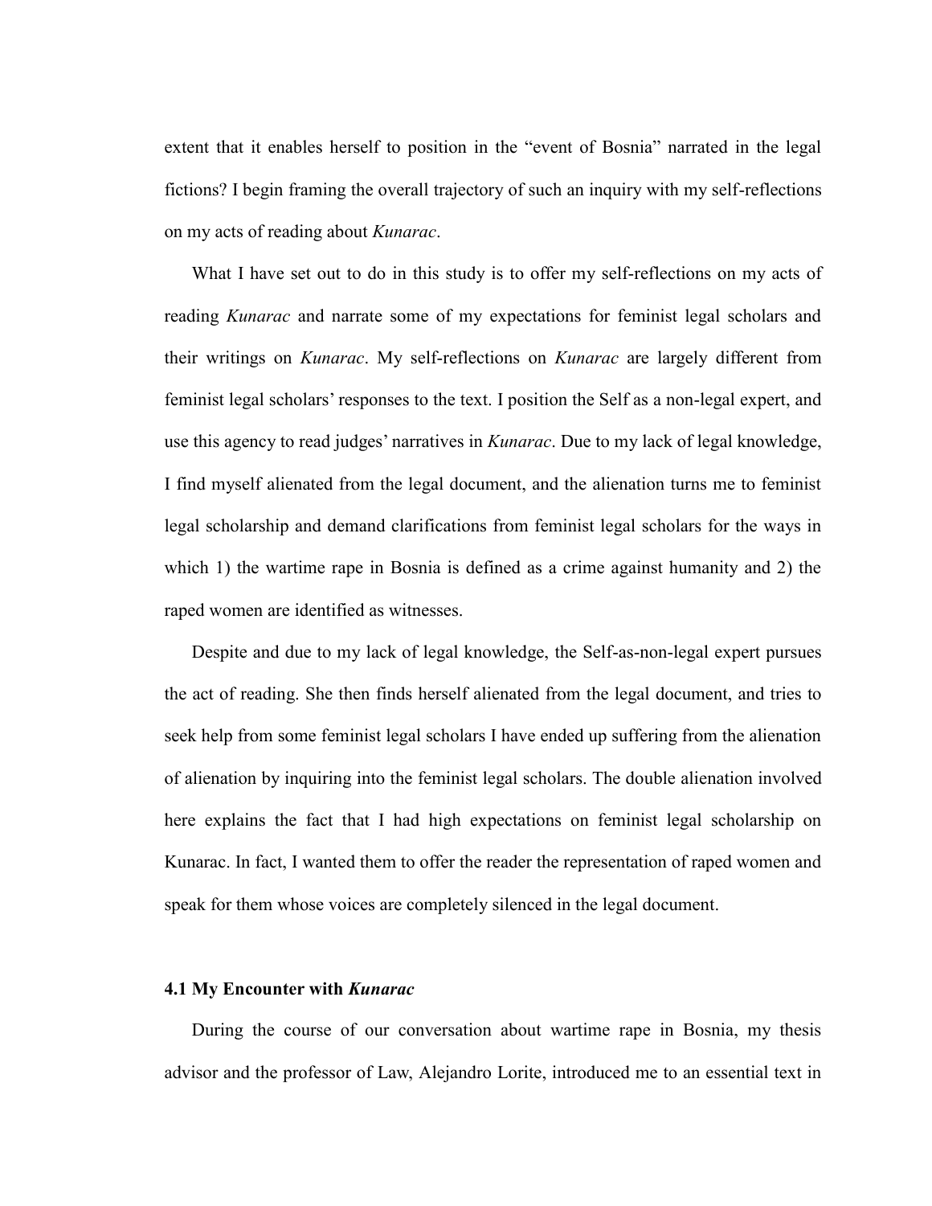extent that it enables herself to position in the "event of Bosnia" narrated in the legal fictions? I begin framing the overall trajectory of such an inquiry with my self-reflections on my acts of reading about *Kunarac*.

What I have set out to do in this study is to offer my self-reflections on my acts of reading *Kunarac* and narrate some of my expectations for feminist legal scholars and their writings on *Kunarac*. My self-reflections on *Kunarac* are largely different from feminist legal scholars' responses to the text. I position the Self as a non-legal expert, and use this agency to read judges' narratives in *Kunarac*. Due to my lack of legal knowledge, I find myself alienated from the legal document, and the alienation turns me to feminist legal scholarship and demand clarifications from feminist legal scholars for the ways in which 1) the wartime rape in Bosnia is defined as a crime against humanity and 2) the raped women are identified as witnesses.

Despite and due to my lack of legal knowledge, the Self-as-non-legal expert pursues the act of reading. She then finds herself alienated from the legal document, and tries to seek help from some feminist legal scholars I have ended up suffering from the alienation of alienation by inquiring into the feminist legal scholars. The double alienation involved here explains the fact that I had high expectations on feminist legal scholarship on Kunarac. In fact, I wanted them to offer the reader the representation of raped women and speak for them whose voices are completely silenced in the legal document.

### 4.1 My Encounter with *Kunarac*

During the course of our conversation about wartime rape in Bosnia, my thesis advisor and the professor of Law, Alejandro Lorite, introduced me to an essential text in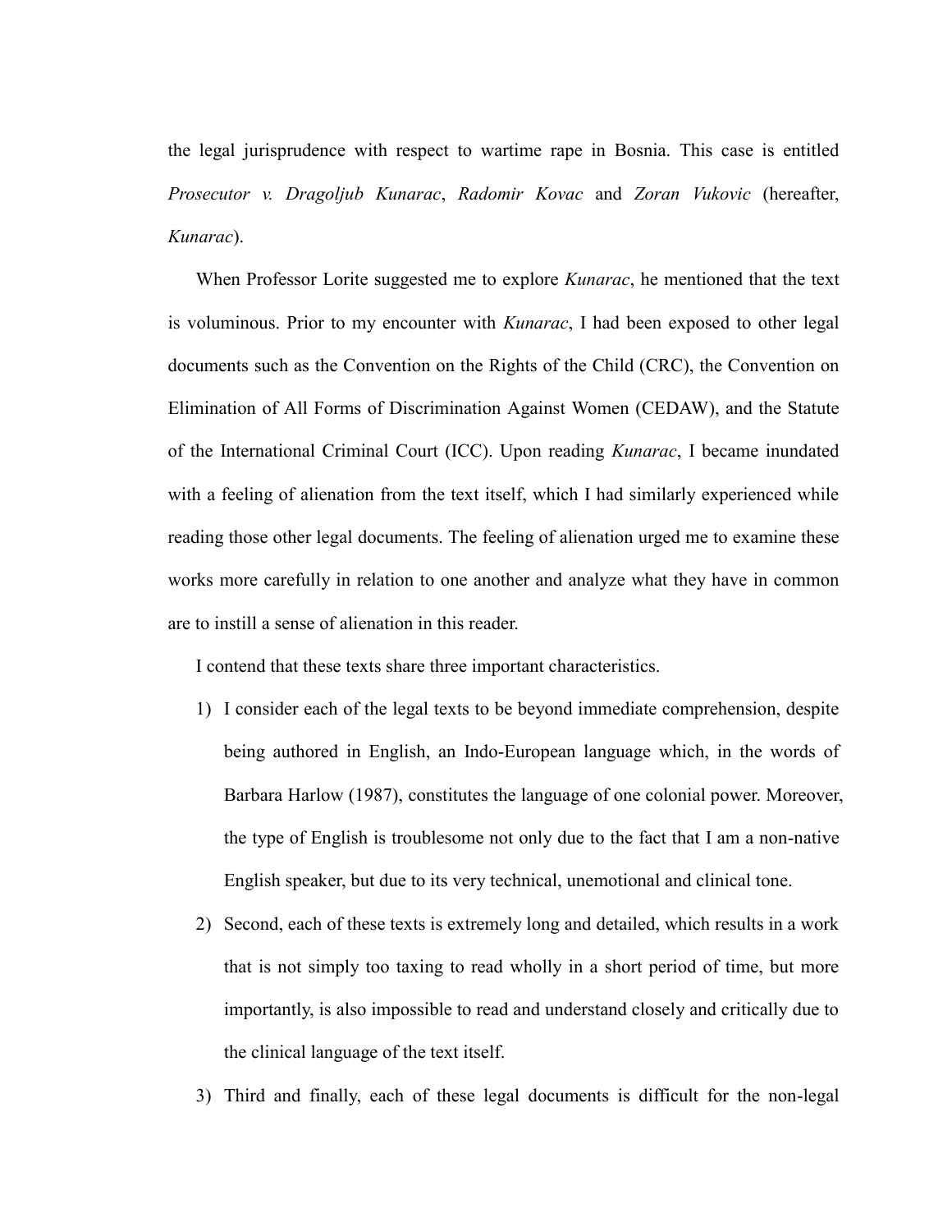the legal jurisprudence with respect to wartime rape in Bosnia. This case is entitled *Prosecutor v. Dragoljub Kunarac*, *Radomir Kovac* and *Zoran Vukovic* (hereafter, *Kunarac*).

When Professor Lorite suggested me to explore *Kunarac*, he mentioned that the text is voluminous. Prior to my encounter with *Kunarac*, I had been exposed to other legal documents such as the Convention on the Rights of the Child (CRC), the Convention on Elimination of All Forms of Discrimination Against Women (CEDAW), and the Statute of the International Criminal Court (ICC). Upon reading *Kunarac*, I became inundated with a feeling of alienation from the text itself, which I had similarly experienced while reading those other legal documents. The feeling of alienation urged me to examine these works more carefully in relation to one another and analyze what they have in common are to instill a sense of alienation in this reader.

I contend that these texts share three important characteristics.

1) I consider each of the legal texts to be beyond immediate comprehension, despite being authored in English, an Indo-European language which, in the words of Barbara Harlow (1987), constitutes the language of one colonial power. Moreover, the type of English is troublesome not only due to the fact that I am a non-native English speaker, but due to its very technical, unemotional and clinical tone.
2) Second, each of these texts is extremely long and detailed, which results in a work that is not simply too taxing to read wholly in a short period of time, but more importantly, is also impossible to read and understand closely and critically due to the clinical language of the text itself.
3) Third and finally, each of these legal documents is difficult for the non-legal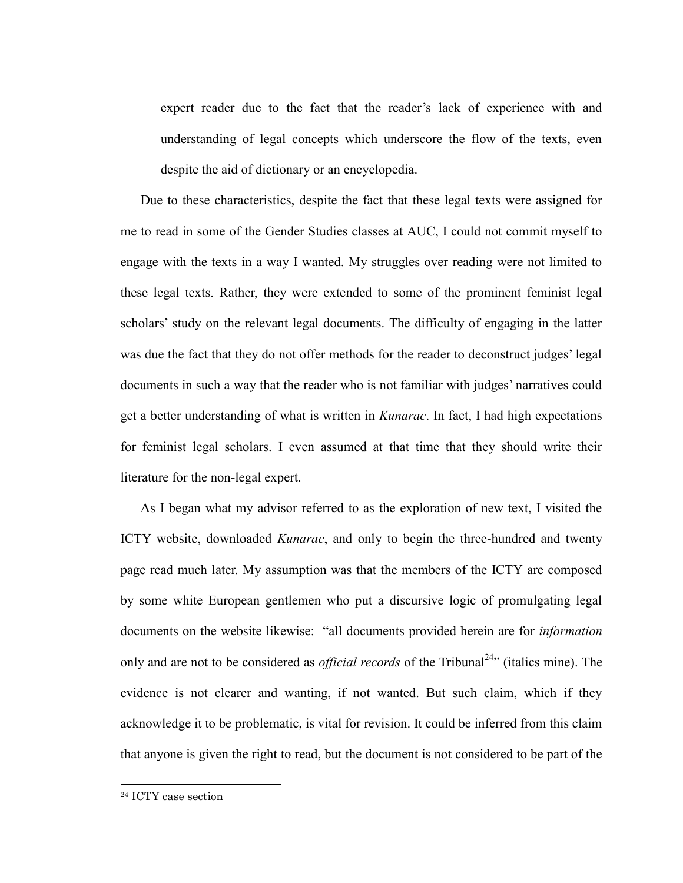expert reader due to the fact that the reader's lack of experience with and understanding of legal concepts which underscore the flow of the texts, even despite the aid of dictionary or an encyclopedia.

Due to these characteristics, despite the fact that these legal texts were assigned for me to read in some of the Gender Studies classes at AUC, I could not commit myself to engage with the texts in a way I wanted. My struggles over reading were not limited to these legal texts. Rather, they were extended to some of the prominent feminist legal scholars' study on the relevant legal documents. The difficulty of engaging in the latter was due the fact that they do not offer methods for the reader to deconstruct judges' legal documents in such a way that the reader who is not familiar with judges' narratives could get a better understanding of what is written in *Kunarac*. In fact, I had high expectations for feminist legal scholars. I even assumed at that time that they should write their literature for the non-legal expert.

As I began what my advisor referred to as the exploration of new text, I visited the ICTY website, downloaded *Kunarac*, and only to begin the three-hundred and twenty page read much later. My assumption was that the members of the ICTY are composed by some white European gentlemen who put a discursive logic of promulgating legal documents on the website likewise: "all documents provided herein are for *information* only and are not to be considered as *official records* of the Tribunal[24]" (italics mine). The evidence is not clearer and wanting, if not wanted. But such claim, which if they acknowledge it to be problematic, is vital for revision. It could be inferred from this claim that anyone is given the right to read, but the document is not considered to be part of the

[24] ICTY case section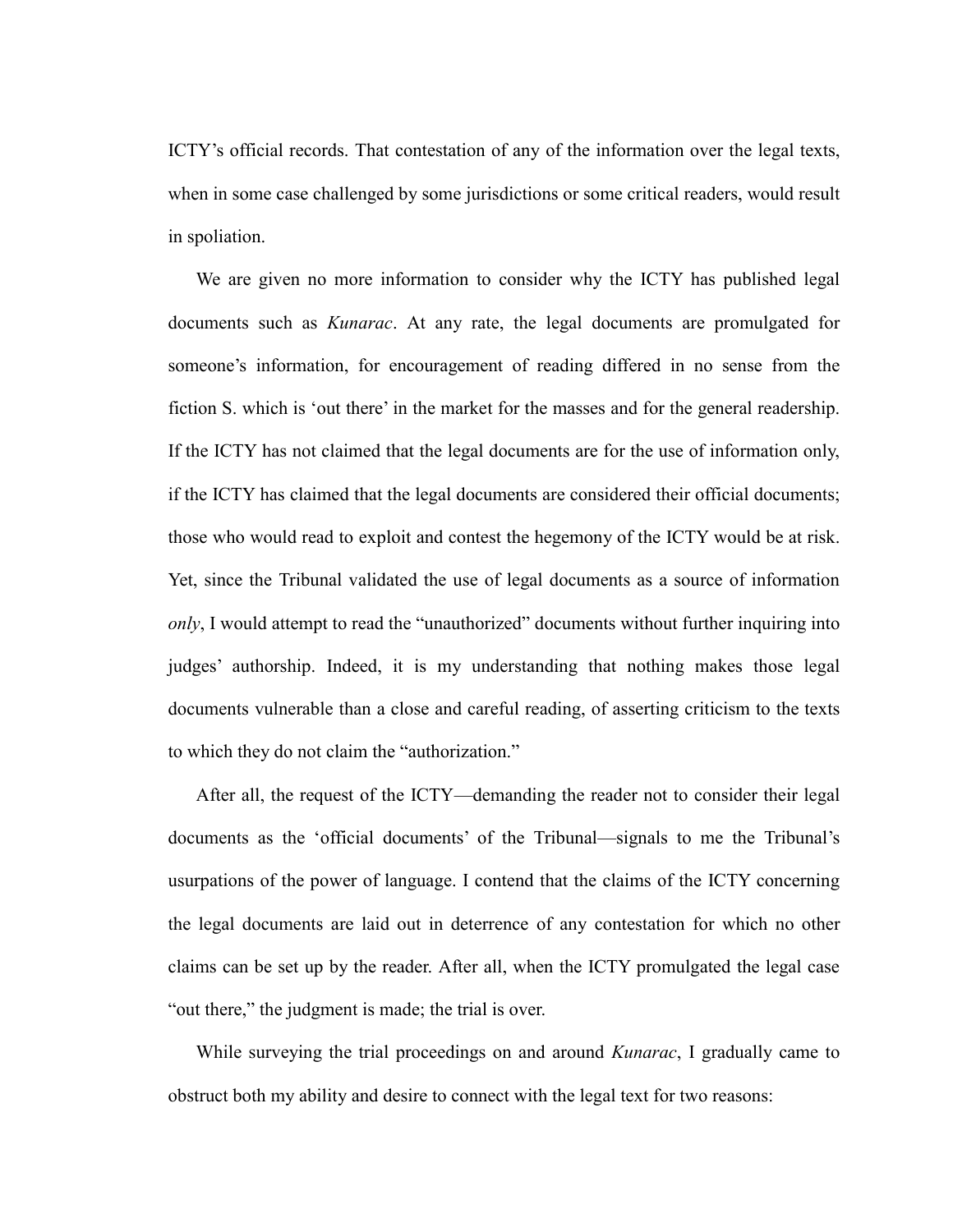ICTY's official records. That contestation of any of the information over the legal texts, when in some case challenged by some jurisdictions or some critical readers, would result in spoliation.

We are given no more information to consider why the ICTY has published legal documents such as *Kunarac*. At any rate, the legal documents are promulgated for someone's information, for encouragement of reading differed in no sense from the fiction S. which is 'out there' in the market for the masses and for the general readership. If the ICTY has not claimed that the legal documents are for the use of information only, if the ICTY has claimed that the legal documents are considered their official documents; those who would read to exploit and contest the hegemony of the ICTY would be at risk. Yet, since the Tribunal validated the use of legal documents as a source of information *only*, I would attempt to read the "unauthorized" documents without further inquiring into judges' authorship. Indeed, it is my understanding that nothing makes those legal documents vulnerable than a close and careful reading, of asserting criticism to the texts to which they do not claim the "authorization."

After all, the request of the ICTY—demanding the reader not to consider their legal documents as the 'official documents' of the Tribunal—signals to me the Tribunal's usurpations of the power of language. I contend that the claims of the ICTY concerning the legal documents are laid out in deterrence of any contestation for which no other claims can be set up by the reader. After all, when the ICTY promulgated the legal case "out there," the judgment is made; the trial is over.

While surveying the trial proceedings on and around *Kunarac*, I gradually came to obstruct both my ability and desire to connect with the legal text for two reasons: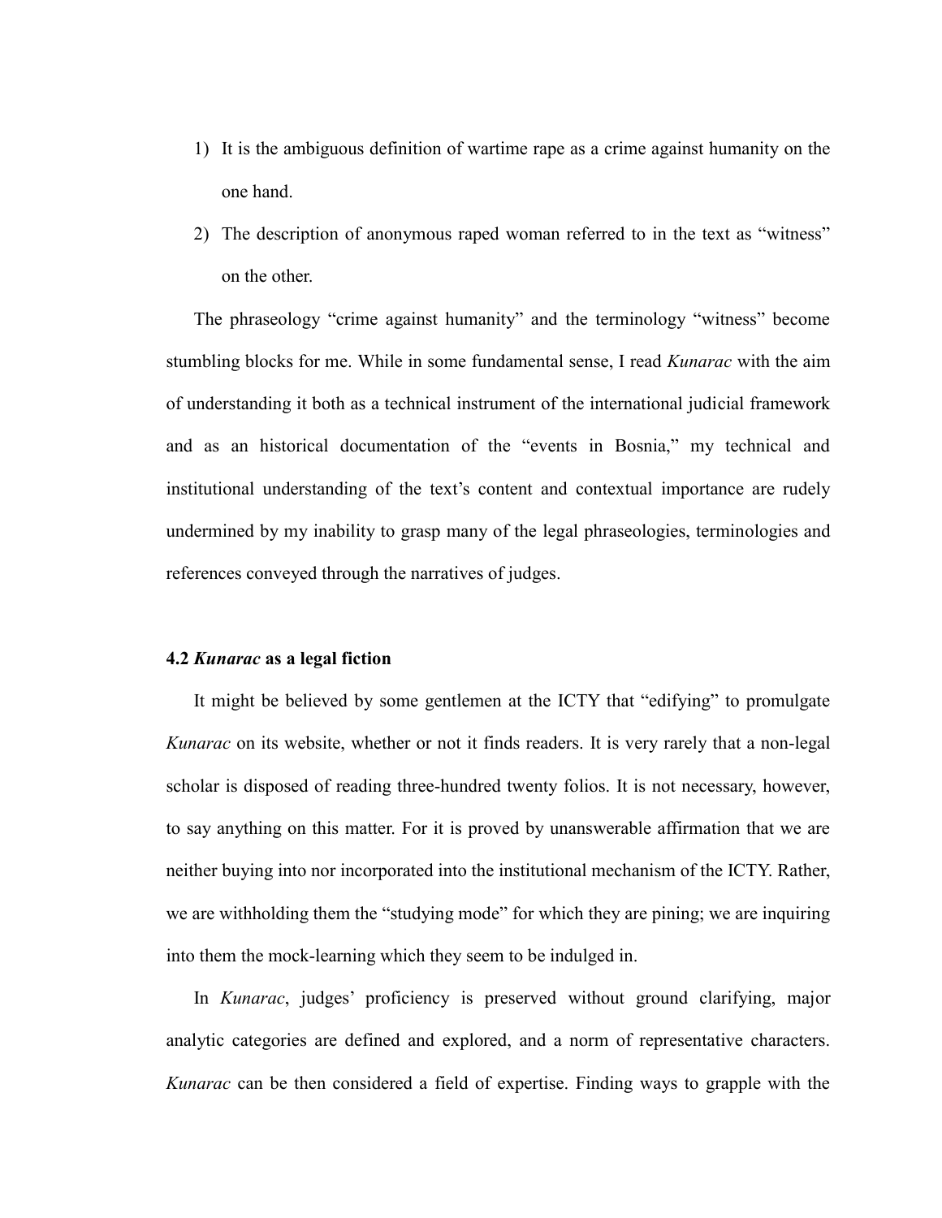1) It is the ambiguous definition of wartime rape as a crime against humanity on the one hand.
2) The description of anonymous raped woman referred to in the text as "witness" on the other.

The phraseology "crime against humanity" and the terminology "witness" become stumbling blocks for me. While in some fundamental sense, I read *Kunarac* with the aim of understanding it both as a technical instrument of the international judicial framework and as an historical documentation of the "events in Bosnia," my technical and institutional understanding of the text's content and contextual importance are rudely undermined by my inability to grasp many of the legal phraseologies, terminologies and references conveyed through the narratives of judges.

### 4.2 *Kunarac* as a legal fiction

It might be believed by some gentlemen at the ICTY that "edifying" to promulgate *Kunarac* on its website, whether or not it finds readers. It is very rarely that a non-legal scholar is disposed of reading three-hundred twenty folios. It is not necessary, however, to say anything on this matter. For it is proved by unanswerable affirmation that we are neither buying into nor incorporated into the institutional mechanism of the ICTY. Rather, we are withholding them the "studying mode" for which they are pining; we are inquiring into them the mock-learning which they seem to be indulged in.

In *Kunarac*, judges' proficiency is preserved without ground clarifying, major analytic categories are defined and explored, and a norm of representative characters. *Kunarac* can be then considered a field of expertise. Finding ways to grapple with the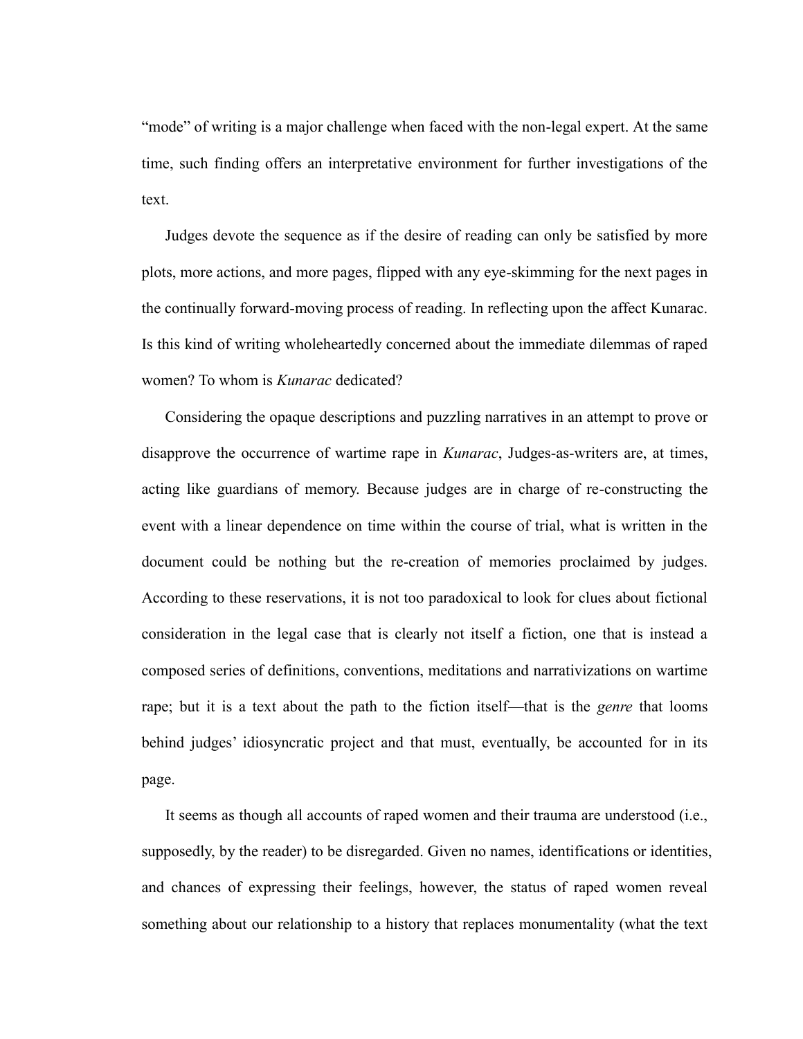"mode" of writing is a major challenge when faced with the non-legal expert. At the same time, such finding offers an interpretative environment for further investigations of the text.

Judges devote the sequence as if the desire of reading can only be satisfied by more plots, more actions, and more pages, flipped with any eye-skimming for the next pages in the continually forward-moving process of reading. In reflecting upon the affect Kunarac. Is this kind of writing wholeheartedly concerned about the immediate dilemmas of raped women? To whom is *Kunarac* dedicated?

Considering the opaque descriptions and puzzling narratives in an attempt to prove or disapprove the occurrence of wartime rape in *Kunarac*, Judges-as-writers are, at times, acting like guardians of memory. Because judges are in charge of re-constructing the event with a linear dependence on time within the course of trial, what is written in the document could be nothing but the re-creation of memories proclaimed by judges. According to these reservations, it is not too paradoxical to look for clues about fictional consideration in the legal case that is clearly not itself a fiction, one that is instead a composed series of definitions, conventions, meditations and narrativizations on wartime rape; but it is a text about the path to the fiction itself—that is the *genre* that looms behind judges' idiosyncratic project and that must, eventually, be accounted for in its page.

It seems as though all accounts of raped women and their trauma are understood (i.e., supposedly, by the reader) to be disregarded. Given no names, identifications or identities, and chances of expressing their feelings, however, the status of raped women reveal something about our relationship to a history that replaces monumentality (what the text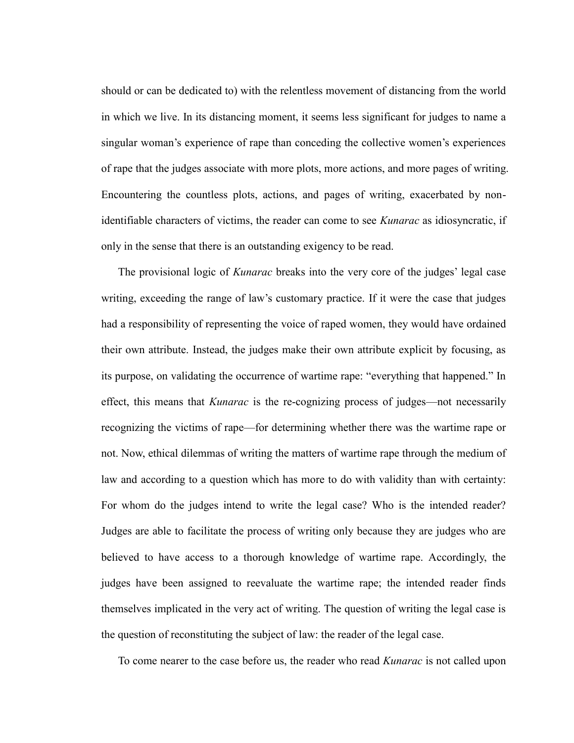should or can be dedicated to) with the relentless movement of distancing from the world in which we live. In its distancing moment, it seems less significant for judges to name a singular woman's experience of rape than conceding the collective women's experiences of rape that the judges associate with more plots, more actions, and more pages of writing. Encountering the countless plots, actions, and pages of writing, exacerbated by non-identifiable characters of victims, the reader can come to see *Kunarac* as idiosyncratic, if only in the sense that there is an outstanding exigency to be read.

The provisional logic of *Kunarac* breaks into the very core of the judges' legal case writing, exceeding the range of law's customary practice. If it were the case that judges had a responsibility of representing the voice of raped women, they would have ordained their own attribute. Instead, the judges make their own attribute explicit by focusing, as its purpose, on validating the occurrence of wartime rape: "everything that happened." In effect, this means that *Kunarac* is the re-cognizing process of judges—not necessarily recognizing the victims of rape—for determining whether there was the wartime rape or not. Now, ethical dilemmas of writing the matters of wartime rape through the medium of law and according to a question which has more to do with validity than with certainty: For whom do the judges intend to write the legal case? Who is the intended reader? Judges are able to facilitate the process of writing only because they are judges who are believed to have access to a thorough knowledge of wartime rape. Accordingly, the judges have been assigned to reevaluate the wartime rape; the intended reader finds themselves implicated in the very act of writing. The question of writing the legal case is the question of reconstituting the subject of law: the reader of the legal case.

To come nearer to the case before us, the reader who read *Kunarac* is not called upon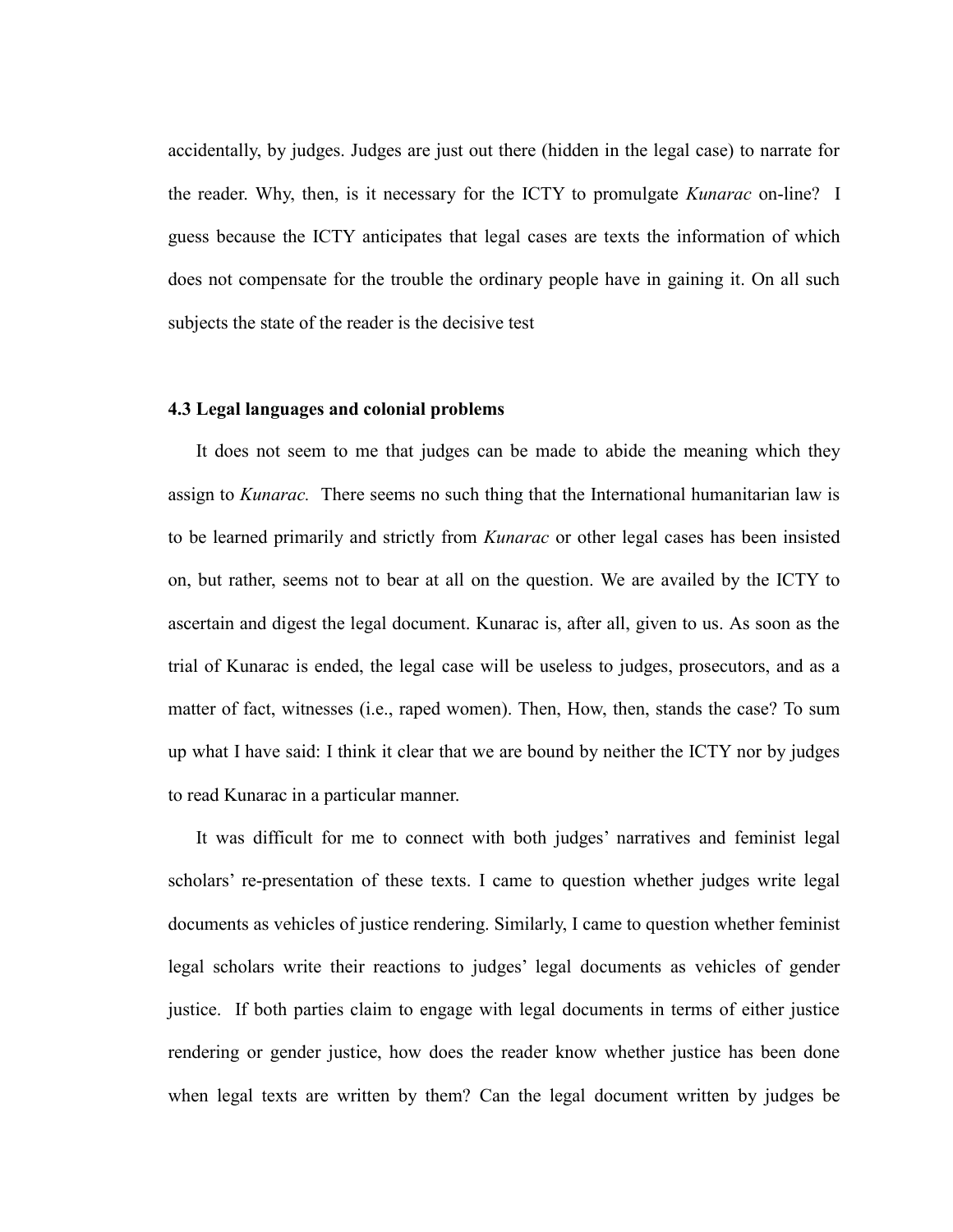accidentally, by judges. Judges are just out there (hidden in the legal case) to narrate for the reader. Why, then, is it necessary for the ICTY to promulgate *Kunarac* on-line? I guess because the ICTY anticipates that legal cases are texts the information of which does not compensate for the trouble the ordinary people have in gaining it. On all such subjects the state of the reader is the decisive test

### 4.3 Legal languages and colonial problems

It does not seem to me that judges can be made to abide the meaning which they assign to *Kunarac.* There seems no such thing that the International humanitarian law is to be learned primarily and strictly from *Kunarac* or other legal cases has been insisted on, but rather, seems not to bear at all on the question. We are availed by the ICTY to ascertain and digest the legal document. Kunarac is, after all, given to us. As soon as the trial of Kunarac is ended, the legal case will be useless to judges, prosecutors, and as a matter of fact, witnesses (i.e., raped women). Then, How, then, stands the case? To sum up what I have said: I think it clear that we are bound by neither the ICTY nor by judges to read Kunarac in a particular manner.

It was difficult for me to connect with both judges' narratives and feminist legal scholars' re-presentation of these texts. I came to question whether judges write legal documents as vehicles of justice rendering. Similarly, I came to question whether feminist legal scholars write their reactions to judges' legal documents as vehicles of gender justice. If both parties claim to engage with legal documents in terms of either justice rendering or gender justice, how does the reader know whether justice has been done when legal texts are written by them? Can the legal document written by judges be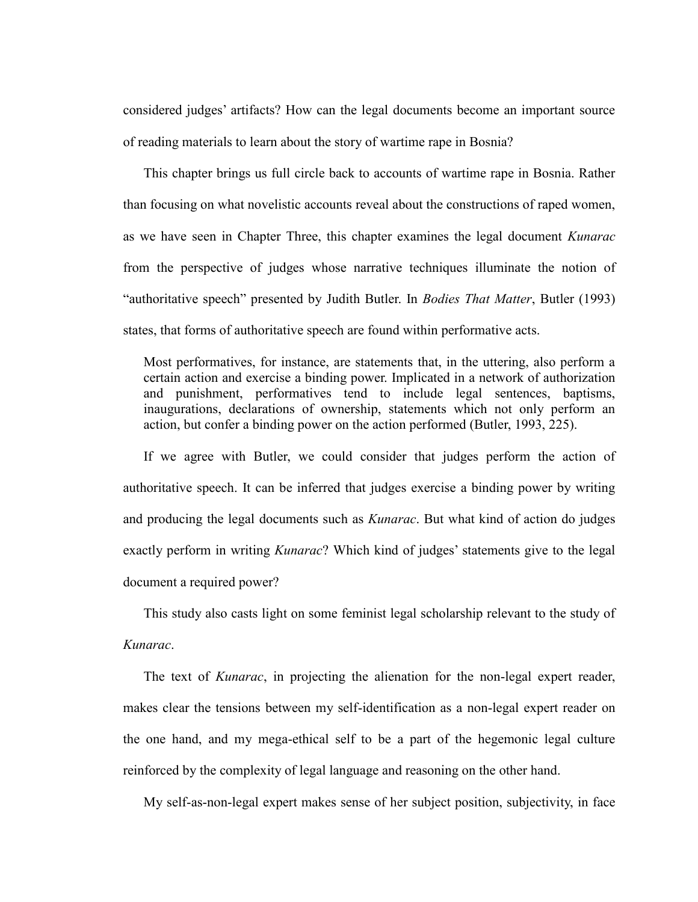considered judges' artifacts? How can the legal documents become an important source of reading materials to learn about the story of wartime rape in Bosnia?

This chapter brings us full circle back to accounts of wartime rape in Bosnia. Rather than focusing on what novelistic accounts reveal about the constructions of raped women, as we have seen in Chapter Three, this chapter examines the legal document *Kunarac* from the perspective of judges whose narrative techniques illuminate the notion of "authoritative speech" presented by Judith Butler. In *Bodies That Matter*, Butler (1993) states, that forms of authoritative speech are found within performative acts.

> Most performatives, for instance, are statements that, in the uttering, also perform a certain action and exercise a binding power. Implicated in a network of authorization and punishment, performatives tend to include legal sentences, baptisms, inaugurations, declarations of ownership, statements which not only perform an action, but confer a binding power on the action performed (Butler, 1993, 225).

If we agree with Butler, we could consider that judges perform the action of authoritative speech. It can be inferred that judges exercise a binding power by writing and producing the legal documents such as *Kunarac*. But what kind of action do judges exactly perform in writing *Kunarac*? Which kind of judges' statements give to the legal document a required power?

This study also casts light on some feminist legal scholarship relevant to the study of *Kunarac*.

The text of *Kunarac*, in projecting the alienation for the non-legal expert reader, makes clear the tensions between my self-identification as a non-legal expert reader on the one hand, and my mega-ethical self to be a part of the hegemonic legal culture reinforced by the complexity of legal language and reasoning on the other hand.

My self-as-non-legal expert makes sense of her subject position, subjectivity, in face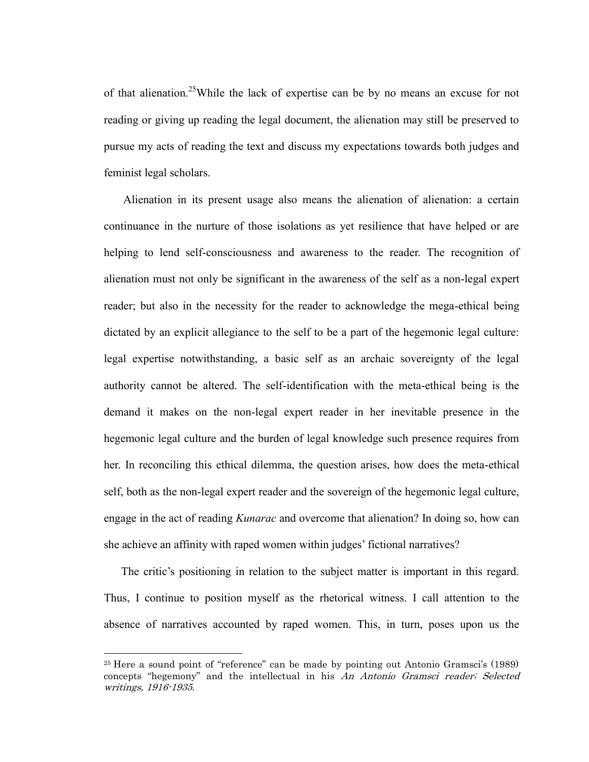of that alienation.[25] While the lack of expertise can be by no means an excuse for not reading or giving up reading the legal document, the alienation may still be preserved to pursue my acts of reading the text and discuss my expectations towards both judges and feminist legal scholars.

Alienation in its present usage also means the alienation of alienation: a certain continuance in the nurture of those isolations as yet resilience that have helped or are helping to lend self-consciousness and awareness to the reader. The recognition of alienation must not only be significant in the awareness of the self as a non-legal expert reader; but also in the necessity for the reader to acknowledge the mega-ethical being dictated by an explicit allegiance to the self to be a part of the hegemonic legal culture: legal expertise notwithstanding, a basic self as an archaic sovereignty of the legal authority cannot be altered. The self-identification with the meta-ethical being is the demand it makes on the non-legal expert reader in her inevitable presence in the hegemonic legal culture and the burden of legal knowledge such presence requires from her. In reconciling this ethical dilemma, the question arises, how does the meta-ethical self, both as the non-legal expert reader and the sovereign of the hegemonic legal culture, engage in the act of reading *Kunarac* and overcome that alienation? In doing so, how can she achieve an affinity with raped women within judges' fictional narratives?

The critic's positioning in relation to the subject matter is important in this regard. Thus, I continue to position myself as the rhetorical witness. I call attention to the absence of narratives accounted by raped women. This, in turn, poses upon us the

---

[25] Here a sound point of "reference" can be made by pointing out Antonio Gramsci's (1989) concepts "hegemony" and the intellectual in his *An Antonio Gramsci reader: Selected writings, 1916-1935*.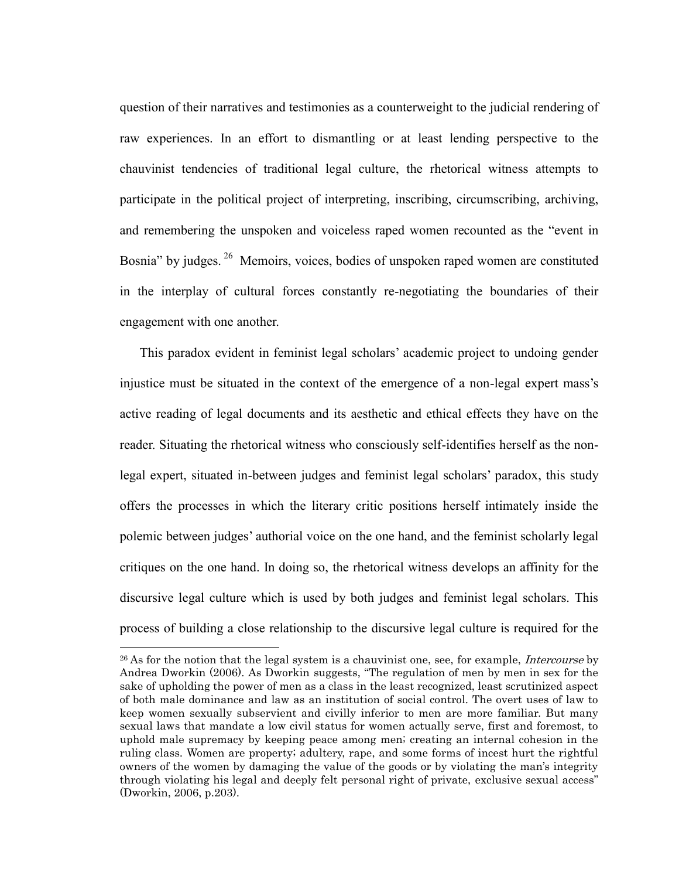question of their narratives and testimonies as a counterweight to the judicial rendering of raw experiences. In an effort to dismantling or at least lending perspective to the chauvinist tendencies of traditional legal culture, the rhetorical witness attempts to participate in the political project of interpreting, inscribing, circumscribing, archiving, and remembering the unspoken and voiceless raped women recounted as the "event in Bosnia" by judges. [26] Memoirs, voices, bodies of unspoken raped women are constituted in the interplay of cultural forces constantly re-negotiating the boundaries of their engagement with one another.

This paradox evident in feminist legal scholars' academic project to undoing gender injustice must be situated in the context of the emergence of a non-legal expert mass's active reading of legal documents and its aesthetic and ethical effects they have on the reader. Situating the rhetorical witness who consciously self-identifies herself as the non-legal expert, situated in-between judges and feminist legal scholars' paradox, this study offers the processes in which the literary critic positions herself intimately inside the polemic between judges' authorial voice on the one hand, and the feminist scholarly legal critiques on the one hand. In doing so, the rhetorical witness develops an affinity for the discursive legal culture which is used by both judges and feminist legal scholars. This process of building a close relationship to the discursive legal culture is required for the

---

[26] As for the notion that the legal system is a chauvinist one, see, for example, *Intercourse* by Andrea Dworkin (2006). As Dworkin suggests, "The regulation of men by men in sex for the sake of upholding the power of men as a class in the least recognized, least scrutinized aspect of both male dominance and law as an institution of social control. The overt uses of law to keep women sexually subservient and civilly inferior to men are more familiar. But many sexual laws that mandate a low civil status for women actually serve, first and foremost, to uphold male supremacy by keeping peace among men; creating an internal cohesion in the ruling class. Women are property; adultery, rape, and some forms of incest hurt the rightful owners of the women by damaging the value of the goods or by violating the man's integrity through violating his legal and deeply felt personal right of private, exclusive sexual access" (Dworkin, 2006, p.203).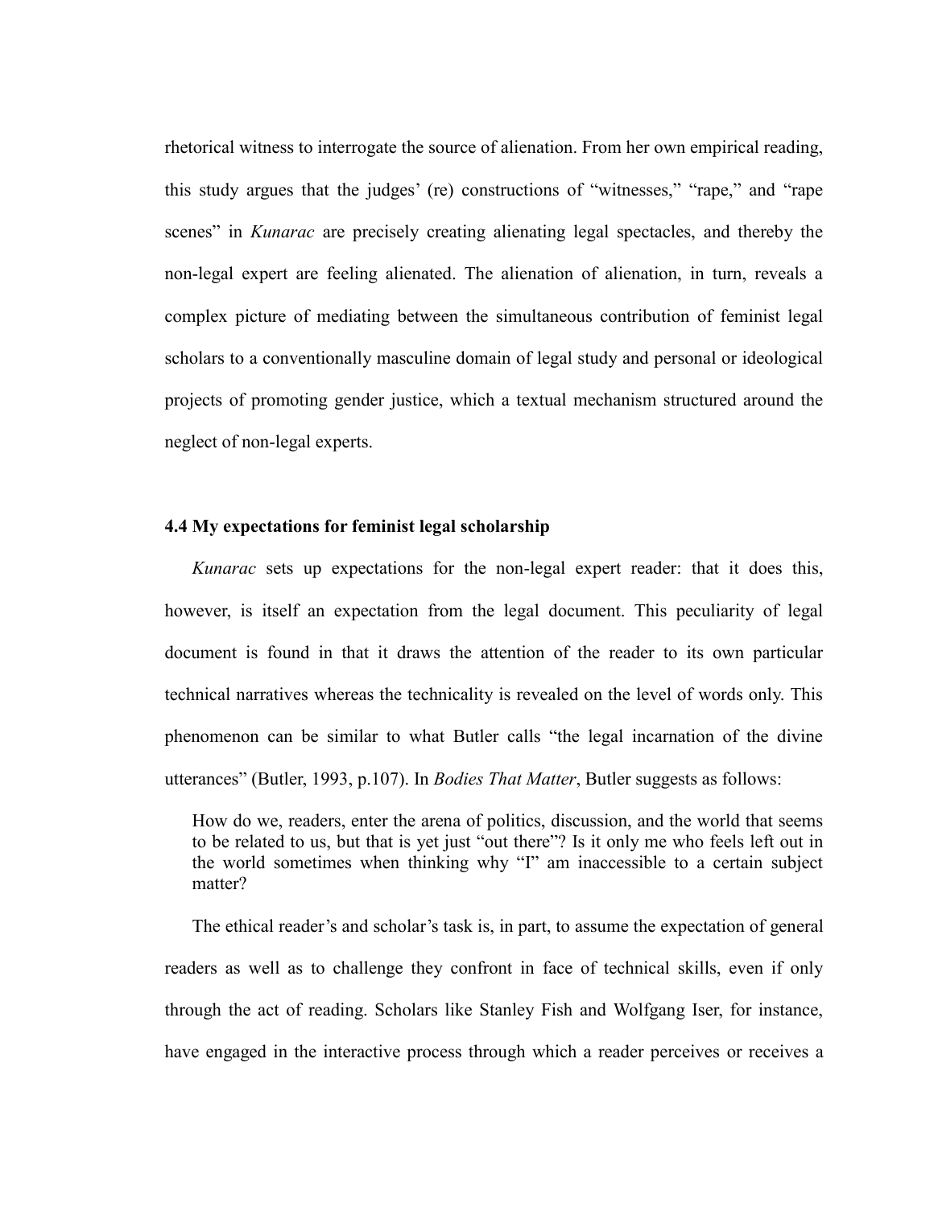rhetorical witness to interrogate the source of alienation. From her own empirical reading, this study argues that the judges' (re) constructions of "witnesses," "rape," and "rape scenes" in *Kunarac* are precisely creating alienating legal spectacles, and thereby the non-legal expert are feeling alienated. The alienation of alienation, in turn, reveals a complex picture of mediating between the simultaneous contribution of feminist legal scholars to a conventionally masculine domain of legal study and personal or ideological projects of promoting gender justice, which a textual mechanism structured around the neglect of non-legal experts.

### 4.4 My expectations for feminist legal scholarship

*Kunarac* sets up expectations for the non-legal expert reader: that it does this, however, is itself an expectation from the legal document. This peculiarity of legal document is found in that it draws the attention of the reader to its own particular technical narratives whereas the technicality is revealed on the level of words only. This phenomenon can be similar to what Butler calls "the legal incarnation of the divine utterances" (Butler, 1993, p.107). In *Bodies That Matter*, Butler suggests as follows:

> How do we, readers, enter the arena of politics, discussion, and the world that seems to be related to us, but that is yet just "out there"? Is it only me who feels left out in the world sometimes when thinking why "I" am inaccessible to a certain subject matter?

The ethical reader's and scholar's task is, in part, to assume the expectation of general readers as well as to challenge they confront in face of technical skills, even if only through the act of reading. Scholars like Stanley Fish and Wolfgang Iser, for instance, have engaged in the interactive process through which a reader perceives or receives a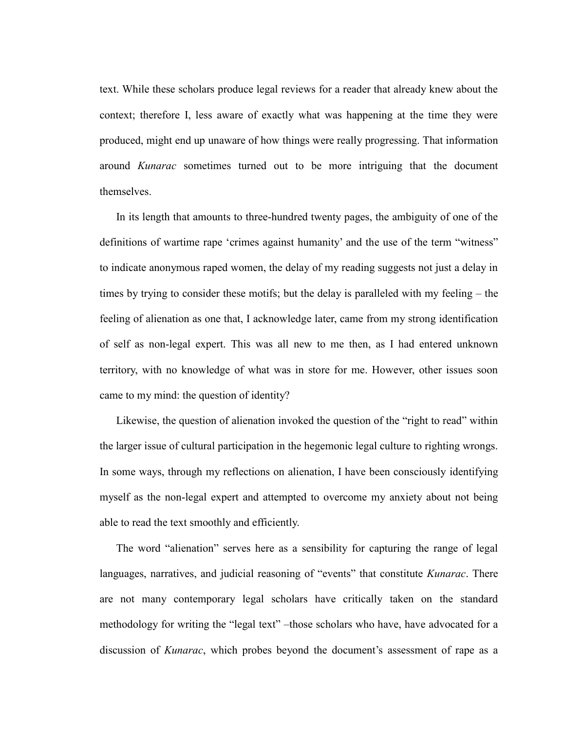text. While these scholars produce legal reviews for a reader that already knew about the context; therefore I, less aware of exactly what was happening at the time they were produced, might end up unaware of how things were really progressing. That information around *Kunarac* sometimes turned out to be more intriguing that the document themselves.

In its length that amounts to three-hundred twenty pages, the ambiguity of one of the definitions of wartime rape 'crimes against humanity' and the use of the term "witness" to indicate anonymous raped women, the delay of my reading suggests not just a delay in times by trying to consider these motifs; but the delay is paralleled with my feeling – the feeling of alienation as one that, I acknowledge later, came from my strong identification of self as non-legal expert. This was all new to me then, as I had entered unknown territory, with no knowledge of what was in store for me. However, other issues soon came to my mind: the question of identity?

Likewise, the question of alienation invoked the question of the "right to read" within the larger issue of cultural participation in the hegemonic legal culture to righting wrongs. In some ways, through my reflections on alienation, I have been consciously identifying myself as the non-legal expert and attempted to overcome my anxiety about not being able to read the text smoothly and efficiently.

The word "alienation" serves here as a sensibility for capturing the range of legal languages, narratives, and judicial reasoning of "events" that constitute *Kunarac*. There are not many contemporary legal scholars have critically taken on the standard methodology for writing the "legal text" –those scholars who have, have advocated for a discussion of *Kunarac*, which probes beyond the document's assessment of rape as a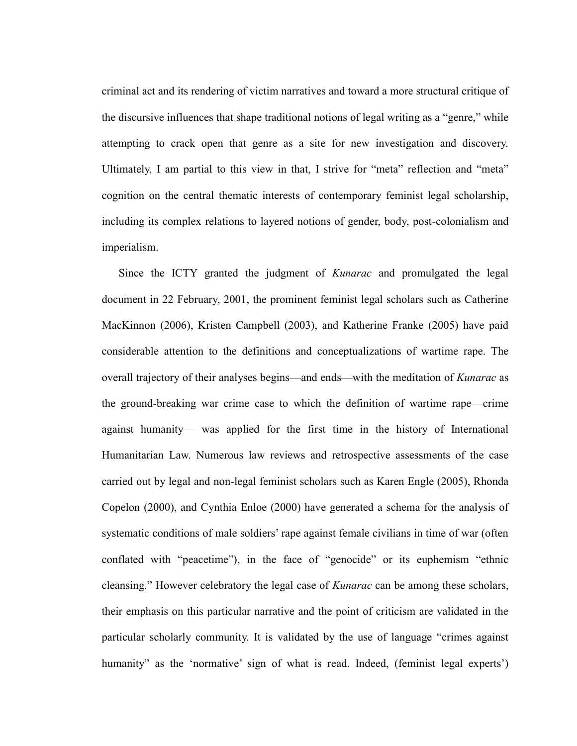criminal act and its rendering of victim narratives and toward a more structural critique of the discursive influences that shape traditional notions of legal writing as a "genre," while attempting to crack open that genre as a site for new investigation and discovery. Ultimately, I am partial to this view in that, I strive for "meta" reflection and "meta" cognition on the central thematic interests of contemporary feminist legal scholarship, including its complex relations to layered notions of gender, body, post-colonialism and imperialism.

Since the ICTY granted the judgment of *Kunarac* and promulgated the legal document in 22 February, 2001, the prominent feminist legal scholars such as Catherine MacKinnon (2006), Kristen Campbell (2003), and Katherine Franke (2005) have paid considerable attention to the definitions and conceptualizations of wartime rape. The overall trajectory of their analyses begins—and ends—with the meditation of *Kunarac* as the ground-breaking war crime case to which the definition of wartime rape—crime against humanity— was applied for the first time in the history of International Humanitarian Law. Numerous law reviews and retrospective assessments of the case carried out by legal and non-legal feminist scholars such as Karen Engle (2005), Rhonda Copelon (2000), and Cynthia Enloe (2000) have generated a schema for the analysis of systematic conditions of male soldiers' rape against female civilians in time of war (often conflated with "peacetime"), in the face of "genocide" or its euphemism "ethnic cleansing." However celebratory the legal case of *Kunarac* can be among these scholars, their emphasis on this particular narrative and the point of criticism are validated in the particular scholarly community. It is validated by the use of language "crimes against humanity" as the 'normative' sign of what is read. Indeed, (feminist legal experts')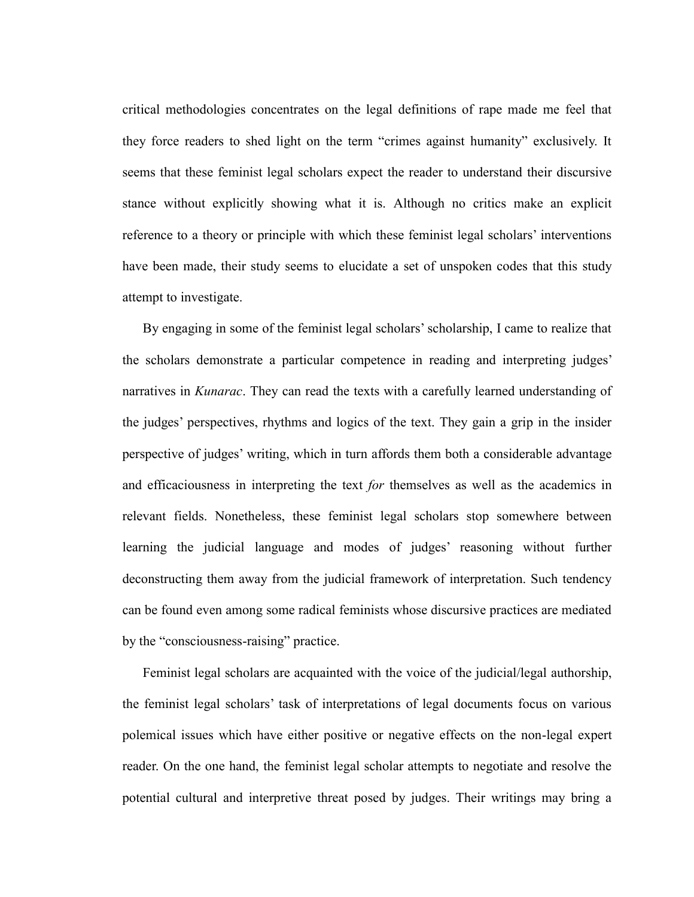critical methodologies concentrates on the legal definitions of rape made me feel that they force readers to shed light on the term "crimes against humanity" exclusively. It seems that these feminist legal scholars expect the reader to understand their discursive stance without explicitly showing what it is. Although no critics make an explicit reference to a theory or principle with which these feminist legal scholars' interventions have been made, their study seems to elucidate a set of unspoken codes that this study attempt to investigate.

By engaging in some of the feminist legal scholars' scholarship, I came to realize that the scholars demonstrate a particular competence in reading and interpreting judges' narratives in *Kunarac*. They can read the texts with a carefully learned understanding of the judges' perspectives, rhythms and logics of the text. They gain a grip in the insider perspective of judges' writing, which in turn affords them both a considerable advantage and efficaciousness in interpreting the text *for* themselves as well as the academics in relevant fields. Nonetheless, these feminist legal scholars stop somewhere between learning the judicial language and modes of judges' reasoning without further deconstructing them away from the judicial framework of interpretation. Such tendency can be found even among some radical feminists whose discursive practices are mediated by the "consciousness-raising" practice.

Feminist legal scholars are acquainted with the voice of the judicial/legal authorship, the feminist legal scholars' task of interpretations of legal documents focus on various polemical issues which have either positive or negative effects on the non-legal expert reader. On the one hand, the feminist legal scholar attempts to negotiate and resolve the potential cultural and interpretive threat posed by judges. Their writings may bring a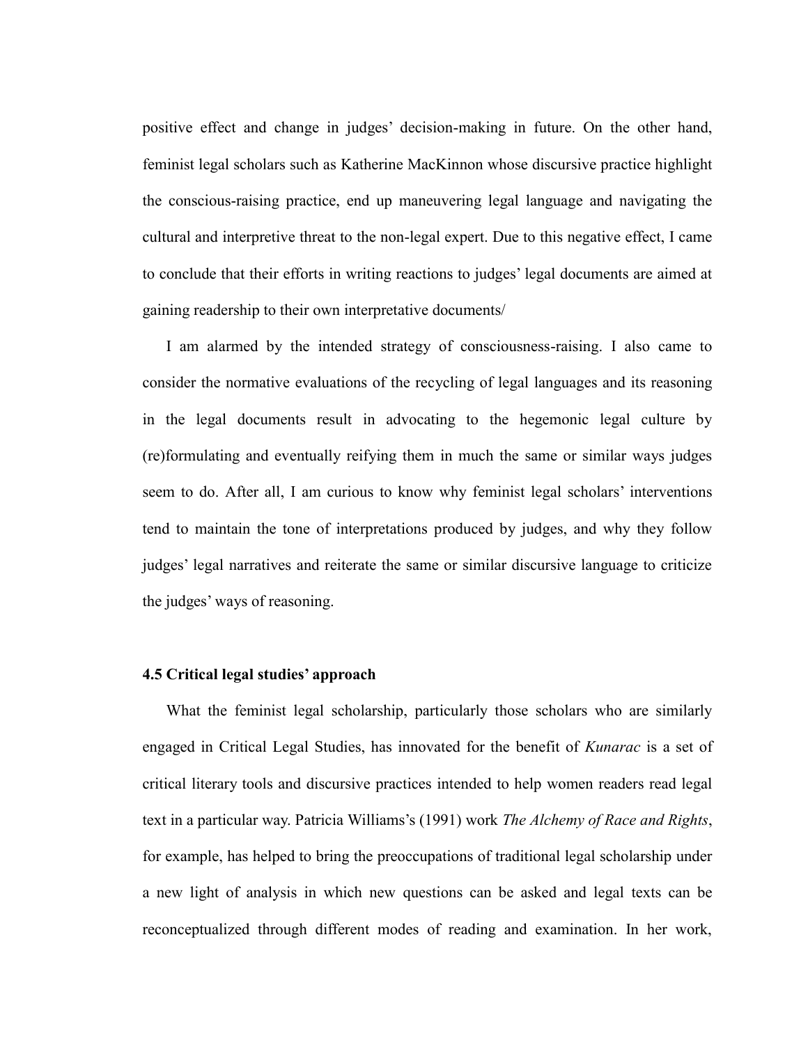positive effect and change in judges' decision-making in future. On the other hand, feminist legal scholars such as Katherine MacKinnon whose discursive practice highlight the conscious-raising practice, end up maneuvering legal language and navigating the cultural and interpretive threat to the non-legal expert. Due to this negative effect, I came to conclude that their efforts in writing reactions to judges' legal documents are aimed at gaining readership to their own interpretative documents/

I am alarmed by the intended strategy of consciousness-raising. I also came to consider the normative evaluations of the recycling of legal languages and its reasoning in the legal documents result in advocating to the hegemonic legal culture by (re)formulating and eventually reifying them in much the same or similar ways judges seem to do. After all, I am curious to know why feminist legal scholars' interventions tend to maintain the tone of interpretations produced by judges, and why they follow judges' legal narratives and reiterate the same or similar discursive language to criticize the judges' ways of reasoning.

### 4.5 Critical legal studies' approach

What the feminist legal scholarship, particularly those scholars who are similarly engaged in Critical Legal Studies, has innovated for the benefit of *Kunarac* is a set of critical literary tools and discursive practices intended to help women readers read legal text in a particular way. Patricia Williams's (1991) work *The Alchemy of Race and Rights*, for example, has helped to bring the preoccupations of traditional legal scholarship under a new light of analysis in which new questions can be asked and legal texts can be reconceptualized through different modes of reading and examination. In her work,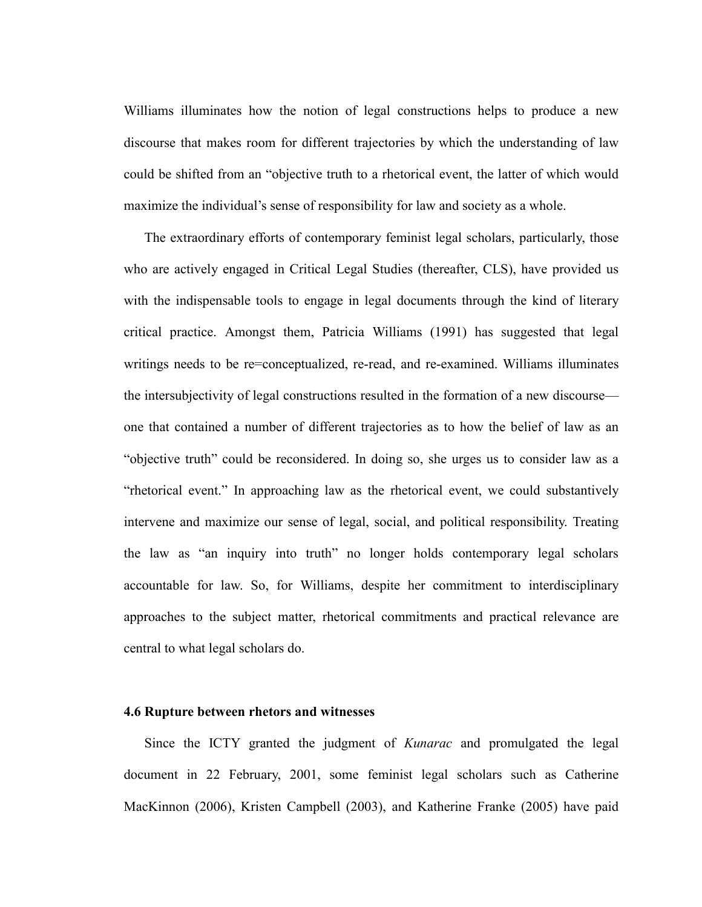Williams illuminates how the notion of legal constructions helps to produce a new discourse that makes room for different trajectories by which the understanding of law could be shifted from an "objective truth to a rhetorical event, the latter of which would maximize the individual's sense of responsibility for law and society as a whole.

The extraordinary efforts of contemporary feminist legal scholars, particularly, those who are actively engaged in Critical Legal Studies (thereafter, CLS), have provided us with the indispensable tools to engage in legal documents through the kind of literary critical practice. Amongst them, Patricia Williams (1991) has suggested that legal writings needs to be re=conceptualized, re-read, and re-examined. Williams illuminates the intersubjectivity of legal constructions resulted in the formation of a new discourse—one that contained a number of different trajectories as to how the belief of law as an "objective truth" could be reconsidered. In doing so, she urges us to consider law as a "rhetorical event." In approaching law as the rhetorical event, we could substantively intervene and maximize our sense of legal, social, and political responsibility. Treating the law as "an inquiry into truth" no longer holds contemporary legal scholars accountable for law. So, for Williams, despite her commitment to interdisciplinary approaches to the subject matter, rhetorical commitments and practical relevance are central to what legal scholars do.

### 4.6 Rupture between rhetors and witnesses

Since the ICTY granted the judgment of *Kunarac* and promulgated the legal document in 22 February, 2001, some feminist legal scholars such as Catherine MacKinnon (2006), Kristen Campbell (2003), and Katherine Franke (2005) have paid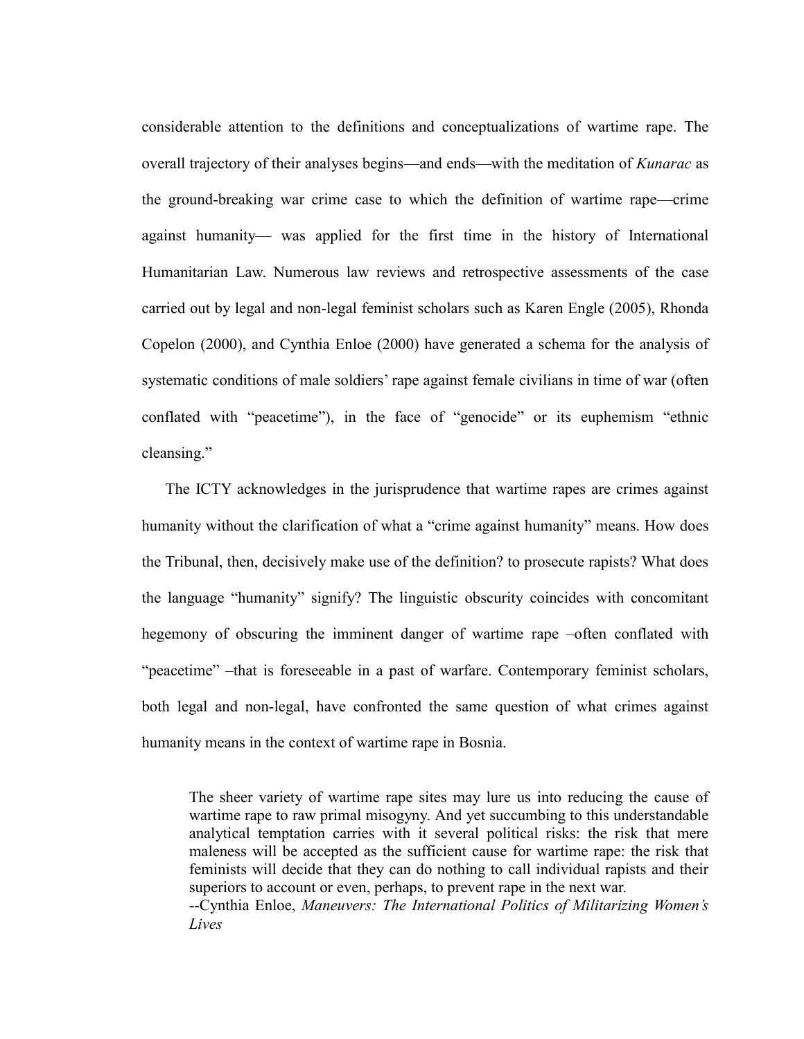considerable attention to the definitions and conceptualizations of wartime rape. The overall trajectory of their analyses begins—and ends—with the meditation of *Kunarac* as the ground-breaking war crime case to which the definition of wartime rape—crime against humanity— was applied for the first time in the history of International Humanitarian Law. Numerous law reviews and retrospective assessments of the case carried out by legal and non-legal feminist scholars such as Karen Engle (2005), Rhonda Copelon (2000), and Cynthia Enloe (2000) have generated a schema for the analysis of systematic conditions of male soldiers' rape against female civilians in time of war (often conflated with "peacetime"), in the face of "genocide" or its euphemism "ethnic cleansing."

The ICTY acknowledges in the jurisprudence that wartime rapes are crimes against humanity without the clarification of what a "crime against humanity" means. How does the Tribunal, then, decisively make use of the definition? to prosecute rapists? What does the language "humanity" signify? The linguistic obscurity coincides with concomitant hegemony of obscuring the imminent danger of wartime rape –often conflated with "peacetime" –that is foreseeable in a past of warfare. Contemporary feminist scholars, both legal and non-legal, have confronted the same question of what crimes against humanity means in the context of wartime rape in Bosnia.

> The sheer variety of wartime rape sites may lure us into reducing the cause of wartime rape to raw primal misogyny. And yet succumbing to this understandable analytical temptation carries with it several political risks: the risk that mere maleness will be accepted as the sufficient cause for wartime rape: the risk that feminists will decide that they can do nothing to call individual rapists and their superiors to account or even, perhaps, to prevent rape in the next war.
> --Cynthia Enloe, *Maneuvers: The International Politics of Militarizing Women's Lives*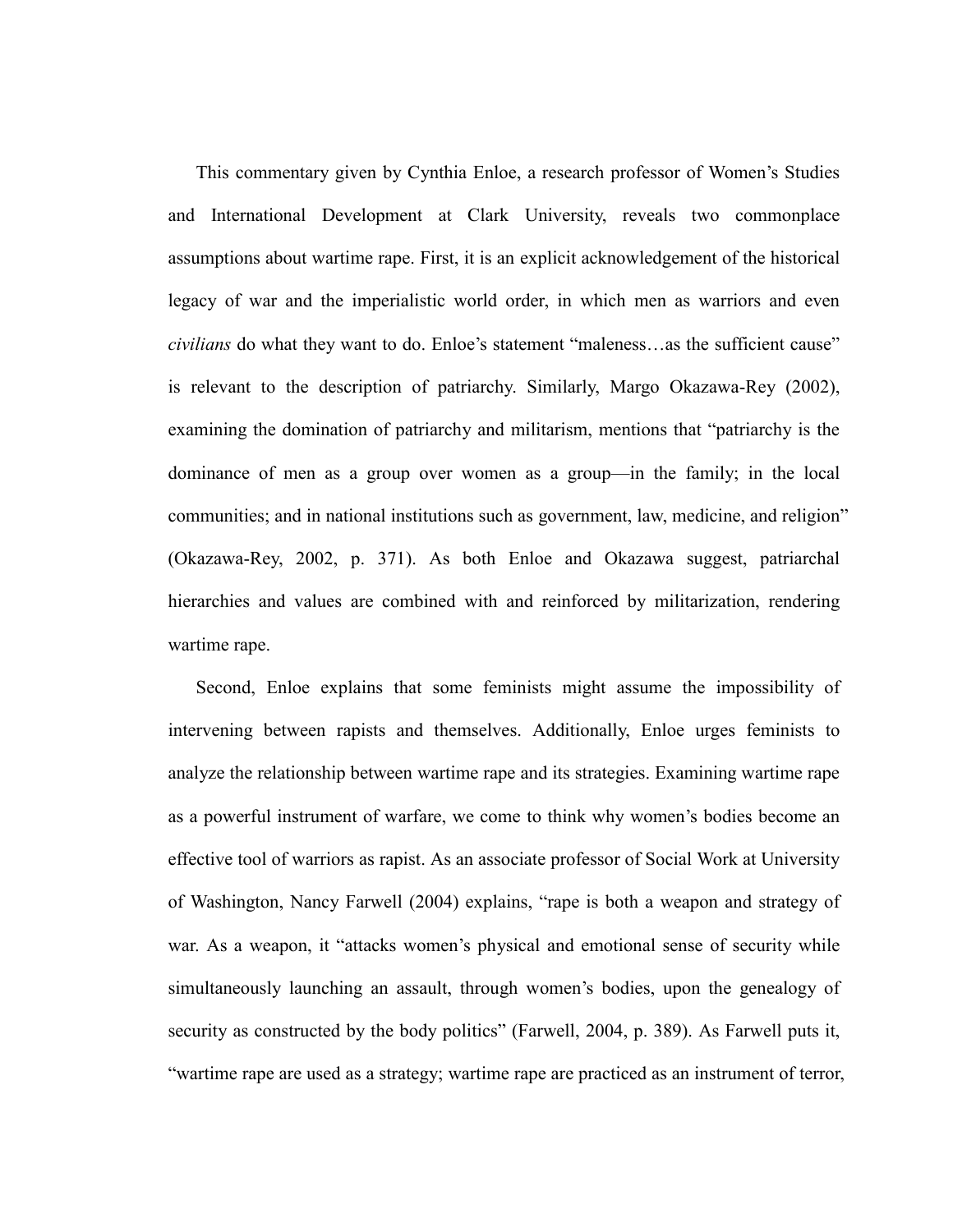This commentary given by Cynthia Enloe, a research professor of Women's Studies and International Development at Clark University, reveals two commonplace assumptions about wartime rape. First, it is an explicit acknowledgement of the historical legacy of war and the imperialistic world order, in which men as warriors and even *civilians* do what they want to do. Enloe's statement "maleness…as the sufficient cause" is relevant to the description of patriarchy. Similarly, Margo Okazawa-Rey (2002), examining the domination of patriarchy and militarism, mentions that "patriarchy is the dominance of men as a group over women as a group—in the family; in the local communities; and in national institutions such as government, law, medicine, and religion" (Okazawa-Rey, 2002, p. 371). As both Enloe and Okazawa suggest, patriarchal hierarchies and values are combined with and reinforced by militarization, rendering wartime rape.

Second, Enloe explains that some feminists might assume the impossibility of intervening between rapists and themselves. Additionally, Enloe urges feminists to analyze the relationship between wartime rape and its strategies. Examining wartime rape as a powerful instrument of warfare, we come to think why women's bodies become an effective tool of warriors as rapist. As an associate professor of Social Work at University of Washington, Nancy Farwell (2004) explains, "rape is both a weapon and strategy of war. As a weapon, it "attacks women's physical and emotional sense of security while simultaneously launching an assault, through women's bodies, upon the genealogy of security as constructed by the body politics" (Farwell, 2004, p. 389). As Farwell puts it, "wartime rape are used as a strategy; wartime rape are practiced as an instrument of terror,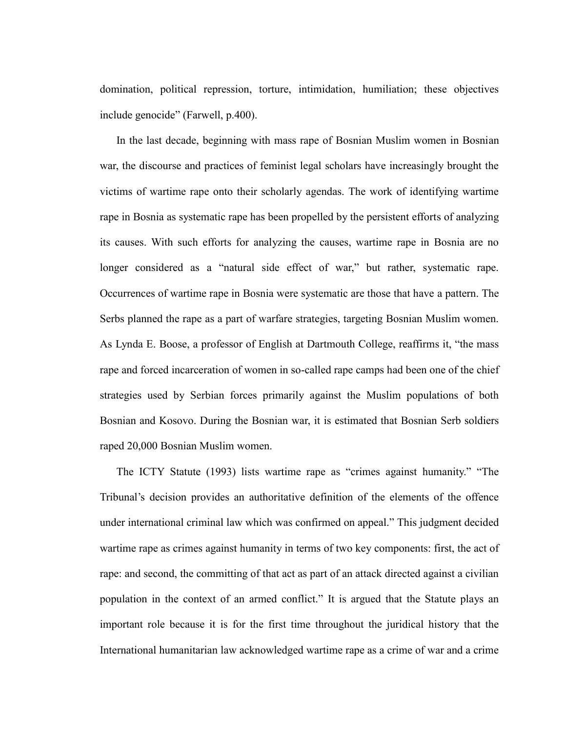domination, political repression, torture, intimidation, humiliation; these objectives include genocide" (Farwell, p.400).

In the last decade, beginning with mass rape of Bosnian Muslim women in Bosnian war, the discourse and practices of feminist legal scholars have increasingly brought the victims of wartime rape onto their scholarly agendas. The work of identifying wartime rape in Bosnia as systematic rape has been propelled by the persistent efforts of analyzing its causes. With such efforts for analyzing the causes, wartime rape in Bosnia are no longer considered as a "natural side effect of war," but rather, systematic rape. Occurrences of wartime rape in Bosnia were systematic are those that have a pattern. The Serbs planned the rape as a part of warfare strategies, targeting Bosnian Muslim women. As Lynda E. Boose, a professor of English at Dartmouth College, reaffirms it, "the mass rape and forced incarceration of women in so-called rape camps had been one of the chief strategies used by Serbian forces primarily against the Muslim populations of both Bosnian and Kosovo. During the Bosnian war, it is estimated that Bosnian Serb soldiers raped 20,000 Bosnian Muslim women.

The ICTY Statute (1993) lists wartime rape as "crimes against humanity." "The Tribunal's decision provides an authoritative definition of the elements of the offence under international criminal law which was confirmed on appeal." This judgment decided wartime rape as crimes against humanity in terms of two key components: first, the act of rape: and second, the committing of that act as part of an attack directed against a civilian population in the context of an armed conflict." It is argued that the Statute plays an important role because it is for the first time throughout the juridical history that the International humanitarian law acknowledged wartime rape as a crime of war and a crime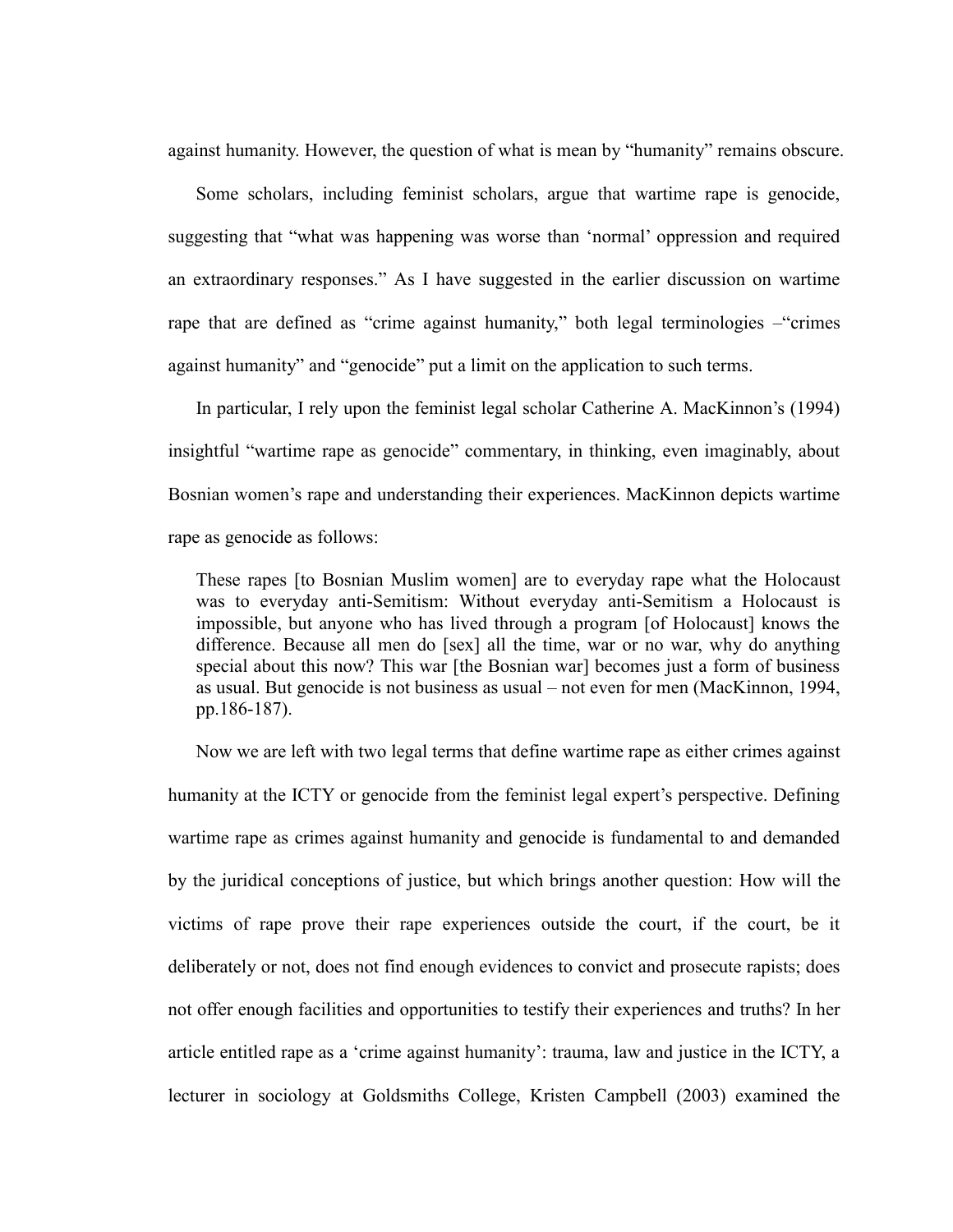against humanity. However, the question of what is mean by "humanity" remains obscure.

Some scholars, including feminist scholars, argue that wartime rape is genocide, suggesting that "what was happening was worse than 'normal' oppression and required an extraordinary responses." As I have suggested in the earlier discussion on wartime rape that are defined as "crime against humanity," both legal terminologies –"crimes against humanity" and "genocide" put a limit on the application to such terms.

In particular, I rely upon the feminist legal scholar Catherine A. MacKinnon's (1994) insightful "wartime rape as genocide" commentary, in thinking, even imaginably, about Bosnian women's rape and understanding their experiences. MacKinnon depicts wartime rape as genocide as follows:

> These rapes [to Bosnian Muslim women] are to everyday rape what the Holocaust was to everyday anti-Semitism: Without everyday anti-Semitism a Holocaust is impossible, but anyone who has lived through a program [of Holocaust] knows the difference. Because all men do [sex] all the time, war or no war, why do anything special about this now? This war [the Bosnian war] becomes just a form of business as usual. But genocide is not business as usual – not even for men (MacKinnon, 1994, pp.186-187).

Now we are left with two legal terms that define wartime rape as either crimes against humanity at the ICTY or genocide from the feminist legal expert's perspective. Defining wartime rape as crimes against humanity and genocide is fundamental to and demanded by the juridical conceptions of justice, but which brings another question: How will the victims of rape prove their rape experiences outside the court, if the court, be it deliberately or not, does not find enough evidences to convict and prosecute rapists; does not offer enough facilities and opportunities to testify their experiences and truths? In her article entitled rape as a 'crime against humanity': trauma, law and justice in the ICTY, a lecturer in sociology at Goldsmiths College, Kristen Campbell (2003) examined the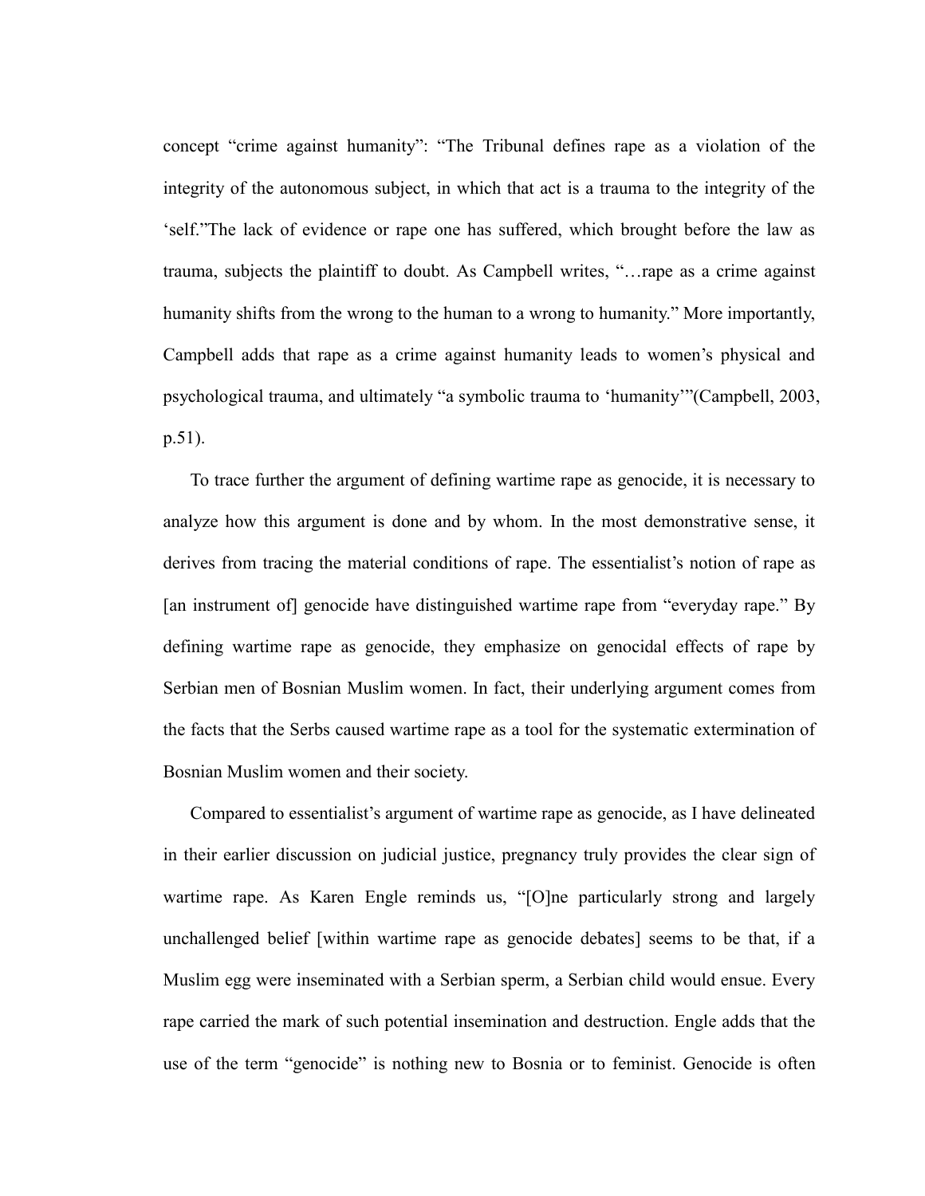concept “crime against humanity”: “The Tribunal defines rape as a violation of the integrity of the autonomous subject, in which that act is a trauma to the integrity of the ‘self.”The lack of evidence or rape one has suffered, which brought before the law as trauma, subjects the plaintiff to doubt. As Campbell writes, “…rape as a crime against humanity shifts from the wrong to the human to a wrong to humanity.” More importantly, Campbell adds that rape as a crime against humanity leads to women’s physical and psychological trauma, and ultimately “a symbolic trauma to ‘humanity’”(Campbell, 2003, p.51).

To trace further the argument of defining wartime rape as genocide, it is necessary to analyze how this argument is done and by whom. In the most demonstrative sense, it derives from tracing the material conditions of rape. The essentialist’s notion of rape as [an instrument of] genocide have distinguished wartime rape from “everyday rape.” By defining wartime rape as genocide, they emphasize on genocidal effects of rape by Serbian men of Bosnian Muslim women. In fact, their underlying argument comes from the facts that the Serbs caused wartime rape as a tool for the systematic extermination of Bosnian Muslim women and their society.

Compared to essentialist’s argument of wartime rape as genocide, as I have delineated in their earlier discussion on judicial justice, pregnancy truly provides the clear sign of wartime rape. As Karen Engle reminds us, “[O]ne particularly strong and largely unchallenged belief [within wartime rape as genocide debates] seems to be that, if a Muslim egg were inseminated with a Serbian sperm, a Serbian child would ensue. Every rape carried the mark of such potential insemination and destruction. Engle adds that the use of the term “genocide” is nothing new to Bosnia or to feminist. Genocide is often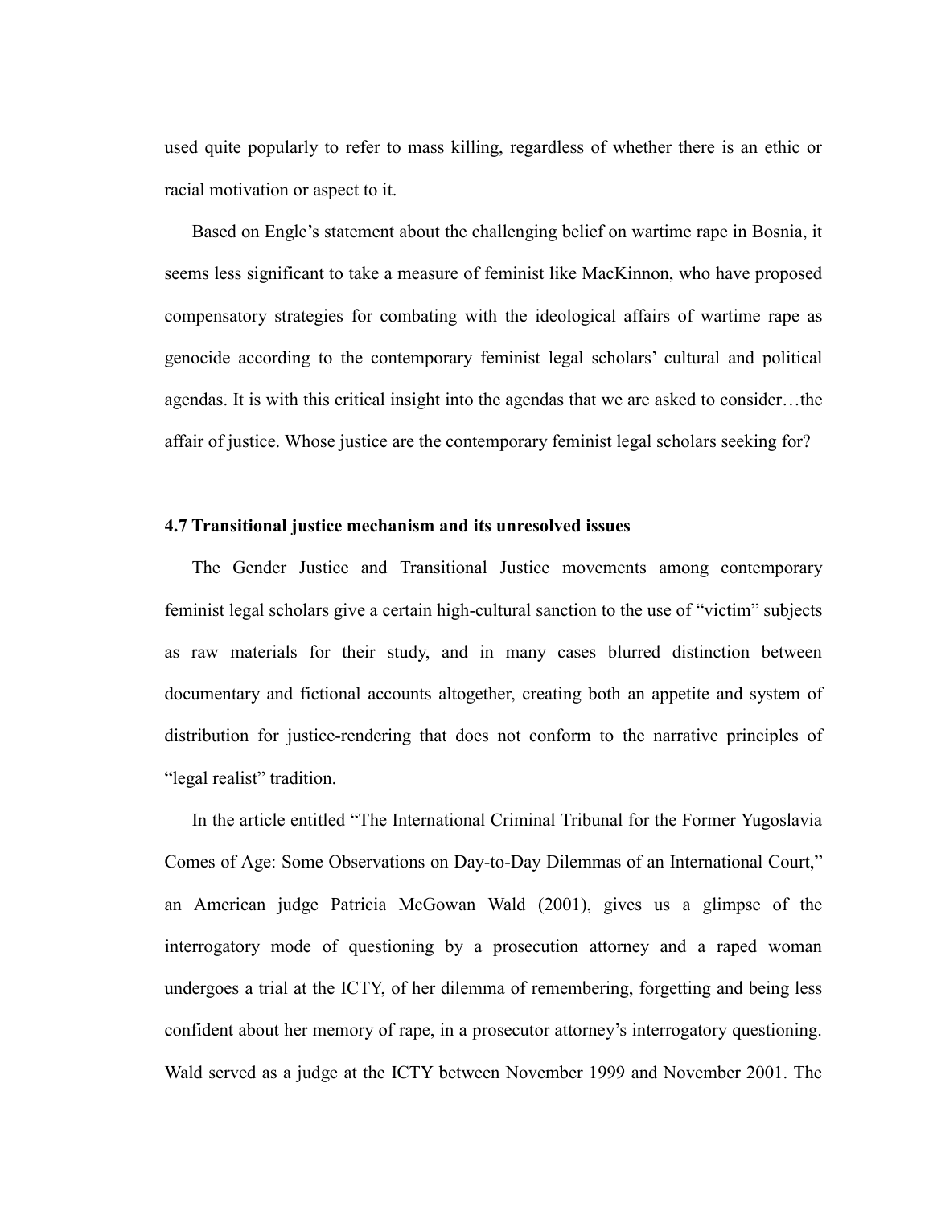used quite popularly to refer to mass killing, regardless of whether there is an ethic or racial motivation or aspect to it.

Based on Engle's statement about the challenging belief on wartime rape in Bosnia, it seems less significant to take a measure of feminist like MacKinnon, who have proposed compensatory strategies for combating with the ideological affairs of wartime rape as genocide according to the contemporary feminist legal scholars' cultural and political agendas. It is with this critical insight into the agendas that we are asked to consider…the affair of justice. Whose justice are the contemporary feminist legal scholars seeking for?

**4.7 Transitional justice mechanism and its unresolved issues**

The Gender Justice and Transitional Justice movements among contemporary feminist legal scholars give a certain high-cultural sanction to the use of "victim" subjects as raw materials for their study, and in many cases blurred distinction between documentary and fictional accounts altogether, creating both an appetite and system of distribution for justice-rendering that does not conform to the narrative principles of "legal realist" tradition.

In the article entitled "The International Criminal Tribunal for the Former Yugoslavia Comes of Age: Some Observations on Day-to-Day Dilemmas of an International Court," an American judge Patricia McGowan Wald (2001), gives us a glimpse of the interrogatory mode of questioning by a prosecution attorney and a raped woman undergoes a trial at the ICTY, of her dilemma of remembering, forgetting and being less confident about her memory of rape, in a prosecutor attorney's interrogatory questioning. Wald served as a judge at the ICTY between November 1999 and November 2001. The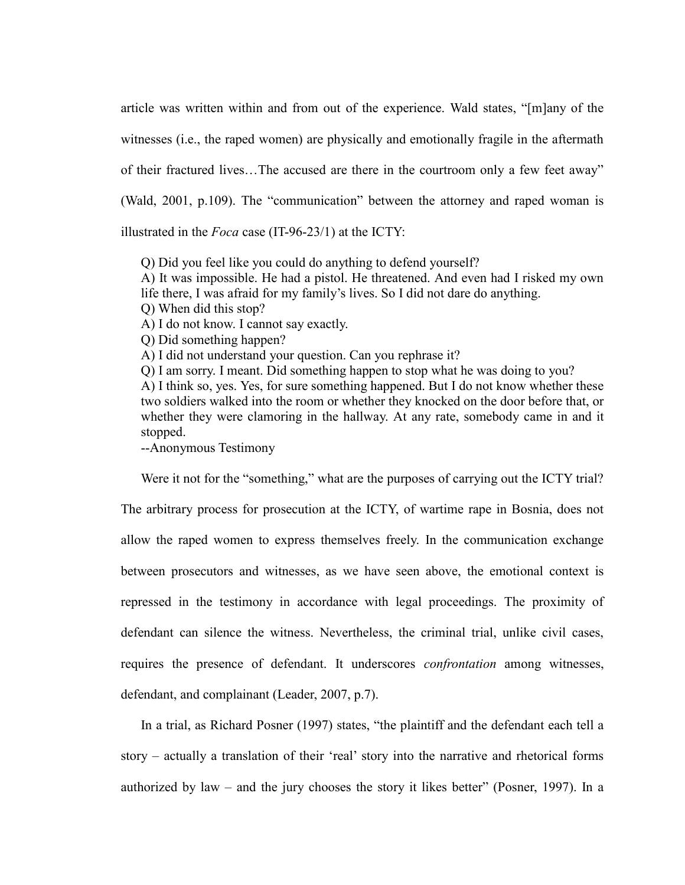article was written within and from out of the experience. Wald states, "[m]any of the witnesses (i.e., the raped women) are physically and emotionally fragile in the aftermath of their fractured lives…The accused are there in the courtroom only a few feet away" (Wald, 2001, p.109). The "communication" between the attorney and raped woman is illustrated in the *Foca* case (IT-96-23/1) at the ICTY:

> Q) Did you feel like you could do anything to defend yourself?
> A) It was impossible. He had a pistol. He threatened. And even had I risked my own life there, I was afraid for my family's lives. So I did not dare do anything.
> Q) When did this stop?
> A) I do not know. I cannot say exactly.
> Q) Did something happen?
> A) I did not understand your question. Can you rephrase it?
> Q) I am sorry. I meant. Did something happen to stop what he was doing to you?
> A) I think so, yes. Yes, for sure something happened. But I do not know whether these two soldiers walked into the room or whether they knocked on the door before that, or whether they were clamoring in the hallway. At any rate, somebody came in and it stopped.
> --Anonymous Testimony

Were it not for the "something," what are the purposes of carrying out the ICTY trial? The arbitrary process for prosecution at the ICTY, of wartime rape in Bosnia, does not allow the raped women to express themselves freely. In the communication exchange between prosecutors and witnesses, as we have seen above, the emotional context is repressed in the testimony in accordance with legal proceedings. The proximity of defendant can silence the witness. Nevertheless, the criminal trial, unlike civil cases, requires the presence of defendant. It underscores *confrontation* among witnesses, defendant, and complainant (Leader, 2007, p.7).

In a trial, as Richard Posner (1997) states, "the plaintiff and the defendant each tell a story – actually a translation of their 'real' story into the narrative and rhetorical forms authorized by law – and the jury chooses the story it likes better" (Posner, 1997). In a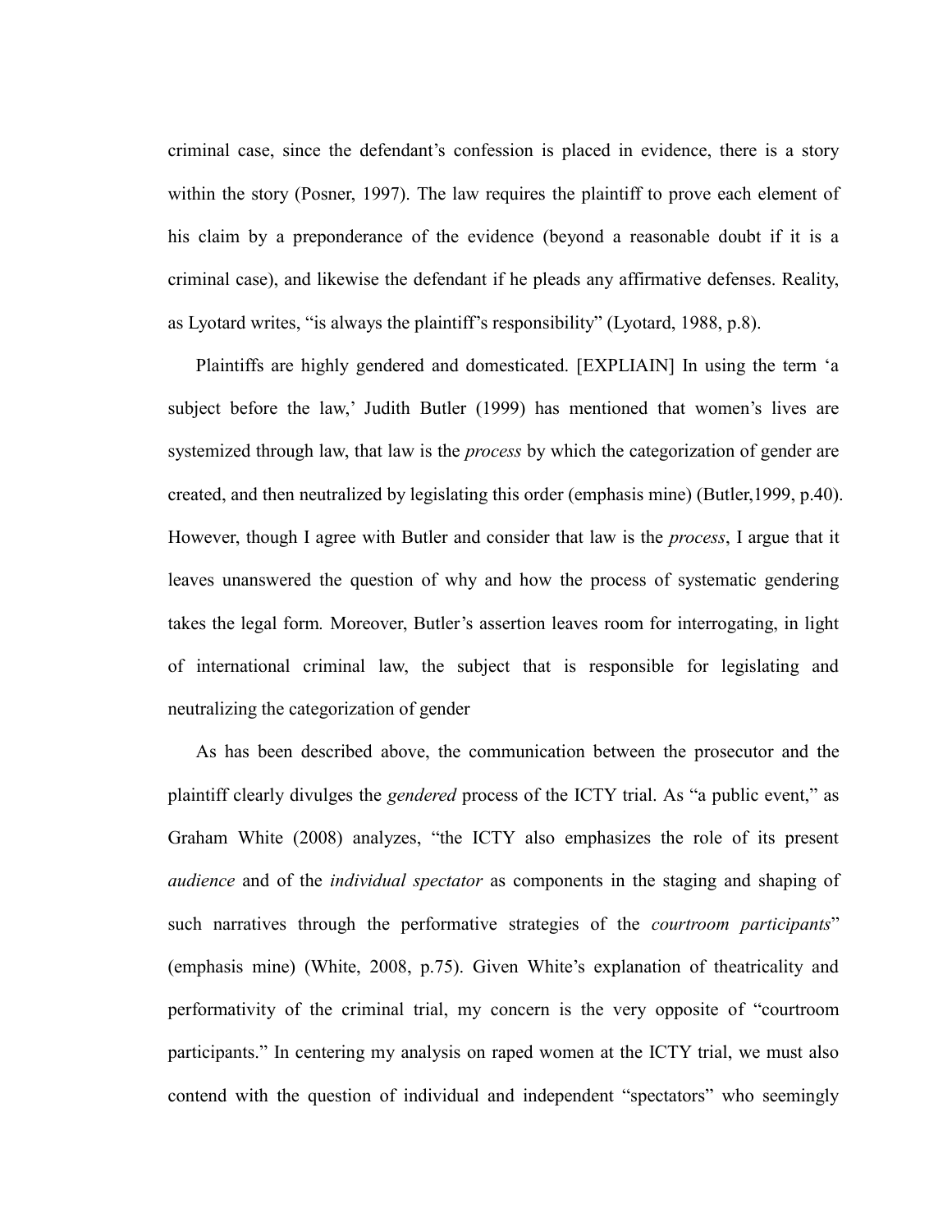criminal case, since the defendant's confession is placed in evidence, there is a story within the story (Posner, 1997). The law requires the plaintiff to prove each element of his claim by a preponderance of the evidence (beyond a reasonable doubt if it is a criminal case), and likewise the defendant if he pleads any affirmative defenses. Reality, as Lyotard writes, "is always the plaintiff's responsibility" (Lyotard, 1988, p.8).

Plaintiffs are highly gendered and domesticated. [EXPLIAIN] In using the term 'a subject before the law,' Judith Butler (1999) has mentioned that women's lives are systemized through law, that law is the *process* by which the categorization of gender are created, and then neutralized by legislating this order (emphasis mine) (Butler,1999, p.40). However, though I agree with Butler and consider that law is the *process*, I argue that it leaves unanswered the question of why and how the process of systematic gendering takes the legal form. Moreover, Butler's assertion leaves room for interrogating, in light of international criminal law, the subject that is responsible for legislating and neutralizing the categorization of gender

As has been described above, the communication between the prosecutor and the plaintiff clearly divulges the *gendered* process of the ICTY trial. As "a public event," as Graham White (2008) analyzes, "the ICTY also emphasizes the role of its present *audience* and of the *individual spectator* as components in the staging and shaping of such narratives through the performative strategies of the *courtroom participants*" (emphasis mine) (White, 2008, p.75). Given White's explanation of theatricality and performativity of the criminal trial, my concern is the very opposite of "courtroom participants." In centering my analysis on raped women at the ICTY trial, we must also contend with the question of individual and independent "spectators" who seemingly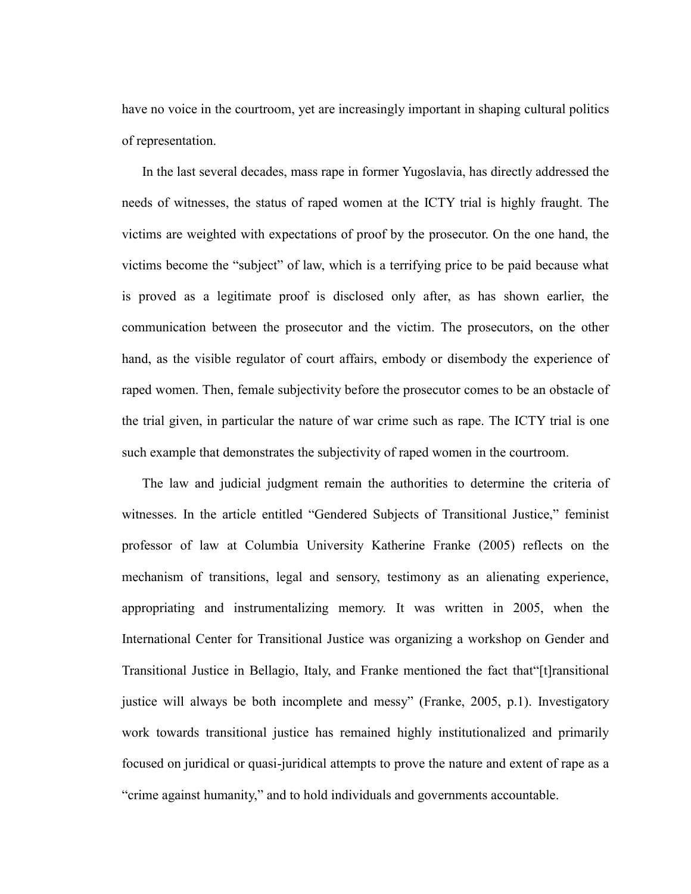have no voice in the courtroom, yet are increasingly important in shaping cultural politics of representation.

In the last several decades, mass rape in former Yugoslavia, has directly addressed the needs of witnesses, the status of raped women at the ICTY trial is highly fraught. The victims are weighted with expectations of proof by the prosecutor. On the one hand, the victims become the "subject" of law, which is a terrifying price to be paid because what is proved as a legitimate proof is disclosed only after, as has shown earlier, the communication between the prosecutor and the victim. The prosecutors, on the other hand, as the visible regulator of court affairs, embody or disembody the experience of raped women. Then, female subjectivity before the prosecutor comes to be an obstacle of the trial given, in particular the nature of war crime such as rape. The ICTY trial is one such example that demonstrates the subjectivity of raped women in the courtroom.

The law and judicial judgment remain the authorities to determine the criteria of witnesses. In the article entitled "Gendered Subjects of Transitional Justice," feminist professor of law at Columbia University Katherine Franke (2005) reflects on the mechanism of transitions, legal and sensory, testimony as an alienating experience, appropriating and instrumentalizing memory. It was written in 2005, when the International Center for Transitional Justice was organizing a workshop on Gender and Transitional Justice in Bellagio, Italy, and Franke mentioned the fact that"[t]ransitional justice will always be both incomplete and messy" (Franke, 2005, p.1). Investigatory work towards transitional justice has remained highly institutionalized and primarily focused on juridical or quasi-juridical attempts to prove the nature and extent of rape as a "crime against humanity," and to hold individuals and governments accountable.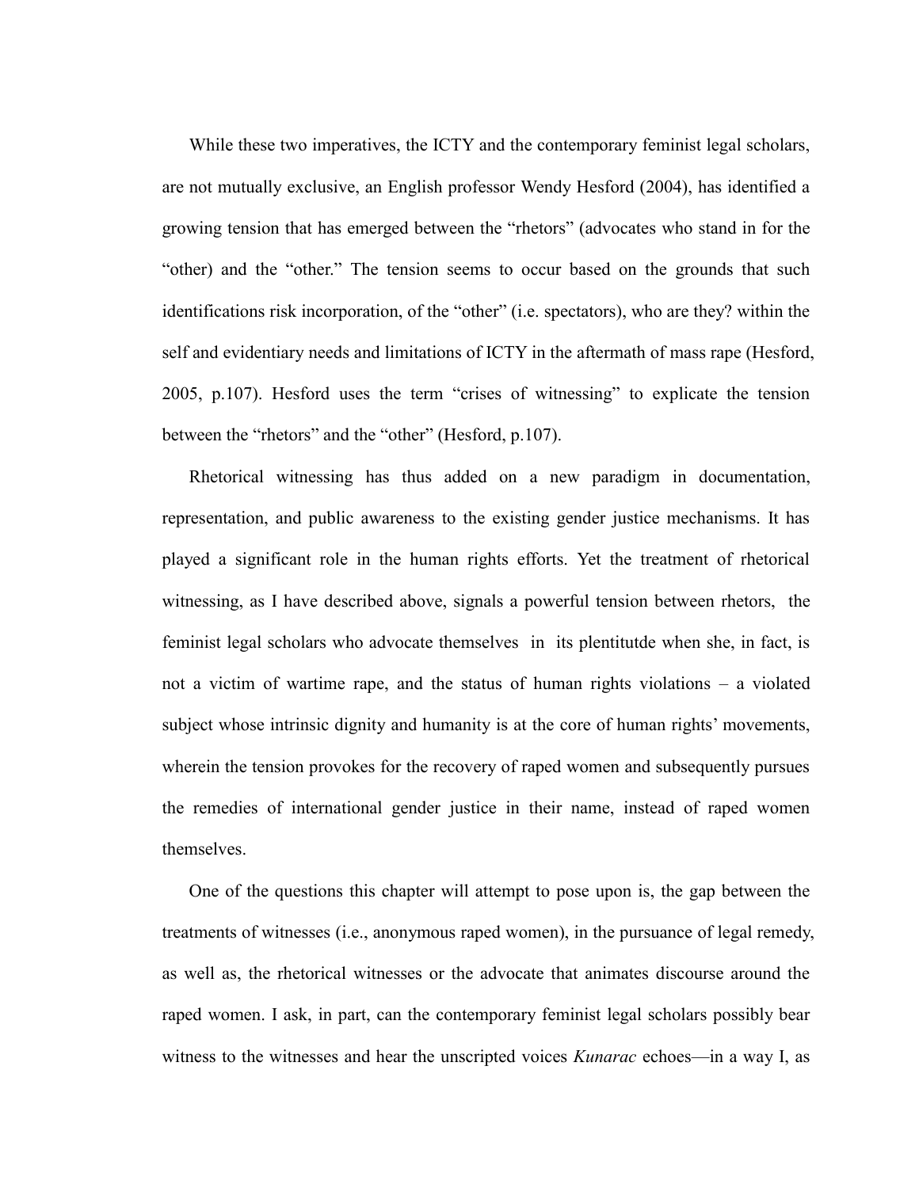While these two imperatives, the ICTY and the contemporary feminist legal scholars, are not mutually exclusive, an English professor Wendy Hesford (2004), has identified a growing tension that has emerged between the “rhetors” (advocates who stand in for the “other) and the “other.” The tension seems to occur based on the grounds that such identifications risk incorporation, of the “other” (i.e. spectators), who are they? within the self and evidentiary needs and limitations of ICTY in the aftermath of mass rape (Hesford, 2005, p.107). Hesford uses the term “crises of witnessing” to explicate the tension between the “rhetors” and the “other” (Hesford, p.107).

Rhetorical witnessing has thus added on a new paradigm in documentation, representation, and public awareness to the existing gender justice mechanisms. It has played a significant role in the human rights efforts. Yet the treatment of rhetorical witnessing, as I have described above, signals a powerful tension between rhetors, the feminist legal scholars who advocate themselves in its plentitutde when she, in fact, is not a victim of wartime rape, and the status of human rights violations – a violated subject whose intrinsic dignity and humanity is at the core of human rights' movements, wherein the tension provokes for the recovery of raped women and subsequently pursues the remedies of international gender justice in their name, instead of raped women themselves.

One of the questions this chapter will attempt to pose upon is, the gap between the treatments of witnesses (i.e., anonymous raped women), in the pursuance of legal remedy, as well as, the rhetorical witnesses or the advocate that animates discourse around the raped women. I ask, in part, can the contemporary feminist legal scholars possibly bear witness to the witnesses and hear the unscripted voices *Kunarac* echoes—in a way I, as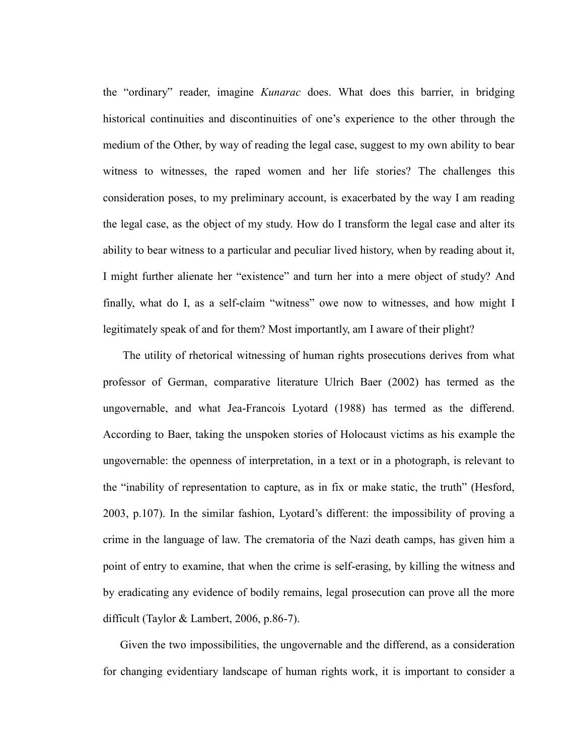the "ordinary" reader, imagine *Kunarac* does. What does this barrier, in bridging historical continuities and discontinuities of one's experience to the other through the medium of the Other, by way of reading the legal case, suggest to my own ability to bear witness to witnesses, the raped women and her life stories? The challenges this consideration poses, to my preliminary account, is exacerbated by the way I am reading the legal case, as the object of my study. How do I transform the legal case and alter its ability to bear witness to a particular and peculiar lived history, when by reading about it, I might further alienate her "existence" and turn her into a mere object of study? And finally, what do I, as a self-claim "witness" owe now to witnesses, and how might I legitimately speak of and for them? Most importantly, am I aware of their plight?

The utility of rhetorical witnessing of human rights prosecutions derives from what professor of German, comparative literature Ulrich Baer (2002) has termed as the ungovernable, and what Jea-Francois Lyotard (1988) has termed as the differend. According to Baer, taking the unspoken stories of Holocaust victims as his example the ungovernable: the openness of interpretation, in a text or in a photograph, is relevant to the "inability of representation to capture, as in fix or make static, the truth" (Hesford, 2003, p.107). In the similar fashion, Lyotard's different: the impossibility of proving a crime in the language of law. The crematoria of the Nazi death camps, has given him a point of entry to examine, that when the crime is self-erasing, by killing the witness and by eradicating any evidence of bodily remains, legal prosecution can prove all the more difficult (Taylor & Lambert, 2006, p.86-7).

Given the two impossibilities, the ungovernable and the differend, as a consideration for changing evidentiary landscape of human rights work, it is important to consider a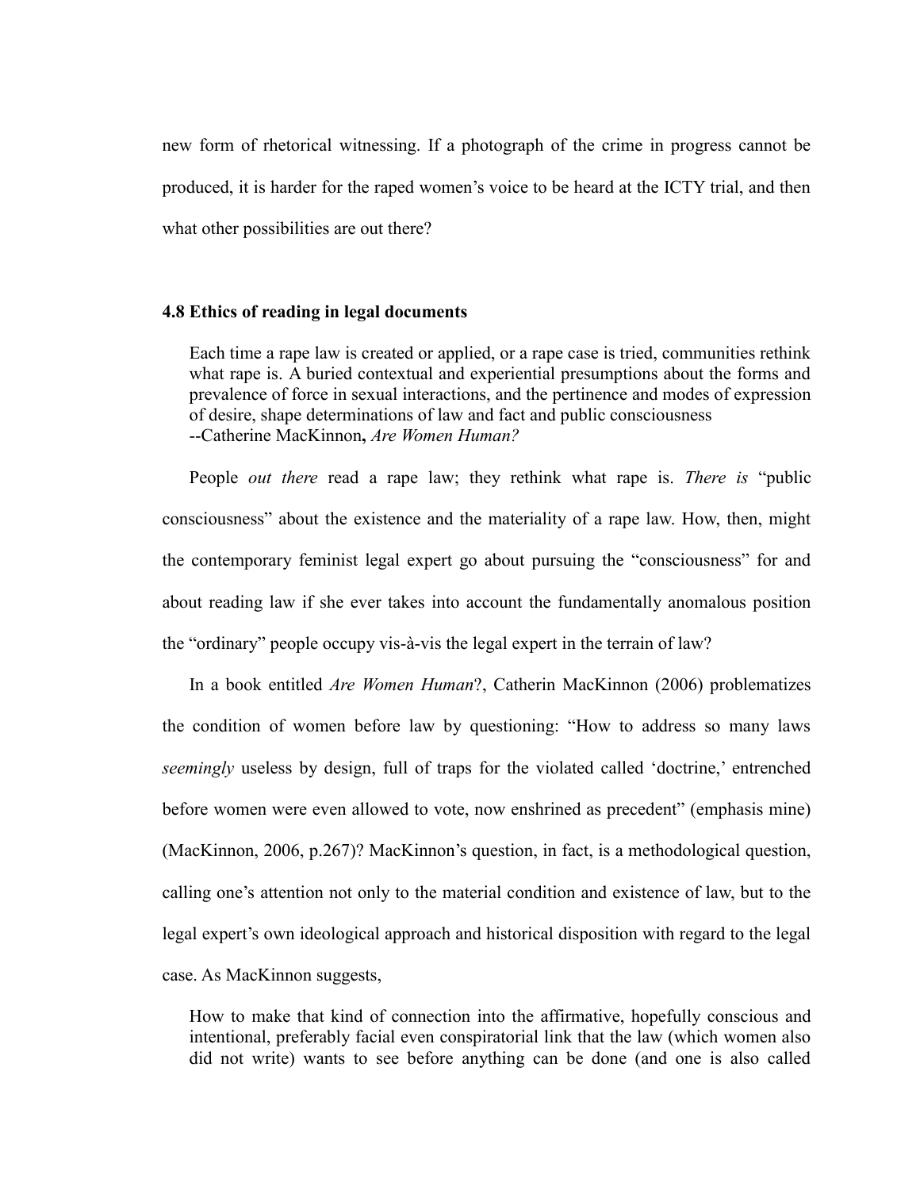new form of rhetorical witnessing. If a photograph of the crime in progress cannot be produced, it is harder for the raped women's voice to be heard at the ICTY trial, and then what other possibilities are out there?

### 4.8 Ethics of reading in legal documents

> Each time a rape law is created or applied, or a rape case is tried, communities rethink what rape is. A buried contextual and experiential presumptions about the forms and prevalence of force in sexual interactions, and the pertinence and modes of expression of desire, shape determinations of law and fact and public consciousness
> --Catherine MacKinnon**,** *Are Women Human?*

People *out there* read a rape law; they rethink what rape is. *There is* "public consciousness" about the existence and the materiality of a rape law. How, then, might the contemporary feminist legal expert go about pursuing the "consciousness" for and about reading law if she ever takes into account the fundamentally anomalous position the "ordinary" people occupy vis-à-vis the legal expert in the terrain of law?

In a book entitled *Are Women Human*?, Catherin MacKinnon (2006) problematizes the condition of women before law by questioning: "How to address so many laws *seemingly* useless by design, full of traps for the violated called 'doctrine,' entrenched before women were even allowed to vote, now enshrined as precedent" (emphasis mine) (MacKinnon, 2006, p.267)? MacKinnon's question, in fact, is a methodological question, calling one's attention not only to the material condition and existence of law, but to the legal expert's own ideological approach and historical disposition with regard to the legal case. As MacKinnon suggests,

> How to make that kind of connection into the affirmative, hopefully conscious and intentional, preferably facial even conspiratorial link that the law (which women also did not write) wants to see before anything can be done (and one is also called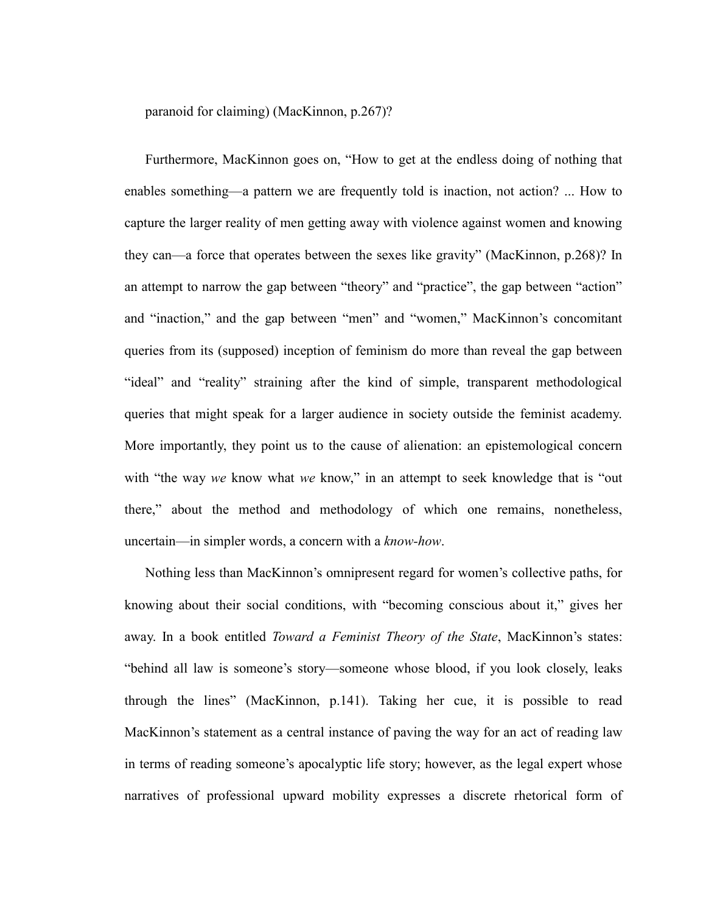paranoid for claiming) (MacKinnon, p.267)?

Furthermore, MacKinnon goes on, "How to get at the endless doing of nothing that enables something—a pattern we are frequently told is inaction, not action? ... How to capture the larger reality of men getting away with violence against women and knowing they can—a force that operates between the sexes like gravity" (MacKinnon, p.268)? In an attempt to narrow the gap between "theory" and "practice", the gap between "action" and "inaction," and the gap between "men" and "women," MacKinnon's concomitant queries from its (supposed) inception of feminism do more than reveal the gap between "ideal" and "reality" straining after the kind of simple, transparent methodological queries that might speak for a larger audience in society outside the feminist academy. More importantly, they point us to the cause of alienation: an epistemological concern with "the way *we* know what *we* know," in an attempt to seek knowledge that is "out there," about the method and methodology of which one remains, nonetheless, uncertain—in simpler words, a concern with a *know-how*.

Nothing less than MacKinnon's omnipresent regard for women's collective paths, for knowing about their social conditions, with "becoming conscious about it," gives her away. In a book entitled *Toward a Feminist Theory of the State*, MacKinnon's states: "behind all law is someone's story—someone whose blood, if you look closely, leaks through the lines" (MacKinnon, p.141). Taking her cue, it is possible to read MacKinnon's statement as a central instance of paving the way for an act of reading law in terms of reading someone's apocalyptic life story; however, as the legal expert whose narratives of professional upward mobility expresses a discrete rhetorical form of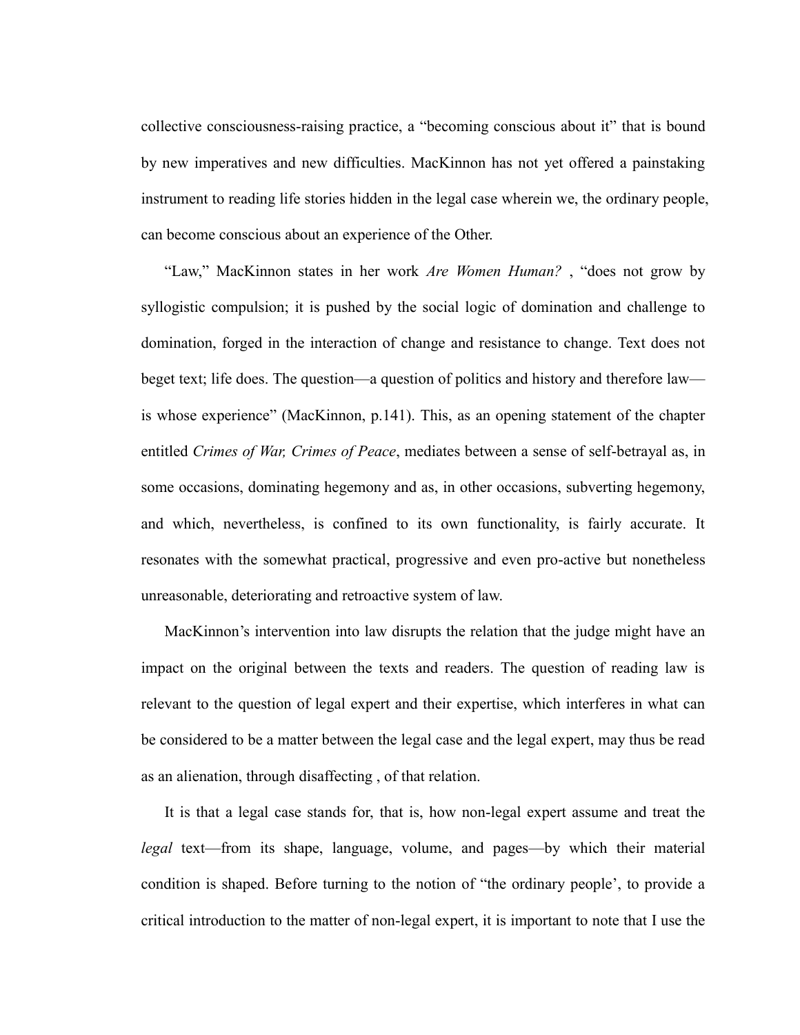collective consciousness-raising practice, a “becoming conscious about it” that is bound by new imperatives and new difficulties. MacKinnon has not yet offered a painstaking instrument to reading life stories hidden in the legal case wherein we, the ordinary people, can become conscious about an experience of the Other.

“Law,” MacKinnon states in her work *Are Women Human?* , “does not grow by syllogistic compulsion; it is pushed by the social logic of domination and challenge to domination, forged in the interaction of change and resistance to change. Text does not beget text; life does. The question—a question of politics and history and therefore law—is whose experience” (MacKinnon, p.141). This, as an opening statement of the chapter entitled *Crimes of War, Crimes of Peace*, mediates between a sense of self-betrayal as, in some occasions, dominating hegemony and as, in other occasions, subverting hegemony, and which, nevertheless, is confined to its own functionality, is fairly accurate. It resonates with the somewhat practical, progressive and even pro-active but nonetheless unreasonable, deteriorating and retroactive system of law.

MacKinnon’s intervention into law disrupts the relation that the judge might have an impact on the original between the texts and readers. The question of reading law is relevant to the question of legal expert and their expertise, which interferes in what can be considered to be a matter between the legal case and the legal expert, may thus be read as an alienation, through disaffecting , of that relation.

It is that a legal case stands for, that is, how non-legal expert assume and treat the *legal* text—from its shape, language, volume, and pages—by which their material condition is shaped. Before turning to the notion of “the ordinary people’, to provide a critical introduction to the matter of non-legal expert, it is important to note that I use the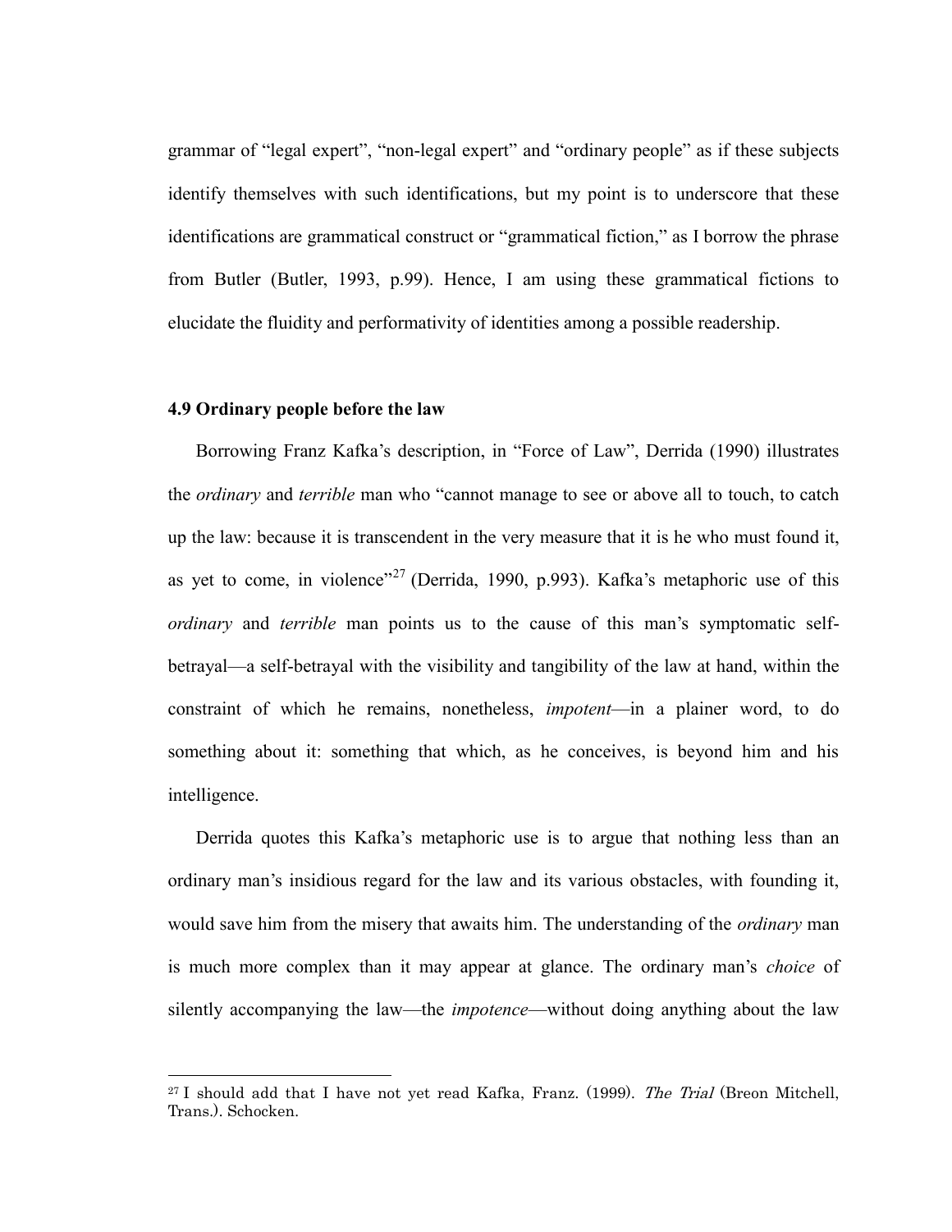grammar of "legal expert", "non-legal expert" and "ordinary people" as if these subjects identify themselves with such identifications, but my point is to underscore that these identifications are grammatical construct or "grammatical fiction," as I borrow the phrase from Butler (Butler, 1993, p.99). Hence, I am using these grammatical fictions to elucidate the fluidity and performativity of identities among a possible readership.

**4.9 Ordinary people before the law**

Borrowing Franz Kafka's description, in "Force of Law", Derrida (1990) illustrates the *ordinary* and *terrible* man who "cannot manage to see or above all to touch, to catch up the law: because it is transcendent in the very measure that it is he who must found it, as yet to come, in violence"[27] (Derrida, 1990, p.993). Kafka's metaphoric use of this *ordinary* and *terrible* man points us to the cause of this man's symptomatic self-betrayal—a self-betrayal with the visibility and tangibility of the law at hand, within the constraint of which he remains, nonetheless, *impotent*—in a plainer word, to do something about it: something that which, as he conceives, is beyond him and his intelligence.

Derrida quotes this Kafka's metaphoric use is to argue that nothing less than an ordinary man's insidious regard for the law and its various obstacles, with founding it, would save him from the misery that awaits him. The understanding of the *ordinary* man is much more complex than it may appear at glance. The ordinary man's *choice* of silently accompanying the law—the *impotence*—without doing anything about the law

---

[27] I should add that I have not yet read Kafka, Franz. (1999). *The Trial* (Breon Mitchell, Trans.). Schocken.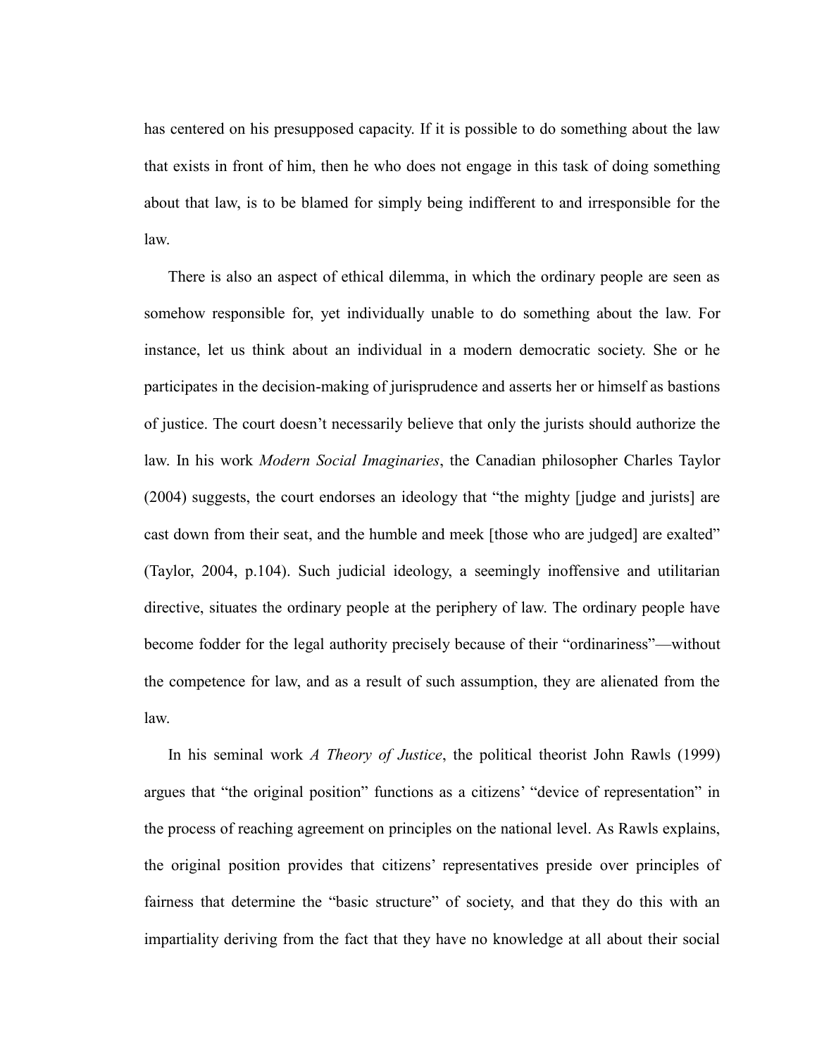has centered on his presupposed capacity. If it is possible to do something about the law that exists in front of him, then he who does not engage in this task of doing something about that law, is to be blamed for simply being indifferent to and irresponsible for the law.

There is also an aspect of ethical dilemma, in which the ordinary people are seen as somehow responsible for, yet individually unable to do something about the law. For instance, let us think about an individual in a modern democratic society. She or he participates in the decision-making of jurisprudence and asserts her or himself as bastions of justice. The court doesn't necessarily believe that only the jurists should authorize the law. In his work *Modern Social Imaginaries*, the Canadian philosopher Charles Taylor (2004) suggests, the court endorses an ideology that "the mighty [judge and jurists] are cast down from their seat, and the humble and meek [those who are judged] are exalted" (Taylor, 2004, p.104). Such judicial ideology, a seemingly inoffensive and utilitarian directive, situates the ordinary people at the periphery of law. The ordinary people have become fodder for the legal authority precisely because of their "ordinariness"—without the competence for law, and as a result of such assumption, they are alienated from the law.

In his seminal work *A Theory of Justice*, the political theorist John Rawls (1999) argues that "the original position" functions as a citizens' "device of representation" in the process of reaching agreement on principles on the national level. As Rawls explains, the original position provides that citizens' representatives preside over principles of fairness that determine the "basic structure" of society, and that they do this with an impartiality deriving from the fact that they have no knowledge at all about their social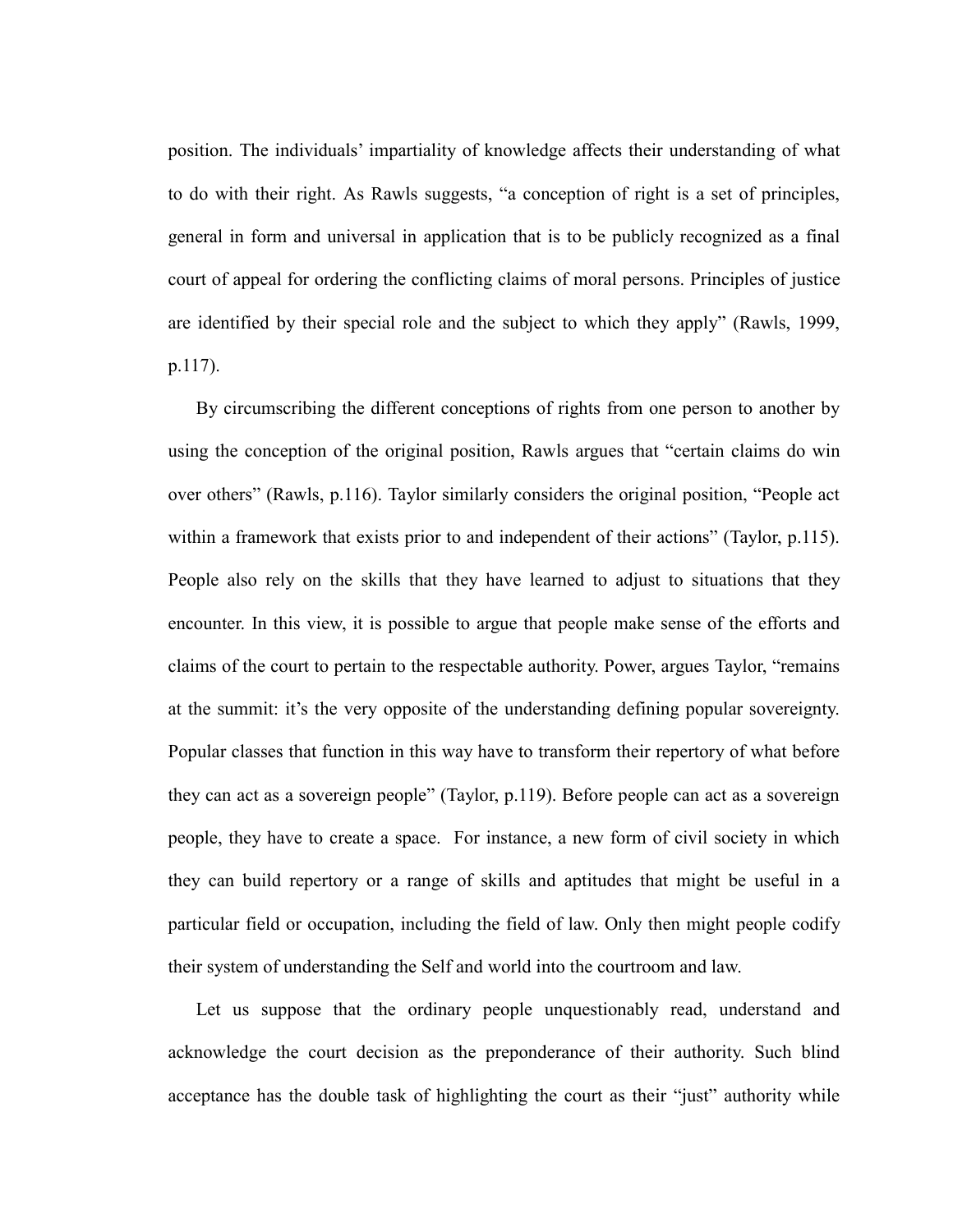position. The individuals' impartiality of knowledge affects their understanding of what to do with their right. As Rawls suggests, "a conception of right is a set of principles, general in form and universal in application that is to be publicly recognized as a final court of appeal for ordering the conflicting claims of moral persons. Principles of justice are identified by their special role and the subject to which they apply" (Rawls, 1999, p.117).

By circumscribing the different conceptions of rights from one person to another by using the conception of the original position, Rawls argues that "certain claims do win over others" (Rawls, p.116). Taylor similarly considers the original position, "People act within a framework that exists prior to and independent of their actions" (Taylor, p.115). People also rely on the skills that they have learned to adjust to situations that they encounter. In this view, it is possible to argue that people make sense of the efforts and claims of the court to pertain to the respectable authority. Power, argues Taylor, "remains at the summit: it's the very opposite of the understanding defining popular sovereignty. Popular classes that function in this way have to transform their repertory of what before they can act as a sovereign people" (Taylor, p.119). Before people can act as a sovereign people, they have to create a space. For instance, a new form of civil society in which they can build repertory or a range of skills and aptitudes that might be useful in a particular field or occupation, including the field of law. Only then might people codify their system of understanding the Self and world into the courtroom and law.

Let us suppose that the ordinary people unquestionably read, understand and acknowledge the court decision as the preponderance of their authority. Such blind acceptance has the double task of highlighting the court as their "just" authority while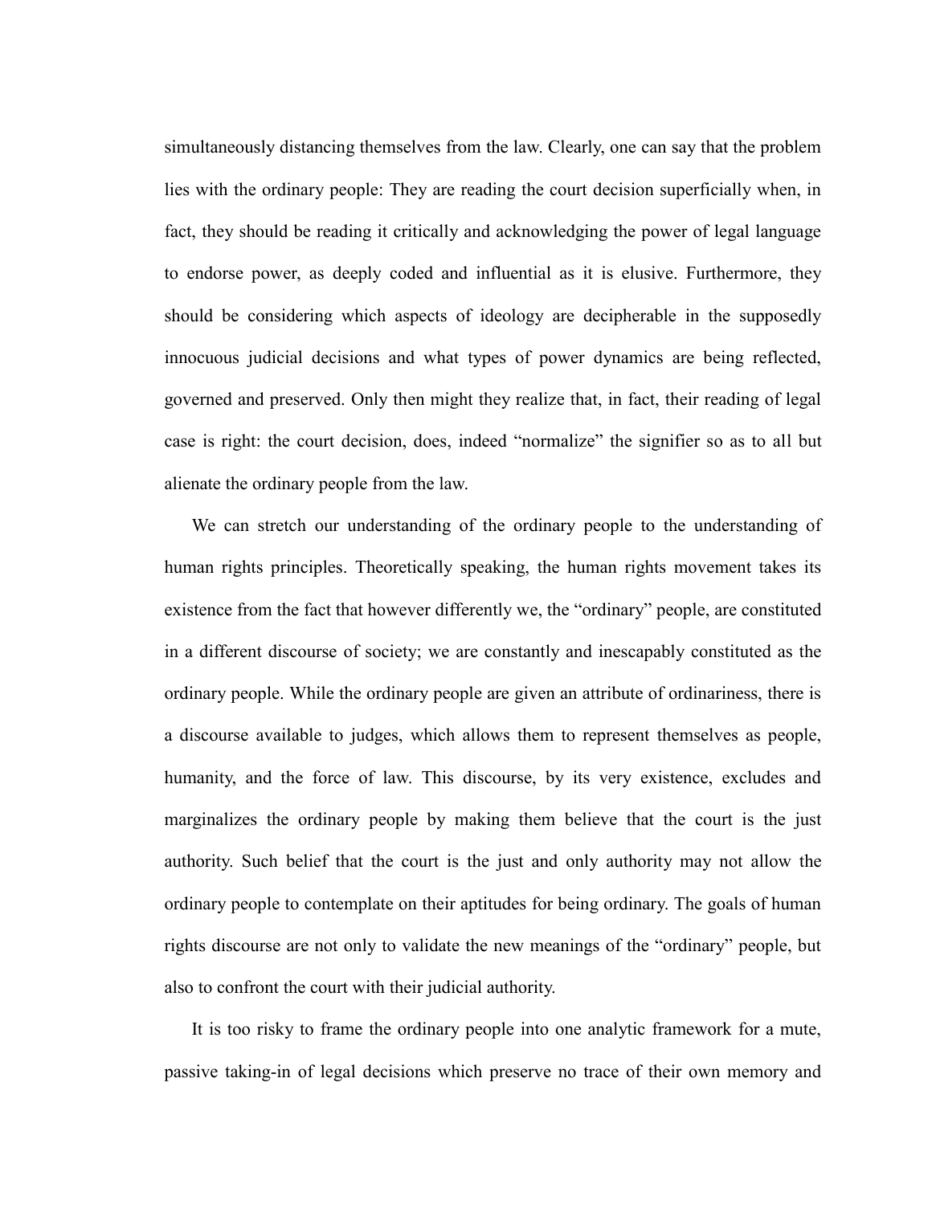simultaneously distancing themselves from the law. Clearly, one can say that the problem lies with the ordinary people: They are reading the court decision superficially when, in fact, they should be reading it critically and acknowledging the power of legal language to endorse power, as deeply coded and influential as it is elusive. Furthermore, they should be considering which aspects of ideology are decipherable in the supposedly innocuous judicial decisions and what types of power dynamics are being reflected, governed and preserved. Only then might they realize that, in fact, their reading of legal case is right: the court decision, does, indeed "normalize" the signifier so as to all but alienate the ordinary people from the law.

We can stretch our understanding of the ordinary people to the understanding of human rights principles. Theoretically speaking, the human rights movement takes its existence from the fact that however differently we, the "ordinary" people, are constituted in a different discourse of society; we are constantly and inescapably constituted as the ordinary people. While the ordinary people are given an attribute of ordinariness, there is a discourse available to judges, which allows them to represent themselves as people, humanity, and the force of law. This discourse, by its very existence, excludes and marginalizes the ordinary people by making them believe that the court is the just authority. Such belief that the court is the just and only authority may not allow the ordinary people to contemplate on their aptitudes for being ordinary. The goals of human rights discourse are not only to validate the new meanings of the "ordinary" people, but also to confront the court with their judicial authority.

It is too risky to frame the ordinary people into one analytic framework for a mute, passive taking-in of legal decisions which preserve no trace of their own memory and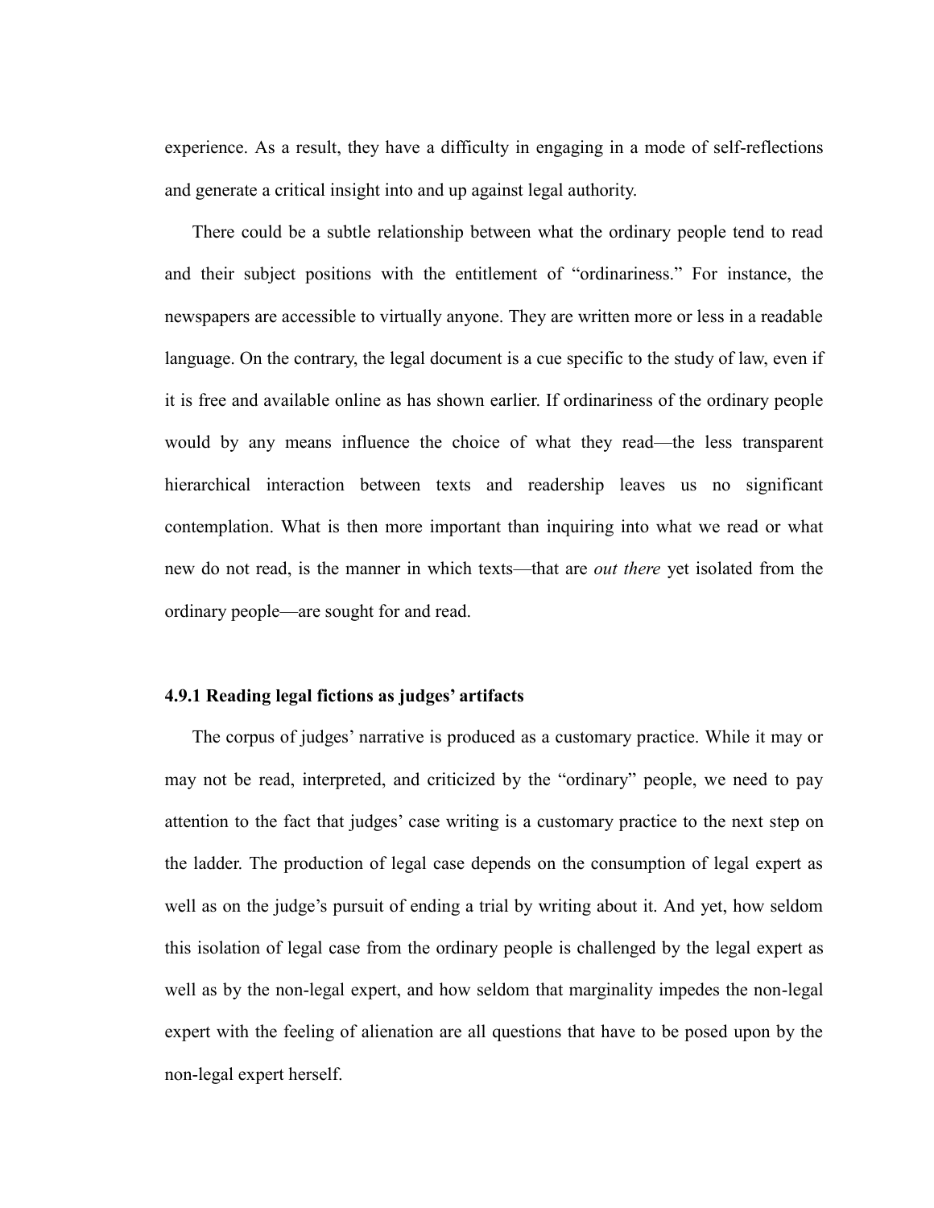experience. As a result, they have a difficulty in engaging in a mode of self-reflections and generate a critical insight into and up against legal authority.

There could be a subtle relationship between what the ordinary people tend to read and their subject positions with the entitlement of "ordinariness." For instance, the newspapers are accessible to virtually anyone. They are written more or less in a readable language. On the contrary, the legal document is a cue specific to the study of law, even if it is free and available online as has shown earlier. If ordinariness of the ordinary people would by any means influence the choice of what they read—the less transparent hierarchical interaction between texts and readership leaves us no significant contemplation. What is then more important than inquiring into what we read or what new do not read, is the manner in which texts—that are *out there* yet isolated from the ordinary people—are sought for and read.

### 4.9.1 Reading legal fictions as judges' artifacts

The corpus of judges' narrative is produced as a customary practice. While it may or may not be read, interpreted, and criticized by the "ordinary" people, we need to pay attention to the fact that judges' case writing is a customary practice to the next step on the ladder. The production of legal case depends on the consumption of legal expert as well as on the judge's pursuit of ending a trial by writing about it. And yet, how seldom this isolation of legal case from the ordinary people is challenged by the legal expert as well as by the non-legal expert, and how seldom that marginality impedes the non-legal expert with the feeling of alienation are all questions that have to be posed upon by the non-legal expert herself.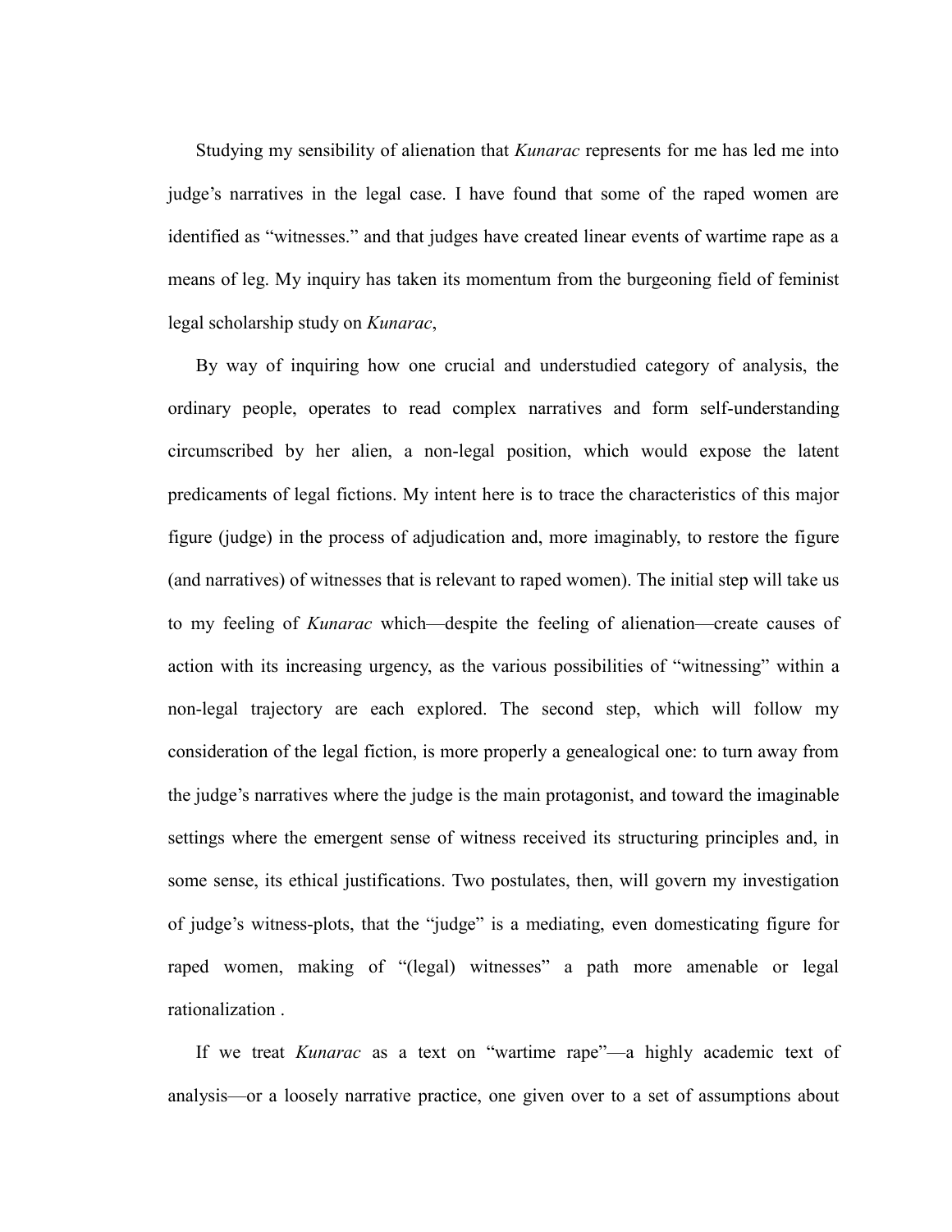Studying my sensibility of alienation that *Kunarac* represents for me has led me into judge's narratives in the legal case. I have found that some of the raped women are identified as "witnesses." and that judges have created linear events of wartime rape as a means of leg. My inquiry has taken its momentum from the burgeoning field of feminist legal scholarship study on *Kunarac*,

By way of inquiring how one crucial and understudied category of analysis, the ordinary people, operates to read complex narratives and form self-understanding circumscribed by her alien, a non-legal position, which would expose the latent predicaments of legal fictions. My intent here is to trace the characteristics of this major figure (judge) in the process of adjudication and, more imaginably, to restore the figure (and narratives) of witnesses that is relevant to raped women). The initial step will take us to my feeling of *Kunarac* which—despite the feeling of alienation—create causes of action with its increasing urgency, as the various possibilities of "witnessing" within a non-legal trajectory are each explored. The second step, which will follow my consideration of the legal fiction, is more properly a genealogical one: to turn away from the judge's narratives where the judge is the main protagonist, and toward the imaginable settings where the emergent sense of witness received its structuring principles and, in some sense, its ethical justifications. Two postulates, then, will govern my investigation of judge's witness-plots, that the "judge" is a mediating, even domesticating figure for raped women, making of "(legal) witnesses" a path more amenable or legal rationalization .

If we treat *Kunarac* as a text on "wartime rape"—a highly academic text of analysis—or a loosely narrative practice, one given over to a set of assumptions about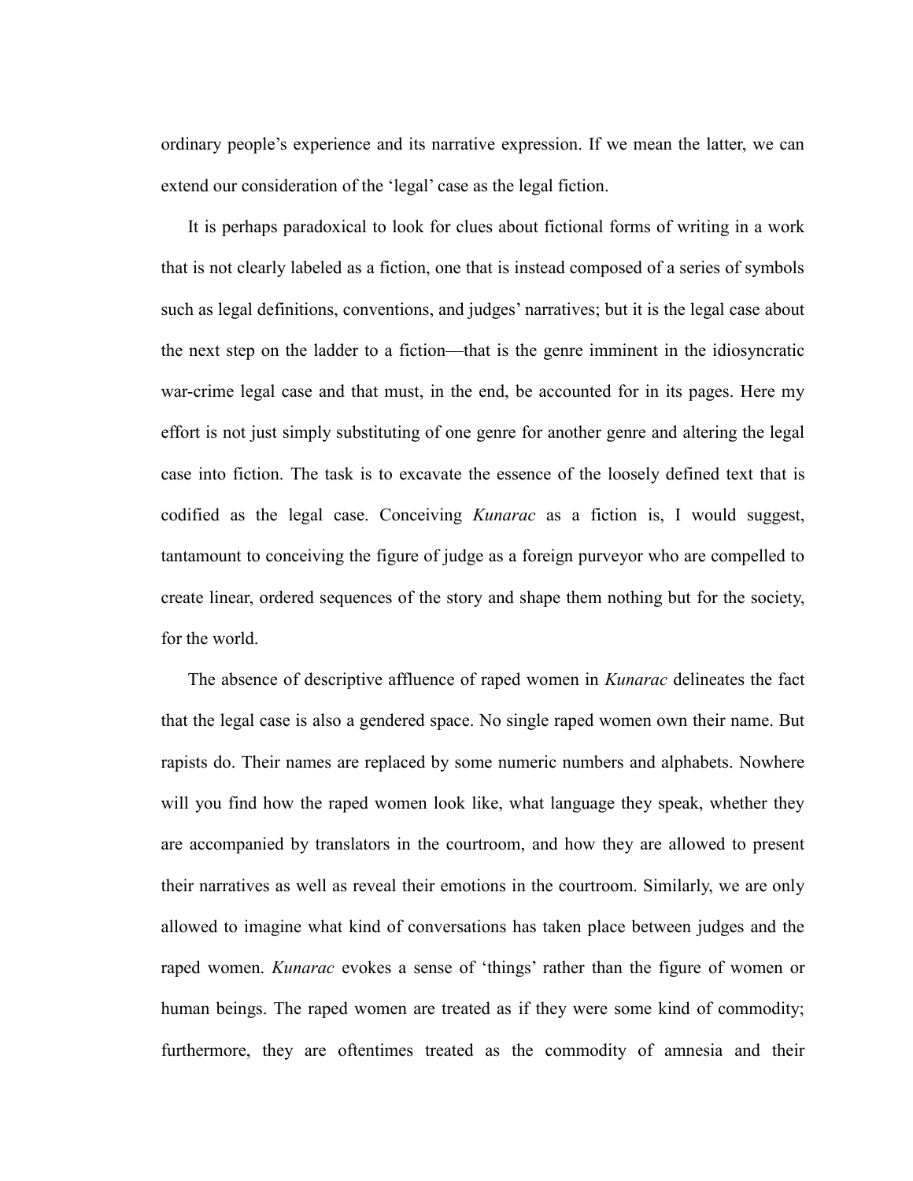ordinary people's experience and its narrative expression. If we mean the latter, we can extend our consideration of the 'legal' case as the legal fiction.

It is perhaps paradoxical to look for clues about fictional forms of writing in a work that is not clearly labeled as a fiction, one that is instead composed of a series of symbols such as legal definitions, conventions, and judges' narratives; but it is the legal case about the next step on the ladder to a fiction—that is the genre imminent in the idiosyncratic war-crime legal case and that must, in the end, be accounted for in its pages. Here my effort is not just simply substituting of one genre for another genre and altering the legal case into fiction. The task is to excavate the essence of the loosely defined text that is codified as the legal case. Conceiving *Kunarac* as a fiction is, I would suggest, tantamount to conceiving the figure of judge as a foreign purveyor who are compelled to create linear, ordered sequences of the story and shape them nothing but for the society, for the world.

The absence of descriptive affluence of raped women in *Kunarac* delineates the fact that the legal case is also a gendered space. No single raped women own their name. But rapists do. Their names are replaced by some numeric numbers and alphabets. Nowhere will you find how the raped women look like, what language they speak, whether they are accompanied by translators in the courtroom, and how they are allowed to present their narratives as well as reveal their emotions in the courtroom. Similarly, we are only allowed to imagine what kind of conversations has taken place between judges and the raped women. *Kunarac* evokes a sense of 'things' rather than the figure of women or human beings. The raped women are treated as if they were some kind of commodity; furthermore, they are oftentimes treated as the commodity of amnesia and their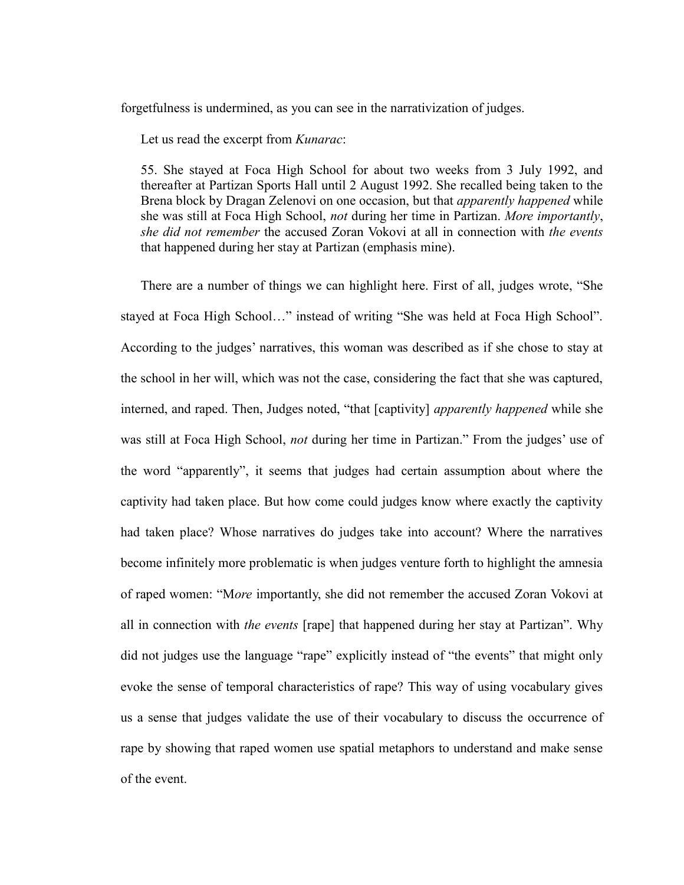forgetfulness is undermined, as you can see in the narrativization of judges.

Let us read the excerpt from *Kunarac*:

> 55. She stayed at Foca High School for about two weeks from 3 July 1992, and thereafter at Partizan Sports Hall until 2 August 1992. She recalled being taken to the Brena block by Dragan Zelenovi on one occasion, but that *apparently happened* while she was still at Foca High School, *not* during her time in Partizan. *More importantly*, *she did not remember* the accused Zoran Vokovi at all in connection with *the events* that happened during her stay at Partizan (emphasis mine).

There are a number of things we can highlight here. First of all, judges wrote, "She stayed at Foca High School…" instead of writing "She was held at Foca High School". According to the judges' narratives, this woman was described as if she chose to stay at the school in her will, which was not the case, considering the fact that she was captured, interned, and raped. Then, Judges noted, "that [captivity] *apparently happened* while she was still at Foca High School, *not* during her time in Partizan." From the judges' use of the word "apparently", it seems that judges had certain assumption about where the captivity had taken place. But how come could judges know where exactly the captivity had taken place? Whose narratives do judges take into account? Where the narratives become infinitely more problematic is when judges venture forth to highlight the amnesia of raped women: "M*ore* importantly, she did not remember the accused Zoran Vokovi at all in connection with *the events* [rape] that happened during her stay at Partizan". Why did not judges use the language "rape" explicitly instead of "the events" that might only evoke the sense of temporal characteristics of rape? This way of using vocabulary gives us a sense that judges validate the use of their vocabulary to discuss the occurrence of rape by showing that raped women use spatial metaphors to understand and make sense of the event.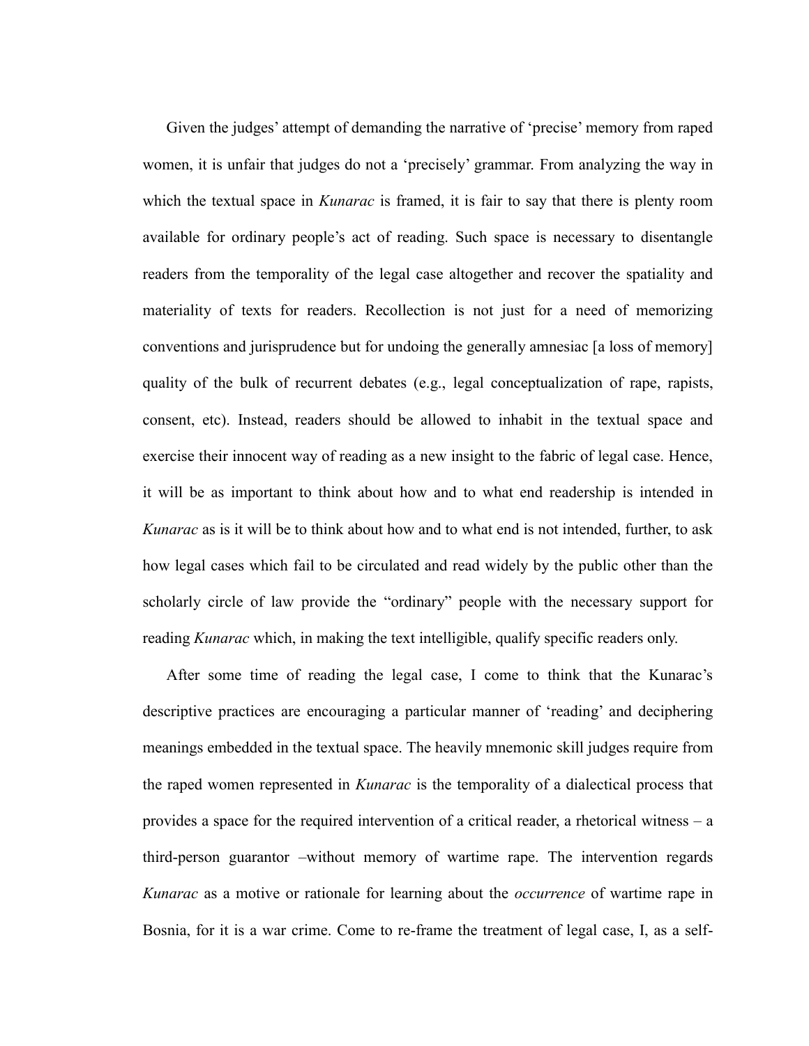Given the judges' attempt of demanding the narrative of 'precise' memory from raped women, it is unfair that judges do not a 'precisely' grammar. From analyzing the way in which the textual space in *Kunarac* is framed, it is fair to say that there is plenty room available for ordinary people's act of reading. Such space is necessary to disentangle readers from the temporality of the legal case altogether and recover the spatiality and materiality of texts for readers. Recollection is not just for a need of memorizing conventions and jurisprudence but for undoing the generally amnesiac [a loss of memory] quality of the bulk of recurrent debates (e.g., legal conceptualization of rape, rapists, consent, etc). Instead, readers should be allowed to inhabit in the textual space and exercise their innocent way of reading as a new insight to the fabric of legal case. Hence, it will be as important to think about how and to what end readership is intended in *Kunarac* as is it will be to think about how and to what end is not intended, further, to ask how legal cases which fail to be circulated and read widely by the public other than the scholarly circle of law provide the "ordinary" people with the necessary support for reading *Kunarac* which, in making the text intelligible, qualify specific readers only.

After some time of reading the legal case, I come to think that the Kunarac's descriptive practices are encouraging a particular manner of 'reading' and deciphering meanings embedded in the textual space. The heavily mnemonic skill judges require from the raped women represented in *Kunarac* is the temporality of a dialectical process that provides a space for the required intervention of a critical reader, a rhetorical witness – a third-person guarantor –without memory of wartime rape. The intervention regards *Kunarac* as a motive or rationale for learning about the *occurrence* of wartime rape in Bosnia, for it is a war crime. Come to re-frame the treatment of legal case, I, as a self-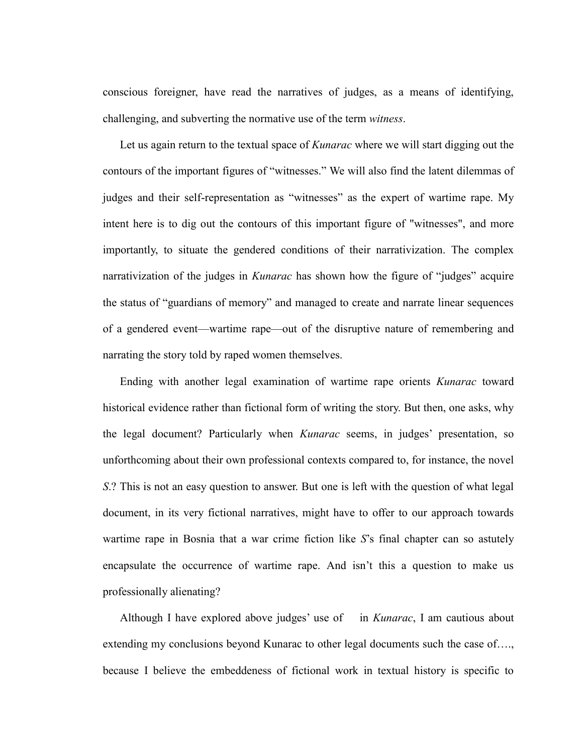conscious foreigner, have read the narratives of judges, as a means of identifying, challenging, and subverting the normative use of the term *witness*.

Let us again return to the textual space of *Kunarac* where we will start digging out the contours of the important figures of "witnesses." We will also find the latent dilemmas of judges and their self-representation as "witnesses" as the expert of wartime rape. My intent here is to dig out the contours of this important figure of "witnesses", and more importantly, to situate the gendered conditions of their narrativization. The complex narrativization of the judges in *Kunarac* has shown how the figure of "judges" acquire the status of "guardians of memory" and managed to create and narrate linear sequences of a gendered event—wartime rape—out of the disruptive nature of remembering and narrating the story told by raped women themselves.

Ending with another legal examination of wartime rape orients *Kunarac* toward historical evidence rather than fictional form of writing the story. But then, one asks, why the legal document? Particularly when *Kunarac* seems, in judges' presentation, so unforthcoming about their own professional contexts compared to, for instance, the novel *S*.? This is not an easy question to answer. But one is left with the question of what legal document, in its very fictional narratives, might have to offer to our approach towards wartime rape in Bosnia that a war crime fiction like *S*'s final chapter can so astutely encapsulate the occurrence of wartime rape. And isn't this a question to make us professionally alienating?

Although I have explored above judges' use of in *Kunarac*, I am cautious about extending my conclusions beyond Kunarac to other legal documents such the case of…., because I believe the embeddeness of fictional work in textual history is specific to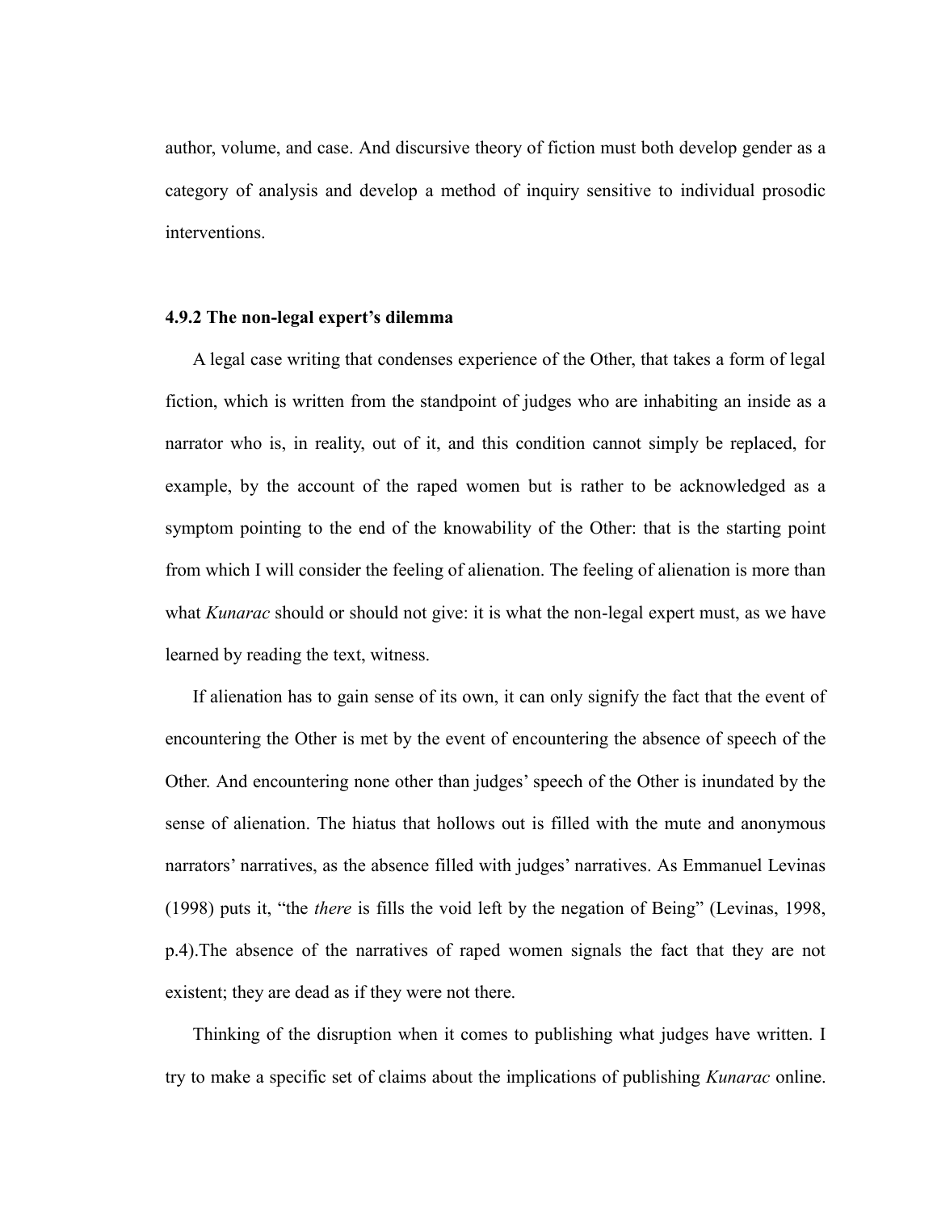author, volume, and case. And discursive theory of fiction must both develop gender as a category of analysis and develop a method of inquiry sensitive to individual prosodic interventions.

### 4.9.2 The non-legal expert's dilemma

A legal case writing that condenses experience of the Other, that takes a form of legal fiction, which is written from the standpoint of judges who are inhabiting an inside as a narrator who is, in reality, out of it, and this condition cannot simply be replaced, for example, by the account of the raped women but is rather to be acknowledged as a symptom pointing to the end of the knowability of the Other: that is the starting point from which I will consider the feeling of alienation. The feeling of alienation is more than what *Kunarac* should or should not give: it is what the non-legal expert must, as we have learned by reading the text, witness.

If alienation has to gain sense of its own, it can only signify the fact that the event of encountering the Other is met by the event of encountering the absence of speech of the Other. And encountering none other than judges' speech of the Other is inundated by the sense of alienation. The hiatus that hollows out is filled with the mute and anonymous narrators' narratives, as the absence filled with judges' narratives. As Emmanuel Levinas (1998) puts it, "the *there* is fills the void left by the negation of Being" (Levinas, 1998, p.4).The absence of the narratives of raped women signals the fact that they are not existent; they are dead as if they were not there.

Thinking of the disruption when it comes to publishing what judges have written. I try to make a specific set of claims about the implications of publishing *Kunarac* online.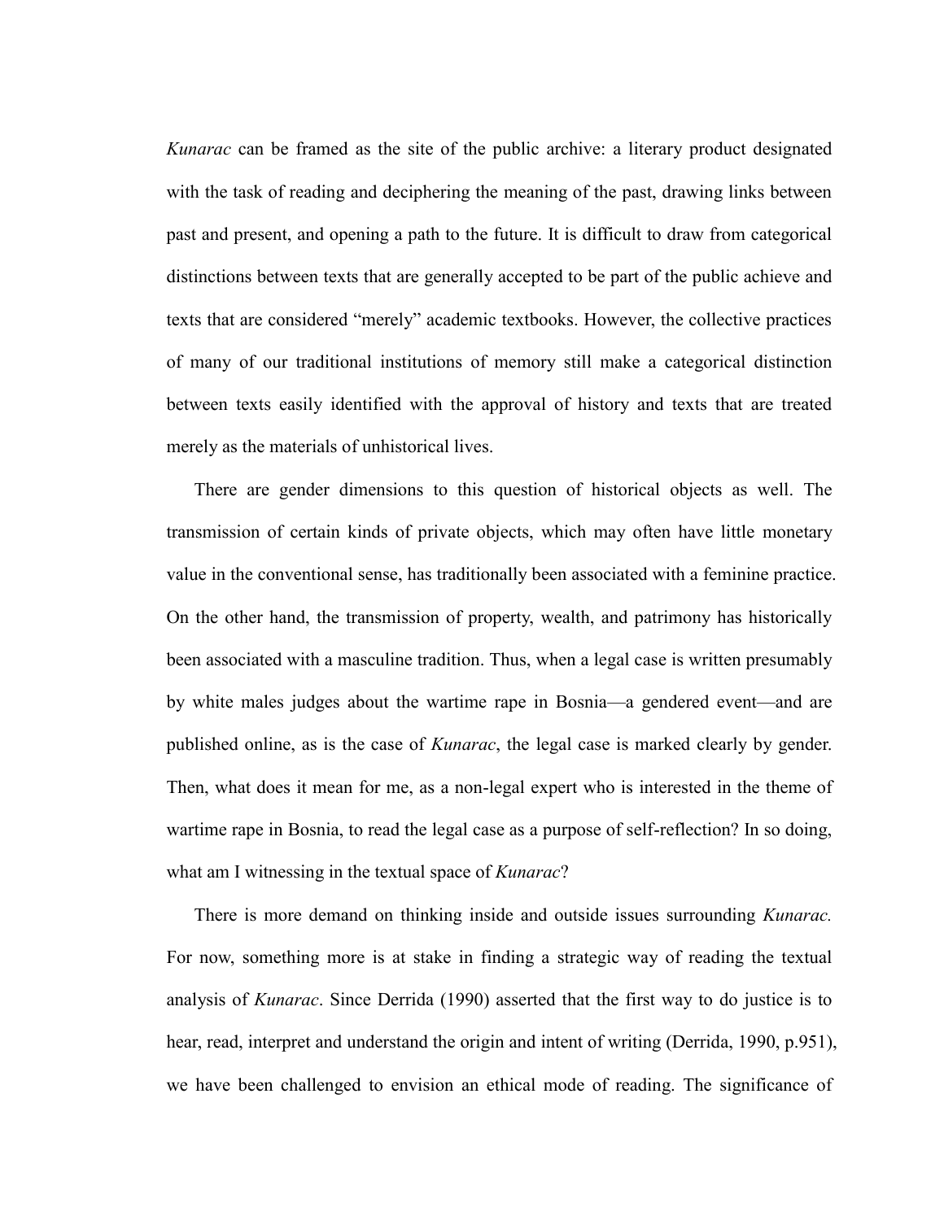*Kunarac* can be framed as the site of the public archive: a literary product designated with the task of reading and deciphering the meaning of the past, drawing links between past and present, and opening a path to the future. It is difficult to draw from categorical distinctions between texts that are generally accepted to be part of the public achieve and texts that are considered "merely" academic textbooks. However, the collective practices of many of our traditional institutions of memory still make a categorical distinction between texts easily identified with the approval of history and texts that are treated merely as the materials of unhistorical lives.

There are gender dimensions to this question of historical objects as well. The transmission of certain kinds of private objects, which may often have little monetary value in the conventional sense, has traditionally been associated with a feminine practice. On the other hand, the transmission of property, wealth, and patrimony has historically been associated with a masculine tradition. Thus, when a legal case is written presumably by white males judges about the wartime rape in Bosnia—a gendered event—and are published online, as is the case of *Kunarac*, the legal case is marked clearly by gender. Then, what does it mean for me, as a non-legal expert who is interested in the theme of wartime rape in Bosnia, to read the legal case as a purpose of self-reflection? In so doing, what am I witnessing in the textual space of *Kunarac*?

There is more demand on thinking inside and outside issues surrounding *Kunarac.* For now, something more is at stake in finding a strategic way of reading the textual analysis of *Kunarac*. Since Derrida (1990) asserted that the first way to do justice is to hear, read, interpret and understand the origin and intent of writing (Derrida, 1990, p.951), we have been challenged to envision an ethical mode of reading. The significance of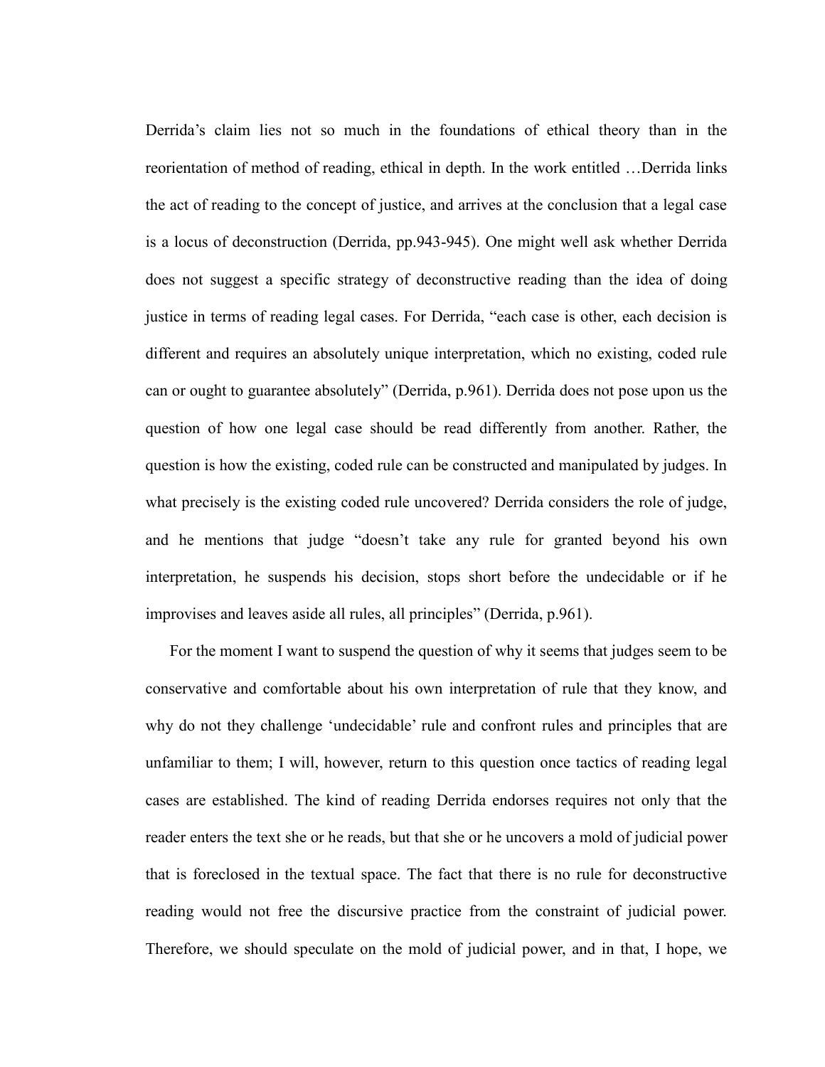Derrida's claim lies not so much in the foundations of ethical theory than in the reorientation of method of reading, ethical in depth. In the work entitled …Derrida links the act of reading to the concept of justice, and arrives at the conclusion that a legal case is a locus of deconstruction (Derrida, pp.943-945). One might well ask whether Derrida does not suggest a specific strategy of deconstructive reading than the idea of doing justice in terms of reading legal cases. For Derrida, "each case is other, each decision is different and requires an absolutely unique interpretation, which no existing, coded rule can or ought to guarantee absolutely" (Derrida, p.961). Derrida does not pose upon us the question of how one legal case should be read differently from another. Rather, the question is how the existing, coded rule can be constructed and manipulated by judges. In what precisely is the existing coded rule uncovered? Derrida considers the role of judge, and he mentions that judge "doesn't take any rule for granted beyond his own interpretation, he suspends his decision, stops short before the undecidable or if he improvises and leaves aside all rules, all principles" (Derrida, p.961).

For the moment I want to suspend the question of why it seems that judges seem to be conservative and comfortable about his own interpretation of rule that they know, and why do not they challenge 'undecidable' rule and confront rules and principles that are unfamiliar to them; I will, however, return to this question once tactics of reading legal cases are established. The kind of reading Derrida endorses requires not only that the reader enters the text she or he reads, but that she or he uncovers a mold of judicial power that is foreclosed in the textual space. The fact that there is no rule for deconstructive reading would not free the discursive practice from the constraint of judicial power. Therefore, we should speculate on the mold of judicial power, and in that, I hope, we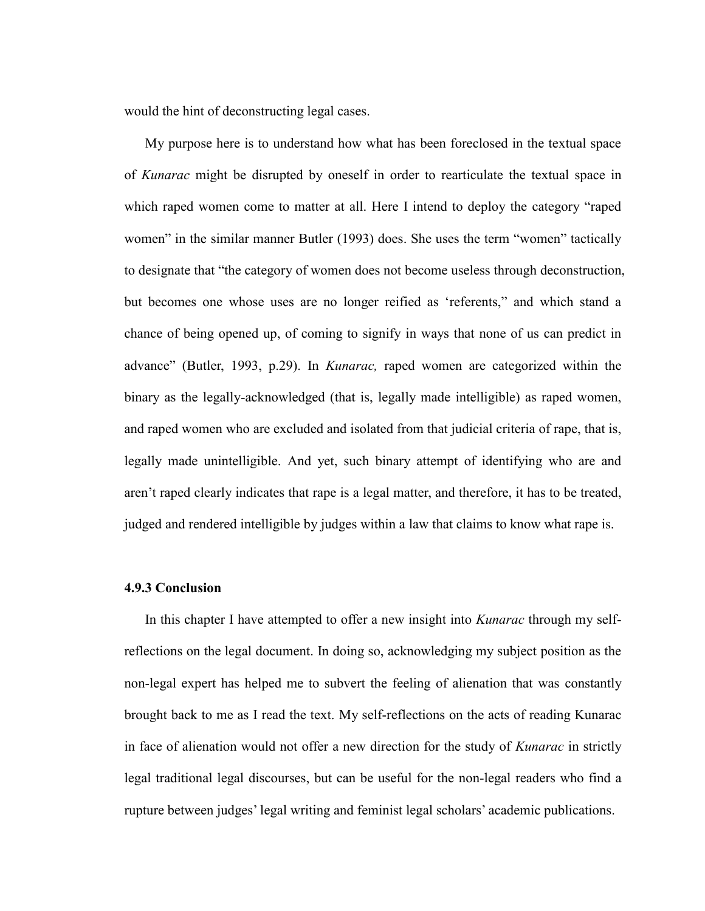would the hint of deconstructing legal cases.

My purpose here is to understand how what has been foreclosed in the textual space of *Kunarac* might be disrupted by oneself in order to rearticulate the textual space in which raped women come to matter at all. Here I intend to deploy the category "raped women" in the similar manner Butler (1993) does. She uses the term "women" tactically to designate that "the category of women does not become useless through deconstruction, but becomes one whose uses are no longer reified as 'referents," and which stand a chance of being opened up, of coming to signify in ways that none of us can predict in advance" (Butler, 1993, p.29). In *Kunarac,* raped women are categorized within the binary as the legally-acknowledged (that is, legally made intelligible) as raped women, and raped women who are excluded and isolated from that judicial criteria of rape, that is, legally made unintelligible. And yet, such binary attempt of identifying who are and aren't raped clearly indicates that rape is a legal matter, and therefore, it has to be treated, judged and rendered intelligible by judges within a law that claims to know what rape is.

### 4.9.3 Conclusion

In this chapter I have attempted to offer a new insight into *Kunarac* through my self-reflections on the legal document. In doing so, acknowledging my subject position as the non-legal expert has helped me to subvert the feeling of alienation that was constantly brought back to me as I read the text. My self-reflections on the acts of reading Kunarac in face of alienation would not offer a new direction for the study of *Kunarac* in strictly legal traditional legal discourses, but can be useful for the non-legal readers who find a rupture between judges' legal writing and feminist legal scholars' academic publications.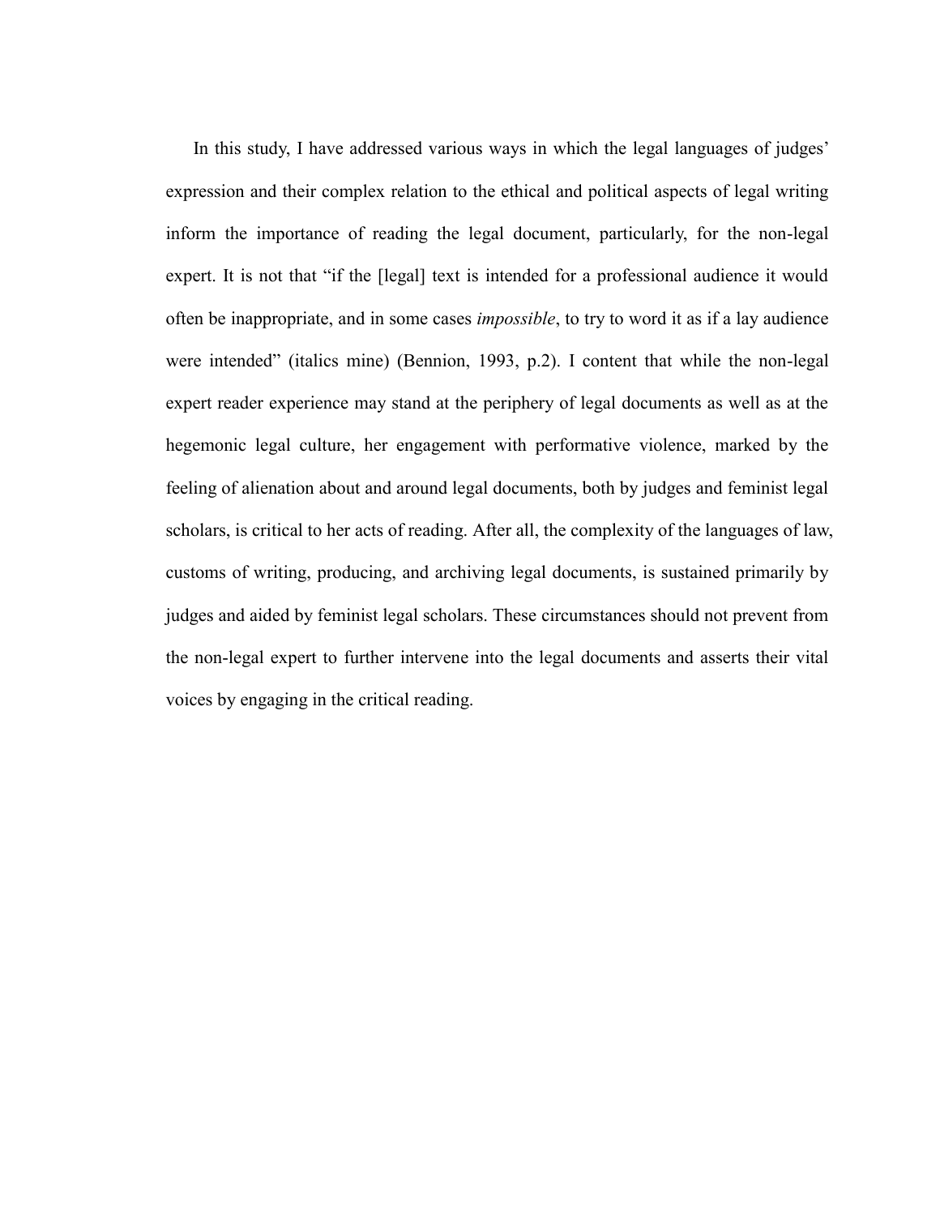In this study, I have addressed various ways in which the legal languages of judges' expression and their complex relation to the ethical and political aspects of legal writing inform the importance of reading the legal document, particularly, for the non-legal expert. It is not that "if the [legal] text is intended for a professional audience it would often be inappropriate, and in some cases *impossible*, to try to word it as if a lay audience were intended" (italics mine) (Bennion, 1993, p.2). I content that while the non-legal expert reader experience may stand at the periphery of legal documents as well as at the hegemonic legal culture, her engagement with performative violence, marked by the feeling of alienation about and around legal documents, both by judges and feminist legal scholars, is critical to her acts of reading. After all, the complexity of the languages of law, customs of writing, producing, and archiving legal documents, is sustained primarily by judges and aided by feminist legal scholars. These circumstances should not prevent from the non-legal expert to further intervene into the legal documents and asserts their vital voices by engaging in the critical reading.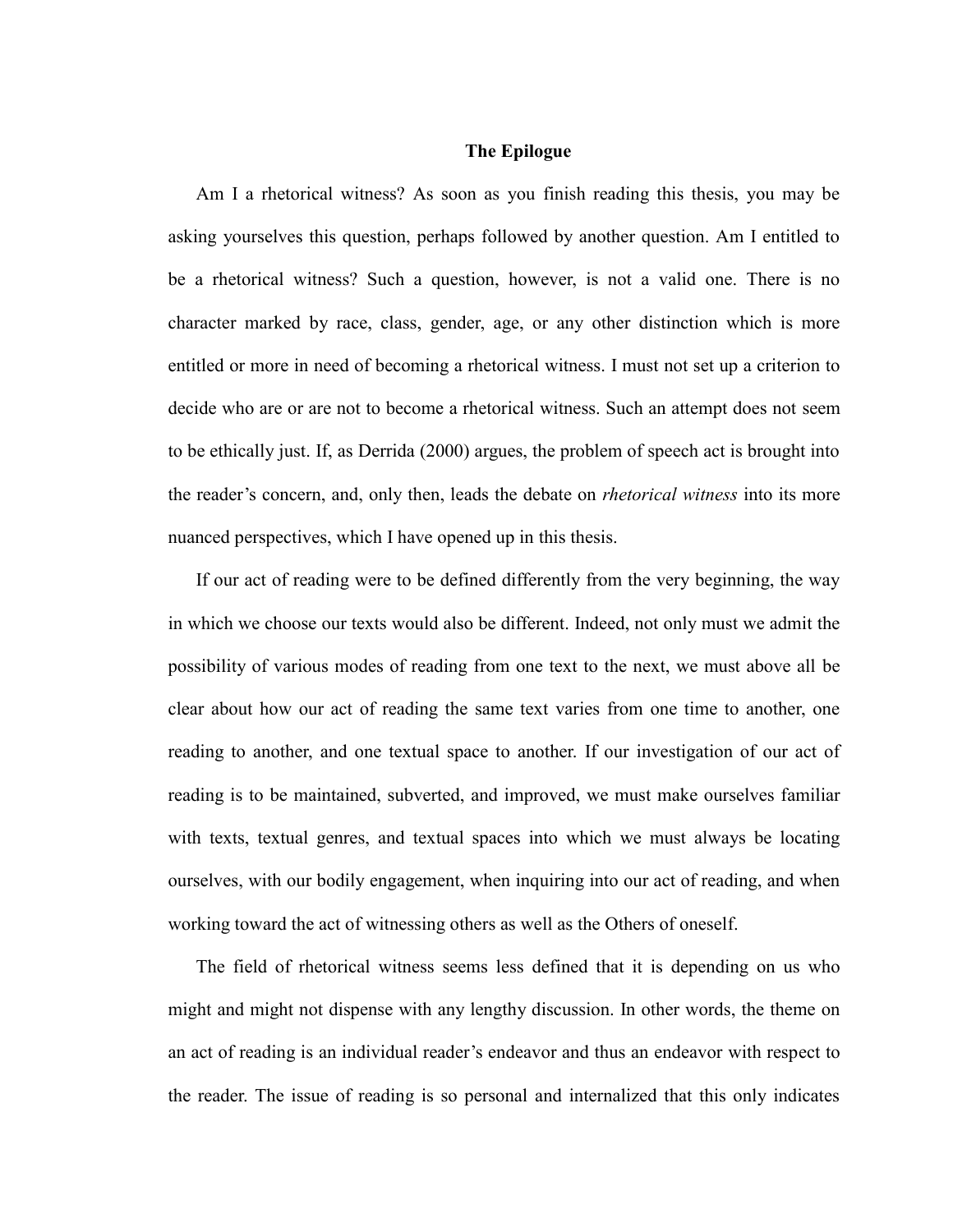## The Epilogue

Am I a rhetorical witness? As soon as you finish reading this thesis, you may be asking yourselves this question, perhaps followed by another question. Am I entitled to be a rhetorical witness? Such a question, however, is not a valid one. There is no character marked by race, class, gender, age, or any other distinction which is more entitled or more in need of becoming a rhetorical witness. I must not set up a criterion to decide who are or are not to become a rhetorical witness. Such an attempt does not seem to be ethically just. If, as Derrida (2000) argues, the problem of speech act is brought into the reader's concern, and, only then, leads the debate on *rhetorical witness* into its more nuanced perspectives, which I have opened up in this thesis.

If our act of reading were to be defined differently from the very beginning, the way in which we choose our texts would also be different. Indeed, not only must we admit the possibility of various modes of reading from one text to the next, we must above all be clear about how our act of reading the same text varies from one time to another, one reading to another, and one textual space to another. If our investigation of our act of reading is to be maintained, subverted, and improved, we must make ourselves familiar with texts, textual genres, and textual spaces into which we must always be locating ourselves, with our bodily engagement, when inquiring into our act of reading, and when working toward the act of witnessing others as well as the Others of oneself.

The field of rhetorical witness seems less defined that it is depending on us who might and might not dispense with any lengthy discussion. In other words, the theme on an act of reading is an individual reader's endeavor and thus an endeavor with respect to the reader. The issue of reading is so personal and internalized that this only indicates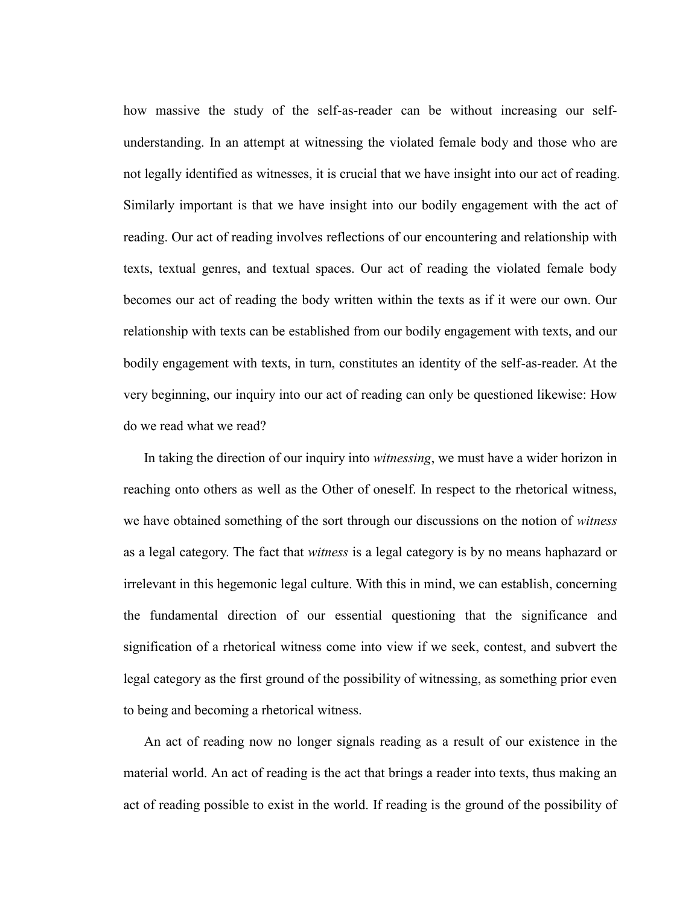how massive the study of the self-as-reader can be without increasing our self-understanding. In an attempt at witnessing the violated female body and those who are not legally identified as witnesses, it is crucial that we have insight into our act of reading. Similarly important is that we have insight into our bodily engagement with the act of reading. Our act of reading involves reflections of our encountering and relationship with texts, textual genres, and textual spaces. Our act of reading the violated female body becomes our act of reading the body written within the texts as if it were our own. Our relationship with texts can be established from our bodily engagement with texts, and our bodily engagement with texts, in turn, constitutes an identity of the self-as-reader. At the very beginning, our inquiry into our act of reading can only be questioned likewise: How do we read what we read?

In taking the direction of our inquiry into *witnessing*, we must have a wider horizon in reaching onto others as well as the Other of oneself. In respect to the rhetorical witness, we have obtained something of the sort through our discussions on the notion of *witness* as a legal category. The fact that *witness* is a legal category is by no means haphazard or irrelevant in this hegemonic legal culture. With this in mind, we can establish, concerning the fundamental direction of our essential questioning that the significance and signification of a rhetorical witness come into view if we seek, contest, and subvert the legal category as the first ground of the possibility of witnessing, as something prior even to being and becoming a rhetorical witness.

An act of reading now no longer signals reading as a result of our existence in the material world. An act of reading is the act that brings a reader into texts, thus making an act of reading possible to exist in the world. If reading is the ground of the possibility of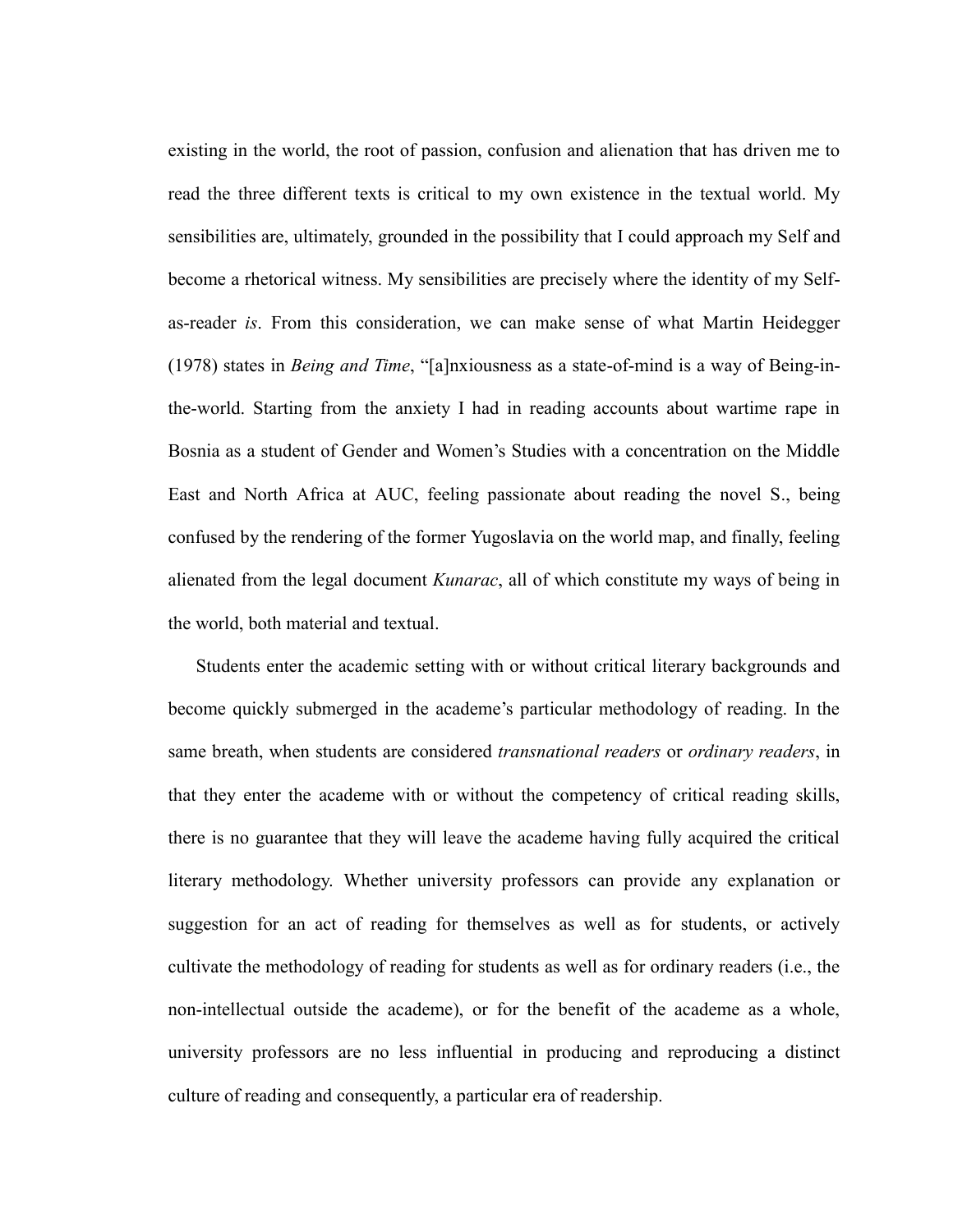existing in the world, the root of passion, confusion and alienation that has driven me to read the three different texts is critical to my own existence in the textual world. My sensibilities are, ultimately, grounded in the possibility that I could approach my Self and become a rhetorical witness. My sensibilities are precisely where the identity of my Self-as-reader *is*. From this consideration, we can make sense of what Martin Heidegger (1978) states in *Being and Time*, "[a]nxiousness as a state-of-mind is a way of Being-in-the-world. Starting from the anxiety I had in reading accounts about wartime rape in Bosnia as a student of Gender and Women's Studies with a concentration on the Middle East and North Africa at AUC, feeling passionate about reading the novel S., being confused by the rendering of the former Yugoslavia on the world map, and finally, feeling alienated from the legal document *Kunarac*, all of which constitute my ways of being in the world, both material and textual.

Students enter the academic setting with or without critical literary backgrounds and become quickly submerged in the academe's particular methodology of reading. In the same breath, when students are considered *transnational readers* or *ordinary readers*, in that they enter the academe with or without the competency of critical reading skills, there is no guarantee that they will leave the academe having fully acquired the critical literary methodology. Whether university professors can provide any explanation or suggestion for an act of reading for themselves as well as for students, or actively cultivate the methodology of reading for students as well as for ordinary readers (i.e., the non-intellectual outside the academe), or for the benefit of the academe as a whole, university professors are no less influential in producing and reproducing a distinct culture of reading and consequently, a particular era of readership.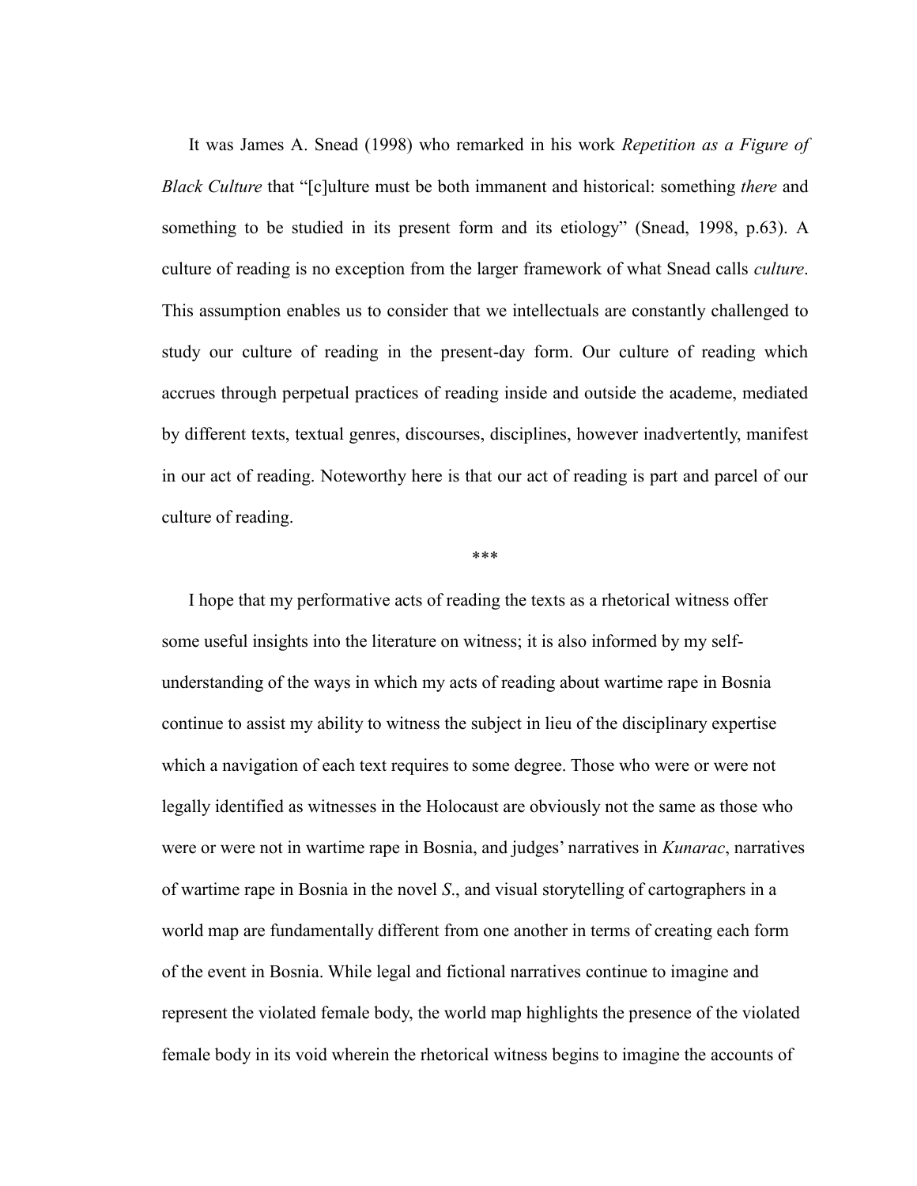It was James A. Snead (1998) who remarked in his work *Repetition as a Figure of Black Culture* that "[c]ulture must be both immanent and historical: something *there* and something to be studied in its present form and its etiology" (Snead, 1998, p.63). A culture of reading is no exception from the larger framework of what Snead calls *culture*. This assumption enables us to consider that we intellectuals are constantly challenged to study our culture of reading in the present-day form. Our culture of reading which accrues through perpetual practices of reading inside and outside the academe, mediated by different texts, textual genres, discourses, disciplines, however inadvertently, manifest in our act of reading. Noteworthy here is that our act of reading is part and parcel of our culture of reading.

\*\*\*

I hope that my performative acts of reading the texts as a rhetorical witness offer some useful insights into the literature on witness; it is also informed by my self-understanding of the ways in which my acts of reading about wartime rape in Bosnia continue to assist my ability to witness the subject in lieu of the disciplinary expertise which a navigation of each text requires to some degree. Those who were or were not legally identified as witnesses in the Holocaust are obviously not the same as those who were or were not in wartime rape in Bosnia, and judges' narratives in *Kunarac*, narratives of wartime rape in Bosnia in the novel *S*., and visual storytelling of cartographers in a world map are fundamentally different from one another in terms of creating each form of the event in Bosnia. While legal and fictional narratives continue to imagine and represent the violated female body, the world map highlights the presence of the violated female body in its void wherein the rhetorical witness begins to imagine the accounts of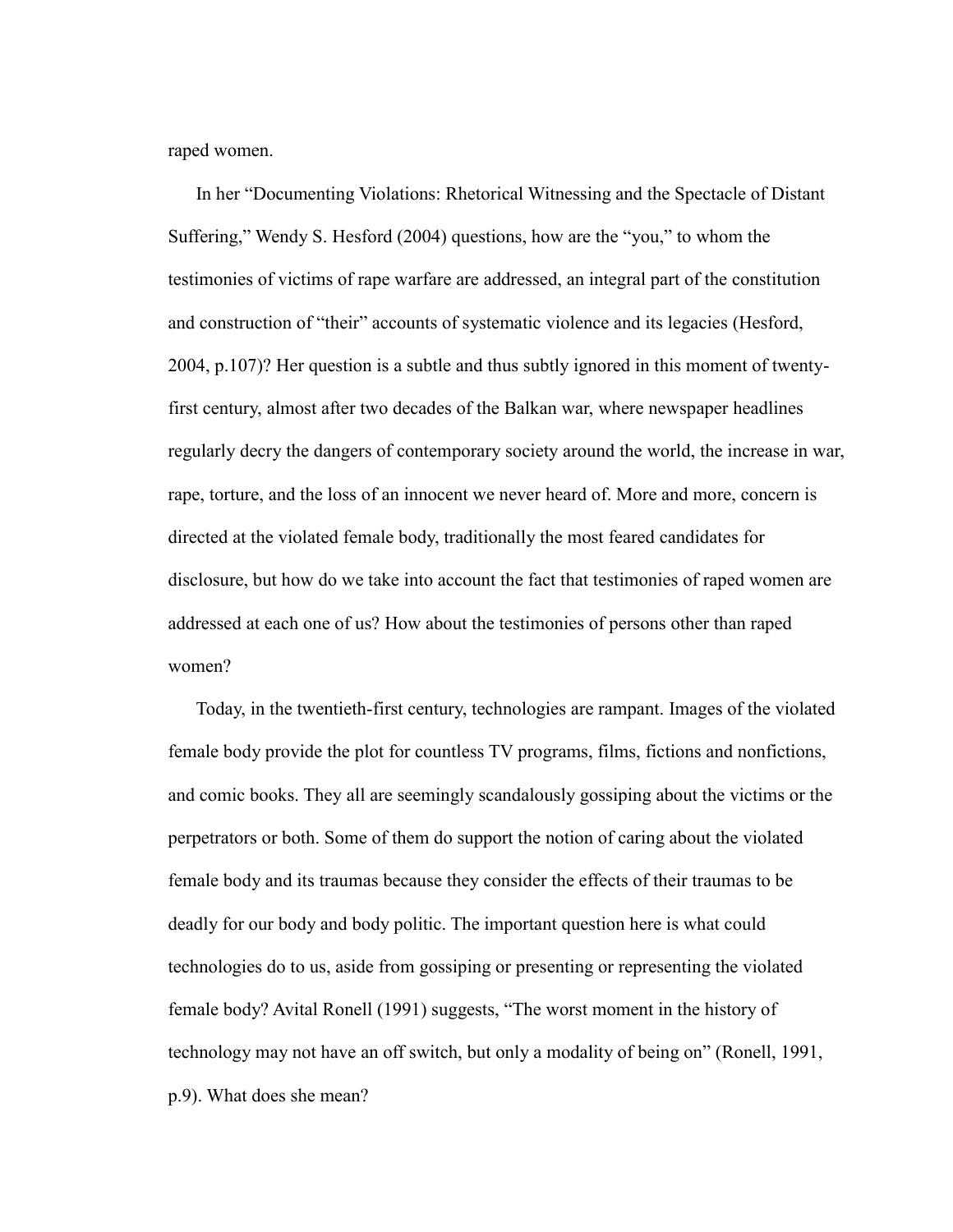raped women.

In her “Documenting Violations: Rhetorical Witnessing and the Spectacle of Distant Suffering,” Wendy S. Hesford (2004) questions, how are the “you,” to whom the testimonies of victims of rape warfare are addressed, an integral part of the constitution and construction of “their” accounts of systematic violence and its legacies (Hesford, 2004, p.107)? Her question is a subtle and thus subtly ignored in this moment of twenty-first century, almost after two decades of the Balkan war, where newspaper headlines regularly decry the dangers of contemporary society around the world, the increase in war, rape, torture, and the loss of an innocent we never heard of. More and more, concern is directed at the violated female body, traditionally the most feared candidates for disclosure, but how do we take into account the fact that testimonies of raped women are addressed at each one of us? How about the testimonies of persons other than raped women?

Today, in the twentieth-first century, technologies are rampant. Images of the violated female body provide the plot for countless TV programs, films, fictions and nonfictions, and comic books. They all are seemingly scandalously gossiping about the victims or the perpetrators or both. Some of them do support the notion of caring about the violated female body and its traumas because they consider the effects of their traumas to be deadly for our body and body politic. The important question here is what could technologies do to us, aside from gossiping or presenting or representing the violated female body? Avital Ronell (1991) suggests, “The worst moment in the history of technology may not have an off switch, but only a modality of being on” (Ronell, 1991, p.9). What does she mean?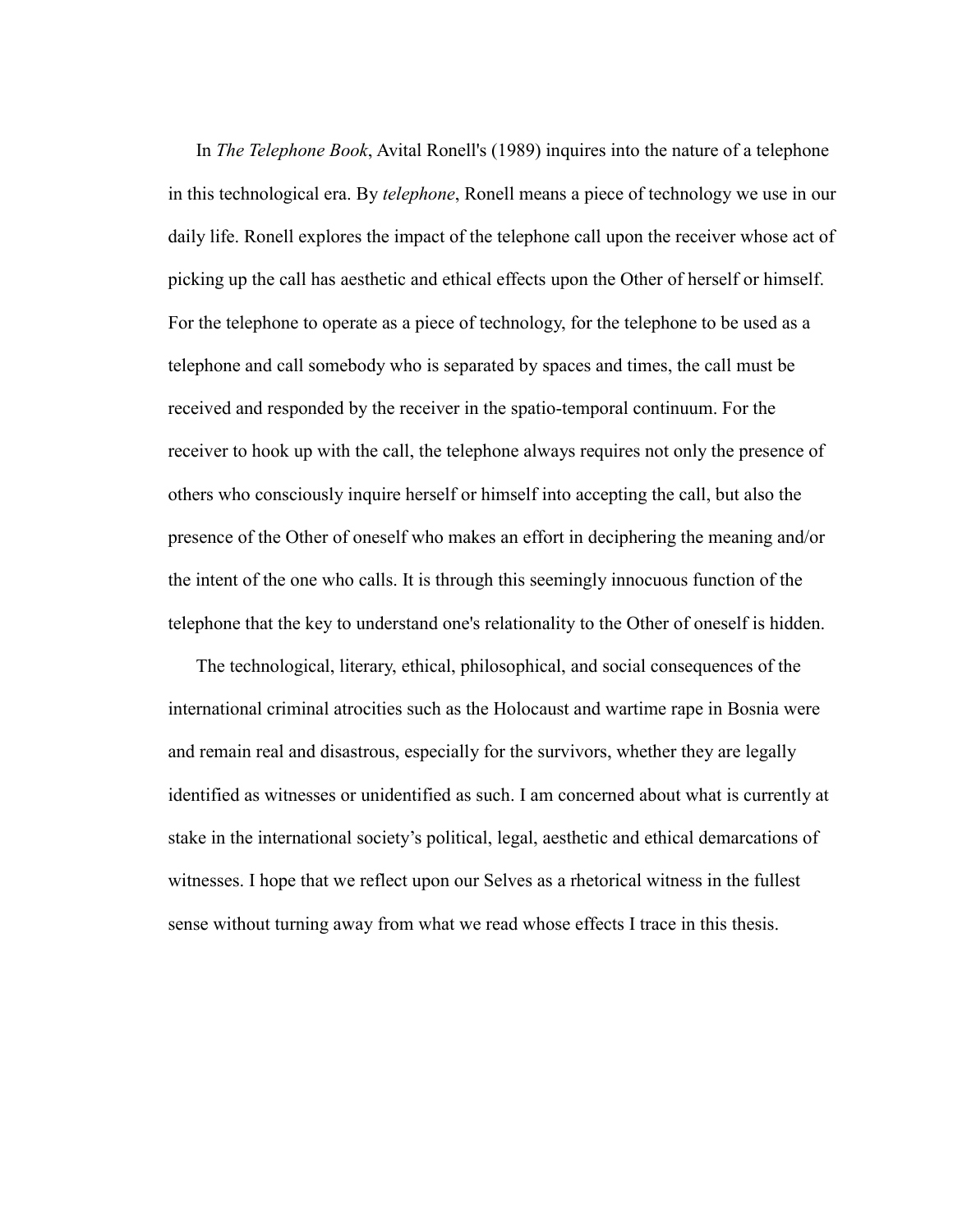In *The Telephone Book*, Avital Ronell's (1989) inquires into the nature of a telephone in this technological era. By *telephone*, Ronell means a piece of technology we use in our daily life. Ronell explores the impact of the telephone call upon the receiver whose act of picking up the call has aesthetic and ethical effects upon the Other of herself or himself. For the telephone to operate as a piece of technology, for the telephone to be used as a telephone and call somebody who is separated by spaces and times, the call must be received and responded by the receiver in the spatio-temporal continuum. For the receiver to hook up with the call, the telephone always requires not only the presence of others who consciously inquire herself or himself into accepting the call, but also the presence of the Other of oneself who makes an effort in deciphering the meaning and/or the intent of the one who calls. It is through this seemingly innocuous function of the telephone that the key to understand one's relationality to the Other of oneself is hidden.

The technological, literary, ethical, philosophical, and social consequences of the international criminal atrocities such as the Holocaust and wartime rape in Bosnia were and remain real and disastrous, especially for the survivors, whether they are legally identified as witnesses or unidentified as such. I am concerned about what is currently at stake in the international society's political, legal, aesthetic and ethical demarcations of witnesses. I hope that we reflect upon our Selves as a rhetorical witness in the fullest sense without turning away from what we read whose effects I trace in this thesis.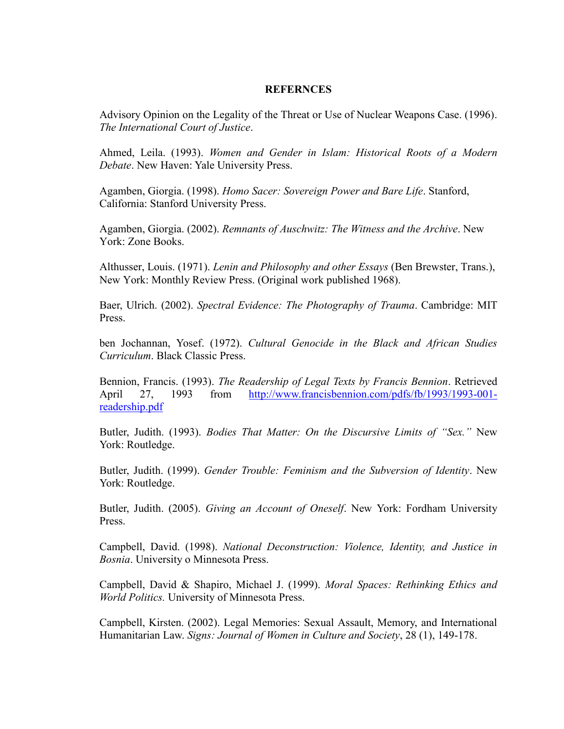**REFERNCES**

Advisory Opinion on the Legality of the Threat or Use of Nuclear Weapons Case. (1996). *The International Court of Justice*.

Ahmed, Leila. (1993). *Women and Gender in Islam: Historical Roots of a Modern Debate*. New Haven: Yale University Press.

Agamben, Giorgia. (1998). *Homo Sacer: Sovereign Power and Bare Life*. Stanford, California: Stanford University Press.

Agamben, Giorgia. (2002). *Remnants of Auschwitz: The Witness and the Archive*. New York: Zone Books.

Althusser, Louis. (1971). *Lenin and Philosophy and other Essays* (Ben Brewster, Trans.), New York: Monthly Review Press. (Original work published 1968).

Baer, Ulrich. (2002). *Spectral Evidence: The Photography of Trauma*. Cambridge: MIT Press.

ben Jochannan, Yosef. (1972). *Cultural Genocide in the Black and African Studies Curriculum*. Black Classic Press.

Bennion, Francis. (1993). *The Readership of Legal Texts by Francis Bennion*. Retrieved April 27, 1993 from http://www.francisbennion.com/pdfs/fb/1993/1993-001-readership.pdf

Butler, Judith. (1993). *Bodies That Matter: On the Discursive Limits of "Sex."* New York: Routledge.

Butler, Judith. (1999). *Gender Trouble: Feminism and the Subversion of Identity*. New York: Routledge.

Butler, Judith. (2005). *Giving an Account of Oneself*. New York: Fordham University Press.

Campbell, David. (1998). *National Deconstruction: Violence, Identity, and Justice in Bosnia*. University o Minnesota Press.

Campbell, David & Shapiro, Michael J. (1999). *Moral Spaces: Rethinking Ethics and World Politics.* University of Minnesota Press.

Campbell, Kirsten. (2002). Legal Memories: Sexual Assault, Memory, and International Humanitarian Law. *Signs: Journal of Women in Culture and Society*, 28 (1), 149-178.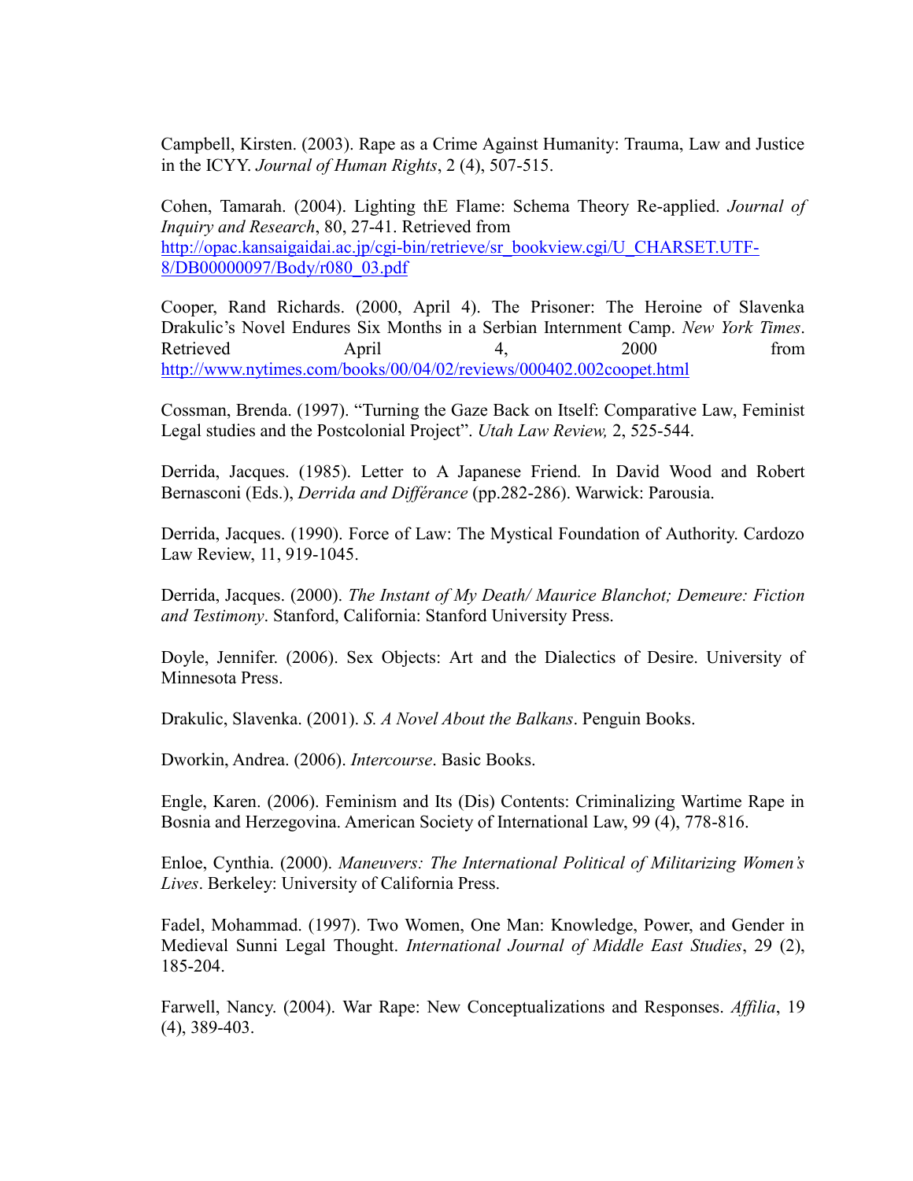Campbell, Kirsten. (2003). Rape as a Crime Against Humanity: Trauma, Law and Justice in the ICYY. *Journal of Human Rights*, 2 (4), 507-515.

Cohen, Tamarah. (2004). Lighting thE Flame: Schema Theory Re-applied. *Journal of Inquiry and Research*, 80, 27-41. Retrieved from http://opac.kansaigaidai.ac.jp/cgi-bin/retrieve/sr_bookview.cgi/U_CHARSET.UTF-8/DB00000097/Body/r080_03.pdf

Cooper, Rand Richards. (2000, April 4). The Prisoner: The Heroine of Slavenka Drakulic's Novel Endures Six Months in a Serbian Internment Camp. *New York Times*. Retrieved April 4, 2000 from http://www.nytimes.com/books/00/04/02/reviews/000402.002coopet.html

Cossman, Brenda. (1997). "Turning the Gaze Back on Itself: Comparative Law, Feminist Legal studies and the Postcolonial Project". *Utah Law Review,* 2, 525-544.

Derrida, Jacques. (1985). Letter to A Japanese Friend. In David Wood and Robert Bernasconi (Eds.), *Derrida and Différance* (pp.282-286). Warwick: Parousia.

Derrida, Jacques. (1990). Force of Law: The Mystical Foundation of Authority. Cardozo Law Review, 11, 919-1045.

Derrida, Jacques. (2000). *The Instant of My Death/ Maurice Blanchot; Demeure: Fiction and Testimony*. Stanford, California: Stanford University Press.

Doyle, Jennifer. (2006). Sex Objects: Art and the Dialectics of Desire. University of Minnesota Press.

Drakulic, Slavenka. (2001). *S. A Novel About the Balkans*. Penguin Books.

Dworkin, Andrea. (2006). *Intercourse*. Basic Books.

Engle, Karen. (2006). Feminism and Its (Dis) Contents: Criminalizing Wartime Rape in Bosnia and Herzegovina. American Society of International Law, 99 (4), 778-816.

Enloe, Cynthia. (2000). *Maneuvers: The International Political of Militarizing Women's Lives*. Berkeley: University of California Press.

Fadel, Mohammad. (1997). Two Women, One Man: Knowledge, Power, and Gender in Medieval Sunni Legal Thought. *International Journal of Middle East Studies*, 29 (2), 185-204.

Farwell, Nancy. (2004). War Rape: New Conceptualizations and Responses. *Affilia*, 19 (4), 389-403.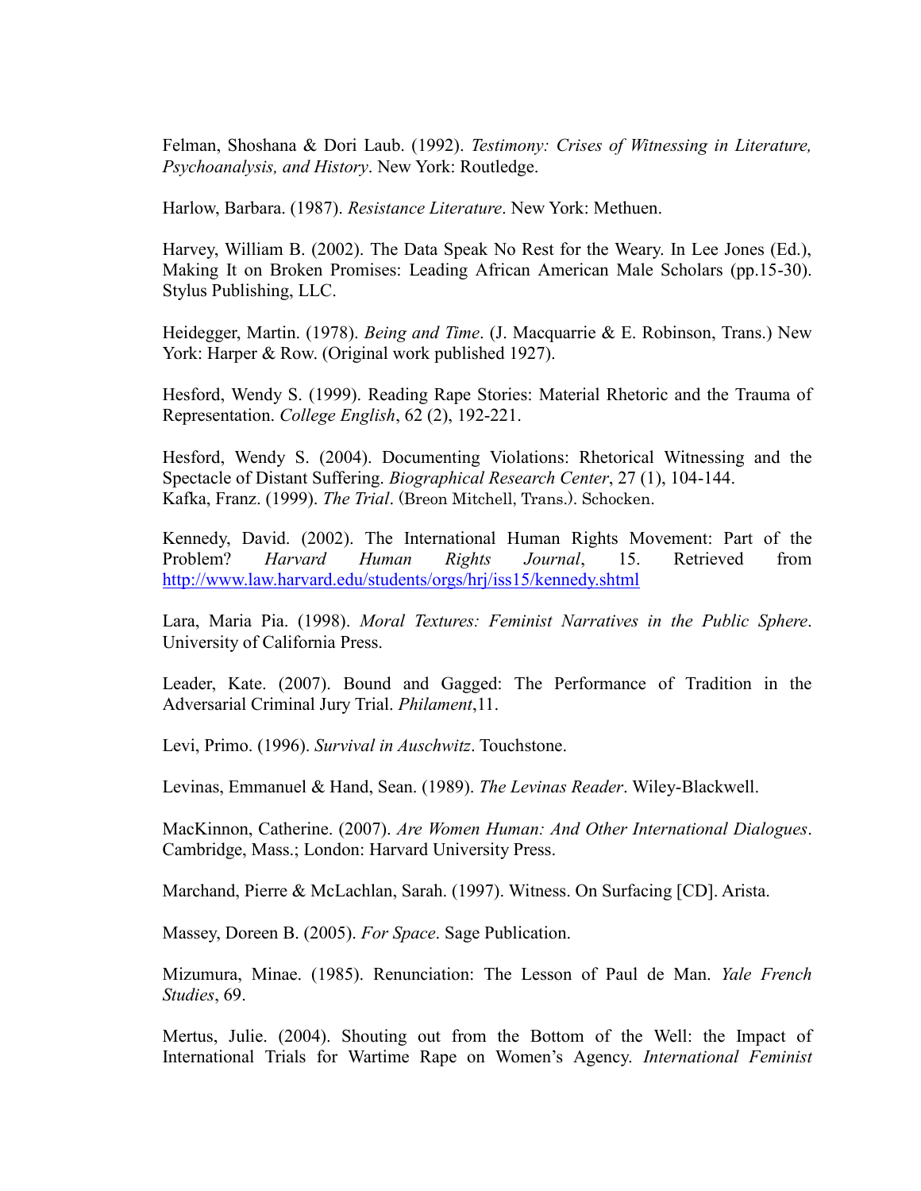Felman, Shoshana & Dori Laub. (1992). *Testimony: Crises of Witnessing in Literature, Psychoanalysis, and History*. New York: Routledge.

Harlow, Barbara. (1987). *Resistance Literature*. New York: Methuen.

Harvey, William B. (2002). The Data Speak No Rest for the Weary. In Lee Jones (Ed.), Making It on Broken Promises: Leading African American Male Scholars (pp.15-30). Stylus Publishing, LLC.

Heidegger, Martin. (1978). *Being and Time*. (J. Macquarrie & E. Robinson, Trans.) New York: Harper & Row. (Original work published 1927).

Hesford, Wendy S. (1999). Reading Rape Stories: Material Rhetoric and the Trauma of Representation. *College English*, 62 (2), 192-221.

Hesford, Wendy S. (2004). Documenting Violations: Rhetorical Witnessing and the Spectacle of Distant Suffering. *Biographical Research Center*, 27 (1), 104-144.
Kafka, Franz. (1999). *The Trial*. (Breon Mitchell, Trans.). Schocken.

Kennedy, David. (2002). The International Human Rights Movement: Part of the Problem? *Harvard Human Rights Journal*, 15. Retrieved from http://www.law.harvard.edu/students/orgs/hrj/iss15/kennedy.shtml

Lara, Maria Pia. (1998). *Moral Textures: Feminist Narratives in the Public Sphere*. University of California Press.

Leader, Kate. (2007). Bound and Gagged: The Performance of Tradition in the Adversarial Criminal Jury Trial. *Philament*,11.

Levi, Primo. (1996). *Survival in Auschwitz*. Touchstone.

Levinas, Emmanuel & Hand, Sean. (1989). *The Levinas Reader*. Wiley-Blackwell.

MacKinnon, Catherine. (2007). *Are Women Human: And Other International Dialogues*. Cambridge, Mass.; London: Harvard University Press.

Marchand, Pierre & McLachlan, Sarah. (1997). Witness. On Surfacing [CD]. Arista.

Massey, Doreen B. (2005). *For Space*. Sage Publication.

Mizumura, Minae. (1985). Renunciation: The Lesson of Paul de Man. *Yale French Studies*, 69.

Mertus, Julie. (2004). Shouting out from the Bottom of the Well: the Impact of International Trials for Wartime Rape on Women's Agency. *International Feminist*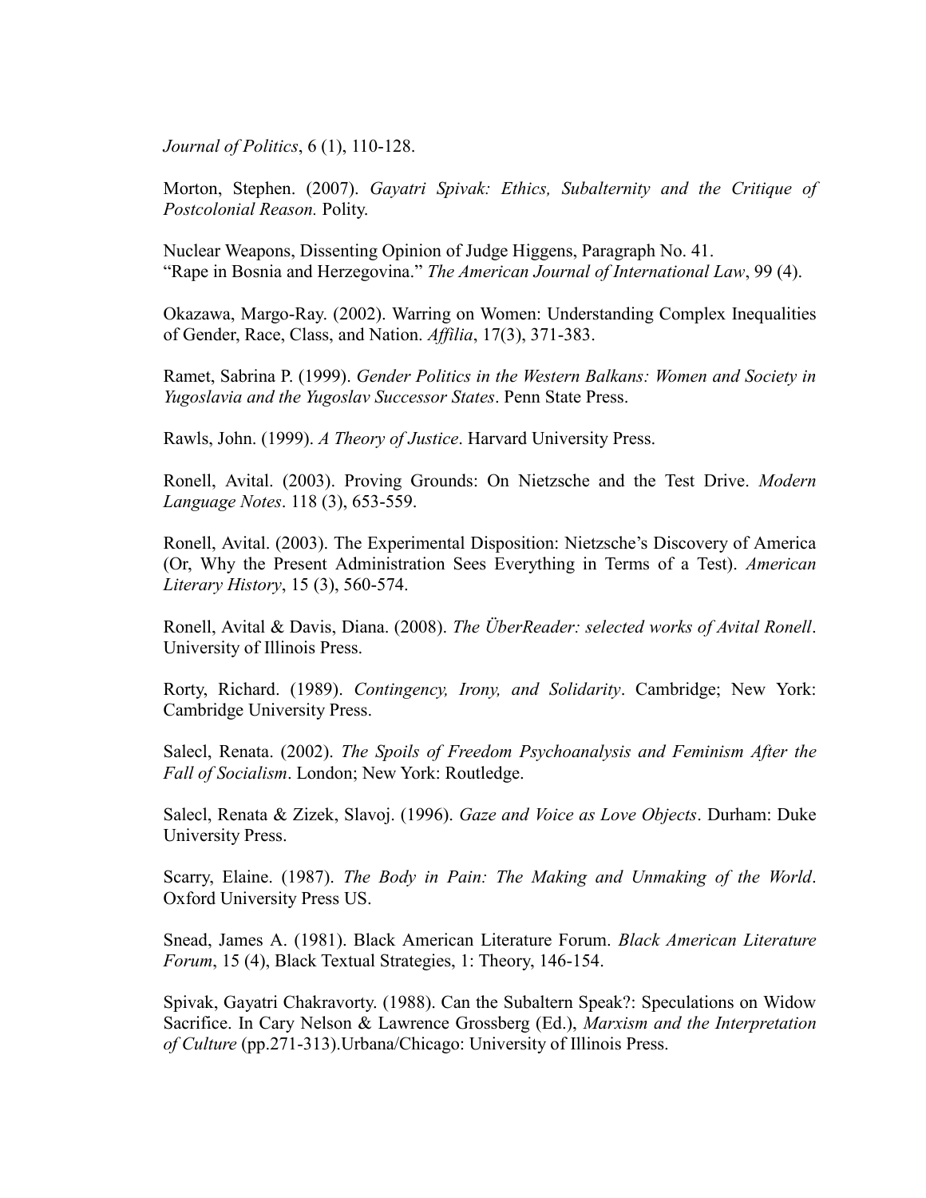*Journal of Politics*, 6 (1), 110-128.

Morton, Stephen. (2007). *Gayatri Spivak: Ethics, Subalternity and the Critique of Postcolonial Reason.* Polity.

Nuclear Weapons, Dissenting Opinion of Judge Higgens, Paragraph No. 41.
"Rape in Bosnia and Herzegovina." *The American Journal of International Law*, 99 (4).

Okazawa, Margo-Ray. (2002). Warring on Women: Understanding Complex Inequalities of Gender, Race, Class, and Nation. *Affilia*, 17(3), 371-383.

Ramet, Sabrina P. (1999). *Gender Politics in the Western Balkans: Women and Society in Yugoslavia and the Yugoslav Successor States*. Penn State Press.

Rawls, John. (1999). *A Theory of Justice*. Harvard University Press.

Ronell, Avital. (2003). Proving Grounds: On Nietzsche and the Test Drive. *Modern Language Notes*. 118 (3), 653-559.

Ronell, Avital. (2003). The Experimental Disposition: Nietzsche's Discovery of America (Or, Why the Present Administration Sees Everything in Terms of a Test). *American Literary History*, 15 (3), 560-574.

Ronell, Avital & Davis, Diana. (2008). *The ÜberReader: selected works of Avital Ronell*. University of Illinois Press.

Rorty, Richard. (1989). *Contingency, Irony, and Solidarity*. Cambridge; New York: Cambridge University Press.

Salecl, Renata. (2002). *The Spoils of Freedom Psychoanalysis and Feminism After the Fall of Socialism*. London; New York: Routledge.

Salecl, Renata & Zizek, Slavoj. (1996). *Gaze and Voice as Love Objects*. Durham: Duke University Press.

Scarry, Elaine. (1987). *The Body in Pain: The Making and Unmaking of the World*. Oxford University Press US.

Snead, James A. (1981). Black American Literature Forum. *Black American Literature Forum*, 15 (4), Black Textual Strategies, 1: Theory, 146-154.

Spivak, Gayatri Chakravorty. (1988). Can the Subaltern Speak?: Speculations on Widow Sacrifice. In Cary Nelson & Lawrence Grossberg (Ed.), *Marxism and the Interpretation of Culture* (pp.271-313).Urbana/Chicago: University of Illinois Press.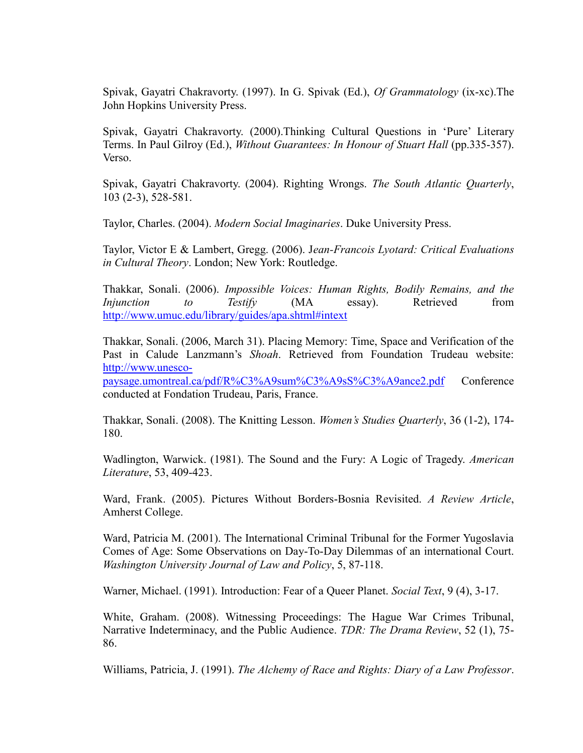Spivak, Gayatri Chakravorty. (1997). In G. Spivak (Ed.), *Of Grammatology* (ix-xc).The John Hopkins University Press.

Spivak, Gayatri Chakravorty. (2000).Thinking Cultural Questions in 'Pure' Literary Terms. In Paul Gilroy (Ed.), *Without Guarantees: In Honour of Stuart Hall* (pp.335-357). Verso.

Spivak, Gayatri Chakravorty. (2004). Righting Wrongs. *The South Atlantic Quarterly*, 103 (2-3), 528-581.

Taylor, Charles. (2004). *Modern Social Imaginaries*. Duke University Press.

Taylor, Victor E & Lambert, Gregg. (2006). J*ean-Francois Lyotard: Critical Evaluations in Cultural Theory*. London; New York: Routledge.

Thakkar, Sonali. (2006). *Impossible Voices: Human Rights, Bodily Remains, and the Injunction to Testify* (MA essay). Retrieved from http://www.umuc.edu/library/guides/apa.shtml#intext

Thakkar, Sonali. (2006, March 31). Placing Memory: Time, Space and Verification of the Past in Calude Lanzmann's *Shoah*. Retrieved from Foundation Trudeau website: http://www.unesco-paysage.umontreal.ca/pdf/R%C3%A9sum%C3%A9sS%C3%A9ance2.pdf Conference conducted at Fondation Trudeau, Paris, France.

Thakkar, Sonali. (2008). The Knitting Lesson. *Women's Studies Quarterly*, 36 (1-2), 174-180.

Wadlington, Warwick. (1981). The Sound and the Fury: A Logic of Tragedy. *American Literature*, 53, 409-423.

Ward, Frank. (2005). Pictures Without Borders-Bosnia Revisited. *A Review Article*, Amherst College.

Ward, Patricia M. (2001). The International Criminal Tribunal for the Former Yugoslavia Comes of Age: Some Observations on Day-To-Day Dilemmas of an international Court. *Washington University Journal of Law and Policy*, 5, 87-118.

Warner, Michael. (1991). Introduction: Fear of a Queer Planet. *Social Text*, 9 (4), 3-17.

White, Graham. (2008). Witnessing Proceedings: The Hague War Crimes Tribunal, Narrative Indeterminacy, and the Public Audience. *TDR: The Drama Review*, 52 (1), 75-86.

Williams, Patricia, J. (1991). *The Alchemy of Race and Rights: Diary of a Law Professor*.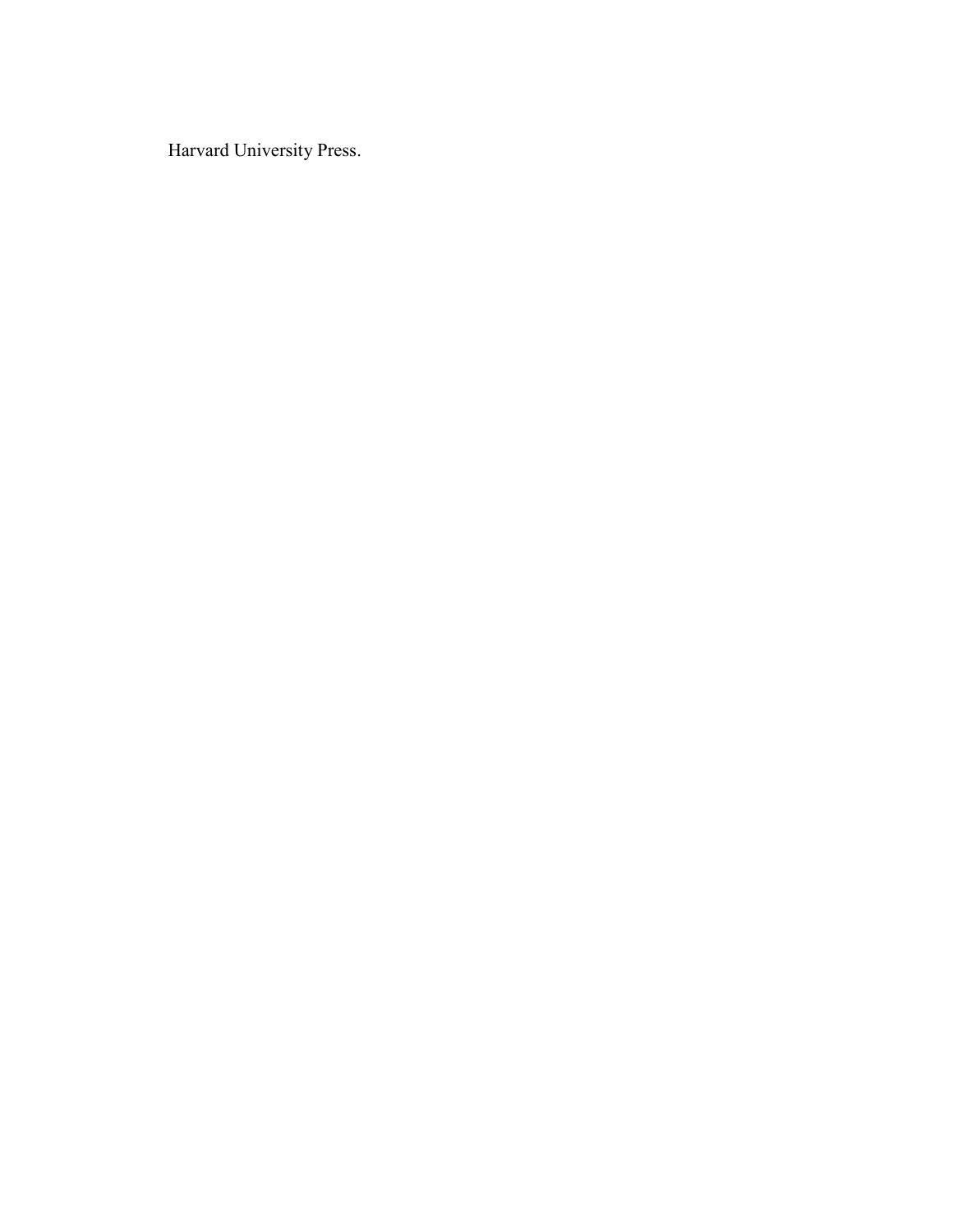Harvard University Press.